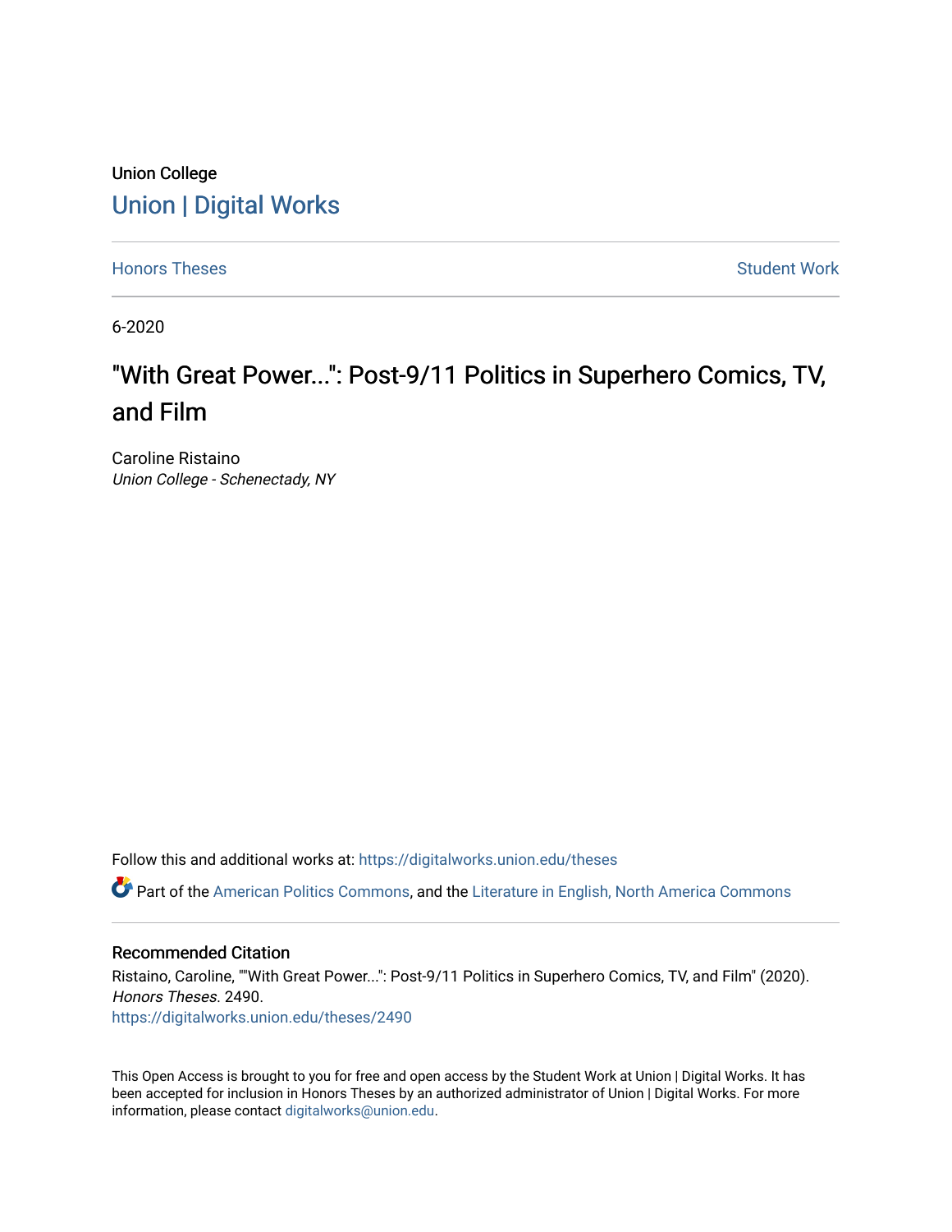Union College

Union | Digital Works

Honors Theses

Student Work

6-2020

# "With Great Power...": Post-9/11 Politics in Superhero Comics, TV, and Film

Caroline Ristaino
*Union College - Schenectady, NY*

Follow this and additional works at: https://digitalworks.union.edu/theses

Part of the American Politics Commons, and the Literature in English, North America Commons

## Recommended Citation

Ristaino, Caroline, ""With Great Power...": Post-9/11 Politics in Superhero Comics, TV, and Film" (2020). *Honors Theses*. 2490.
https://digitalworks.union.edu/theses/2490

This Open Access is brought to you for free and open access by the Student Work at Union | Digital Works. It has been accepted for inclusion in Honors Theses by an authorized administrator of Union | Digital Works. For more information, please contact digitalworks@union.edu.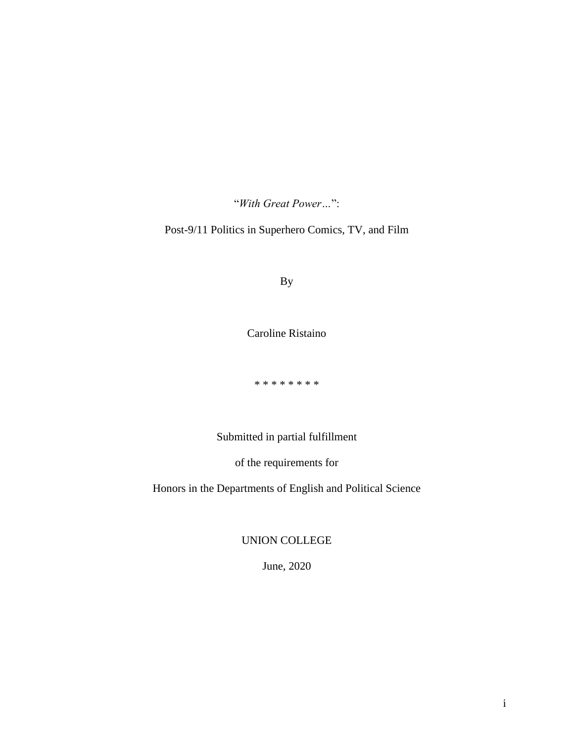"*With Great Power…*":

Post-9/11 Politics in Superhero Comics, TV, and Film

By

Caroline Ristaino

* * * * * * * *

Submitted in partial fulfillment

of the requirements for

Honors in the Departments of English and Political Science

UNION COLLEGE

June, 2020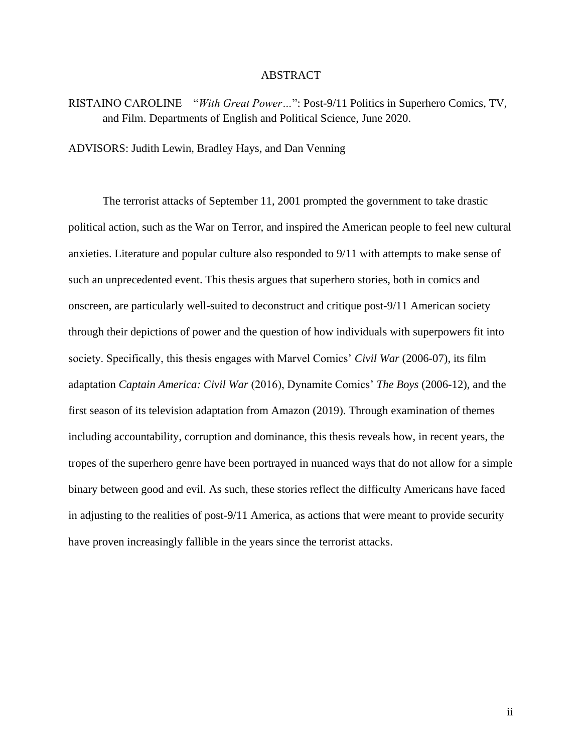# ABSTRACT

RISTAINO CAROLINE "*With Great Power…*": Post-9/11 Politics in Superhero Comics, TV, and Film. Departments of English and Political Science, June 2020.

ADVISORS: Judith Lewin, Bradley Hays, and Dan Venning

The terrorist attacks of September 11, 2001 prompted the government to take drastic political action, such as the War on Terror, and inspired the American people to feel new cultural anxieties. Literature and popular culture also responded to 9/11 with attempts to make sense of such an unprecedented event. This thesis argues that superhero stories, both in comics and onscreen, are particularly well-suited to deconstruct and critique post-9/11 American society through their depictions of power and the question of how individuals with superpowers fit into society. Specifically, this thesis engages with Marvel Comics' *Civil War* (2006-07), its film adaptation *Captain America: Civil War* (2016), Dynamite Comics' *The Boys* (2006-12), and the first season of its television adaptation from Amazon (2019). Through examination of themes including accountability, corruption and dominance, this thesis reveals how, in recent years, the tropes of the superhero genre have been portrayed in nuanced ways that do not allow for a simple binary between good and evil. As such, these stories reflect the difficulty Americans have faced in adjusting to the realities of post-9/11 America, as actions that were meant to provide security have proven increasingly fallible in the years since the terrorist attacks.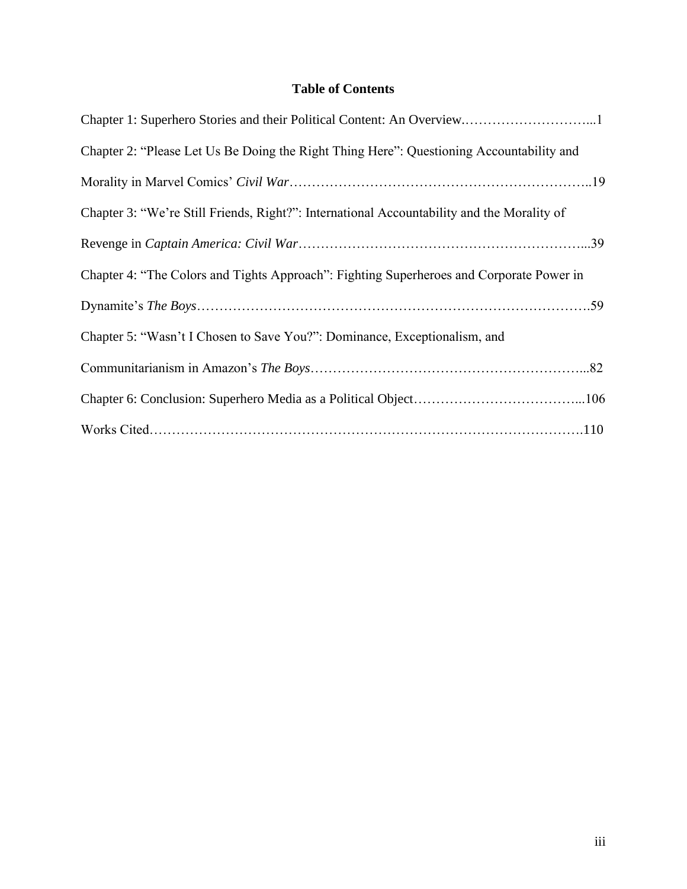# Table of Contents

Chapter 1: Superhero Stories and their Political Content: An Overview.…………………………...1

Chapter 2: "Please Let Us Be Doing the Right Thing Here": Questioning Accountability and Morality in Marvel Comics' *Civil War*…………………………………………………………..19

Chapter 3: "We're Still Friends, Right?": International Accountability and the Morality of Revenge in *Captain America: Civil War*……………………………………………………...39

Chapter 4: "The Colors and Tights Approach": Fighting Superheroes and Corporate Power in Dynamite's *The Boys*…………………………………………………………………………….59

Chapter 5: "Wasn't I Chosen to Save You?": Dominance, Exceptionalism, and Communitarianism in Amazon's *The Boys*……………………………………………………...82

Chapter 6: Conclusion: Superhero Media as a Political Object………………………………...106

Works Cited…………………………………………………………………………………….110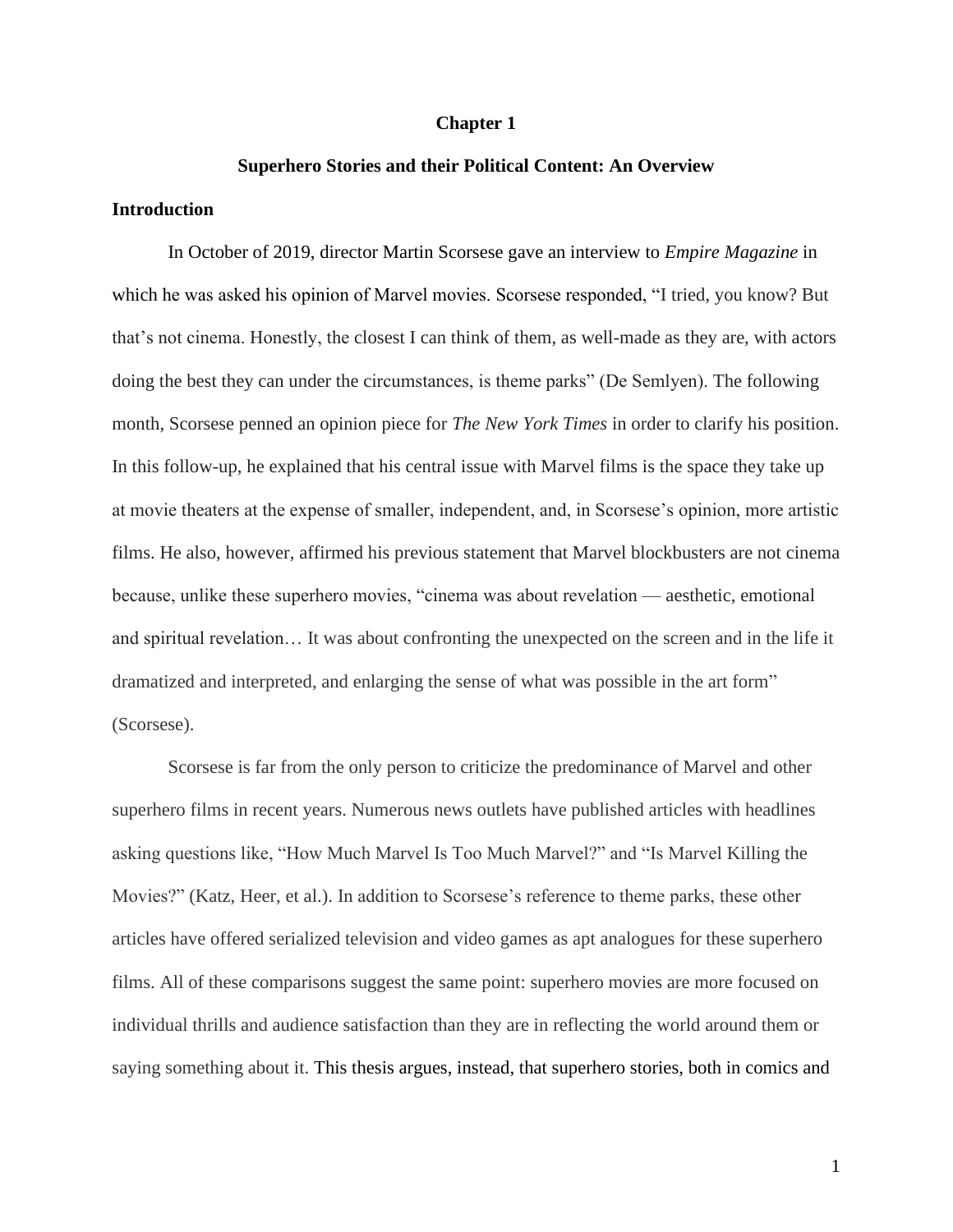# Chapter 1

## Superhero Stories and their Political Content: An Overview

### Introduction

In October of 2019, director Martin Scorsese gave an interview to *Empire Magazine* in which he was asked his opinion of Marvel movies. Scorsese responded, "I tried, you know? But that's not cinema. Honestly, the closest I can think of them, as well-made as they are, with actors doing the best they can under the circumstances, is theme parks" (De Semlyen). The following month, Scorsese penned an opinion piece for *The New York Times* in order to clarify his position. In this follow-up, he explained that his central issue with Marvel films is the space they take up at movie theaters at the expense of smaller, independent, and, in Scorsese's opinion, more artistic films. He also, however, affirmed his previous statement that Marvel blockbusters are not cinema because, unlike these superhero movies, "cinema was about revelation — aesthetic, emotional and spiritual revelation… It was about confronting the unexpected on the screen and in the life it dramatized and interpreted, and enlarging the sense of what was possible in the art form" (Scorsese).

Scorsese is far from the only person to criticize the predominance of Marvel and other superhero films in recent years. Numerous news outlets have published articles with headlines asking questions like, "How Much Marvel Is Too Much Marvel?" and "Is Marvel Killing the Movies?" (Katz, Heer, et al.). In addition to Scorsese's reference to theme parks, these other articles have offered serialized television and video games as apt analogues for these superhero films. All of these comparisons suggest the same point: superhero movies are more focused on individual thrills and audience satisfaction than they are in reflecting the world around them or saying something about it. This thesis argues, instead, that superhero stories, both in comics and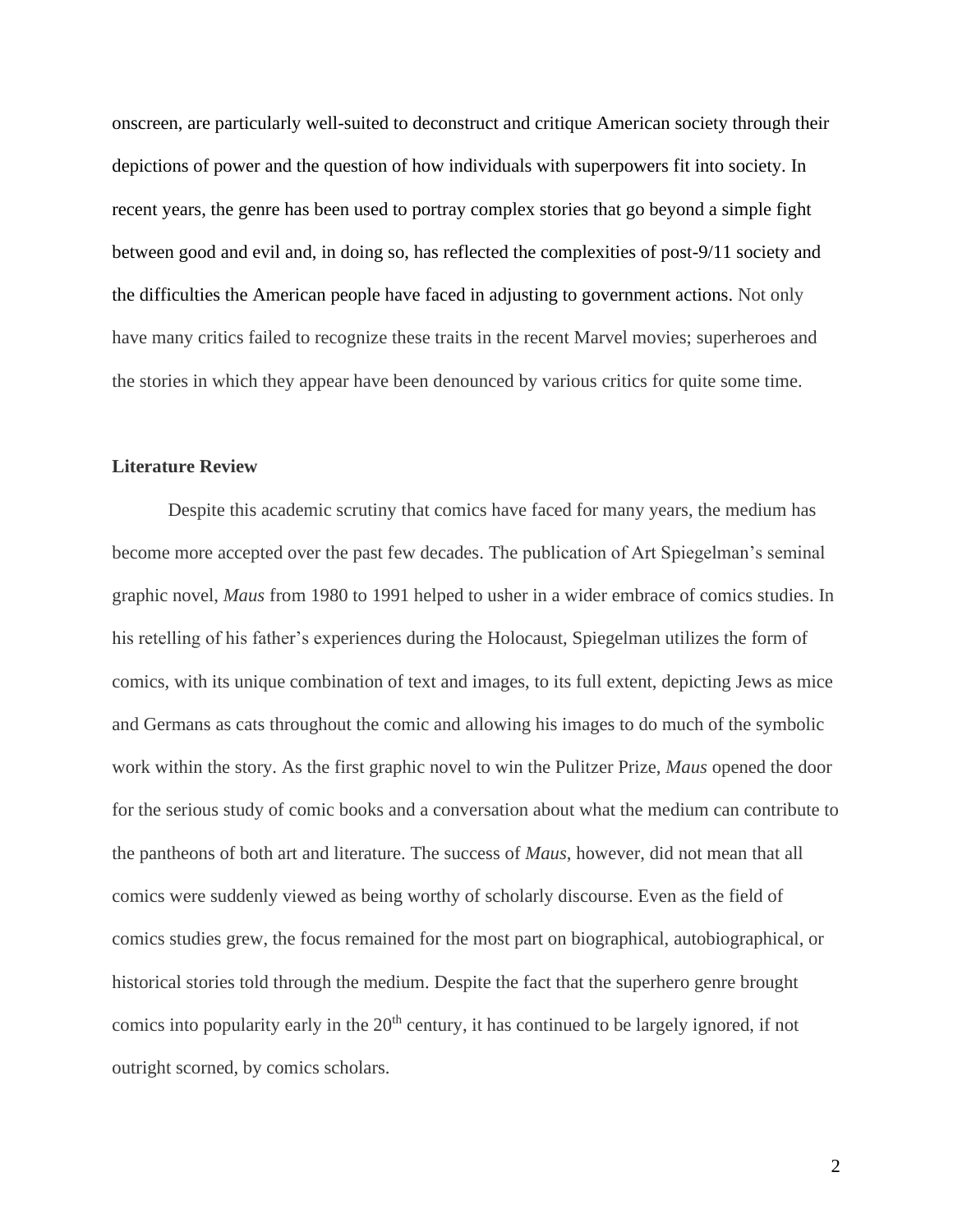onscreen, are particularly well-suited to deconstruct and critique American society through their depictions of power and the question of how individuals with superpowers fit into society. In recent years, the genre has been used to portray complex stories that go beyond a simple fight between good and evil and, in doing so, has reflected the complexities of post-9/11 society and the difficulties the American people have faced in adjusting to government actions. Not only have many critics failed to recognize these traits in the recent Marvel movies; superheroes and the stories in which they appear have been denounced by various critics for quite some time.

**Literature Review**

Despite this academic scrutiny that comics have faced for many years, the medium has become more accepted over the past few decades. The publication of Art Spiegelman's seminal graphic novel, *Maus* from 1980 to 1991 helped to usher in a wider embrace of comics studies. In his retelling of his father's experiences during the Holocaust, Spiegelman utilizes the form of comics, with its unique combination of text and images, to its full extent, depicting Jews as mice and Germans as cats throughout the comic and allowing his images to do much of the symbolic work within the story. As the first graphic novel to win the Pulitzer Prize, *Maus* opened the door for the serious study of comic books and a conversation about what the medium can contribute to the pantheons of both art and literature. The success of *Maus*, however, did not mean that all comics were suddenly viewed as being worthy of scholarly discourse. Even as the field of comics studies grew, the focus remained for the most part on biographical, autobiographical, or historical stories told through the medium. Despite the fact that the superhero genre brought comics into popularity early in the 20th century, it has continued to be largely ignored, if not outright scorned, by comics scholars.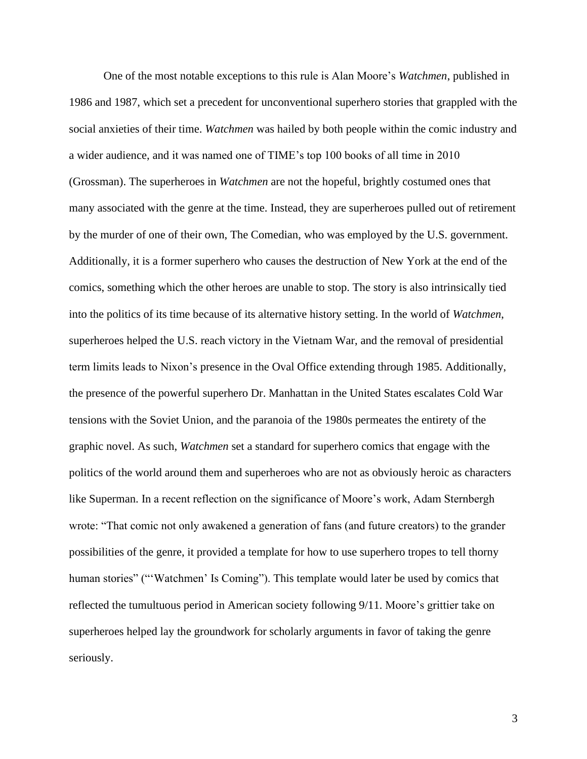One of the most notable exceptions to this rule is Alan Moore's *Watchmen*, published in 1986 and 1987, which set a precedent for unconventional superhero stories that grappled with the social anxieties of their time. *Watchmen* was hailed by both people within the comic industry and a wider audience, and it was named one of TIME's top 100 books of all time in 2010 (Grossman). The superheroes in *Watchmen* are not the hopeful, brightly costumed ones that many associated with the genre at the time. Instead, they are superheroes pulled out of retirement by the murder of one of their own, The Comedian, who was employed by the U.S. government. Additionally, it is a former superhero who causes the destruction of New York at the end of the comics, something which the other heroes are unable to stop. The story is also intrinsically tied into the politics of its time because of its alternative history setting. In the world of *Watchmen*, superheroes helped the U.S. reach victory in the Vietnam War, and the removal of presidential term limits leads to Nixon's presence in the Oval Office extending through 1985. Additionally, the presence of the powerful superhero Dr. Manhattan in the United States escalates Cold War tensions with the Soviet Union, and the paranoia of the 1980s permeates the entirety of the graphic novel. As such, *Watchmen* set a standard for superhero comics that engage with the politics of the world around them and superheroes who are not as obviously heroic as characters like Superman. In a recent reflection on the significance of Moore's work, Adam Sternbergh wrote: "That comic not only awakened a generation of fans (and future creators) to the grander possibilities of the genre, it provided a template for how to use superhero tropes to tell thorny human stories" ("'Watchmen' Is Coming"). This template would later be used by comics that reflected the tumultuous period in American society following 9/11. Moore's grittier take on superheroes helped lay the groundwork for scholarly arguments in favor of taking the genre seriously.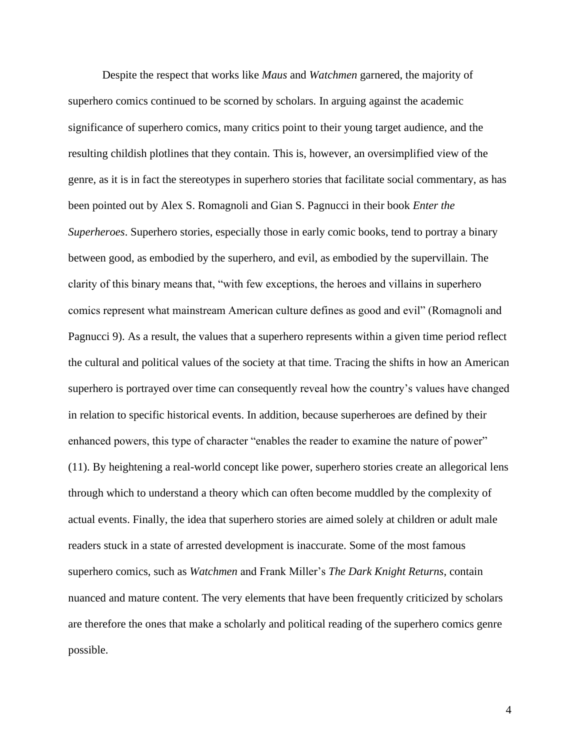Despite the respect that works like *Maus* and *Watchmen* garnered, the majority of superhero comics continued to be scorned by scholars. In arguing against the academic significance of superhero comics, many critics point to their young target audience, and the resulting childish plotlines that they contain. This is, however, an oversimplified view of the genre, as it is in fact the stereotypes in superhero stories that facilitate social commentary, as has been pointed out by Alex S. Romagnoli and Gian S. Pagnucci in their book *Enter the Superheroes*. Superhero stories, especially those in early comic books, tend to portray a binary between good, as embodied by the superhero, and evil, as embodied by the supervillain. The clarity of this binary means that, "with few exceptions, the heroes and villains in superhero comics represent what mainstream American culture defines as good and evil" (Romagnoli and Pagnucci 9). As a result, the values that a superhero represents within a given time period reflect the cultural and political values of the society at that time. Tracing the shifts in how an American superhero is portrayed over time can consequently reveal how the country's values have changed in relation to specific historical events. In addition, because superheroes are defined by their enhanced powers, this type of character "enables the reader to examine the nature of power" (11). By heightening a real-world concept like power, superhero stories create an allegorical lens through which to understand a theory which can often become muddled by the complexity of actual events. Finally, the idea that superhero stories are aimed solely at children or adult male readers stuck in a state of arrested development is inaccurate. Some of the most famous superhero comics, such as *Watchmen* and Frank Miller's *The Dark Knight Returns*, contain nuanced and mature content. The very elements that have been frequently criticized by scholars are therefore the ones that make a scholarly and political reading of the superhero comics genre possible.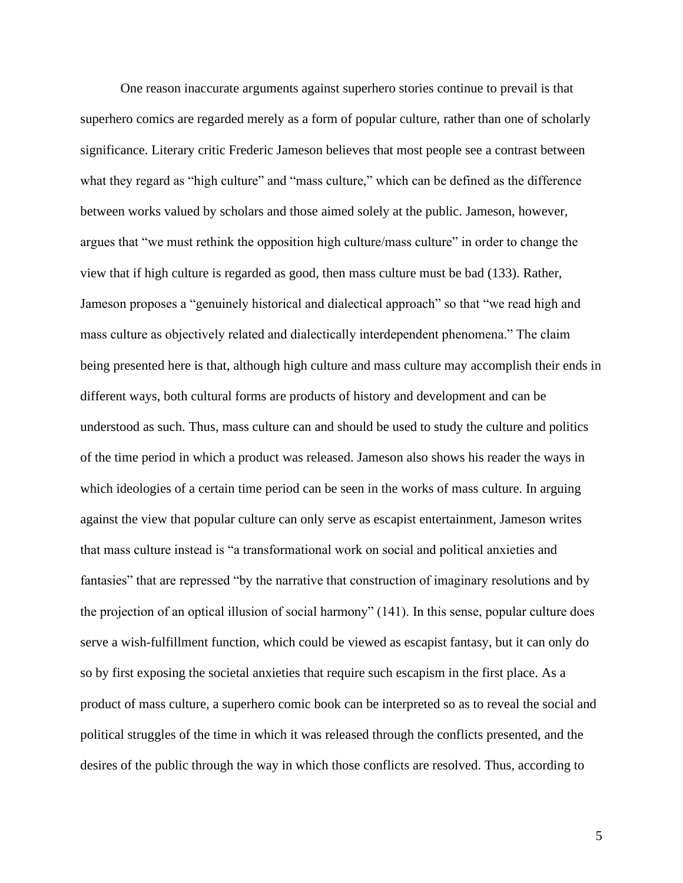One reason inaccurate arguments against superhero stories continue to prevail is that superhero comics are regarded merely as a form of popular culture, rather than one of scholarly significance. Literary critic Frederic Jameson believes that most people see a contrast between what they regard as "high culture" and "mass culture," which can be defined as the difference between works valued by scholars and those aimed solely at the public. Jameson, however, argues that "we must rethink the opposition high culture/mass culture" in order to change the view that if high culture is regarded as good, then mass culture must be bad (133). Rather, Jameson proposes a "genuinely historical and dialectical approach" so that "we read high and mass culture as objectively related and dialectically interdependent phenomena." The claim being presented here is that, although high culture and mass culture may accomplish their ends in different ways, both cultural forms are products of history and development and can be understood as such. Thus, mass culture can and should be used to study the culture and politics of the time period in which a product was released. Jameson also shows his reader the ways in which ideologies of a certain time period can be seen in the works of mass culture. In arguing against the view that popular culture can only serve as escapist entertainment, Jameson writes that mass culture instead is "a transformational work on social and political anxieties and fantasies" that are repressed "by the narrative that construction of imaginary resolutions and by the projection of an optical illusion of social harmony" (141). In this sense, popular culture does serve a wish-fulfillment function, which could be viewed as escapist fantasy, but it can only do so by first exposing the societal anxieties that require such escapism in the first place. As a product of mass culture, a superhero comic book can be interpreted so as to reveal the social and political struggles of the time in which it was released through the conflicts presented, and the desires of the public through the way in which those conflicts are resolved. Thus, according to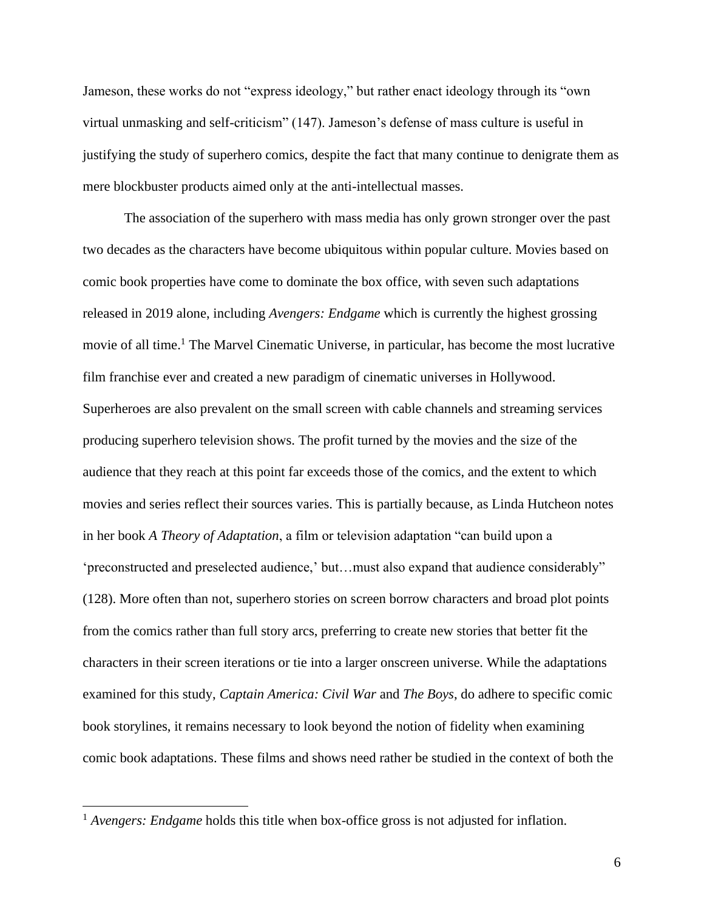Jameson, these works do not "express ideology," but rather enact ideology through its "own virtual unmasking and self-criticism" (147). Jameson's defense of mass culture is useful in justifying the study of superhero comics, despite the fact that many continue to denigrate them as mere blockbuster products aimed only at the anti-intellectual masses.

The association of the superhero with mass media has only grown stronger over the past two decades as the characters have become ubiquitous within popular culture. Movies based on comic book properties have come to dominate the box office, with seven such adaptations released in 2019 alone, including *Avengers: Endgame* which is currently the highest grossing movie of all time.[1] The Marvel Cinematic Universe, in particular, has become the most lucrative film franchise ever and created a new paradigm of cinematic universes in Hollywood. Superheroes are also prevalent on the small screen with cable channels and streaming services producing superhero television shows. The profit turned by the movies and the size of the audience that they reach at this point far exceeds those of the comics, and the extent to which movies and series reflect their sources varies. This is partially because, as Linda Hutcheon notes in her book *A Theory of Adaptation*, a film or television adaptation "can build upon a 'preconstructed and preselected audience,' but…must also expand that audience considerably" (128). More often than not, superhero stories on screen borrow characters and broad plot points from the comics rather than full story arcs, preferring to create new stories that better fit the characters in their screen iterations or tie into a larger onscreen universe. While the adaptations examined for this study, *Captain America: Civil War* and *The Boys*, do adhere to specific comic book storylines, it remains necessary to look beyond the notion of fidelity when examining comic book adaptations. These films and shows need rather be studied in the context of both the

[1] *Avengers: Endgame* holds this title when box-office gross is not adjusted for inflation.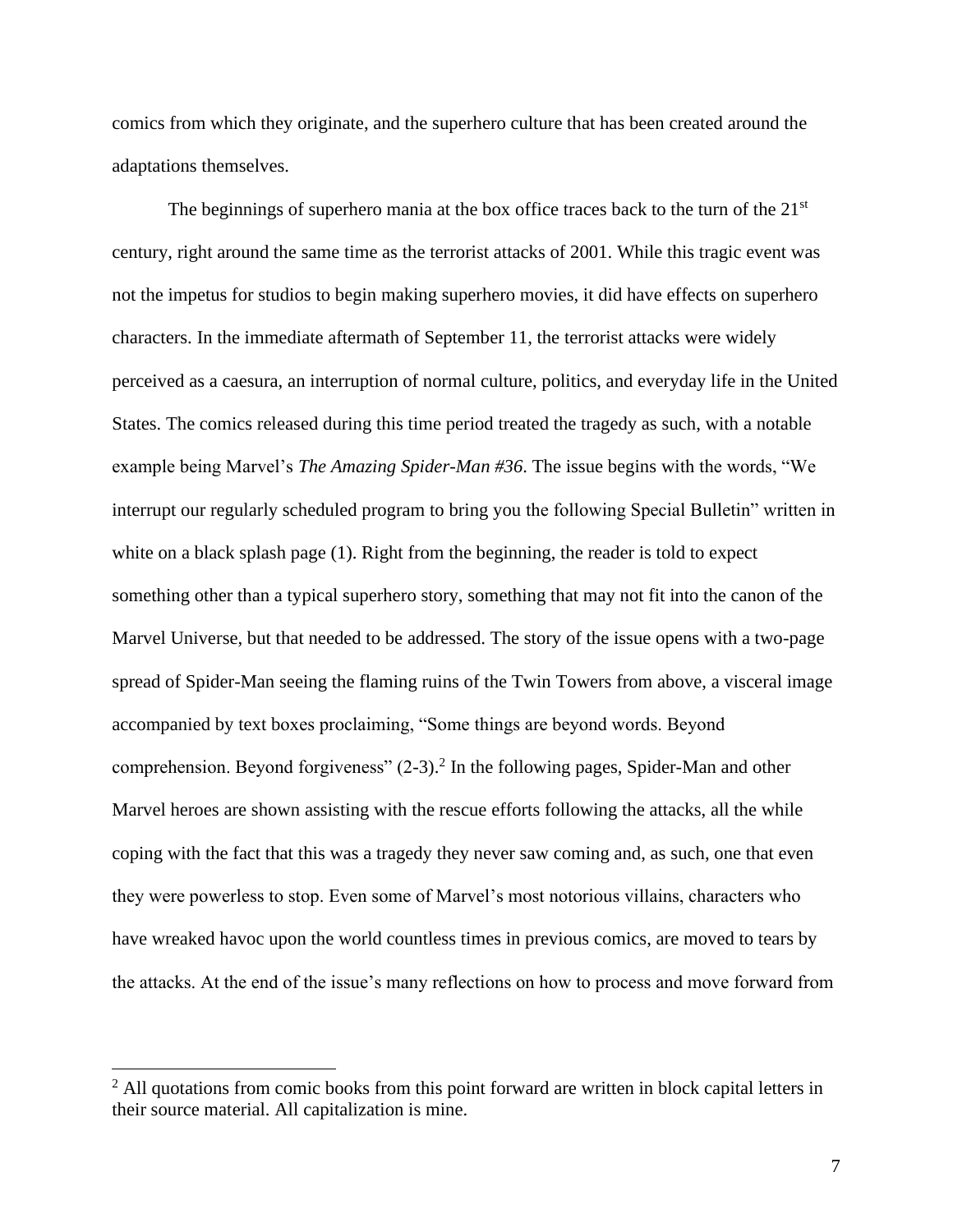comics from which they originate, and the superhero culture that has been created around the adaptations themselves.

The beginnings of superhero mania at the box office traces back to the turn of the 21st century, right around the same time as the terrorist attacks of 2001. While this tragic event was not the impetus for studios to begin making superhero movies, it did have effects on superhero characters. In the immediate aftermath of September 11, the terrorist attacks were widely perceived as a caesura, an interruption of normal culture, politics, and everyday life in the United States. The comics released during this time period treated the tragedy as such, with a notable example being Marvel's *The Amazing Spider-Man #36*. The issue begins with the words, "We interrupt our regularly scheduled program to bring you the following Special Bulletin" written in white on a black splash page (1). Right from the beginning, the reader is told to expect something other than a typical superhero story, something that may not fit into the canon of the Marvel Universe, but that needed to be addressed. The story of the issue opens with a two-page spread of Spider-Man seeing the flaming ruins of the Twin Towers from above, a visceral image accompanied by text boxes proclaiming, "Some things are beyond words. Beyond comprehension. Beyond forgiveness" (2-3).[2] In the following pages, Spider-Man and other Marvel heroes are shown assisting with the rescue efforts following the attacks, all the while coping with the fact that this was a tragedy they never saw coming and, as such, one that even they were powerless to stop. Even some of Marvel's most notorious villains, characters who have wreaked havoc upon the world countless times in previous comics, are moved to tears by the attacks. At the end of the issue's many reflections on how to process and move forward from

[2] All quotations from comic books from this point forward are written in block capital letters in their source material. All capitalization is mine.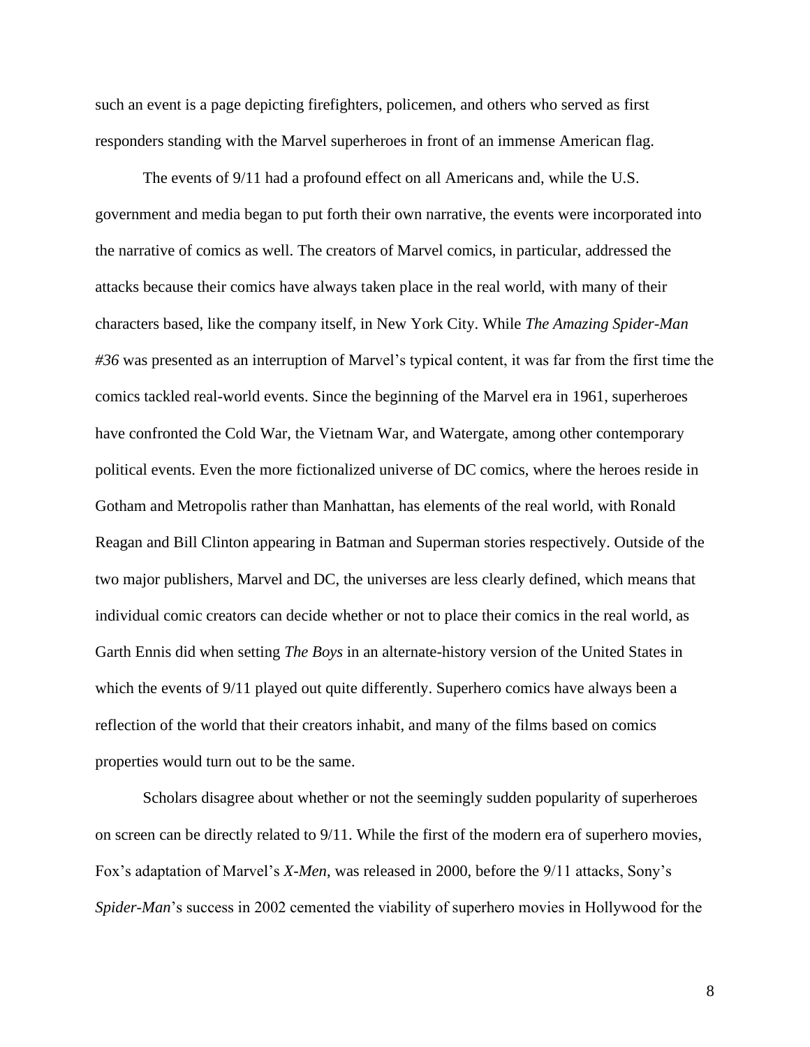such an event is a page depicting firefighters, policemen, and others who served as first responders standing with the Marvel superheroes in front of an immense American flag.

The events of 9/11 had a profound effect on all Americans and, while the U.S. government and media began to put forth their own narrative, the events were incorporated into the narrative of comics as well. The creators of Marvel comics, in particular, addressed the attacks because their comics have always taken place in the real world, with many of their characters based, like the company itself, in New York City. While *The Amazing Spider-Man #36* was presented as an interruption of Marvel's typical content, it was far from the first time the comics tackled real-world events. Since the beginning of the Marvel era in 1961, superheroes have confronted the Cold War, the Vietnam War, and Watergate, among other contemporary political events. Even the more fictionalized universe of DC comics, where the heroes reside in Gotham and Metropolis rather than Manhattan, has elements of the real world, with Ronald Reagan and Bill Clinton appearing in Batman and Superman stories respectively. Outside of the two major publishers, Marvel and DC, the universes are less clearly defined, which means that individual comic creators can decide whether or not to place their comics in the real world, as Garth Ennis did when setting *The Boys* in an alternate-history version of the United States in which the events of 9/11 played out quite differently. Superhero comics have always been a reflection of the world that their creators inhabit, and many of the films based on comics properties would turn out to be the same.

Scholars disagree about whether or not the seemingly sudden popularity of superheroes on screen can be directly related to 9/11. While the first of the modern era of superhero movies, Fox's adaptation of Marvel's *X-Men*, was released in 2000, before the 9/11 attacks, Sony's *Spider-Man*'s success in 2002 cemented the viability of superhero movies in Hollywood for the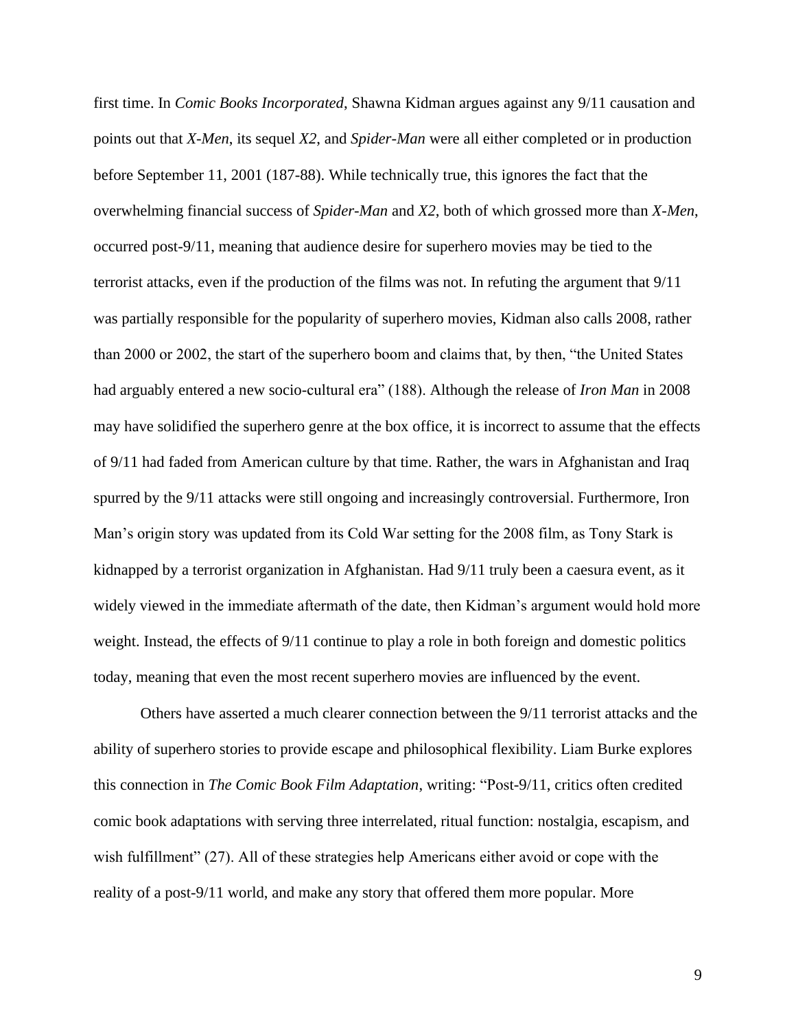first time. In *Comic Books Incorporated*, Shawna Kidman argues against any 9/11 causation and points out that *X-Men*, its sequel *X2*, and *Spider-Man* were all either completed or in production before September 11, 2001 (187-88). While technically true, this ignores the fact that the overwhelming financial success of *Spider-Man* and *X2*, both of which grossed more than *X-Men*, occurred post-9/11, meaning that audience desire for superhero movies may be tied to the terrorist attacks, even if the production of the films was not. In refuting the argument that 9/11 was partially responsible for the popularity of superhero movies, Kidman also calls 2008, rather than 2000 or 2002, the start of the superhero boom and claims that, by then, "the United States had arguably entered a new socio-cultural era" (188). Although the release of *Iron Man* in 2008 may have solidified the superhero genre at the box office, it is incorrect to assume that the effects of 9/11 had faded from American culture by that time. Rather, the wars in Afghanistan and Iraq spurred by the 9/11 attacks were still ongoing and increasingly controversial. Furthermore, Iron Man's origin story was updated from its Cold War setting for the 2008 film, as Tony Stark is kidnapped by a terrorist organization in Afghanistan. Had 9/11 truly been a caesura event, as it widely viewed in the immediate aftermath of the date, then Kidman's argument would hold more weight. Instead, the effects of 9/11 continue to play a role in both foreign and domestic politics today, meaning that even the most recent superhero movies are influenced by the event.

Others have asserted a much clearer connection between the 9/11 terrorist attacks and the ability of superhero stories to provide escape and philosophical flexibility. Liam Burke explores this connection in *The Comic Book Film Adaptation*, writing: "Post-9/11, critics often credited comic book adaptations with serving three interrelated, ritual function: nostalgia, escapism, and wish fulfillment" (27). All of these strategies help Americans either avoid or cope with the reality of a post-9/11 world, and make any story that offered them more popular. More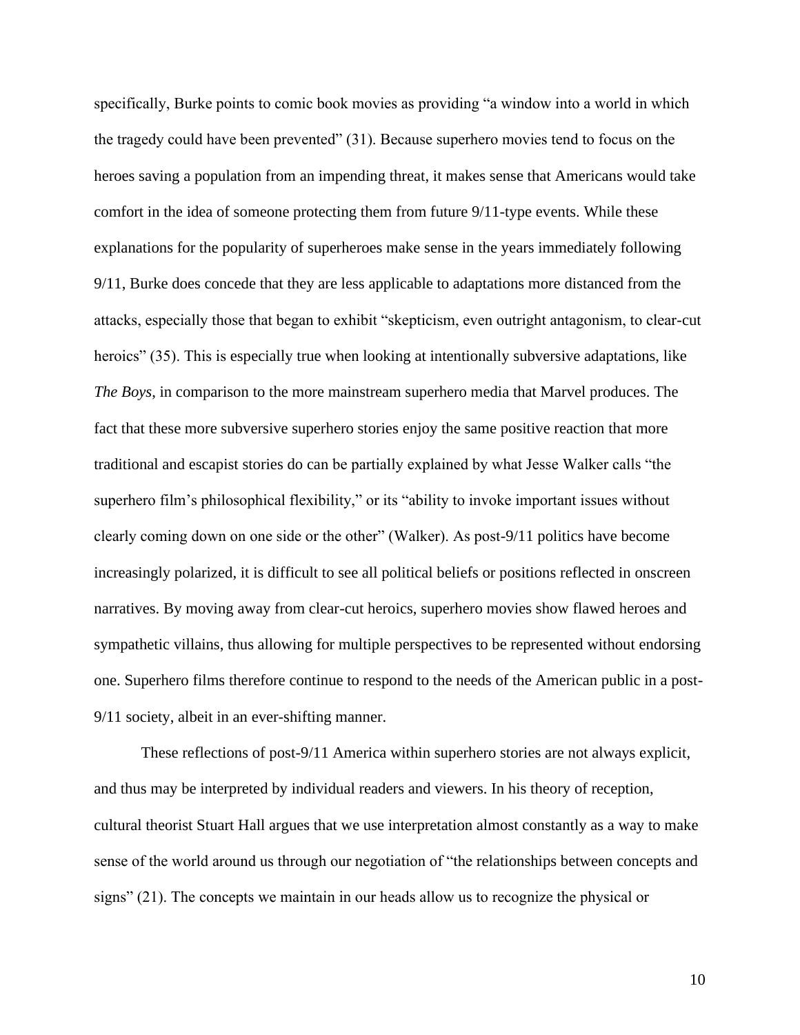specifically, Burke points to comic book movies as providing "a window into a world in which the tragedy could have been prevented" (31). Because superhero movies tend to focus on the heroes saving a population from an impending threat, it makes sense that Americans would take comfort in the idea of someone protecting them from future 9/11-type events. While these explanations for the popularity of superheroes make sense in the years immediately following 9/11, Burke does concede that they are less applicable to adaptations more distanced from the attacks, especially those that began to exhibit "skepticism, even outright antagonism, to clear-cut heroics" (35). This is especially true when looking at intentionally subversive adaptations, like *The Boys*, in comparison to the more mainstream superhero media that Marvel produces. The fact that these more subversive superhero stories enjoy the same positive reaction that more traditional and escapist stories do can be partially explained by what Jesse Walker calls "the superhero film's philosophical flexibility," or its "ability to invoke important issues without clearly coming down on one side or the other" (Walker). As post-9/11 politics have become increasingly polarized, it is difficult to see all political beliefs or positions reflected in onscreen narratives. By moving away from clear-cut heroics, superhero movies show flawed heroes and sympathetic villains, thus allowing for multiple perspectives to be represented without endorsing one. Superhero films therefore continue to respond to the needs of the American public in a post-9/11 society, albeit in an ever-shifting manner.

These reflections of post-9/11 America within superhero stories are not always explicit, and thus may be interpreted by individual readers and viewers. In his theory of reception, cultural theorist Stuart Hall argues that we use interpretation almost constantly as a way to make sense of the world around us through our negotiation of "the relationships between concepts and signs" (21). The concepts we maintain in our heads allow us to recognize the physical or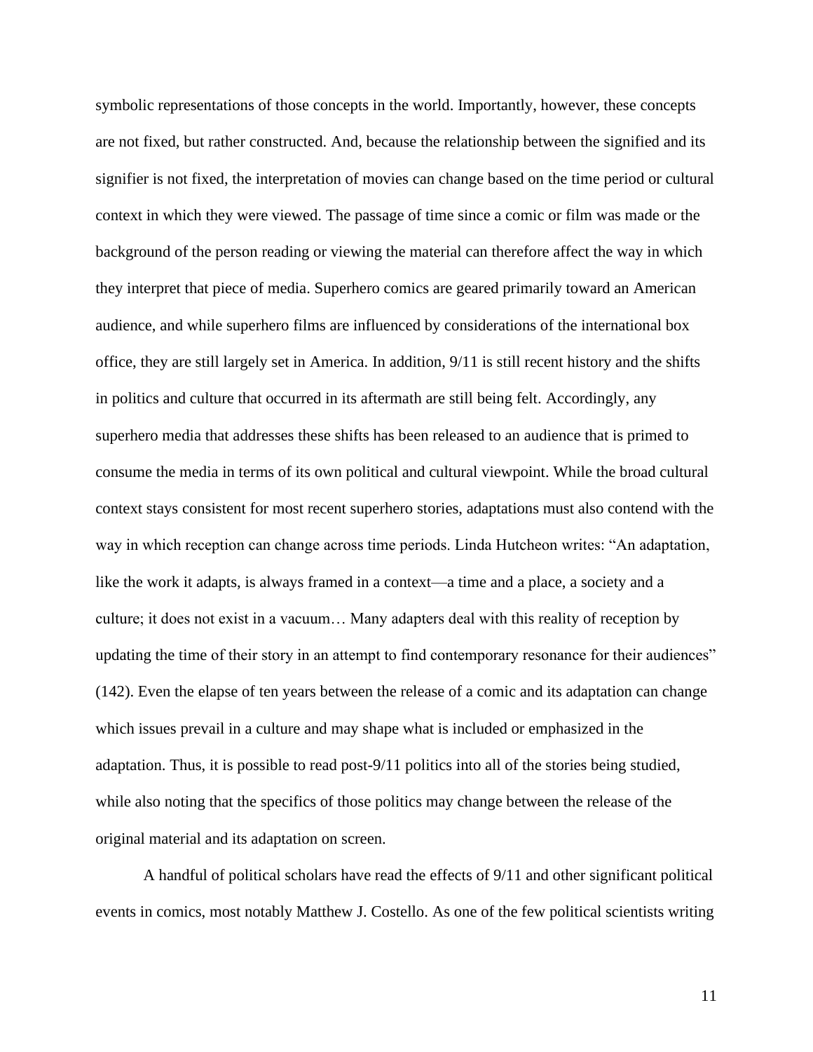symbolic representations of those concepts in the world. Importantly, however, these concepts are not fixed, but rather constructed. And, because the relationship between the signified and its signifier is not fixed, the interpretation of movies can change based on the time period or cultural context in which they were viewed. The passage of time since a comic or film was made or the background of the person reading or viewing the material can therefore affect the way in which they interpret that piece of media. Superhero comics are geared primarily toward an American audience, and while superhero films are influenced by considerations of the international box office, they are still largely set in America. In addition, 9/11 is still recent history and the shifts in politics and culture that occurred in its aftermath are still being felt. Accordingly, any superhero media that addresses these shifts has been released to an audience that is primed to consume the media in terms of its own political and cultural viewpoint. While the broad cultural context stays consistent for most recent superhero stories, adaptations must also contend with the way in which reception can change across time periods. Linda Hutcheon writes: "An adaptation, like the work it adapts, is always framed in a context—a time and a place, a society and a culture; it does not exist in a vacuum… Many adapters deal with this reality of reception by updating the time of their story in an attempt to find contemporary resonance for their audiences" (142). Even the elapse of ten years between the release of a comic and its adaptation can change which issues prevail in a culture and may shape what is included or emphasized in the adaptation. Thus, it is possible to read post-9/11 politics into all of the stories being studied, while also noting that the specifics of those politics may change between the release of the original material and its adaptation on screen.

A handful of political scholars have read the effects of 9/11 and other significant political events in comics, most notably Matthew J. Costello. As one of the few political scientists writing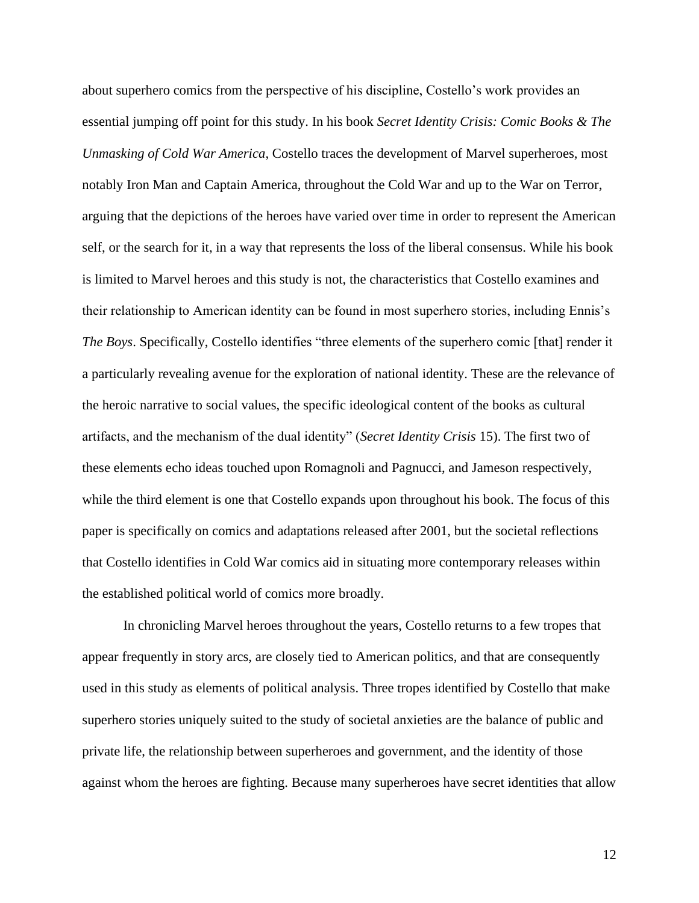about superhero comics from the perspective of his discipline, Costello's work provides an essential jumping off point for this study. In his book *Secret Identity Crisis: Comic Books & The Unmasking of Cold War America*, Costello traces the development of Marvel superheroes, most notably Iron Man and Captain America, throughout the Cold War and up to the War on Terror, arguing that the depictions of the heroes have varied over time in order to represent the American self, or the search for it, in a way that represents the loss of the liberal consensus. While his book is limited to Marvel heroes and this study is not, the characteristics that Costello examines and their relationship to American identity can be found in most superhero stories, including Ennis's *The Boys*. Specifically, Costello identifies "three elements of the superhero comic [that] render it a particularly revealing avenue for the exploration of national identity. These are the relevance of the heroic narrative to social values, the specific ideological content of the books as cultural artifacts, and the mechanism of the dual identity" (*Secret Identity Crisis* 15). The first two of these elements echo ideas touched upon Romagnoli and Pagnucci, and Jameson respectively, while the third element is one that Costello expands upon throughout his book. The focus of this paper is specifically on comics and adaptations released after 2001, but the societal reflections that Costello identifies in Cold War comics aid in situating more contemporary releases within the established political world of comics more broadly.

In chronicling Marvel heroes throughout the years, Costello returns to a few tropes that appear frequently in story arcs, are closely tied to American politics, and that are consequently used in this study as elements of political analysis. Three tropes identified by Costello that make superhero stories uniquely suited to the study of societal anxieties are the balance of public and private life, the relationship between superheroes and government, and the identity of those against whom the heroes are fighting. Because many superheroes have secret identities that allow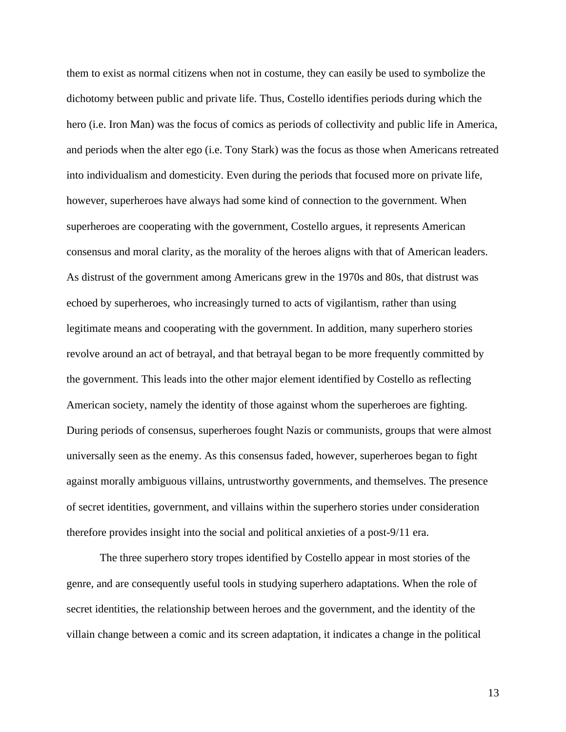them to exist as normal citizens when not in costume, they can easily be used to symbolize the dichotomy between public and private life. Thus, Costello identifies periods during which the hero (i.e. Iron Man) was the focus of comics as periods of collectivity and public life in America, and periods when the alter ego (i.e. Tony Stark) was the focus as those when Americans retreated into individualism and domesticity. Even during the periods that focused more on private life, however, superheroes have always had some kind of connection to the government. When superheroes are cooperating with the government, Costello argues, it represents American consensus and moral clarity, as the morality of the heroes aligns with that of American leaders. As distrust of the government among Americans grew in the 1970s and 80s, that distrust was echoed by superheroes, who increasingly turned to acts of vigilantism, rather than using legitimate means and cooperating with the government. In addition, many superhero stories revolve around an act of betrayal, and that betrayal began to be more frequently committed by the government. This leads into the other major element identified by Costello as reflecting American society, namely the identity of those against whom the superheroes are fighting. During periods of consensus, superheroes fought Nazis or communists, groups that were almost universally seen as the enemy. As this consensus faded, however, superheroes began to fight against morally ambiguous villains, untrustworthy governments, and themselves. The presence of secret identities, government, and villains within the superhero stories under consideration therefore provides insight into the social and political anxieties of a post-9/11 era.

The three superhero story tropes identified by Costello appear in most stories of the genre, and are consequently useful tools in studying superhero adaptations. When the role of secret identities, the relationship between heroes and the government, and the identity of the villain change between a comic and its screen adaptation, it indicates a change in the political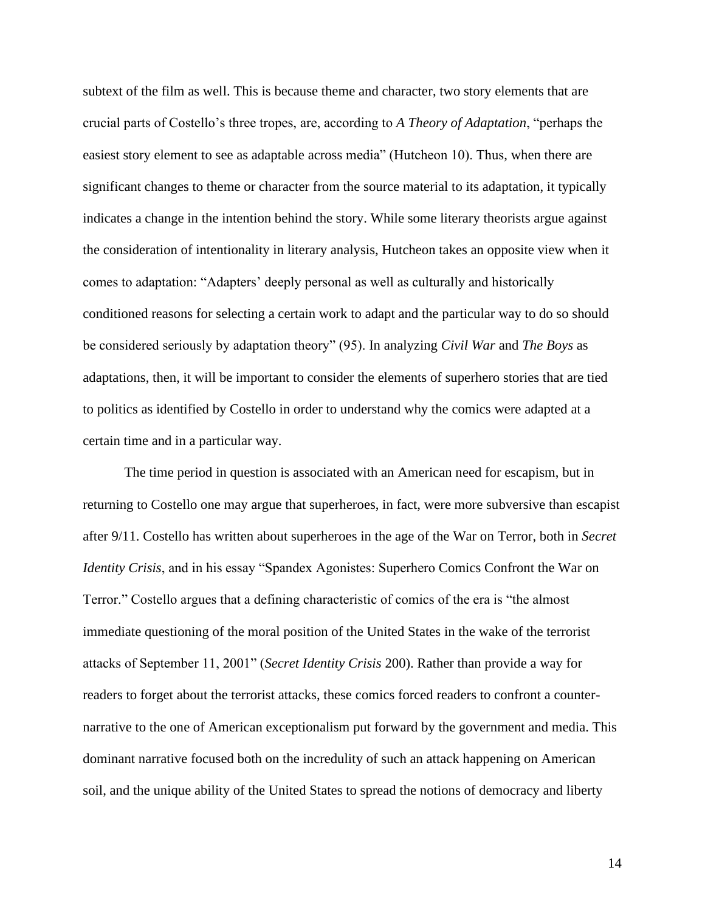subtext of the film as well. This is because theme and character, two story elements that are crucial parts of Costello's three tropes, are, according to *A Theory of Adaptation*, "perhaps the easiest story element to see as adaptable across media" (Hutcheon 10). Thus, when there are significant changes to theme or character from the source material to its adaptation, it typically indicates a change in the intention behind the story. While some literary theorists argue against the consideration of intentionality in literary analysis, Hutcheon takes an opposite view when it comes to adaptation: "Adapters' deeply personal as well as culturally and historically conditioned reasons for selecting a certain work to adapt and the particular way to do so should be considered seriously by adaptation theory" (95). In analyzing *Civil War* and *The Boys* as adaptations, then, it will be important to consider the elements of superhero stories that are tied to politics as identified by Costello in order to understand why the comics were adapted at a certain time and in a particular way.

The time period in question is associated with an American need for escapism, but in returning to Costello one may argue that superheroes, in fact, were more subversive than escapist after 9/11. Costello has written about superheroes in the age of the War on Terror, both in *Secret Identity Crisis*, and in his essay "Spandex Agonistes: Superhero Comics Confront the War on Terror." Costello argues that a defining characteristic of comics of the era is "the almost immediate questioning of the moral position of the United States in the wake of the terrorist attacks of September 11, 2001" (*Secret Identity Crisis* 200). Rather than provide a way for readers to forget about the terrorist attacks, these comics forced readers to confront a counter-narrative to the one of American exceptionalism put forward by the government and media. This dominant narrative focused both on the incredulity of such an attack happening on American soil, and the unique ability of the United States to spread the notions of democracy and liberty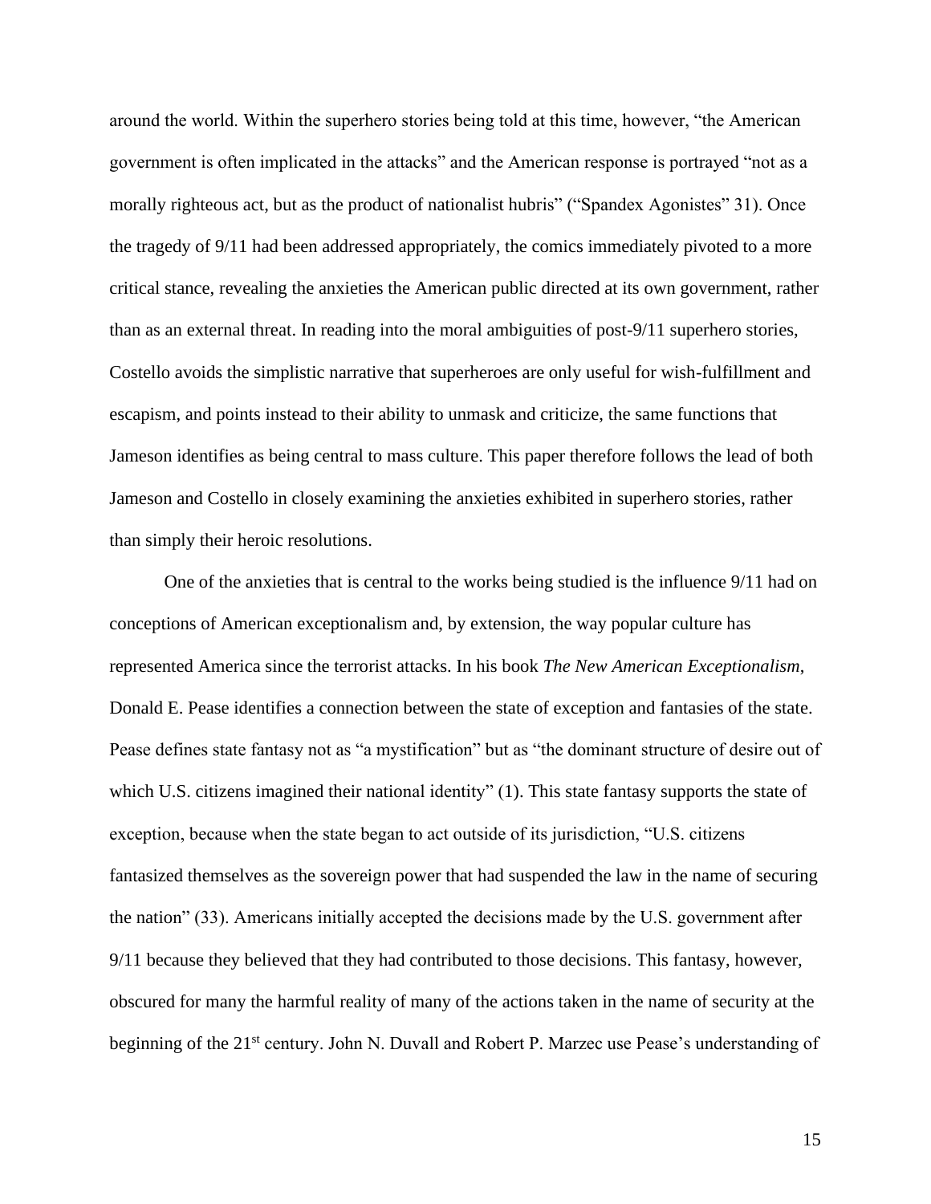around the world. Within the superhero stories being told at this time, however, "the American government is often implicated in the attacks" and the American response is portrayed "not as a morally righteous act, but as the product of nationalist hubris" ("Spandex Agonistes" 31). Once the tragedy of 9/11 had been addressed appropriately, the comics immediately pivoted to a more critical stance, revealing the anxieties the American public directed at its own government, rather than as an external threat. In reading into the moral ambiguities of post-9/11 superhero stories, Costello avoids the simplistic narrative that superheroes are only useful for wish-fulfillment and escapism, and points instead to their ability to unmask and criticize, the same functions that Jameson identifies as being central to mass culture. This paper therefore follows the lead of both Jameson and Costello in closely examining the anxieties exhibited in superhero stories, rather than simply their heroic resolutions.

One of the anxieties that is central to the works being studied is the influence 9/11 had on conceptions of American exceptionalism and, by extension, the way popular culture has represented America since the terrorist attacks. In his book *The New American Exceptionalism*, Donald E. Pease identifies a connection between the state of exception and fantasies of the state. Pease defines state fantasy not as "a mystification" but as "the dominant structure of desire out of which U.S. citizens imagined their national identity" (1). This state fantasy supports the state of exception, because when the state began to act outside of its jurisdiction, "U.S. citizens fantasized themselves as the sovereign power that had suspended the law in the name of securing the nation" (33). Americans initially accepted the decisions made by the U.S. government after 9/11 because they believed that they had contributed to those decisions. This fantasy, however, obscured for many the harmful reality of many of the actions taken in the name of security at the beginning of the 21st century. John N. Duvall and Robert P. Marzec use Pease's understanding of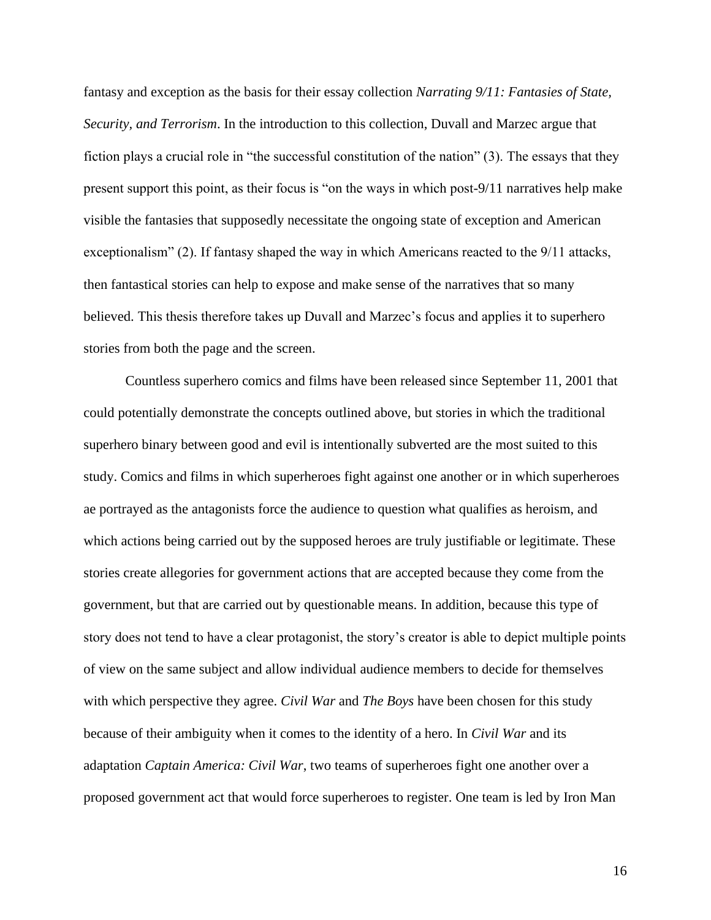fantasy and exception as the basis for their essay collection *Narrating 9/11: Fantasies of State, Security, and Terrorism*. In the introduction to this collection, Duvall and Marzec argue that fiction plays a crucial role in "the successful constitution of the nation" (3). The essays that they present support this point, as their focus is "on the ways in which post-9/11 narratives help make visible the fantasies that supposedly necessitate the ongoing state of exception and American exceptionalism" (2). If fantasy shaped the way in which Americans reacted to the 9/11 attacks, then fantastical stories can help to expose and make sense of the narratives that so many believed. This thesis therefore takes up Duvall and Marzec's focus and applies it to superhero stories from both the page and the screen.

Countless superhero comics and films have been released since September 11, 2001 that could potentially demonstrate the concepts outlined above, but stories in which the traditional superhero binary between good and evil is intentionally subverted are the most suited to this study. Comics and films in which superheroes fight against one another or in which superheroes ae portrayed as the antagonists force the audience to question what qualifies as heroism, and which actions being carried out by the supposed heroes are truly justifiable or legitimate. These stories create allegories for government actions that are accepted because they come from the government, but that are carried out by questionable means. In addition, because this type of story does not tend to have a clear protagonist, the story's creator is able to depict multiple points of view on the same subject and allow individual audience members to decide for themselves with which perspective they agree. *Civil War* and *The Boys* have been chosen for this study because of their ambiguity when it comes to the identity of a hero. In *Civil War* and its adaptation *Captain America: Civil War*, two teams of superheroes fight one another over a proposed government act that would force superheroes to register. One team is led by Iron Man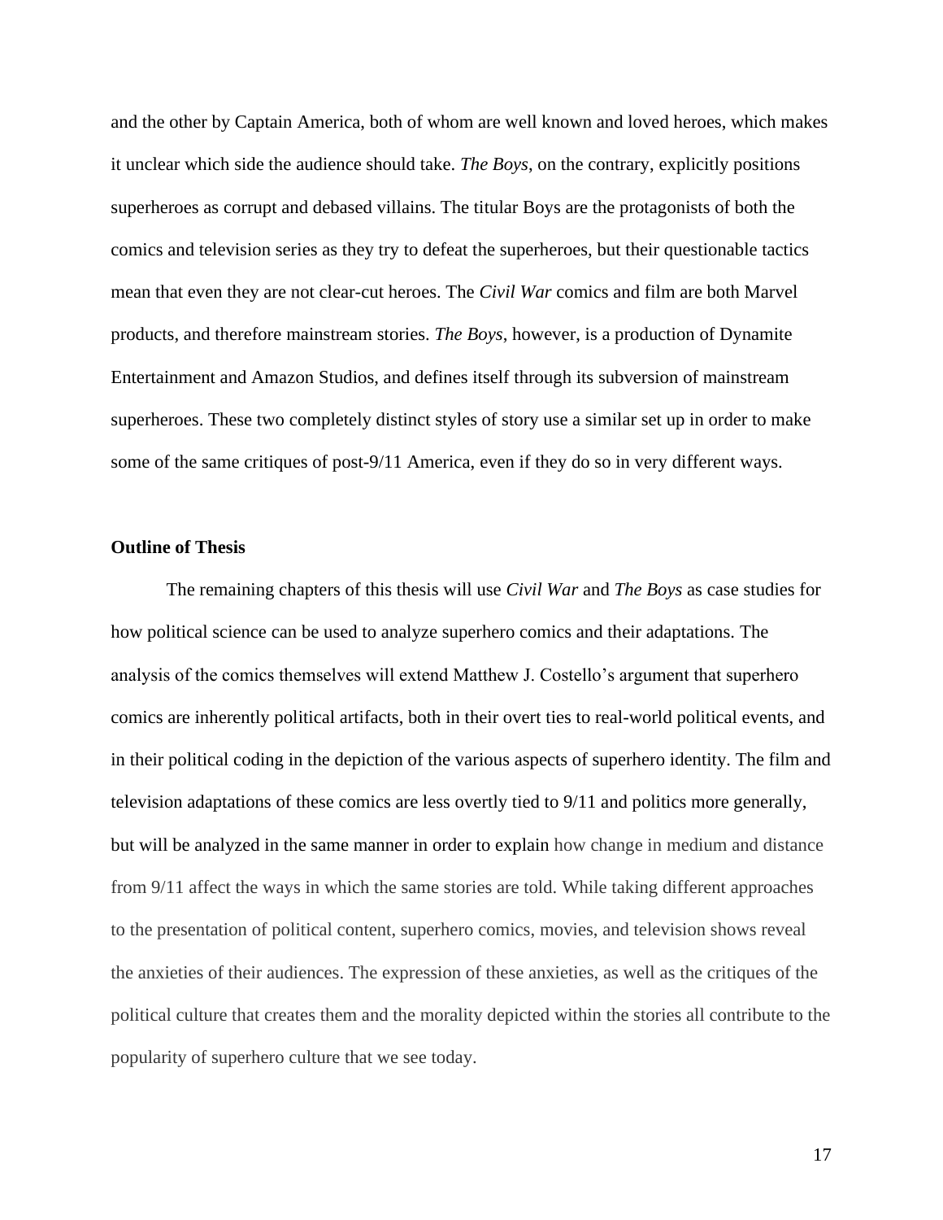and the other by Captain America, both of whom are well known and loved heroes, which makes it unclear which side the audience should take. *The Boys*, on the contrary, explicitly positions superheroes as corrupt and debased villains. The titular Boys are the protagonists of both the comics and television series as they try to defeat the superheroes, but their questionable tactics mean that even they are not clear-cut heroes. The *Civil War* comics and film are both Marvel products, and therefore mainstream stories. *The Boys*, however, is a production of Dynamite Entertainment and Amazon Studios, and defines itself through its subversion of mainstream superheroes. These two completely distinct styles of story use a similar set up in order to make some of the same critiques of post-9/11 America, even if they do so in very different ways.

**Outline of Thesis**

The remaining chapters of this thesis will use *Civil War* and *The Boys* as case studies for how political science can be used to analyze superhero comics and their adaptations. The analysis of the comics themselves will extend Matthew J. Costello's argument that superhero comics are inherently political artifacts, both in their overt ties to real-world political events, and in their political coding in the depiction of the various aspects of superhero identity. The film and television adaptations of these comics are less overtly tied to 9/11 and politics more generally, but will be analyzed in the same manner in order to explain how change in medium and distance from 9/11 affect the ways in which the same stories are told. While taking different approaches to the presentation of political content, superhero comics, movies, and television shows reveal the anxieties of their audiences. The expression of these anxieties, as well as the critiques of the political culture that creates them and the morality depicted within the stories all contribute to the popularity of superhero culture that we see today.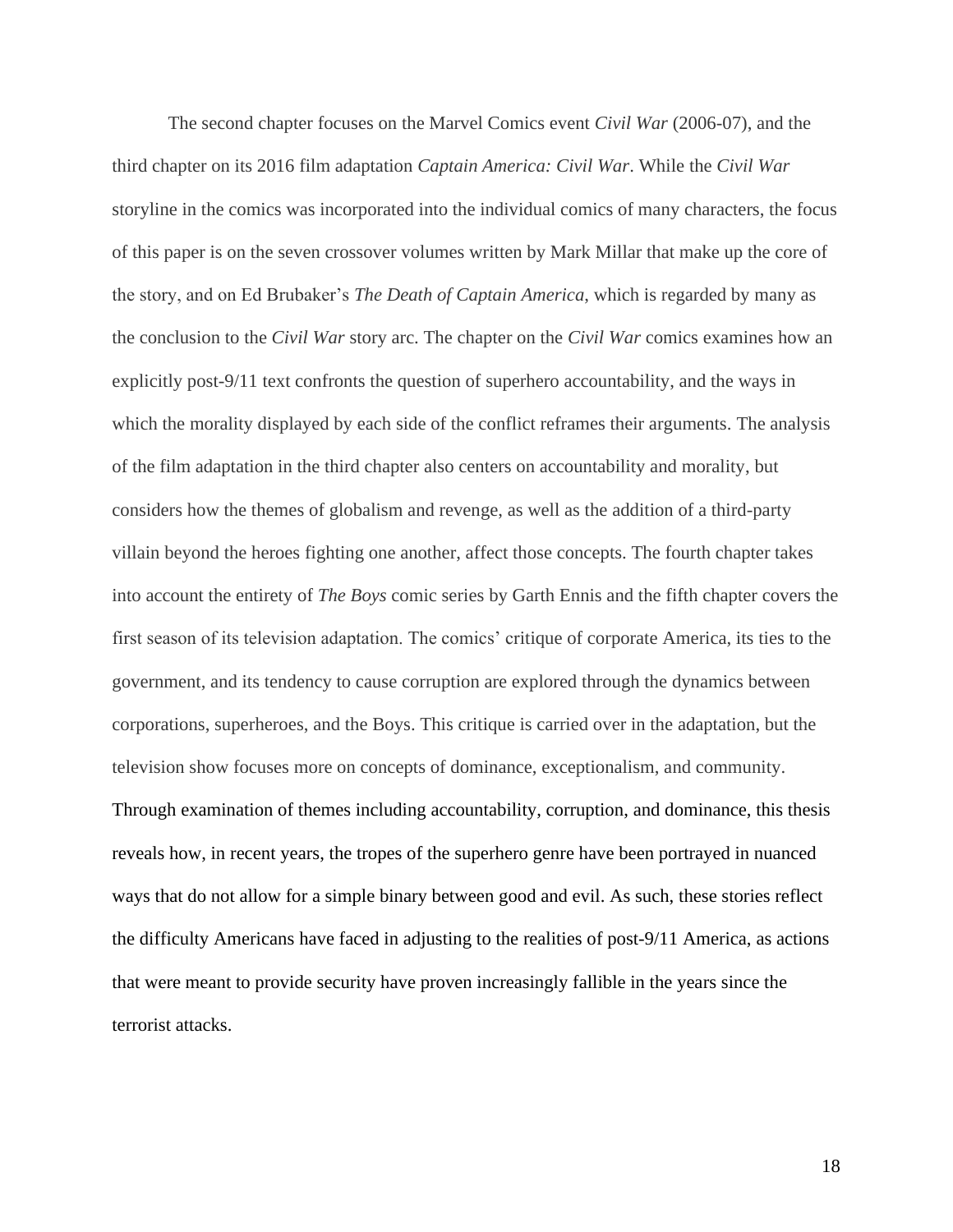The second chapter focuses on the Marvel Comics event *Civil War* (2006-07), and the third chapter on its 2016 film adaptation *Captain America: Civil War*. While the *Civil War* storyline in the comics was incorporated into the individual comics of many characters, the focus of this paper is on the seven crossover volumes written by Mark Millar that make up the core of the story, and on Ed Brubaker's *The Death of Captain America*, which is regarded by many as the conclusion to the *Civil War* story arc. The chapter on the *Civil War* comics examines how an explicitly post-9/11 text confronts the question of superhero accountability, and the ways in which the morality displayed by each side of the conflict reframes their arguments. The analysis of the film adaptation in the third chapter also centers on accountability and morality, but considers how the themes of globalism and revenge, as well as the addition of a third-party villain beyond the heroes fighting one another, affect those concepts. The fourth chapter takes into account the entirety of *The Boys* comic series by Garth Ennis and the fifth chapter covers the first season of its television adaptation. The comics' critique of corporate America, its ties to the government, and its tendency to cause corruption are explored through the dynamics between corporations, superheroes, and the Boys. This critique is carried over in the adaptation, but the television show focuses more on concepts of dominance, exceptionalism, and community. Through examination of themes including accountability, corruption, and dominance, this thesis reveals how, in recent years, the tropes of the superhero genre have been portrayed in nuanced ways that do not allow for a simple binary between good and evil. As such, these stories reflect the difficulty Americans have faced in adjusting to the realities of post-9/11 America, as actions that were meant to provide security have proven increasingly fallible in the years since the terrorist attacks.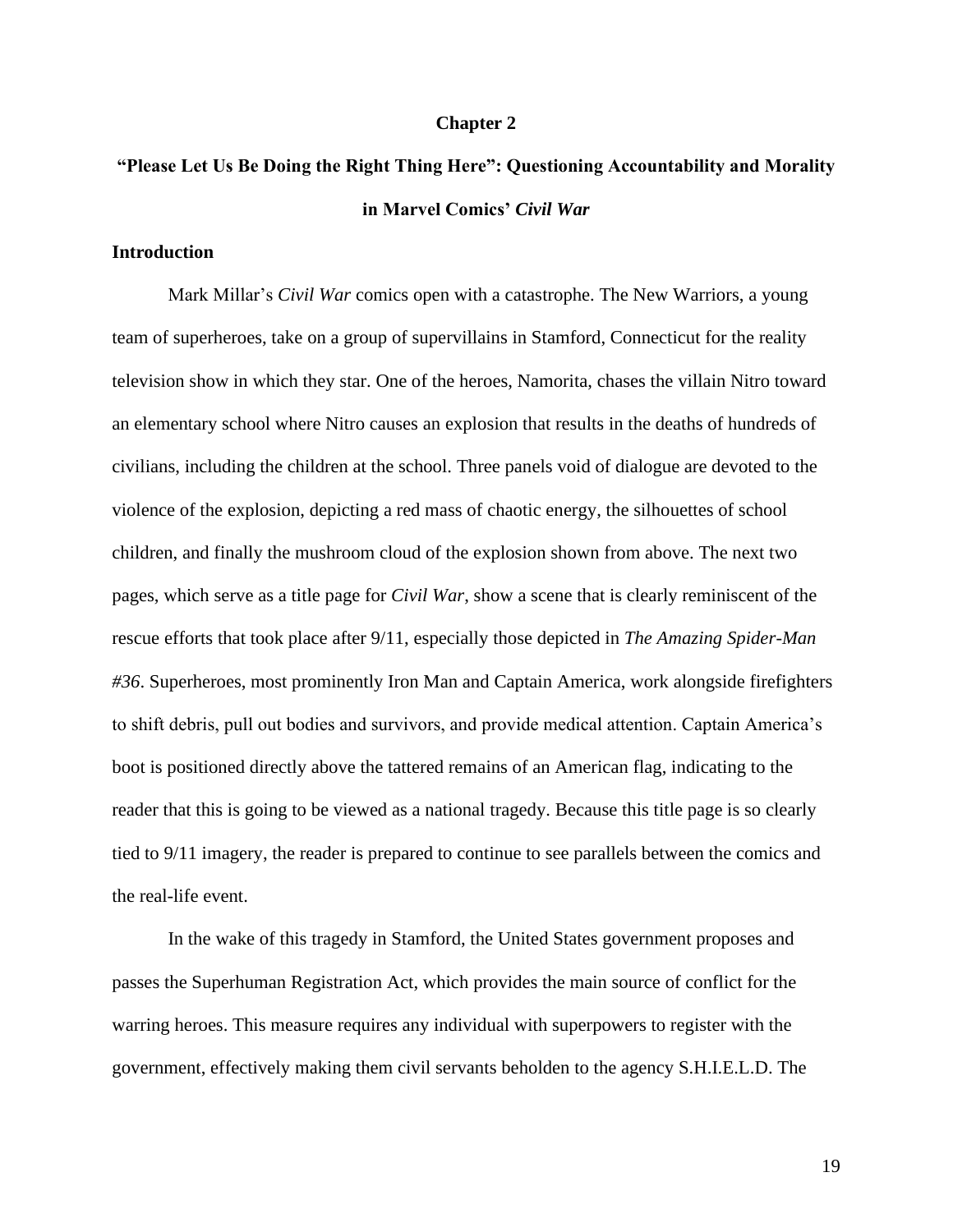## Chapter 2

## "Please Let Us Be Doing the Right Thing Here": Questioning Accountability and Morality in Marvel Comics' *Civil War*

### Introduction

Mark Millar's *Civil War* comics open with a catastrophe. The New Warriors, a young team of superheroes, take on a group of supervillains in Stamford, Connecticut for the reality television show in which they star. One of the heroes, Namorita, chases the villain Nitro toward an elementary school where Nitro causes an explosion that results in the deaths of hundreds of civilians, including the children at the school. Three panels void of dialogue are devoted to the violence of the explosion, depicting a red mass of chaotic energy, the silhouettes of school children, and finally the mushroom cloud of the explosion shown from above. The next two pages, which serve as a title page for *Civil War*, show a scene that is clearly reminiscent of the rescue efforts that took place after 9/11, especially those depicted in *The Amazing Spider-Man #36*. Superheroes, most prominently Iron Man and Captain America, work alongside firefighters to shift debris, pull out bodies and survivors, and provide medical attention. Captain America's boot is positioned directly above the tattered remains of an American flag, indicating to the reader that this is going to be viewed as a national tragedy. Because this title page is so clearly tied to 9/11 imagery, the reader is prepared to continue to see parallels between the comics and the real-life event.

In the wake of this tragedy in Stamford, the United States government proposes and passes the Superhuman Registration Act, which provides the main source of conflict for the warring heroes. This measure requires any individual with superpowers to register with the government, effectively making them civil servants beholden to the agency S.H.I.E.L.D. The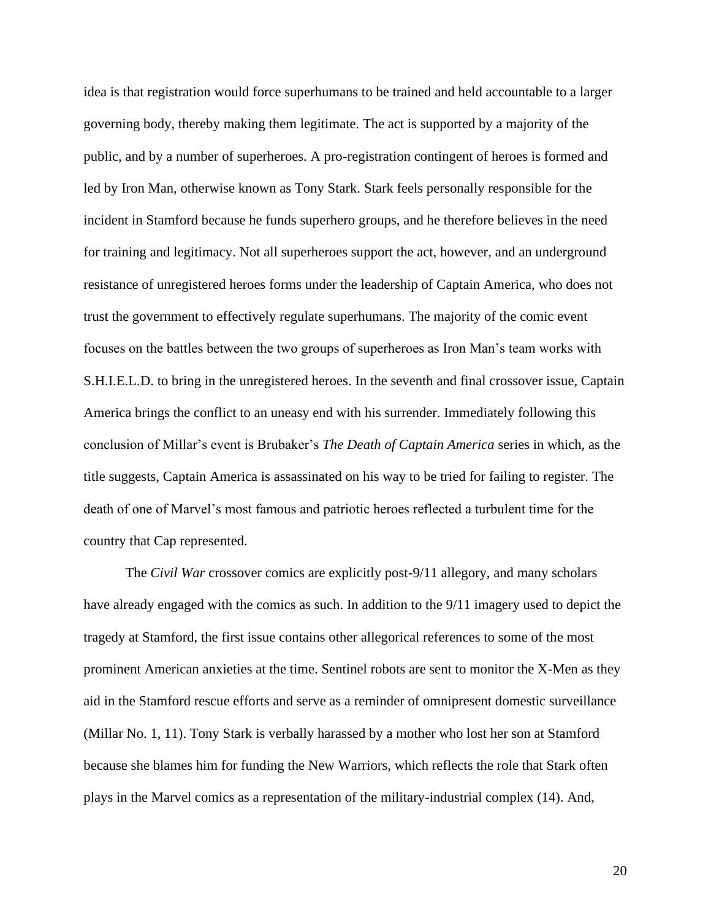idea is that registration would force superhumans to be trained and held accountable to a larger governing body, thereby making them legitimate. The act is supported by a majority of the public, and by a number of superheroes. A pro-registration contingent of heroes is formed and led by Iron Man, otherwise known as Tony Stark. Stark feels personally responsible for the incident in Stamford because he funds superhero groups, and he therefore believes in the need for training and legitimacy. Not all superheroes support the act, however, and an underground resistance of unregistered heroes forms under the leadership of Captain America, who does not trust the government to effectively regulate superhumans. The majority of the comic event focuses on the battles between the two groups of superheroes as Iron Man's team works with S.H.I.E.L.D. to bring in the unregistered heroes. In the seventh and final crossover issue, Captain America brings the conflict to an uneasy end with his surrender. Immediately following this conclusion of Millar's event is Brubaker's *The Death of Captain America* series in which, as the title suggests, Captain America is assassinated on his way to be tried for failing to register. The death of one of Marvel's most famous and patriotic heroes reflected a turbulent time for the country that Cap represented.

The *Civil War* crossover comics are explicitly post-9/11 allegory, and many scholars have already engaged with the comics as such. In addition to the 9/11 imagery used to depict the tragedy at Stamford, the first issue contains other allegorical references to some of the most prominent American anxieties at the time. Sentinel robots are sent to monitor the X-Men as they aid in the Stamford rescue efforts and serve as a reminder of omnipresent domestic surveillance (Millar No. 1, 11). Tony Stark is verbally harassed by a mother who lost her son at Stamford because she blames him for funding the New Warriors, which reflects the role that Stark often plays in the Marvel comics as a representation of the military-industrial complex (14). And,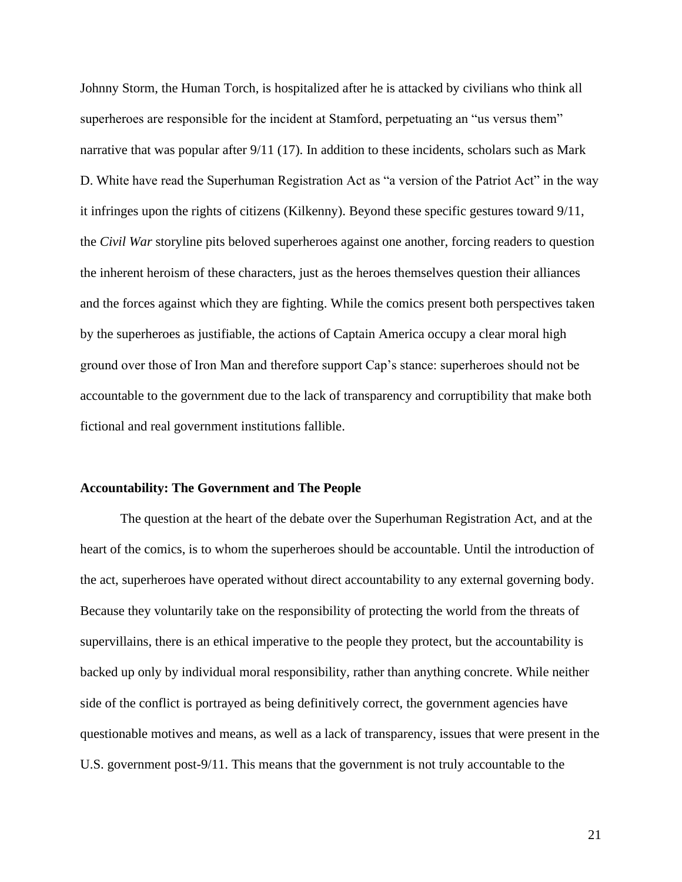Johnny Storm, the Human Torch, is hospitalized after he is attacked by civilians who think all superheroes are responsible for the incident at Stamford, perpetuating an "us versus them" narrative that was popular after 9/11 (17). In addition to these incidents, scholars such as Mark D. White have read the Superhuman Registration Act as "a version of the Patriot Act" in the way it infringes upon the rights of citizens (Kilkenny). Beyond these specific gestures toward 9/11, the *Civil War* storyline pits beloved superheroes against one another, forcing readers to question the inherent heroism of these characters, just as the heroes themselves question their alliances and the forces against which they are fighting. While the comics present both perspectives taken by the superheroes as justifiable, the actions of Captain America occupy a clear moral high ground over those of Iron Man and therefore support Cap's stance: superheroes should not be accountable to the government due to the lack of transparency and corruptibility that make both fictional and real government institutions fallible.

**Accountability: The Government and The People**

The question at the heart of the debate over the Superhuman Registration Act, and at the heart of the comics, is to whom the superheroes should be accountable. Until the introduction of the act, superheroes have operated without direct accountability to any external governing body. Because they voluntarily take on the responsibility of protecting the world from the threats of supervillains, there is an ethical imperative to the people they protect, but the accountability is backed up only by individual moral responsibility, rather than anything concrete. While neither side of the conflict is portrayed as being definitively correct, the government agencies have questionable motives and means, as well as a lack of transparency, issues that were present in the U.S. government post-9/11. This means that the government is not truly accountable to the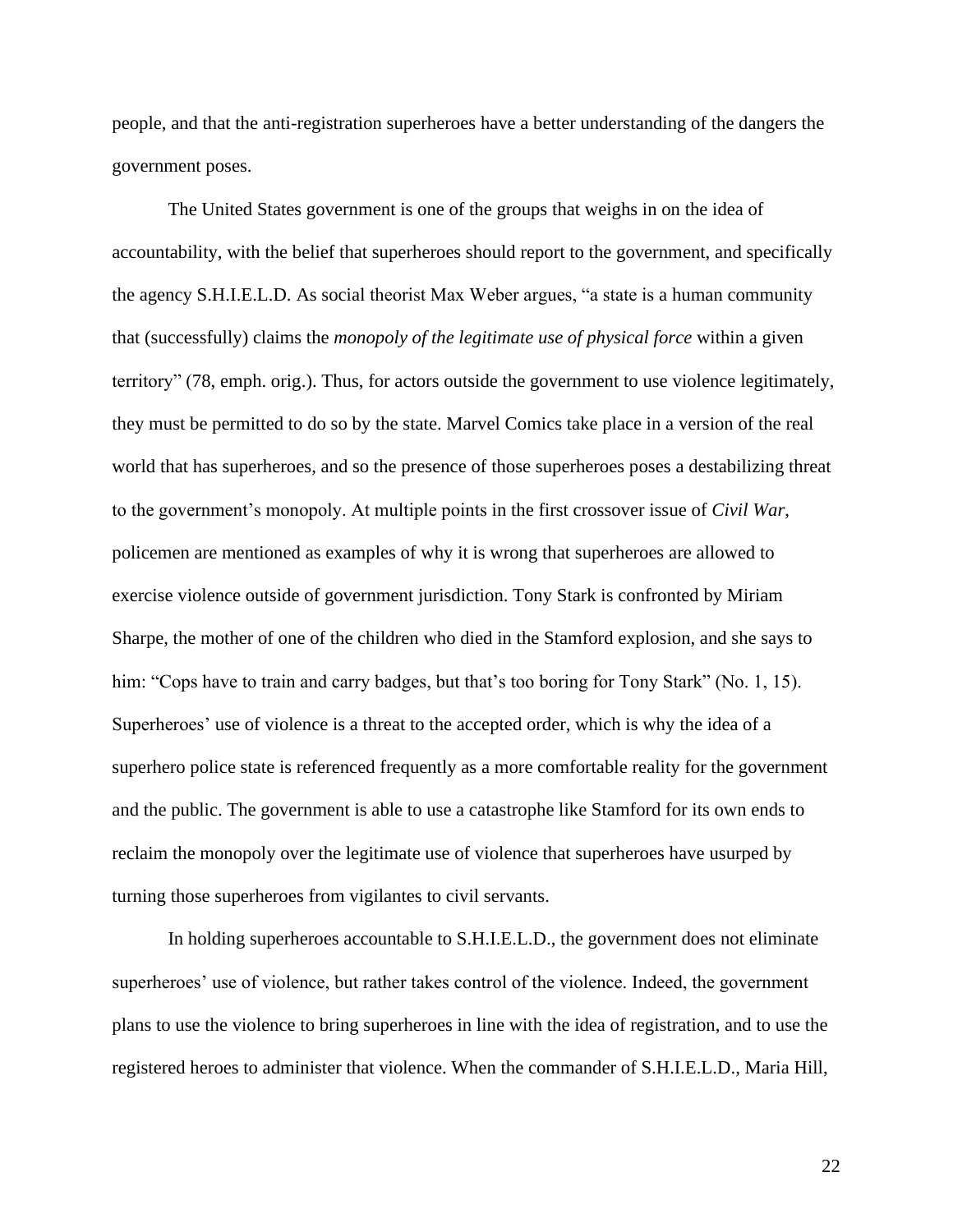people, and that the anti-registration superheroes have a better understanding of the dangers the government poses.

The United States government is one of the groups that weighs in on the idea of accountability, with the belief that superheroes should report to the government, and specifically the agency S.H.I.E.L.D. As social theorist Max Weber argues, "a state is a human community that (successfully) claims the *monopoly of the legitimate use of physical force* within a given territory" (78, emph. orig.). Thus, for actors outside the government to use violence legitimately, they must be permitted to do so by the state. Marvel Comics take place in a version of the real world that has superheroes, and so the presence of those superheroes poses a destabilizing threat to the government's monopoly. At multiple points in the first crossover issue of *Civil War*, policemen are mentioned as examples of why it is wrong that superheroes are allowed to exercise violence outside of government jurisdiction. Tony Stark is confronted by Miriam Sharpe, the mother of one of the children who died in the Stamford explosion, and she says to him: "Cops have to train and carry badges, but that's too boring for Tony Stark" (No. 1, 15). Superheroes' use of violence is a threat to the accepted order, which is why the idea of a superhero police state is referenced frequently as a more comfortable reality for the government and the public. The government is able to use a catastrophe like Stamford for its own ends to reclaim the monopoly over the legitimate use of violence that superheroes have usurped by turning those superheroes from vigilantes to civil servants.

In holding superheroes accountable to S.H.I.E.L.D., the government does not eliminate superheroes' use of violence, but rather takes control of the violence. Indeed, the government plans to use the violence to bring superheroes in line with the idea of registration, and to use the registered heroes to administer that violence. When the commander of S.H.I.E.L.D., Maria Hill,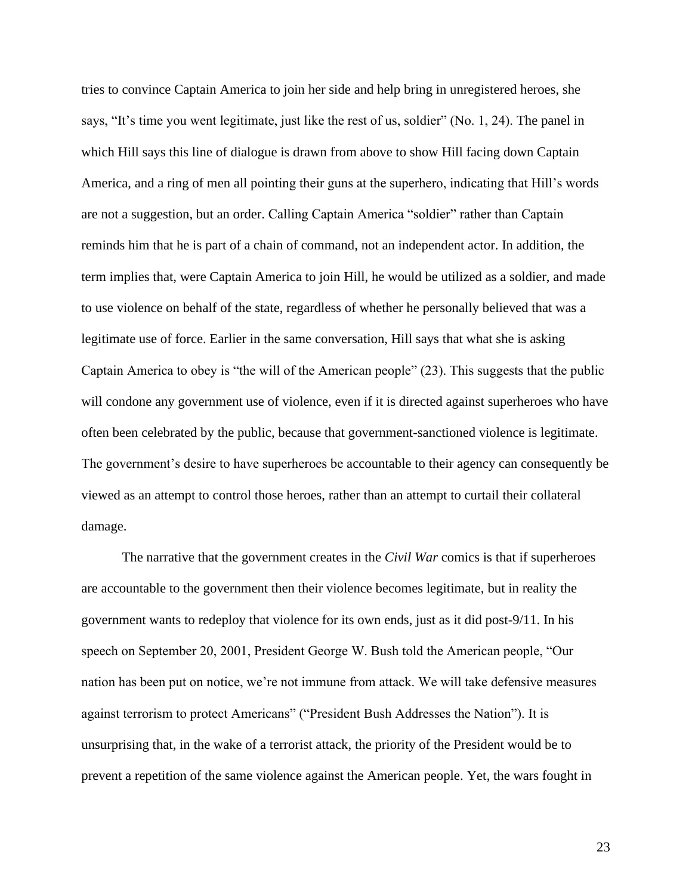tries to convince Captain America to join her side and help bring in unregistered heroes, she says, "It's time you went legitimate, just like the rest of us, soldier" (No. 1, 24). The panel in which Hill says this line of dialogue is drawn from above to show Hill facing down Captain America, and a ring of men all pointing their guns at the superhero, indicating that Hill's words are not a suggestion, but an order. Calling Captain America "soldier" rather than Captain reminds him that he is part of a chain of command, not an independent actor. In addition, the term implies that, were Captain America to join Hill, he would be utilized as a soldier, and made to use violence on behalf of the state, regardless of whether he personally believed that was a legitimate use of force. Earlier in the same conversation, Hill says that what she is asking Captain America to obey is "the will of the American people" (23). This suggests that the public will condone any government use of violence, even if it is directed against superheroes who have often been celebrated by the public, because that government-sanctioned violence is legitimate. The government's desire to have superheroes be accountable to their agency can consequently be viewed as an attempt to control those heroes, rather than an attempt to curtail their collateral damage.

The narrative that the government creates in the *Civil War* comics is that if superheroes are accountable to the government then their violence becomes legitimate, but in reality the government wants to redeploy that violence for its own ends, just as it did post-9/11. In his speech on September 20, 2001, President George W. Bush told the American people, "Our nation has been put on notice, we're not immune from attack. We will take defensive measures against terrorism to protect Americans" ("President Bush Addresses the Nation"). It is unsurprising that, in the wake of a terrorist attack, the priority of the President would be to prevent a repetition of the same violence against the American people. Yet, the wars fought in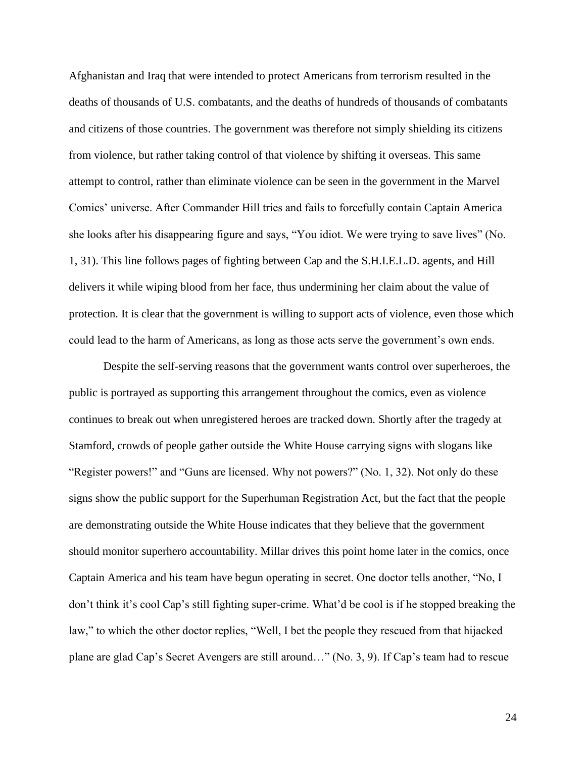Afghanistan and Iraq that were intended to protect Americans from terrorism resulted in the deaths of thousands of U.S. combatants, and the deaths of hundreds of thousands of combatants and citizens of those countries. The government was therefore not simply shielding its citizens from violence, but rather taking control of that violence by shifting it overseas. This same attempt to control, rather than eliminate violence can be seen in the government in the Marvel Comics' universe. After Commander Hill tries and fails to forcefully contain Captain America she looks after his disappearing figure and says, "You idiot. We were trying to save lives" (No. 1, 31). This line follows pages of fighting between Cap and the S.H.I.E.L.D. agents, and Hill delivers it while wiping blood from her face, thus undermining her claim about the value of protection. It is clear that the government is willing to support acts of violence, even those which could lead to the harm of Americans, as long as those acts serve the government's own ends.

Despite the self-serving reasons that the government wants control over superheroes, the public is portrayed as supporting this arrangement throughout the comics, even as violence continues to break out when unregistered heroes are tracked down. Shortly after the tragedy at Stamford, crowds of people gather outside the White House carrying signs with slogans like "Register powers!" and "Guns are licensed. Why not powers?" (No. 1, 32). Not only do these signs show the public support for the Superhuman Registration Act, but the fact that the people are demonstrating outside the White House indicates that they believe that the government should monitor superhero accountability. Millar drives this point home later in the comics, once Captain America and his team have begun operating in secret. One doctor tells another, "No, I don't think it's cool Cap's still fighting super-crime. What'd be cool is if he stopped breaking the law," to which the other doctor replies, "Well, I bet the people they rescued from that hijacked plane are glad Cap's Secret Avengers are still around…" (No. 3, 9). If Cap's team had to rescue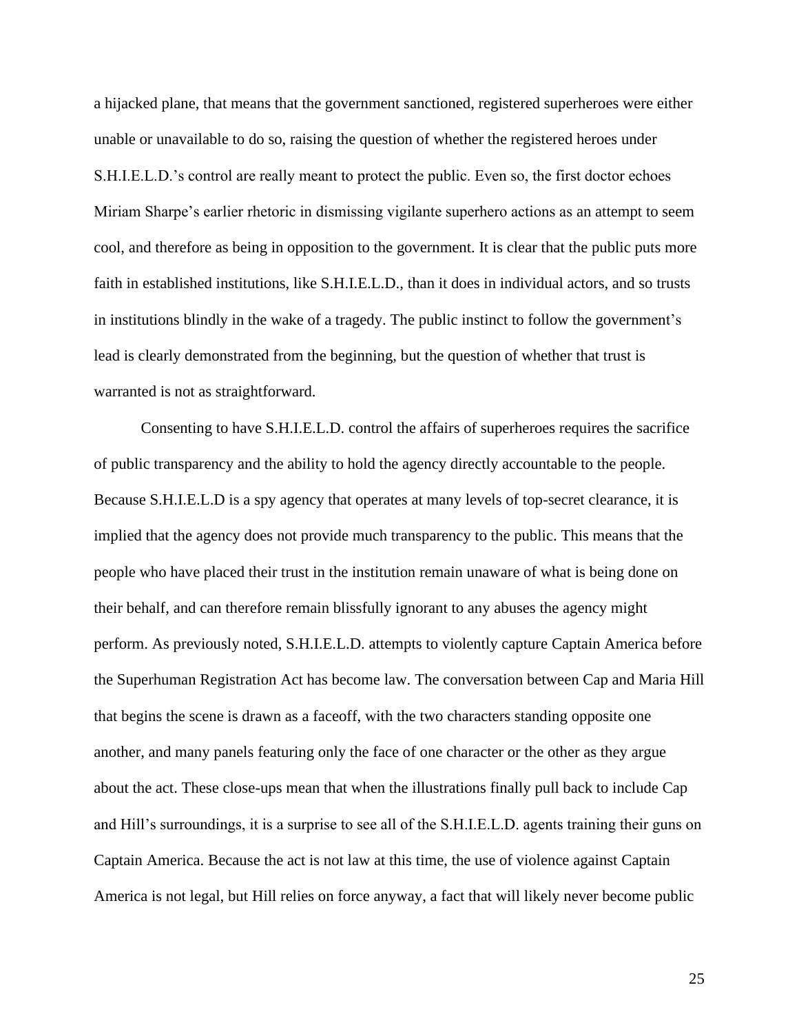a hijacked plane, that means that the government sanctioned, registered superheroes were either unable or unavailable to do so, raising the question of whether the registered heroes under S.H.I.E.L.D.'s control are really meant to protect the public. Even so, the first doctor echoes Miriam Sharpe's earlier rhetoric in dismissing vigilante superhero actions as an attempt to seem cool, and therefore as being in opposition to the government. It is clear that the public puts more faith in established institutions, like S.H.I.E.L.D., than it does in individual actors, and so trusts in institutions blindly in the wake of a tragedy. The public instinct to follow the government's lead is clearly demonstrated from the beginning, but the question of whether that trust is warranted is not as straightforward.

Consenting to have S.H.I.E.L.D. control the affairs of superheroes requires the sacrifice of public transparency and the ability to hold the agency directly accountable to the people. Because S.H.I.E.L.D is a spy agency that operates at many levels of top-secret clearance, it is implied that the agency does not provide much transparency to the public. This means that the people who have placed their trust in the institution remain unaware of what is being done on their behalf, and can therefore remain blissfully ignorant to any abuses the agency might perform. As previously noted, S.H.I.E.L.D. attempts to violently capture Captain America before the Superhuman Registration Act has become law. The conversation between Cap and Maria Hill that begins the scene is drawn as a faceoff, with the two characters standing opposite one another, and many panels featuring only the face of one character or the other as they argue about the act. These close-ups mean that when the illustrations finally pull back to include Cap and Hill's surroundings, it is a surprise to see all of the S.H.I.E.L.D. agents training their guns on Captain America. Because the act is not law at this time, the use of violence against Captain America is not legal, but Hill relies on force anyway, a fact that will likely never become public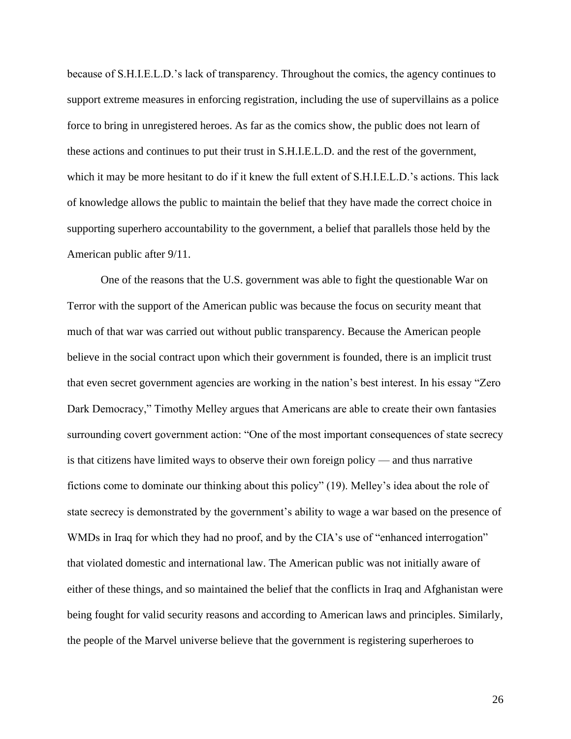because of S.H.I.E.L.D.'s lack of transparency. Throughout the comics, the agency continues to support extreme measures in enforcing registration, including the use of supervillains as a police force to bring in unregistered heroes. As far as the comics show, the public does not learn of these actions and continues to put their trust in S.H.I.E.L.D. and the rest of the government, which it may be more hesitant to do if it knew the full extent of S.H.I.E.L.D.'s actions. This lack of knowledge allows the public to maintain the belief that they have made the correct choice in supporting superhero accountability to the government, a belief that parallels those held by the American public after 9/11.

One of the reasons that the U.S. government was able to fight the questionable War on Terror with the support of the American public was because the focus on security meant that much of that war was carried out without public transparency. Because the American people believe in the social contract upon which their government is founded, there is an implicit trust that even secret government agencies are working in the nation's best interest. In his essay "Zero Dark Democracy," Timothy Melley argues that Americans are able to create their own fantasies surrounding covert government action: "One of the most important consequences of state secrecy is that citizens have limited ways to observe their own foreign policy — and thus narrative fictions come to dominate our thinking about this policy" (19). Melley's idea about the role of state secrecy is demonstrated by the government's ability to wage a war based on the presence of WMDs in Iraq for which they had no proof, and by the CIA's use of "enhanced interrogation" that violated domestic and international law. The American public was not initially aware of either of these things, and so maintained the belief that the conflicts in Iraq and Afghanistan were being fought for valid security reasons and according to American laws and principles. Similarly, the people of the Marvel universe believe that the government is registering superheroes to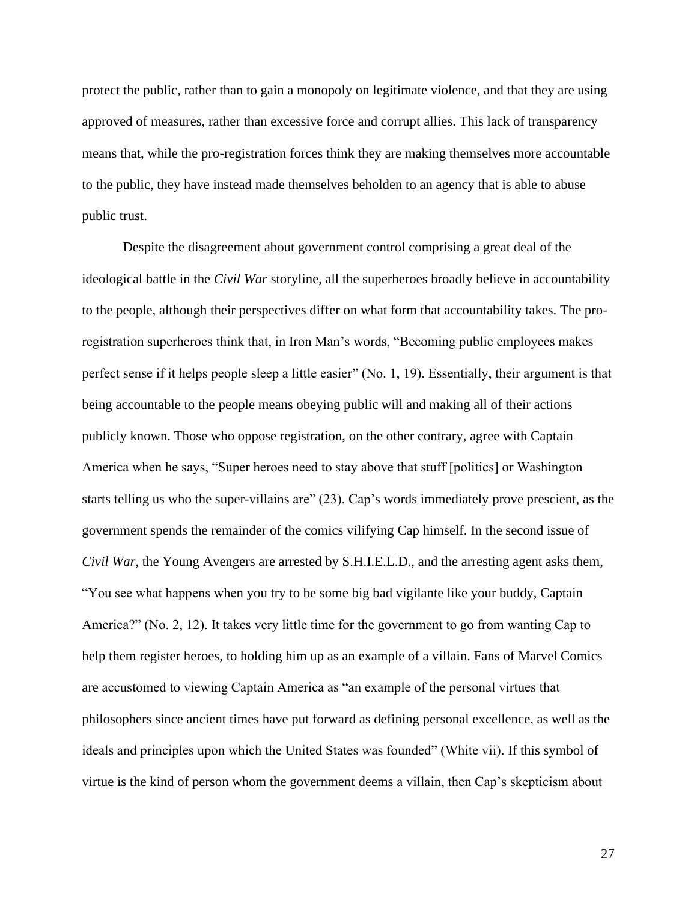protect the public, rather than to gain a monopoly on legitimate violence, and that they are using approved of measures, rather than excessive force and corrupt allies. This lack of transparency means that, while the pro-registration forces think they are making themselves more accountable to the public, they have instead made themselves beholden to an agency that is able to abuse public trust.

Despite the disagreement about government control comprising a great deal of the ideological battle in the *Civil War* storyline, all the superheroes broadly believe in accountability to the people, although their perspectives differ on what form that accountability takes. The pro-registration superheroes think that, in Iron Man's words, "Becoming public employees makes perfect sense if it helps people sleep a little easier" (No. 1, 19). Essentially, their argument is that being accountable to the people means obeying public will and making all of their actions publicly known. Those who oppose registration, on the other contrary, agree with Captain America when he says, "Super heroes need to stay above that stuff [politics] or Washington starts telling us who the super-villains are" (23). Cap's words immediately prove prescient, as the government spends the remainder of the comics vilifying Cap himself. In the second issue of *Civil War*, the Young Avengers are arrested by S.H.I.E.L.D., and the arresting agent asks them, "You see what happens when you try to be some big bad vigilante like your buddy, Captain America?" (No. 2, 12). It takes very little time for the government to go from wanting Cap to help them register heroes, to holding him up as an example of a villain. Fans of Marvel Comics are accustomed to viewing Captain America as "an example of the personal virtues that philosophers since ancient times have put forward as defining personal excellence, as well as the ideals and principles upon which the United States was founded" (White vii). If this symbol of virtue is the kind of person whom the government deems a villain, then Cap's skepticism about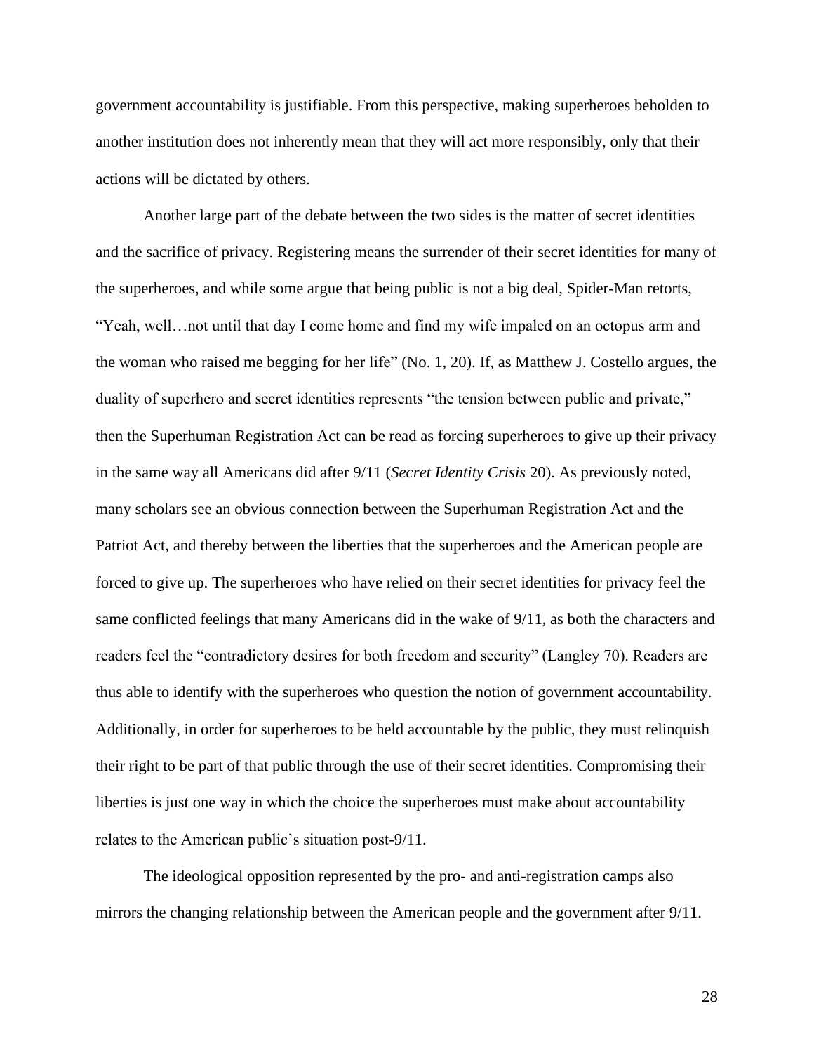government accountability is justifiable. From this perspective, making superheroes beholden to another institution does not inherently mean that they will act more responsibly, only that their actions will be dictated by others.

Another large part of the debate between the two sides is the matter of secret identities and the sacrifice of privacy. Registering means the surrender of their secret identities for many of the superheroes, and while some argue that being public is not a big deal, Spider-Man retorts, "Yeah, well…not until that day I come home and find my wife impaled on an octopus arm and the woman who raised me begging for her life" (No. 1, 20). If, as Matthew J. Costello argues, the duality of superhero and secret identities represents "the tension between public and private," then the Superhuman Registration Act can be read as forcing superheroes to give up their privacy in the same way all Americans did after 9/11 (*Secret Identity Crisis* 20). As previously noted, many scholars see an obvious connection between the Superhuman Registration Act and the Patriot Act, and thereby between the liberties that the superheroes and the American people are forced to give up. The superheroes who have relied on their secret identities for privacy feel the same conflicted feelings that many Americans did in the wake of 9/11, as both the characters and readers feel the "contradictory desires for both freedom and security" (Langley 70). Readers are thus able to identify with the superheroes who question the notion of government accountability. Additionally, in order for superheroes to be held accountable by the public, they must relinquish their right to be part of that public through the use of their secret identities. Compromising their liberties is just one way in which the choice the superheroes must make about accountability relates to the American public's situation post-9/11.

The ideological opposition represented by the pro- and anti-registration camps also mirrors the changing relationship between the American people and the government after 9/11.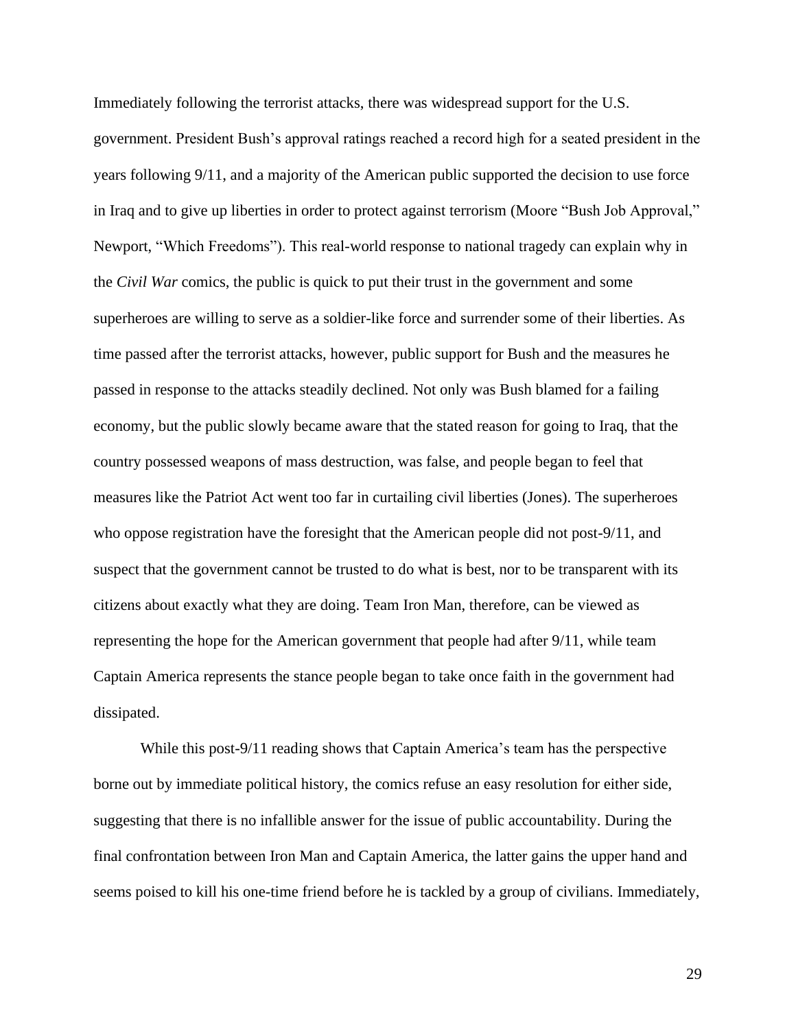Immediately following the terrorist attacks, there was widespread support for the U.S. government. President Bush's approval ratings reached a record high for a seated president in the years following 9/11, and a majority of the American public supported the decision to use force in Iraq and to give up liberties in order to protect against terrorism (Moore "Bush Job Approval," Newport, "Which Freedoms"). This real-world response to national tragedy can explain why in the *Civil War* comics, the public is quick to put their trust in the government and some superheroes are willing to serve as a soldier-like force and surrender some of their liberties. As time passed after the terrorist attacks, however, public support for Bush and the measures he passed in response to the attacks steadily declined. Not only was Bush blamed for a failing economy, but the public slowly became aware that the stated reason for going to Iraq, that the country possessed weapons of mass destruction, was false, and people began to feel that measures like the Patriot Act went too far in curtailing civil liberties (Jones). The superheroes who oppose registration have the foresight that the American people did not post-9/11, and suspect that the government cannot be trusted to do what is best, nor to be transparent with its citizens about exactly what they are doing. Team Iron Man, therefore, can be viewed as representing the hope for the American government that people had after 9/11, while team Captain America represents the stance people began to take once faith in the government had dissipated.

While this post-9/11 reading shows that Captain America's team has the perspective borne out by immediate political history, the comics refuse an easy resolution for either side, suggesting that there is no infallible answer for the issue of public accountability. During the final confrontation between Iron Man and Captain America, the latter gains the upper hand and seems poised to kill his one-time friend before he is tackled by a group of civilians. Immediately,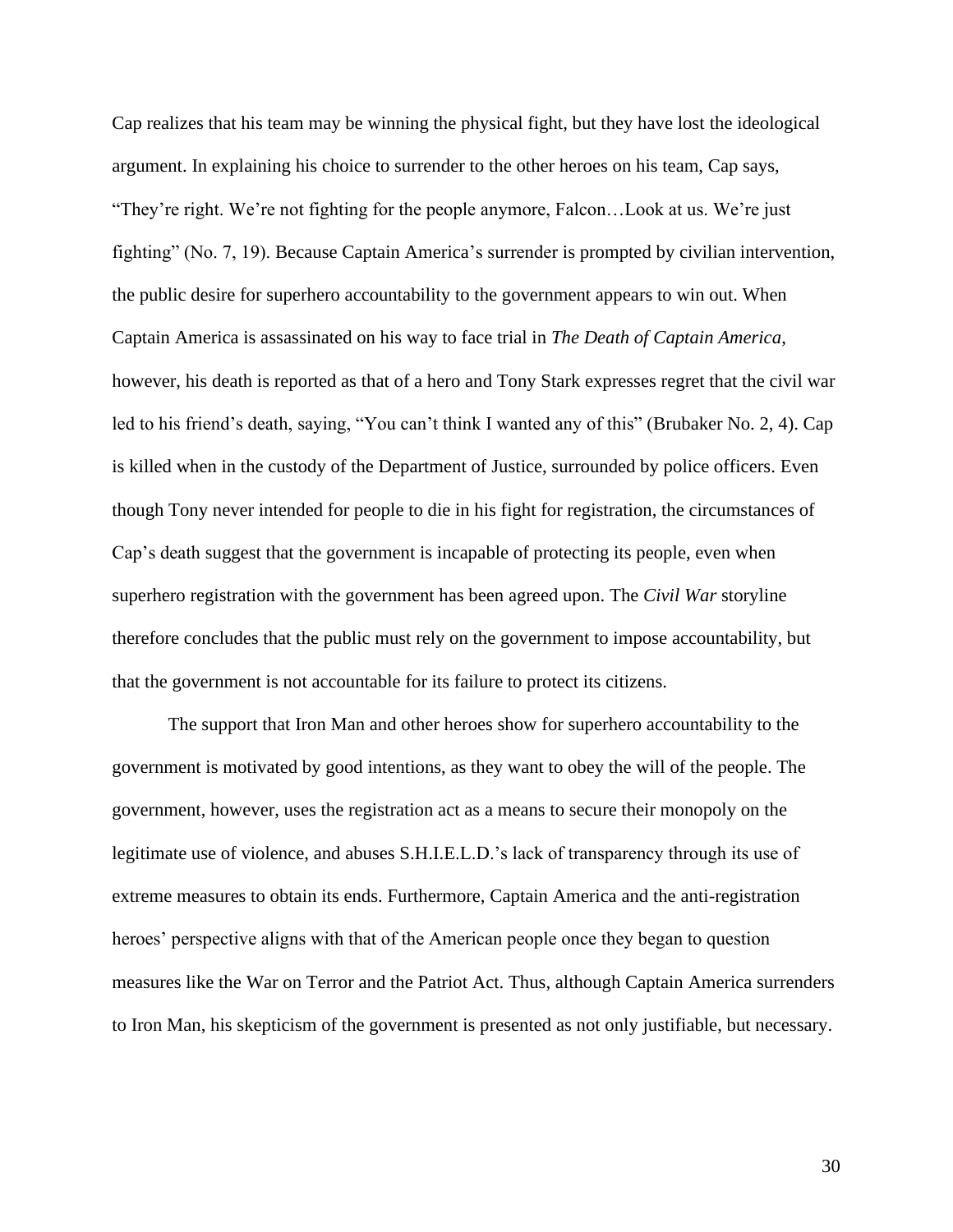Cap realizes that his team may be winning the physical fight, but they have lost the ideological argument. In explaining his choice to surrender to the other heroes on his team, Cap says, "They're right. We're not fighting for the people anymore, Falcon…Look at us. We're just fighting" (No. 7, 19). Because Captain America's surrender is prompted by civilian intervention, the public desire for superhero accountability to the government appears to win out. When Captain America is assassinated on his way to face trial in *The Death of Captain America*, however, his death is reported as that of a hero and Tony Stark expresses regret that the civil war led to his friend's death, saying, "You can't think I wanted any of this" (Brubaker No. 2, 4). Cap is killed when in the custody of the Department of Justice, surrounded by police officers. Even though Tony never intended for people to die in his fight for registration, the circumstances of Cap's death suggest that the government is incapable of protecting its people, even when superhero registration with the government has been agreed upon. The *Civil War* storyline therefore concludes that the public must rely on the government to impose accountability, but that the government is not accountable for its failure to protect its citizens.

The support that Iron Man and other heroes show for superhero accountability to the government is motivated by good intentions, as they want to obey the will of the people. The government, however, uses the registration act as a means to secure their monopoly on the legitimate use of violence, and abuses S.H.I.E.L.D.'s lack of transparency through its use of extreme measures to obtain its ends. Furthermore, Captain America and the anti-registration heroes' perspective aligns with that of the American people once they began to question measures like the War on Terror and the Patriot Act. Thus, although Captain America surrenders to Iron Man, his skepticism of the government is presented as not only justifiable, but necessary.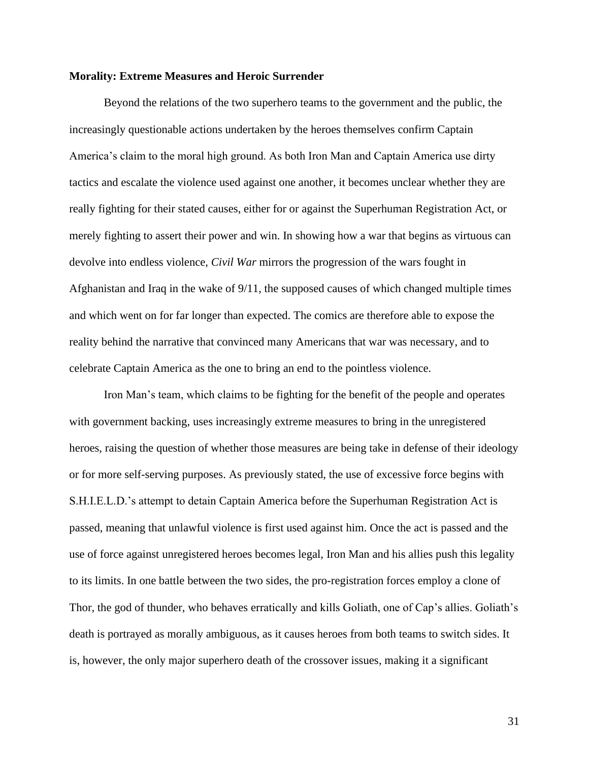**Morality: Extreme Measures and Heroic Surrender**

Beyond the relations of the two superhero teams to the government and the public, the increasingly questionable actions undertaken by the heroes themselves confirm Captain America's claim to the moral high ground. As both Iron Man and Captain America use dirty tactics and escalate the violence used against one another, it becomes unclear whether they are really fighting for their stated causes, either for or against the Superhuman Registration Act, or merely fighting to assert their power and win. In showing how a war that begins as virtuous can devolve into endless violence, *Civil War* mirrors the progression of the wars fought in Afghanistan and Iraq in the wake of 9/11, the supposed causes of which changed multiple times and which went on for far longer than expected. The comics are therefore able to expose the reality behind the narrative that convinced many Americans that war was necessary, and to celebrate Captain America as the one to bring an end to the pointless violence.

Iron Man's team, which claims to be fighting for the benefit of the people and operates with government backing, uses increasingly extreme measures to bring in the unregistered heroes, raising the question of whether those measures are being take in defense of their ideology or for more self-serving purposes. As previously stated, the use of excessive force begins with S.H.I.E.L.D.'s attempt to detain Captain America before the Superhuman Registration Act is passed, meaning that unlawful violence is first used against him. Once the act is passed and the use of force against unregistered heroes becomes legal, Iron Man and his allies push this legality to its limits. In one battle between the two sides, the pro-registration forces employ a clone of Thor, the god of thunder, who behaves erratically and kills Goliath, one of Cap's allies. Goliath's death is portrayed as morally ambiguous, as it causes heroes from both teams to switch sides. It is, however, the only major superhero death of the crossover issues, making it a significant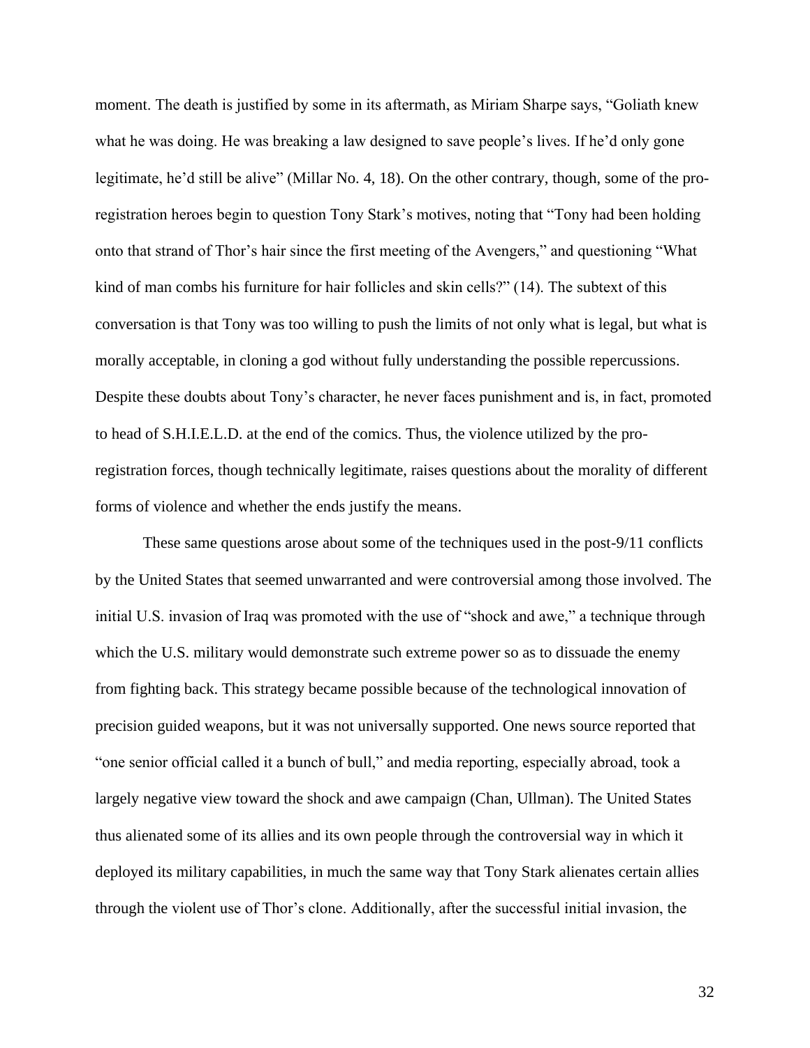moment. The death is justified by some in its aftermath, as Miriam Sharpe says, "Goliath knew what he was doing. He was breaking a law designed to save people's lives. If he'd only gone legitimate, he'd still be alive" (Millar No. 4, 18). On the other contrary, though, some of the pro-registration heroes begin to question Tony Stark's motives, noting that "Tony had been holding onto that strand of Thor's hair since the first meeting of the Avengers," and questioning "What kind of man combs his furniture for hair follicles and skin cells?" (14). The subtext of this conversation is that Tony was too willing to push the limits of not only what is legal, but what is morally acceptable, in cloning a god without fully understanding the possible repercussions. Despite these doubts about Tony's character, he never faces punishment and is, in fact, promoted to head of S.H.I.E.L.D. at the end of the comics. Thus, the violence utilized by the pro-registration forces, though technically legitimate, raises questions about the morality of different forms of violence and whether the ends justify the means.

These same questions arose about some of the techniques used in the post-9/11 conflicts by the United States that seemed unwarranted and were controversial among those involved. The initial U.S. invasion of Iraq was promoted with the use of "shock and awe," a technique through which the U.S. military would demonstrate such extreme power so as to dissuade the enemy from fighting back. This strategy became possible because of the technological innovation of precision guided weapons, but it was not universally supported. One news source reported that "one senior official called it a bunch of bull," and media reporting, especially abroad, took a largely negative view toward the shock and awe campaign (Chan, Ullman). The United States thus alienated some of its allies and its own people through the controversial way in which it deployed its military capabilities, in much the same way that Tony Stark alienates certain allies through the violent use of Thor's clone. Additionally, after the successful initial invasion, the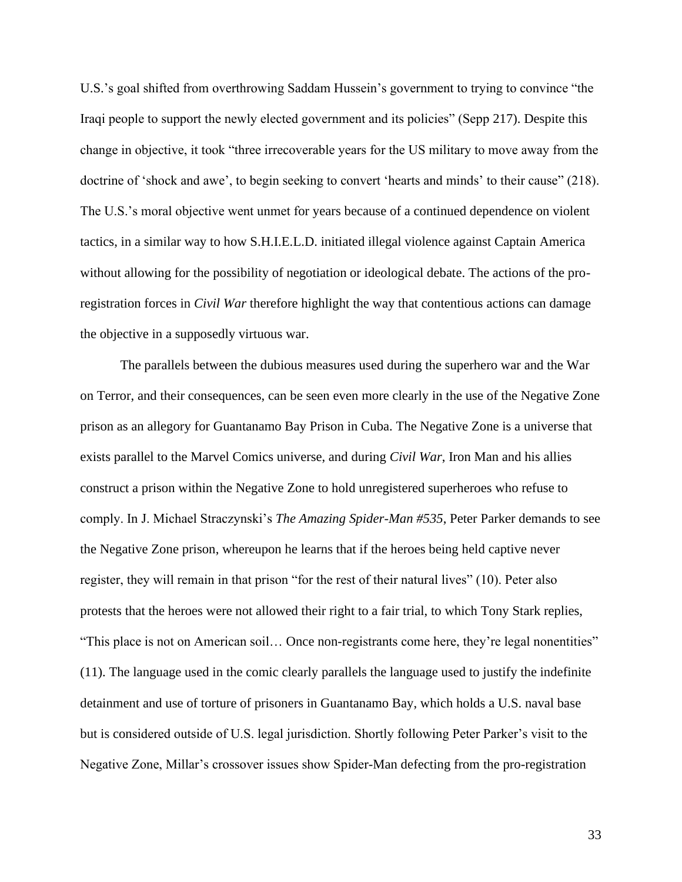U.S.'s goal shifted from overthrowing Saddam Hussein's government to trying to convince "the Iraqi people to support the newly elected government and its policies" (Sepp 217). Despite this change in objective, it took "three irrecoverable years for the US military to move away from the doctrine of 'shock and awe', to begin seeking to convert 'hearts and minds' to their cause" (218). The U.S.'s moral objective went unmet for years because of a continued dependence on violent tactics, in a similar way to how S.H.I.E.L.D. initiated illegal violence against Captain America without allowing for the possibility of negotiation or ideological debate. The actions of the pro-registration forces in *Civil War* therefore highlight the way that contentious actions can damage the objective in a supposedly virtuous war.

The parallels between the dubious measures used during the superhero war and the War on Terror, and their consequences, can be seen even more clearly in the use of the Negative Zone prison as an allegory for Guantanamo Bay Prison in Cuba. The Negative Zone is a universe that exists parallel to the Marvel Comics universe, and during *Civil War*, Iron Man and his allies construct a prison within the Negative Zone to hold unregistered superheroes who refuse to comply. In J. Michael Straczynski's *The Amazing Spider-Man #535*, Peter Parker demands to see the Negative Zone prison, whereupon he learns that if the heroes being held captive never register, they will remain in that prison "for the rest of their natural lives" (10). Peter also protests that the heroes were not allowed their right to a fair trial, to which Tony Stark replies, "This place is not on American soil… Once non-registrants come here, they're legal nonentities" (11). The language used in the comic clearly parallels the language used to justify the indefinite detainment and use of torture of prisoners in Guantanamo Bay, which holds a U.S. naval base but is considered outside of U.S. legal jurisdiction. Shortly following Peter Parker's visit to the Negative Zone, Millar's crossover issues show Spider-Man defecting from the pro-registration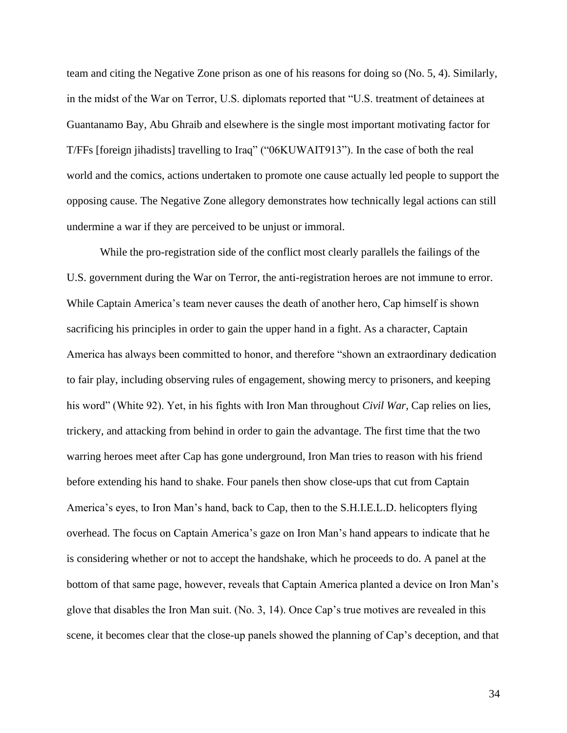team and citing the Negative Zone prison as one of his reasons for doing so (No. 5, 4). Similarly, in the midst of the War on Terror, U.S. diplomats reported that "U.S. treatment of detainees at Guantanamo Bay, Abu Ghraib and elsewhere is the single most important motivating factor for T/FFs [foreign jihadists] travelling to Iraq" ("06KUWAIT913"). In the case of both the real world and the comics, actions undertaken to promote one cause actually led people to support the opposing cause. The Negative Zone allegory demonstrates how technically legal actions can still undermine a war if they are perceived to be unjust or immoral.

While the pro-registration side of the conflict most clearly parallels the failings of the U.S. government during the War on Terror, the anti-registration heroes are not immune to error. While Captain America's team never causes the death of another hero, Cap himself is shown sacrificing his principles in order to gain the upper hand in a fight. As a character, Captain America has always been committed to honor, and therefore "shown an extraordinary dedication to fair play, including observing rules of engagement, showing mercy to prisoners, and keeping his word" (White 92). Yet, in his fights with Iron Man throughout *Civil War*, Cap relies on lies, trickery, and attacking from behind in order to gain the advantage. The first time that the two warring heroes meet after Cap has gone underground, Iron Man tries to reason with his friend before extending his hand to shake. Four panels then show close-ups that cut from Captain America's eyes, to Iron Man's hand, back to Cap, then to the S.H.I.E.L.D. helicopters flying overhead. The focus on Captain America's gaze on Iron Man's hand appears to indicate that he is considering whether or not to accept the handshake, which he proceeds to do. A panel at the bottom of that same page, however, reveals that Captain America planted a device on Iron Man's glove that disables the Iron Man suit. (No. 3, 14). Once Cap's true motives are revealed in this scene, it becomes clear that the close-up panels showed the planning of Cap's deception, and that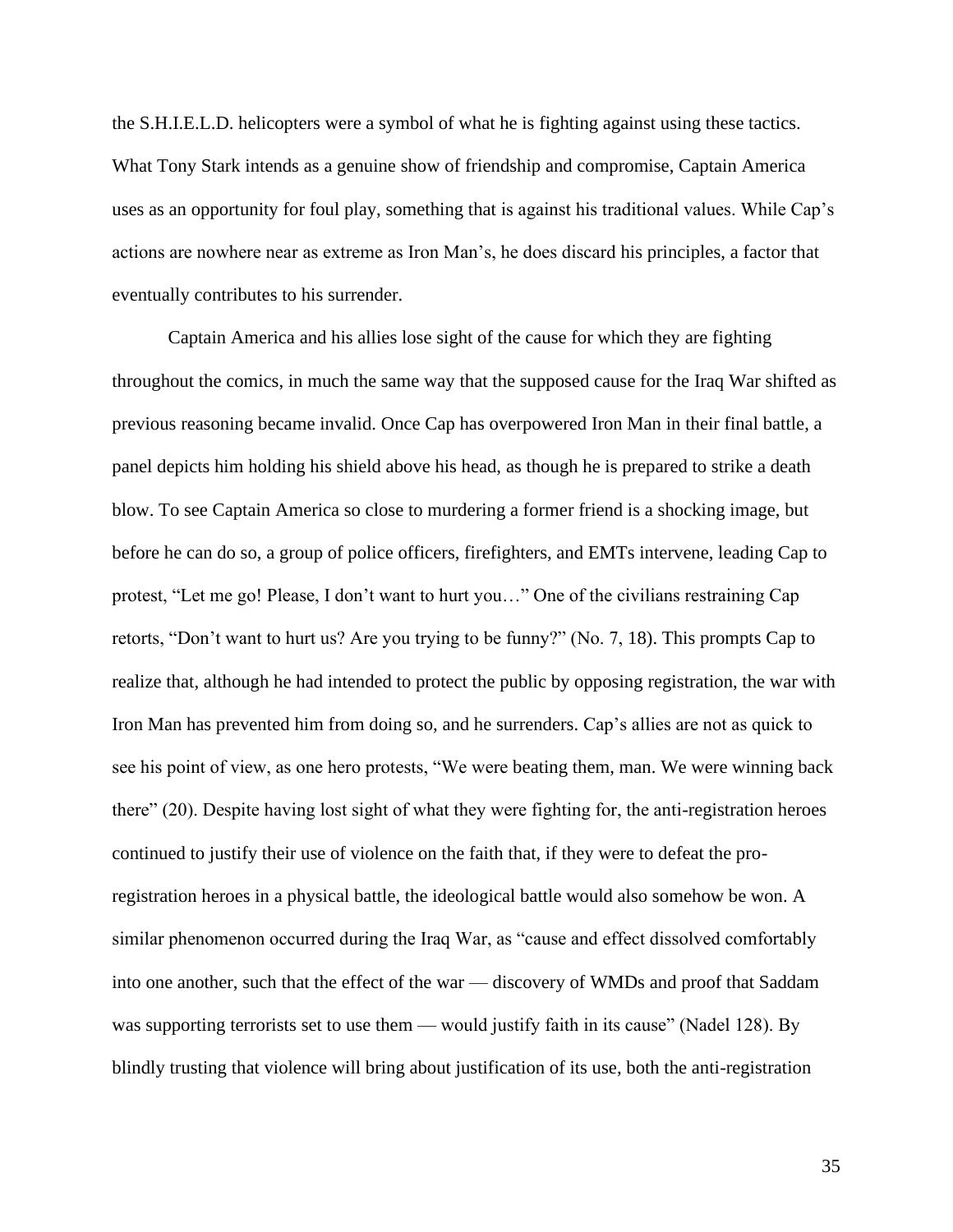the S.H.I.E.L.D. helicopters were a symbol of what he is fighting against using these tactics. What Tony Stark intends as a genuine show of friendship and compromise, Captain America uses as an opportunity for foul play, something that is against his traditional values. While Cap's actions are nowhere near as extreme as Iron Man's, he does discard his principles, a factor that eventually contributes to his surrender.

Captain America and his allies lose sight of the cause for which they are fighting throughout the comics, in much the same way that the supposed cause for the Iraq War shifted as previous reasoning became invalid. Once Cap has overpowered Iron Man in their final battle, a panel depicts him holding his shield above his head, as though he is prepared to strike a death blow. To see Captain America so close to murdering a former friend is a shocking image, but before he can do so, a group of police officers, firefighters, and EMTs intervene, leading Cap to protest, "Let me go! Please, I don't want to hurt you…" One of the civilians restraining Cap retorts, "Don't want to hurt us? Are you trying to be funny?" (No. 7, 18). This prompts Cap to realize that, although he had intended to protect the public by opposing registration, the war with Iron Man has prevented him from doing so, and he surrenders. Cap's allies are not as quick to see his point of view, as one hero protests, "We were beating them, man. We were winning back there" (20). Despite having lost sight of what they were fighting for, the anti-registration heroes continued to justify their use of violence on the faith that, if they were to defeat the pro-registration heroes in a physical battle, the ideological battle would also somehow be won. A similar phenomenon occurred during the Iraq War, as "cause and effect dissolved comfortably into one another, such that the effect of the war — discovery of WMDs and proof that Saddam was supporting terrorists set to use them — would justify faith in its cause" (Nadel 128). By blindly trusting that violence will bring about justification of its use, both the anti-registration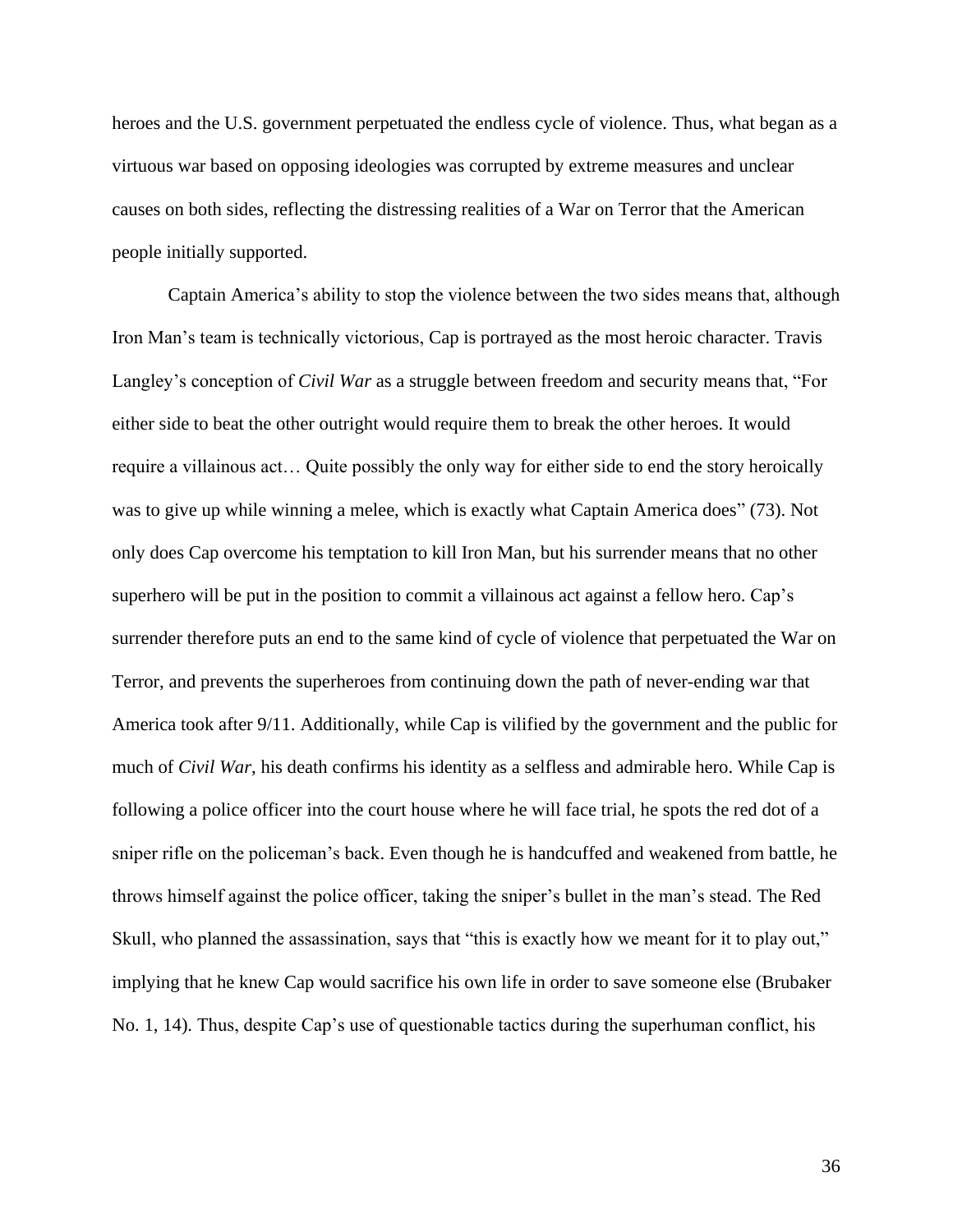heroes and the U.S. government perpetuated the endless cycle of violence. Thus, what began as a virtuous war based on opposing ideologies was corrupted by extreme measures and unclear causes on both sides, reflecting the distressing realities of a War on Terror that the American people initially supported.

Captain America's ability to stop the violence between the two sides means that, although Iron Man's team is technically victorious, Cap is portrayed as the most heroic character. Travis Langley's conception of *Civil War* as a struggle between freedom and security means that, "For either side to beat the other outright would require them to break the other heroes. It would require a villainous act… Quite possibly the only way for either side to end the story heroically was to give up while winning a melee, which is exactly what Captain America does" (73). Not only does Cap overcome his temptation to kill Iron Man, but his surrender means that no other superhero will be put in the position to commit a villainous act against a fellow hero. Cap's surrender therefore puts an end to the same kind of cycle of violence that perpetuated the War on Terror, and prevents the superheroes from continuing down the path of never-ending war that America took after 9/11. Additionally, while Cap is vilified by the government and the public for much of *Civil War*, his death confirms his identity as a selfless and admirable hero. While Cap is following a police officer into the court house where he will face trial, he spots the red dot of a sniper rifle on the policeman's back. Even though he is handcuffed and weakened from battle, he throws himself against the police officer, taking the sniper's bullet in the man's stead. The Red Skull, who planned the assassination, says that "this is exactly how we meant for it to play out," implying that he knew Cap would sacrifice his own life in order to save someone else (Brubaker No. 1, 14). Thus, despite Cap's use of questionable tactics during the superhuman conflict, his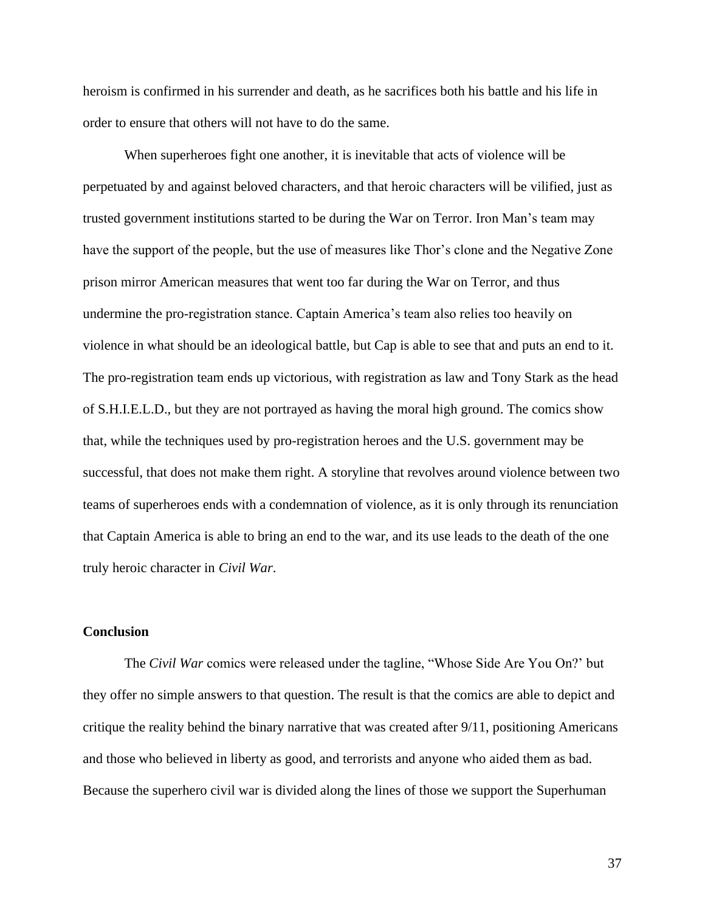heroism is confirmed in his surrender and death, as he sacrifices both his battle and his life in order to ensure that others will not have to do the same.

When superheroes fight one another, it is inevitable that acts of violence will be perpetuated by and against beloved characters, and that heroic characters will be vilified, just as trusted government institutions started to be during the War on Terror. Iron Man's team may have the support of the people, but the use of measures like Thor's clone and the Negative Zone prison mirror American measures that went too far during the War on Terror, and thus undermine the pro-registration stance. Captain America's team also relies too heavily on violence in what should be an ideological battle, but Cap is able to see that and puts an end to it. The pro-registration team ends up victorious, with registration as law and Tony Stark as the head of S.H.I.E.L.D., but they are not portrayed as having the moral high ground. The comics show that, while the techniques used by pro-registration heroes and the U.S. government may be successful, that does not make them right. A storyline that revolves around violence between two teams of superheroes ends with a condemnation of violence, as it is only through its renunciation that Captain America is able to bring an end to the war, and its use leads to the death of the one truly heroic character in *Civil War*.

## Conclusion

The *Civil War* comics were released under the tagline, "Whose Side Are You On?' but they offer no simple answers to that question. The result is that the comics are able to depict and critique the reality behind the binary narrative that was created after 9/11, positioning Americans and those who believed in liberty as good, and terrorists and anyone who aided them as bad. Because the superhero civil war is divided along the lines of those we support the Superhuman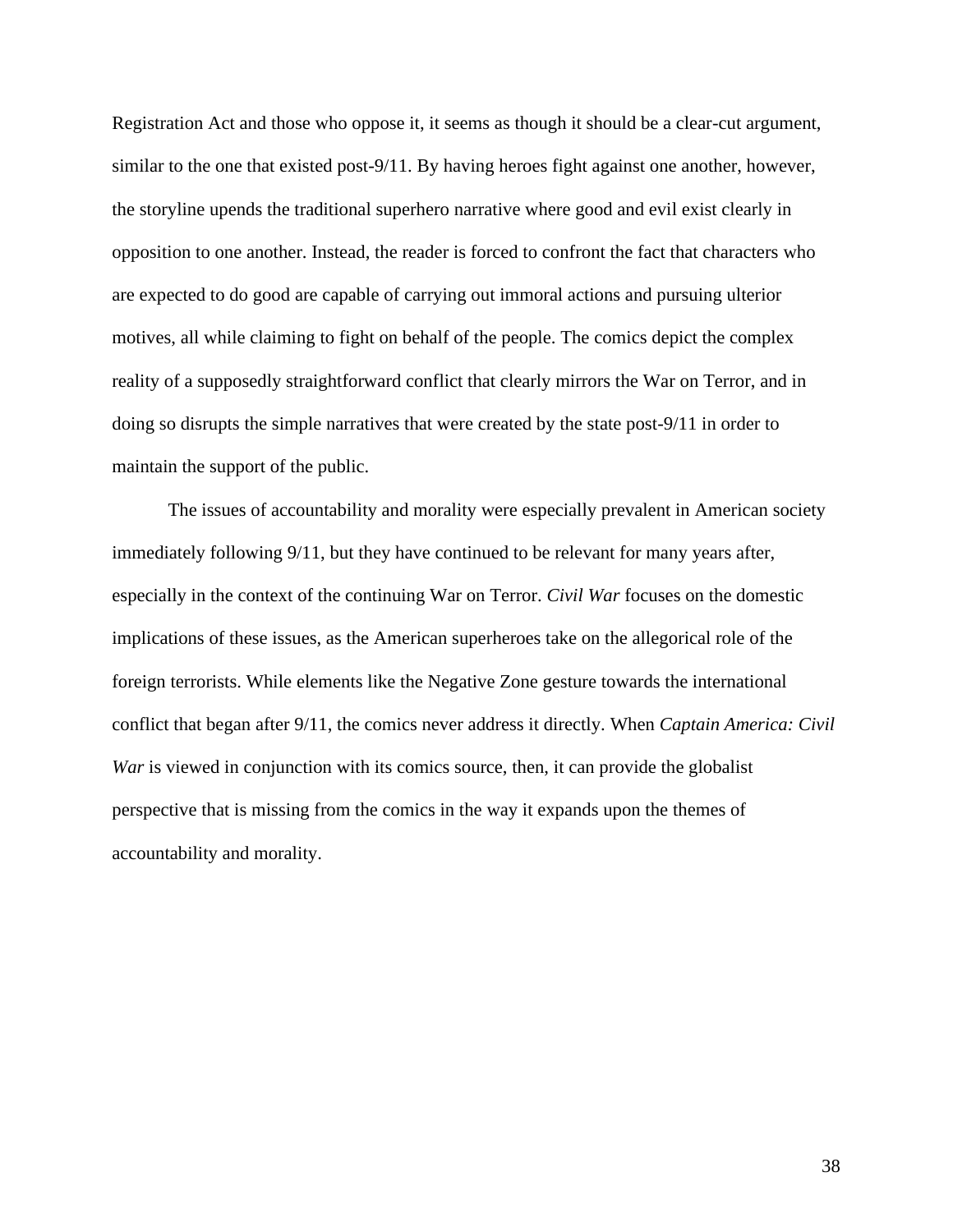Registration Act and those who oppose it, it seems as though it should be a clear-cut argument, similar to the one that existed post-9/11. By having heroes fight against one another, however, the storyline upends the traditional superhero narrative where good and evil exist clearly in opposition to one another. Instead, the reader is forced to confront the fact that characters who are expected to do good are capable of carrying out immoral actions and pursuing ulterior motives, all while claiming to fight on behalf of the people. The comics depict the complex reality of a supposedly straightforward conflict that clearly mirrors the War on Terror, and in doing so disrupts the simple narratives that were created by the state post-9/11 in order to maintain the support of the public.

The issues of accountability and morality were especially prevalent in American society immediately following 9/11, but they have continued to be relevant for many years after, especially in the context of the continuing War on Terror. *Civil War* focuses on the domestic implications of these issues, as the American superheroes take on the allegorical role of the foreign terrorists. While elements like the Negative Zone gesture towards the international conflict that began after 9/11, the comics never address it directly. When *Captain America: Civil War* is viewed in conjunction with its comics source, then, it can provide the globalist perspective that is missing from the comics in the way it expands upon the themes of accountability and morality.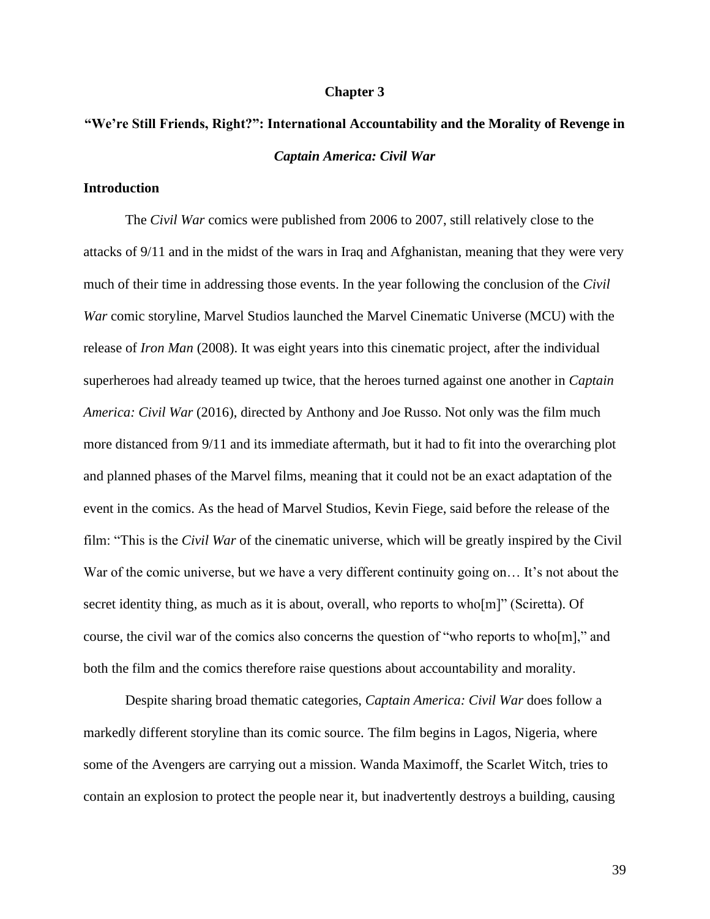# Chapter 3

## "We're Still Friends, Right?": International Accountability and the Morality of Revenge in *Captain America: Civil War*

### Introduction

The *Civil War* comics were published from 2006 to 2007, still relatively close to the attacks of 9/11 and in the midst of the wars in Iraq and Afghanistan, meaning that they were very much of their time in addressing those events. In the year following the conclusion of the *Civil War* comic storyline, Marvel Studios launched the Marvel Cinematic Universe (MCU) with the release of *Iron Man* (2008). It was eight years into this cinematic project, after the individual superheroes had already teamed up twice, that the heroes turned against one another in *Captain America: Civil War* (2016), directed by Anthony and Joe Russo. Not only was the film much more distanced from 9/11 and its immediate aftermath, but it had to fit into the overarching plot and planned phases of the Marvel films, meaning that it could not be an exact adaptation of the event in the comics. As the head of Marvel Studios, Kevin Fiege, said before the release of the film: "This is the *Civil War* of the cinematic universe, which will be greatly inspired by the Civil War of the comic universe, but we have a very different continuity going on… It's not about the secret identity thing, as much as it is about, overall, who reports to who[m]" (Sciretta). Of course, the civil war of the comics also concerns the question of "who reports to who[m]," and both the film and the comics therefore raise questions about accountability and morality.

Despite sharing broad thematic categories, *Captain America: Civil War* does follow a markedly different storyline than its comic source. The film begins in Lagos, Nigeria, where some of the Avengers are carrying out a mission. Wanda Maximoff, the Scarlet Witch, tries to contain an explosion to protect the people near it, but inadvertently destroys a building, causing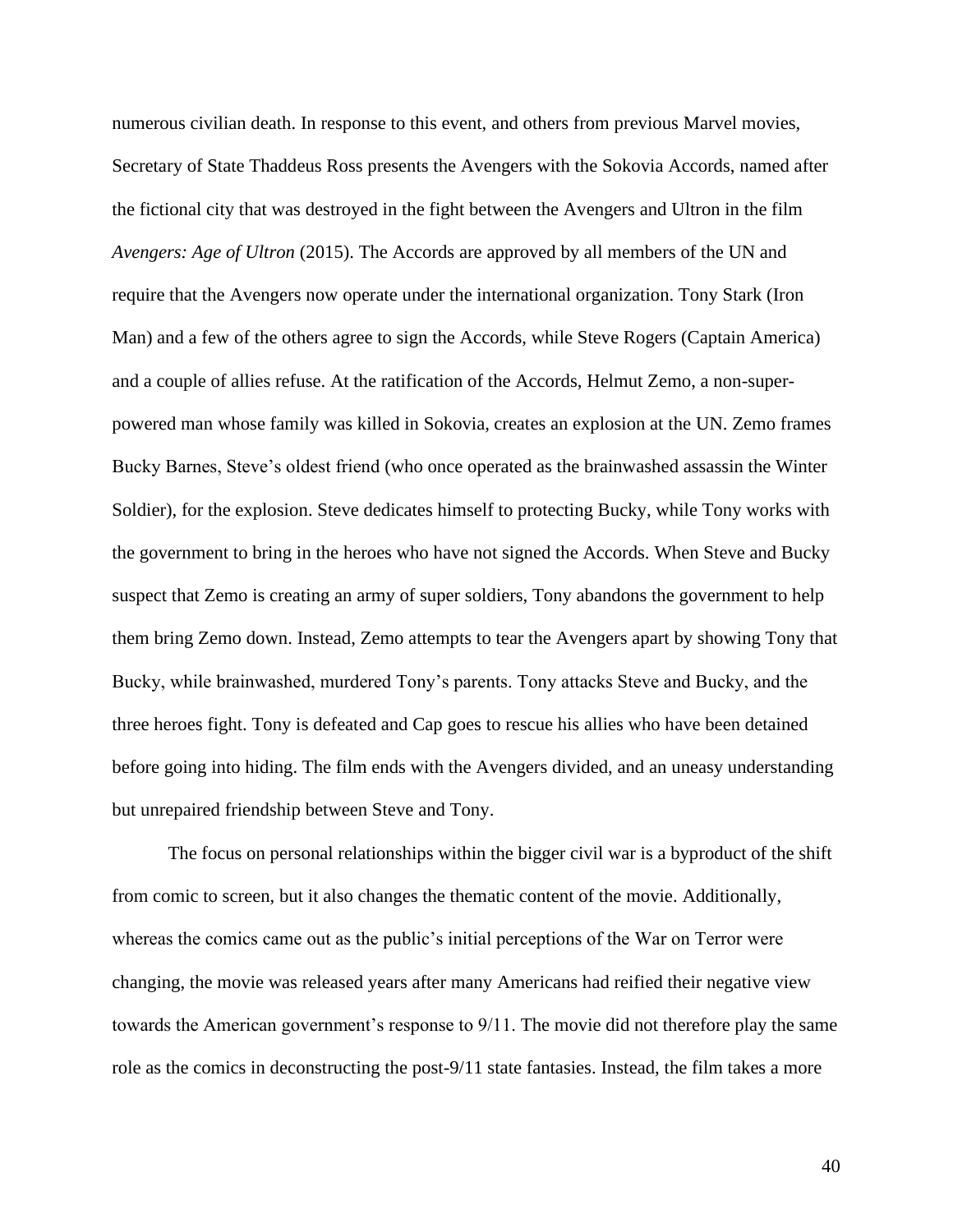numerous civilian death. In response to this event, and others from previous Marvel movies, Secretary of State Thaddeus Ross presents the Avengers with the Sokovia Accords, named after the fictional city that was destroyed in the fight between the Avengers and Ultron in the film *Avengers: Age of Ultron* (2015). The Accords are approved by all members of the UN and require that the Avengers now operate under the international organization. Tony Stark (Iron Man) and a few of the others agree to sign the Accords, while Steve Rogers (Captain America) and a couple of allies refuse. At the ratification of the Accords, Helmut Zemo, a non-super-powered man whose family was killed in Sokovia, creates an explosion at the UN. Zemo frames Bucky Barnes, Steve's oldest friend (who once operated as the brainwashed assassin the Winter Soldier), for the explosion. Steve dedicates himself to protecting Bucky, while Tony works with the government to bring in the heroes who have not signed the Accords. When Steve and Bucky suspect that Zemo is creating an army of super soldiers, Tony abandons the government to help them bring Zemo down. Instead, Zemo attempts to tear the Avengers apart by showing Tony that Bucky, while brainwashed, murdered Tony's parents. Tony attacks Steve and Bucky, and the three heroes fight. Tony is defeated and Cap goes to rescue his allies who have been detained before going into hiding. The film ends with the Avengers divided, and an uneasy understanding but unrepaired friendship between Steve and Tony.

The focus on personal relationships within the bigger civil war is a byproduct of the shift from comic to screen, but it also changes the thematic content of the movie. Additionally, whereas the comics came out as the public's initial perceptions of the War on Terror were changing, the movie was released years after many Americans had reified their negative view towards the American government's response to 9/11. The movie did not therefore play the same role as the comics in deconstructing the post-9/11 state fantasies. Instead, the film takes a more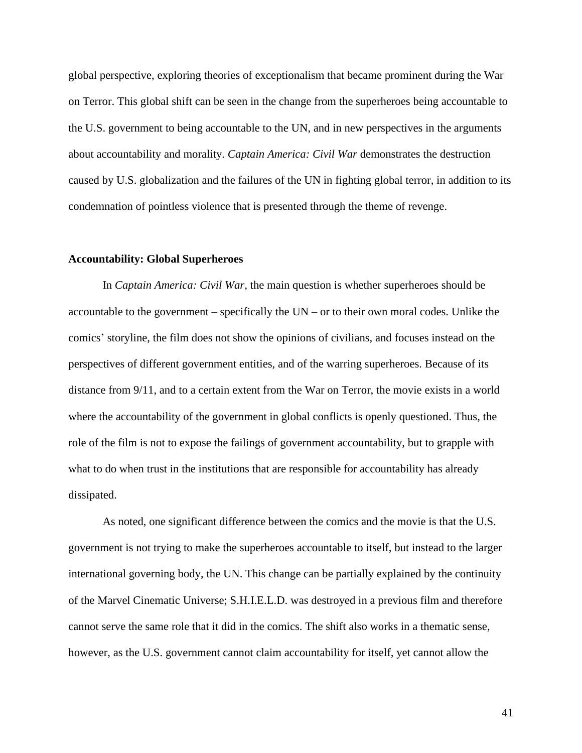global perspective, exploring theories of exceptionalism that became prominent during the War on Terror. This global shift can be seen in the change from the superheroes being accountable to the U.S. government to being accountable to the UN, and in new perspectives in the arguments about accountability and morality. *Captain America: Civil War* demonstrates the destruction caused by U.S. globalization and the failures of the UN in fighting global terror, in addition to its condemnation of pointless violence that is presented through the theme of revenge.

**Accountability: Global Superheroes**

In *Captain America: Civil War*, the main question is whether superheroes should be accountable to the government – specifically the UN – or to their own moral codes. Unlike the comics' storyline, the film does not show the opinions of civilians, and focuses instead on the perspectives of different government entities, and of the warring superheroes. Because of its distance from 9/11, and to a certain extent from the War on Terror, the movie exists in a world where the accountability of the government in global conflicts is openly questioned. Thus, the role of the film is not to expose the failings of government accountability, but to grapple with what to do when trust in the institutions that are responsible for accountability has already dissipated.

As noted, one significant difference between the comics and the movie is that the U.S. government is not trying to make the superheroes accountable to itself, but instead to the larger international governing body, the UN. This change can be partially explained by the continuity of the Marvel Cinematic Universe; S.H.I.E.L.D. was destroyed in a previous film and therefore cannot serve the same role that it did in the comics. The shift also works in a thematic sense, however, as the U.S. government cannot claim accountability for itself, yet cannot allow the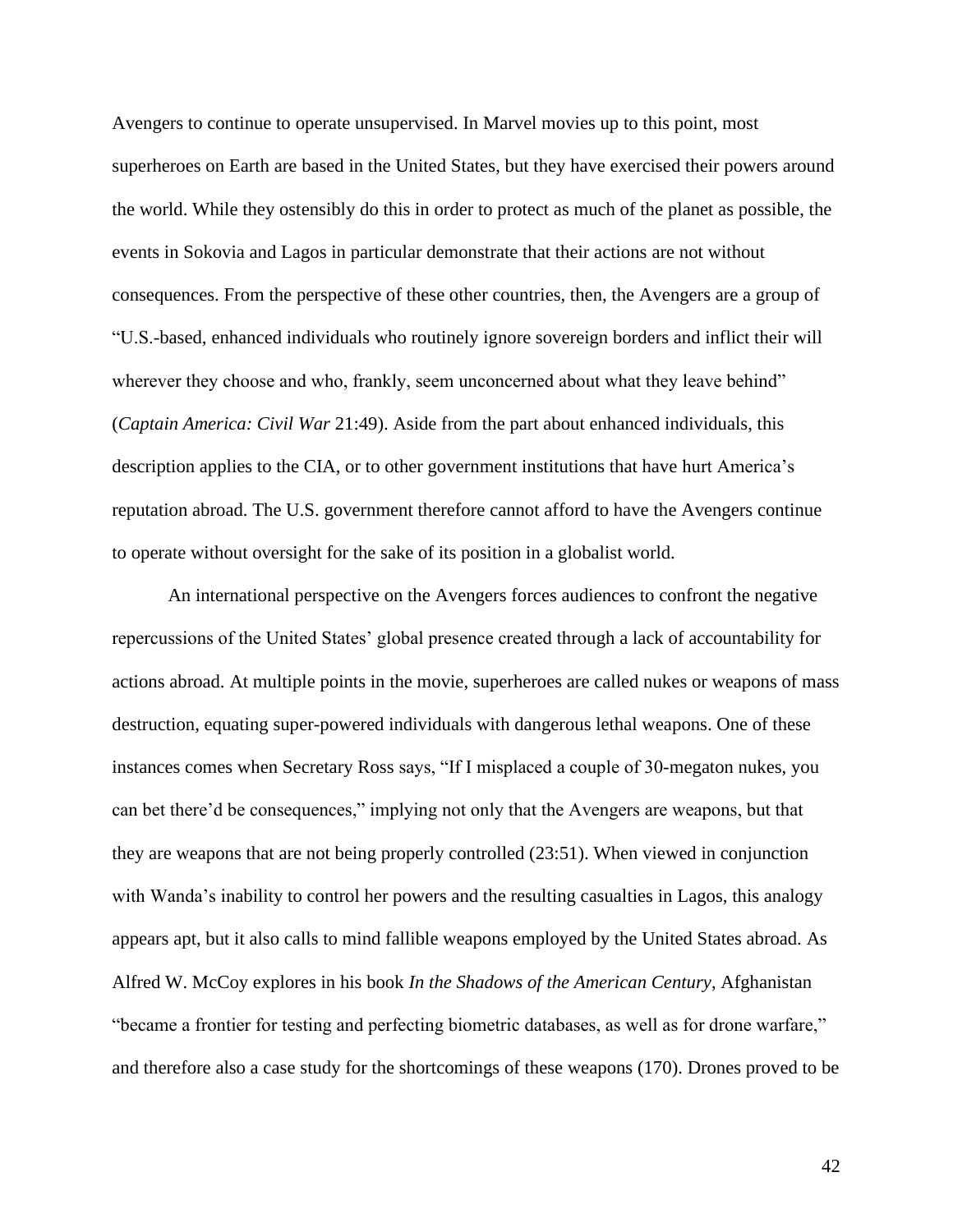Avengers to continue to operate unsupervised. In Marvel movies up to this point, most superheroes on Earth are based in the United States, but they have exercised their powers around the world. While they ostensibly do this in order to protect as much of the planet as possible, the events in Sokovia and Lagos in particular demonstrate that their actions are not without consequences. From the perspective of these other countries, then, the Avengers are a group of "U.S.-based, enhanced individuals who routinely ignore sovereign borders and inflict their will wherever they choose and who, frankly, seem unconcerned about what they leave behind" (*Captain America: Civil War* 21:49). Aside from the part about enhanced individuals, this description applies to the CIA, or to other government institutions that have hurt America's reputation abroad. The U.S. government therefore cannot afford to have the Avengers continue to operate without oversight for the sake of its position in a globalist world.

An international perspective on the Avengers forces audiences to confront the negative repercussions of the United States' global presence created through a lack of accountability for actions abroad. At multiple points in the movie, superheroes are called nukes or weapons of mass destruction, equating super-powered individuals with dangerous lethal weapons. One of these instances comes when Secretary Ross says, "If I misplaced a couple of 30-megaton nukes, you can bet there'd be consequences," implying not only that the Avengers are weapons, but that they are weapons that are not being properly controlled (23:51). When viewed in conjunction with Wanda's inability to control her powers and the resulting casualties in Lagos, this analogy appears apt, but it also calls to mind fallible weapons employed by the United States abroad. As Alfred W. McCoy explores in his book *In the Shadows of the American Century*, Afghanistan "became a frontier for testing and perfecting biometric databases, as well as for drone warfare," and therefore also a case study for the shortcomings of these weapons (170). Drones proved to be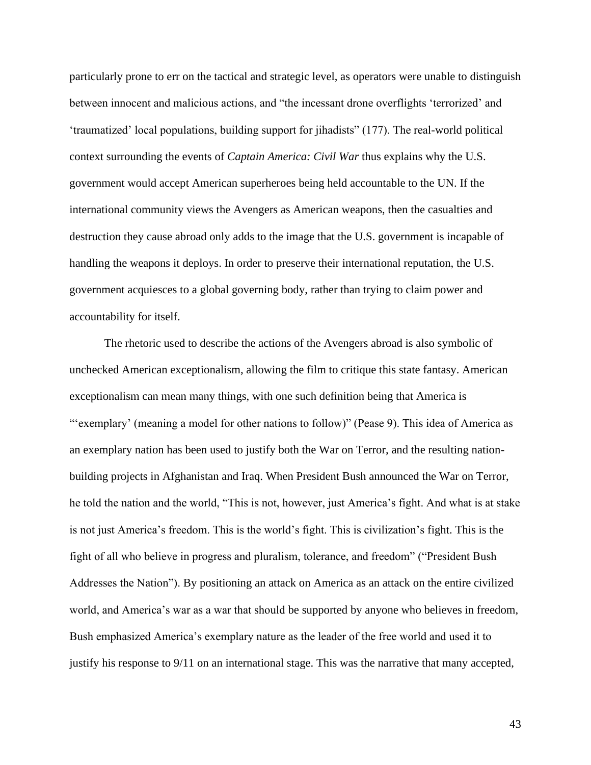particularly prone to err on the tactical and strategic level, as operators were unable to distinguish between innocent and malicious actions, and "the incessant drone overflights 'terrorized' and 'traumatized' local populations, building support for jihadists" (177). The real-world political context surrounding the events of *Captain America: Civil War* thus explains why the U.S. government would accept American superheroes being held accountable to the UN. If the international community views the Avengers as American weapons, then the casualties and destruction they cause abroad only adds to the image that the U.S. government is incapable of handling the weapons it deploys. In order to preserve their international reputation, the U.S. government acquiesces to a global governing body, rather than trying to claim power and accountability for itself.

The rhetoric used to describe the actions of the Avengers abroad is also symbolic of unchecked American exceptionalism, allowing the film to critique this state fantasy. American exceptionalism can mean many things, with one such definition being that America is "'exemplary' (meaning a model for other nations to follow)" (Pease 9). This idea of America as an exemplary nation has been used to justify both the War on Terror, and the resulting nation-building projects in Afghanistan and Iraq. When President Bush announced the War on Terror, he told the nation and the world, "This is not, however, just America's fight. And what is at stake is not just America's freedom. This is the world's fight. This is civilization's fight. This is the fight of all who believe in progress and pluralism, tolerance, and freedom" ("President Bush Addresses the Nation"). By positioning an attack on America as an attack on the entire civilized world, and America's war as a war that should be supported by anyone who believes in freedom, Bush emphasized America's exemplary nature as the leader of the free world and used it to justify his response to 9/11 on an international stage. This was the narrative that many accepted,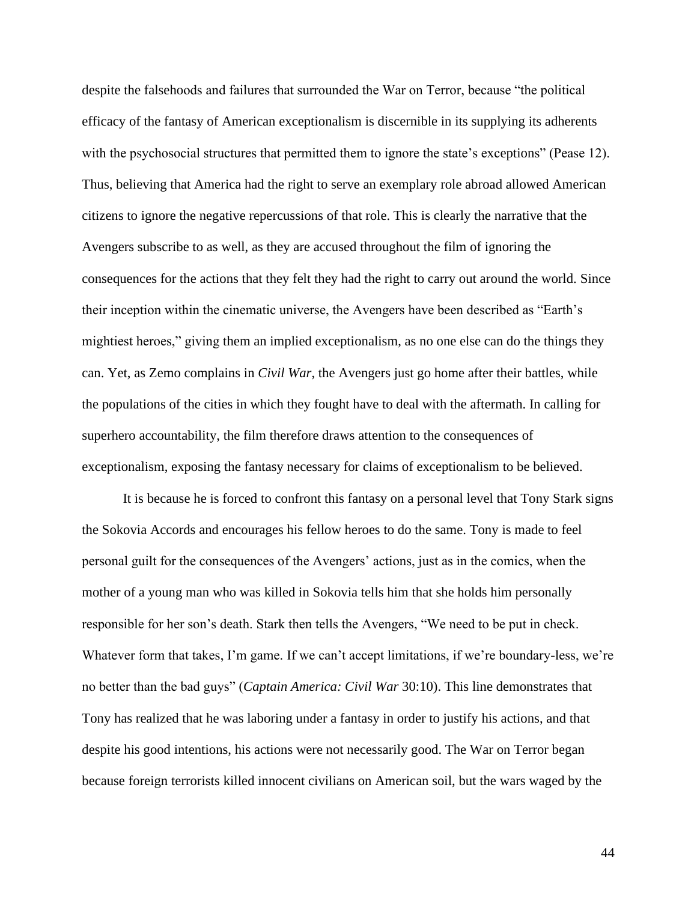despite the falsehoods and failures that surrounded the War on Terror, because "the political efficacy of the fantasy of American exceptionalism is discernible in its supplying its adherents with the psychosocial structures that permitted them to ignore the state's exceptions" (Pease 12). Thus, believing that America had the right to serve an exemplary role abroad allowed American citizens to ignore the negative repercussions of that role. This is clearly the narrative that the Avengers subscribe to as well, as they are accused throughout the film of ignoring the consequences for the actions that they felt they had the right to carry out around the world. Since their inception within the cinematic universe, the Avengers have been described as "Earth's mightiest heroes," giving them an implied exceptionalism, as no one else can do the things they can. Yet, as Zemo complains in *Civil War*, the Avengers just go home after their battles, while the populations of the cities in which they fought have to deal with the aftermath. In calling for superhero accountability, the film therefore draws attention to the consequences of exceptionalism, exposing the fantasy necessary for claims of exceptionalism to be believed.

It is because he is forced to confront this fantasy on a personal level that Tony Stark signs the Sokovia Accords and encourages his fellow heroes to do the same. Tony is made to feel personal guilt for the consequences of the Avengers' actions, just as in the comics, when the mother of a young man who was killed in Sokovia tells him that she holds him personally responsible for her son's death. Stark then tells the Avengers, "We need to be put in check. Whatever form that takes, I'm game. If we can't accept limitations, if we're boundary-less, we're no better than the bad guys" (*Captain America: Civil War* 30:10). This line demonstrates that Tony has realized that he was laboring under a fantasy in order to justify his actions, and that despite his good intentions, his actions were not necessarily good. The War on Terror began because foreign terrorists killed innocent civilians on American soil, but the wars waged by the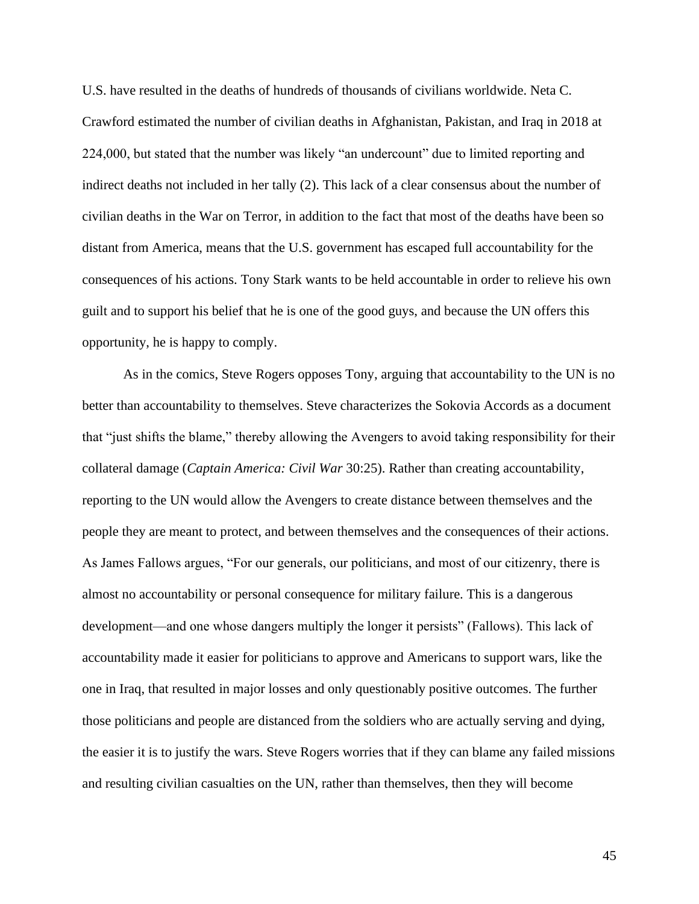U.S. have resulted in the deaths of hundreds of thousands of civilians worldwide. Neta C. Crawford estimated the number of civilian deaths in Afghanistan, Pakistan, and Iraq in 2018 at 224,000, but stated that the number was likely "an undercount" due to limited reporting and indirect deaths not included in her tally (2). This lack of a clear consensus about the number of civilian deaths in the War on Terror, in addition to the fact that most of the deaths have been so distant from America, means that the U.S. government has escaped full accountability for the consequences of his actions. Tony Stark wants to be held accountable in order to relieve his own guilt and to support his belief that he is one of the good guys, and because the UN offers this opportunity, he is happy to comply.

As in the comics, Steve Rogers opposes Tony, arguing that accountability to the UN is no better than accountability to themselves. Steve characterizes the Sokovia Accords as a document that "just shifts the blame," thereby allowing the Avengers to avoid taking responsibility for their collateral damage (*Captain America: Civil War* 30:25). Rather than creating accountability, reporting to the UN would allow the Avengers to create distance between themselves and the people they are meant to protect, and between themselves and the consequences of their actions. As James Fallows argues, "For our generals, our politicians, and most of our citizenry, there is almost no accountability or personal consequence for military failure. This is a dangerous development—and one whose dangers multiply the longer it persists" (Fallows). This lack of accountability made it easier for politicians to approve and Americans to support wars, like the one in Iraq, that resulted in major losses and only questionably positive outcomes. The further those politicians and people are distanced from the soldiers who are actually serving and dying, the easier it is to justify the wars. Steve Rogers worries that if they can blame any failed missions and resulting civilian casualties on the UN, rather than themselves, then they will become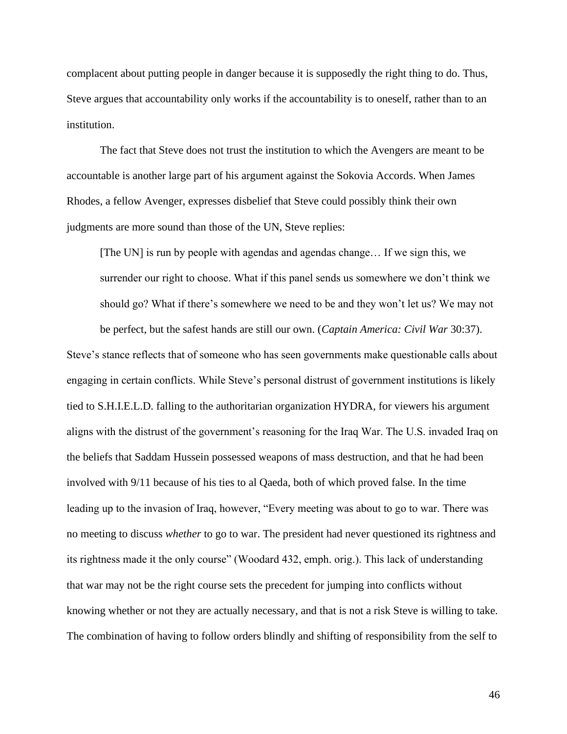complacent about putting people in danger because it is supposedly the right thing to do. Thus, Steve argues that accountability only works if the accountability is to oneself, rather than to an institution.

The fact that Steve does not trust the institution to which the Avengers are meant to be accountable is another large part of his argument against the Sokovia Accords. When James Rhodes, a fellow Avenger, expresses disbelief that Steve could possibly think their own judgments are more sound than those of the UN, Steve replies:

> [The UN] is run by people with agendas and agendas change… If we sign this, we surrender our right to choose. What if this panel sends us somewhere we don't think we should go? What if there's somewhere we need to be and they won't let us? We may not be perfect, but the safest hands are still our own. (*Captain America: Civil War* 30:37).

Steve's stance reflects that of someone who has seen governments make questionable calls about engaging in certain conflicts. While Steve's personal distrust of government institutions is likely tied to S.H.I.E.L.D. falling to the authoritarian organization HYDRA, for viewers his argument aligns with the distrust of the government's reasoning for the Iraq War. The U.S. invaded Iraq on the beliefs that Saddam Hussein possessed weapons of mass destruction, and that he had been involved with 9/11 because of his ties to al Qaeda, both of which proved false. In the time leading up to the invasion of Iraq, however, "Every meeting was about to go to war. There was no meeting to discuss *whether* to go to war. The president had never questioned its rightness and its rightness made it the only course" (Woodard 432, emph. orig.). This lack of understanding that war may not be the right course sets the precedent for jumping into conflicts without knowing whether or not they are actually necessary, and that is not a risk Steve is willing to take. The combination of having to follow orders blindly and shifting of responsibility from the self to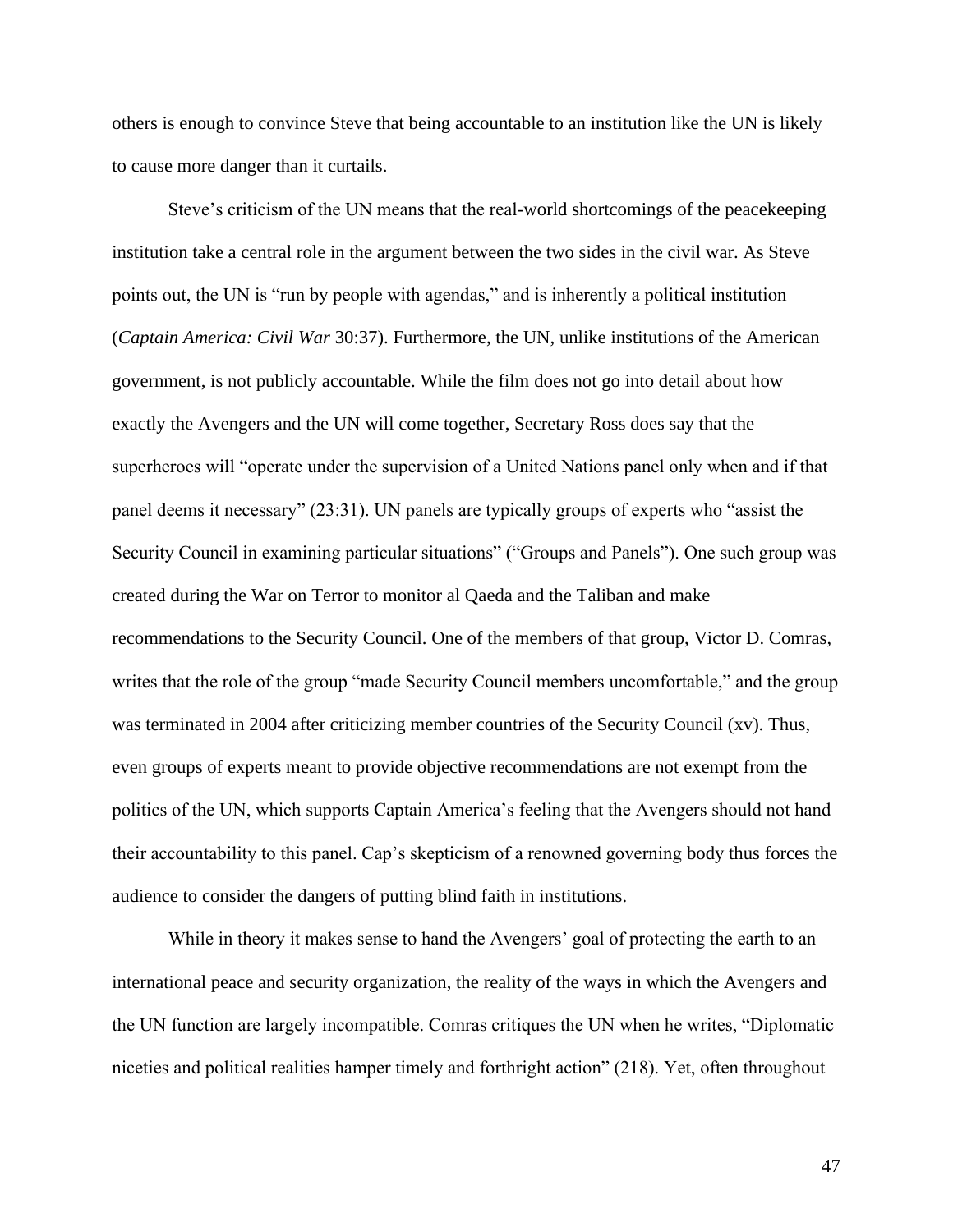others is enough to convince Steve that being accountable to an institution like the UN is likely to cause more danger than it curtails.

Steve's criticism of the UN means that the real-world shortcomings of the peacekeeping institution take a central role in the argument between the two sides in the civil war. As Steve points out, the UN is "run by people with agendas," and is inherently a political institution (*Captain America: Civil War* 30:37). Furthermore, the UN, unlike institutions of the American government, is not publicly accountable. While the film does not go into detail about how exactly the Avengers and the UN will come together, Secretary Ross does say that the superheroes will "operate under the supervision of a United Nations panel only when and if that panel deems it necessary" (23:31). UN panels are typically groups of experts who "assist the Security Council in examining particular situations" ("Groups and Panels"). One such group was created during the War on Terror to monitor al Qaeda and the Taliban and make recommendations to the Security Council. One of the members of that group, Victor D. Comras, writes that the role of the group "made Security Council members uncomfortable," and the group was terminated in 2004 after criticizing member countries of the Security Council (xv). Thus, even groups of experts meant to provide objective recommendations are not exempt from the politics of the UN, which supports Captain America's feeling that the Avengers should not hand their accountability to this panel. Cap's skepticism of a renowned governing body thus forces the audience to consider the dangers of putting blind faith in institutions.

While in theory it makes sense to hand the Avengers' goal of protecting the earth to an international peace and security organization, the reality of the ways in which the Avengers and the UN function are largely incompatible. Comras critiques the UN when he writes, "Diplomatic niceties and political realities hamper timely and forthright action" (218). Yet, often throughout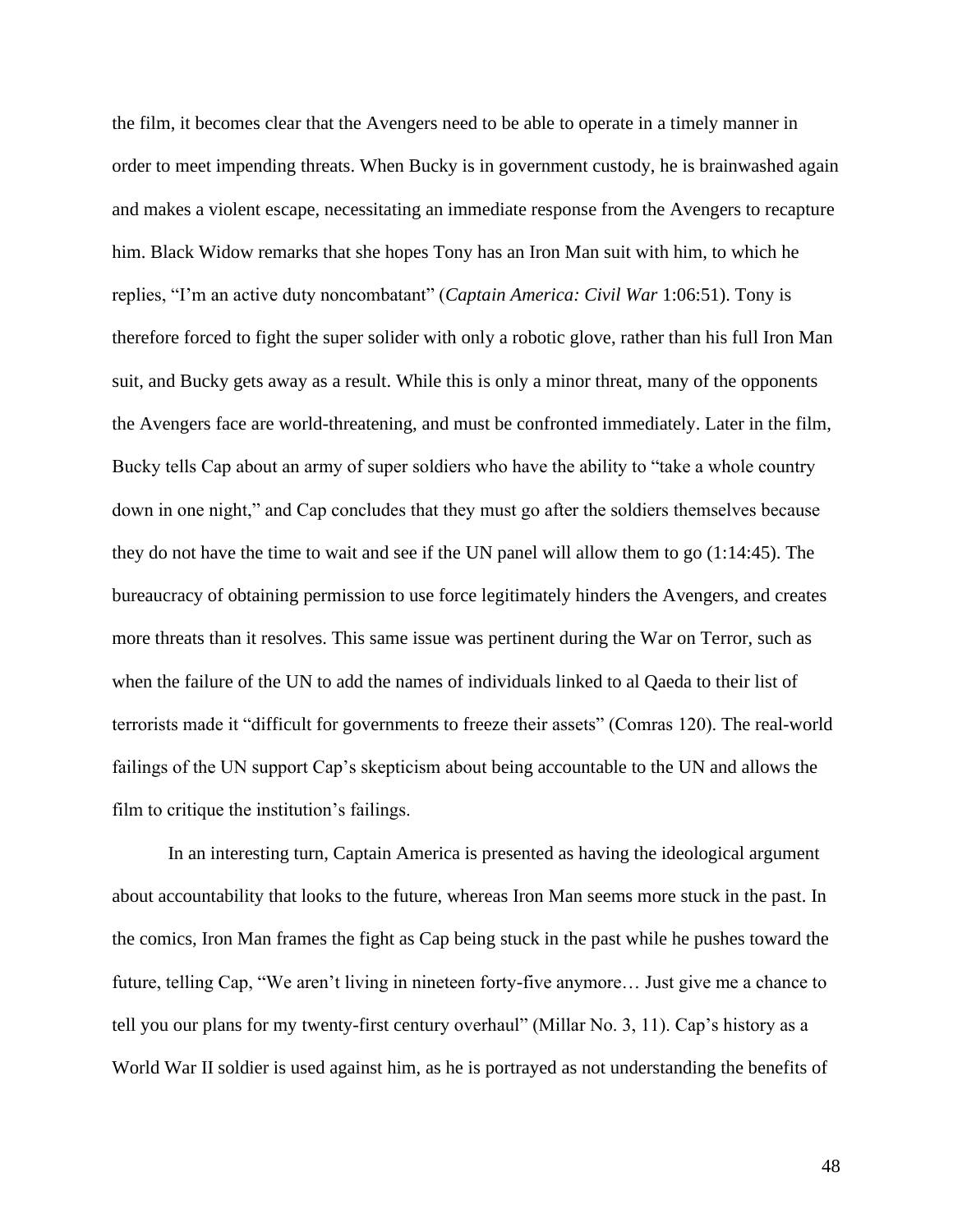the film, it becomes clear that the Avengers need to be able to operate in a timely manner in order to meet impending threats. When Bucky is in government custody, he is brainwashed again and makes a violent escape, necessitating an immediate response from the Avengers to recapture him. Black Widow remarks that she hopes Tony has an Iron Man suit with him, to which he replies, "I'm an active duty noncombatant" (*Captain America: Civil War* 1:06:51). Tony is therefore forced to fight the super solider with only a robotic glove, rather than his full Iron Man suit, and Bucky gets away as a result. While this is only a minor threat, many of the opponents the Avengers face are world-threatening, and must be confronted immediately. Later in the film, Bucky tells Cap about an army of super soldiers who have the ability to "take a whole country down in one night," and Cap concludes that they must go after the soldiers themselves because they do not have the time to wait and see if the UN panel will allow them to go (1:14:45). The bureaucracy of obtaining permission to use force legitimately hinders the Avengers, and creates more threats than it resolves. This same issue was pertinent during the War on Terror, such as when the failure of the UN to add the names of individuals linked to al Qaeda to their list of terrorists made it "difficult for governments to freeze their assets" (Comras 120). The real-world failings of the UN support Cap's skepticism about being accountable to the UN and allows the film to critique the institution's failings.

In an interesting turn, Captain America is presented as having the ideological argument about accountability that looks to the future, whereas Iron Man seems more stuck in the past. In the comics, Iron Man frames the fight as Cap being stuck in the past while he pushes toward the future, telling Cap, "We aren't living in nineteen forty-five anymore… Just give me a chance to tell you our plans for my twenty-first century overhaul" (Millar No. 3, 11). Cap's history as a World War II soldier is used against him, as he is portrayed as not understanding the benefits of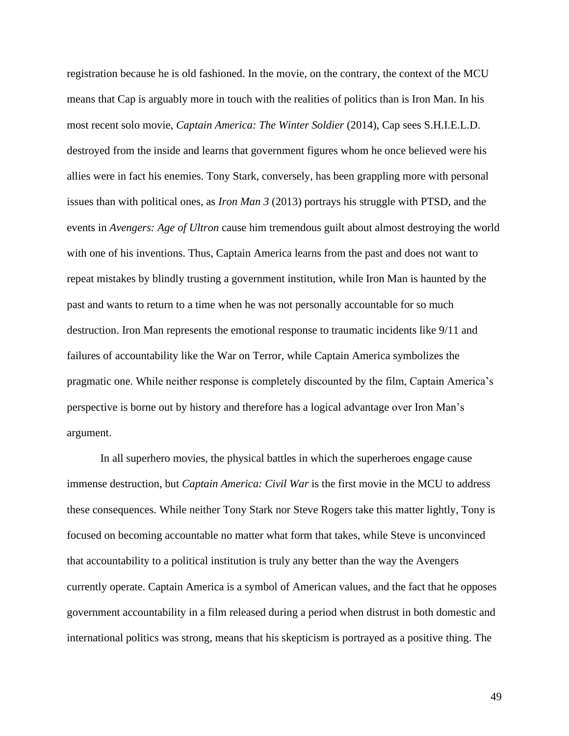registration because he is old fashioned. In the movie, on the contrary, the context of the MCU means that Cap is arguably more in touch with the realities of politics than is Iron Man. In his most recent solo movie, *Captain America: The Winter Soldier* (2014), Cap sees S.H.I.E.L.D. destroyed from the inside and learns that government figures whom he once believed were his allies were in fact his enemies. Tony Stark, conversely, has been grappling more with personal issues than with political ones, as *Iron Man 3* (2013) portrays his struggle with PTSD, and the events in *Avengers: Age of Ultron* cause him tremendous guilt about almost destroying the world with one of his inventions. Thus, Captain America learns from the past and does not want to repeat mistakes by blindly trusting a government institution, while Iron Man is haunted by the past and wants to return to a time when he was not personally accountable for so much destruction. Iron Man represents the emotional response to traumatic incidents like 9/11 and failures of accountability like the War on Terror, while Captain America symbolizes the pragmatic one. While neither response is completely discounted by the film, Captain America's perspective is borne out by history and therefore has a logical advantage over Iron Man's argument.

In all superhero movies, the physical battles in which the superheroes engage cause immense destruction, but *Captain America: Civil War* is the first movie in the MCU to address these consequences. While neither Tony Stark nor Steve Rogers take this matter lightly, Tony is focused on becoming accountable no matter what form that takes, while Steve is unconvinced that accountability to a political institution is truly any better than the way the Avengers currently operate. Captain America is a symbol of American values, and the fact that he opposes government accountability in a film released during a period when distrust in both domestic and international politics was strong, means that his skepticism is portrayed as a positive thing. The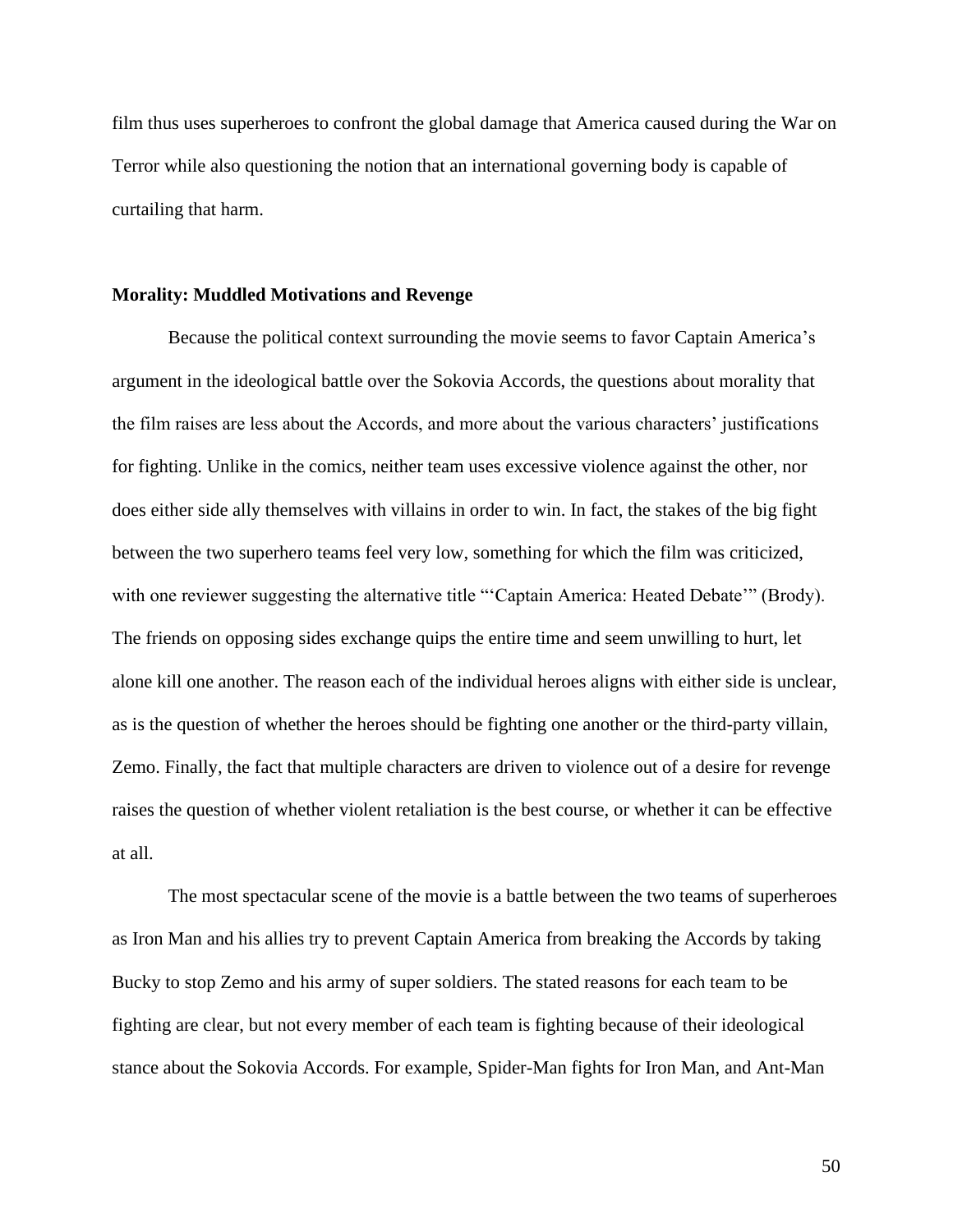film thus uses superheroes to confront the global damage that America caused during the War on Terror while also questioning the notion that an international governing body is capable of curtailing that harm.

### Morality: Muddled Motivations and Revenge

Because the political context surrounding the movie seems to favor Captain America's argument in the ideological battle over the Sokovia Accords, the questions about morality that the film raises are less about the Accords, and more about the various characters' justifications for fighting. Unlike in the comics, neither team uses excessive violence against the other, nor does either side ally themselves with villains in order to win. In fact, the stakes of the big fight between the two superhero teams feel very low, something for which the film was criticized, with one reviewer suggesting the alternative title "'Captain America: Heated Debate'" (Brody). The friends on opposing sides exchange quips the entire time and seem unwilling to hurt, let alone kill one another. The reason each of the individual heroes aligns with either side is unclear, as is the question of whether the heroes should be fighting one another or the third-party villain, Zemo. Finally, the fact that multiple characters are driven to violence out of a desire for revenge raises the question of whether violent retaliation is the best course, or whether it can be effective at all.

The most spectacular scene of the movie is a battle between the two teams of superheroes as Iron Man and his allies try to prevent Captain America from breaking the Accords by taking Bucky to stop Zemo and his army of super soldiers. The stated reasons for each team to be fighting are clear, but not every member of each team is fighting because of their ideological stance about the Sokovia Accords. For example, Spider-Man fights for Iron Man, and Ant-Man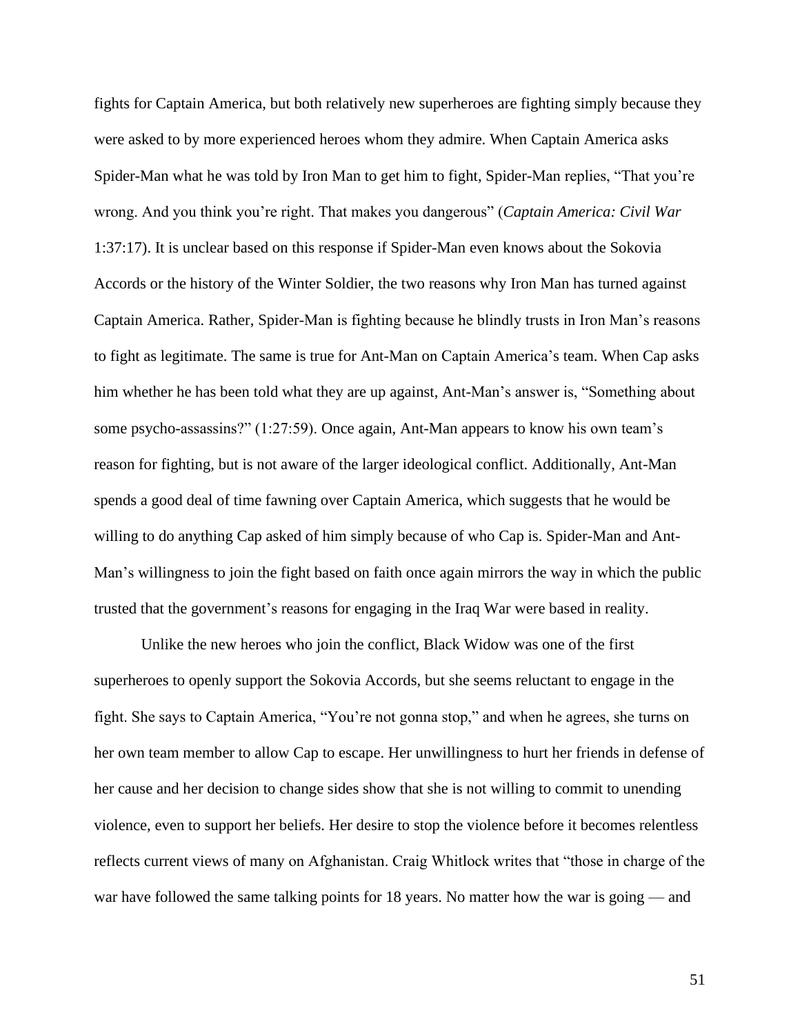fights for Captain America, but both relatively new superheroes are fighting simply because they were asked to by more experienced heroes whom they admire. When Captain America asks Spider-Man what he was told by Iron Man to get him to fight, Spider-Man replies, “That you’re wrong. And you think you’re right. That makes you dangerous” (*Captain America: Civil War* 1:37:17). It is unclear based on this response if Spider-Man even knows about the Sokovia Accords or the history of the Winter Soldier, the two reasons why Iron Man has turned against Captain America. Rather, Spider-Man is fighting because he blindly trusts in Iron Man’s reasons to fight as legitimate. The same is true for Ant-Man on Captain America’s team. When Cap asks him whether he has been told what they are up against, Ant-Man’s answer is, “Something about some psycho-assassins?” (1:27:59). Once again, Ant-Man appears to know his own team’s reason for fighting, but is not aware of the larger ideological conflict. Additionally, Ant-Man spends a good deal of time fawning over Captain America, which suggests that he would be willing to do anything Cap asked of him simply because of who Cap is. Spider-Man and Ant-Man’s willingness to join the fight based on faith once again mirrors the way in which the public trusted that the government’s reasons for engaging in the Iraq War were based in reality.

Unlike the new heroes who join the conflict, Black Widow was one of the first superheroes to openly support the Sokovia Accords, but she seems reluctant to engage in the fight. She says to Captain America, “You’re not gonna stop,” and when he agrees, she turns on her own team member to allow Cap to escape. Her unwillingness to hurt her friends in defense of her cause and her decision to change sides show that she is not willing to commit to unending violence, even to support her beliefs. Her desire to stop the violence before it becomes relentless reflects current views of many on Afghanistan. Craig Whitlock writes that “those in charge of the war have followed the same talking points for 18 years. No matter how the war is going — and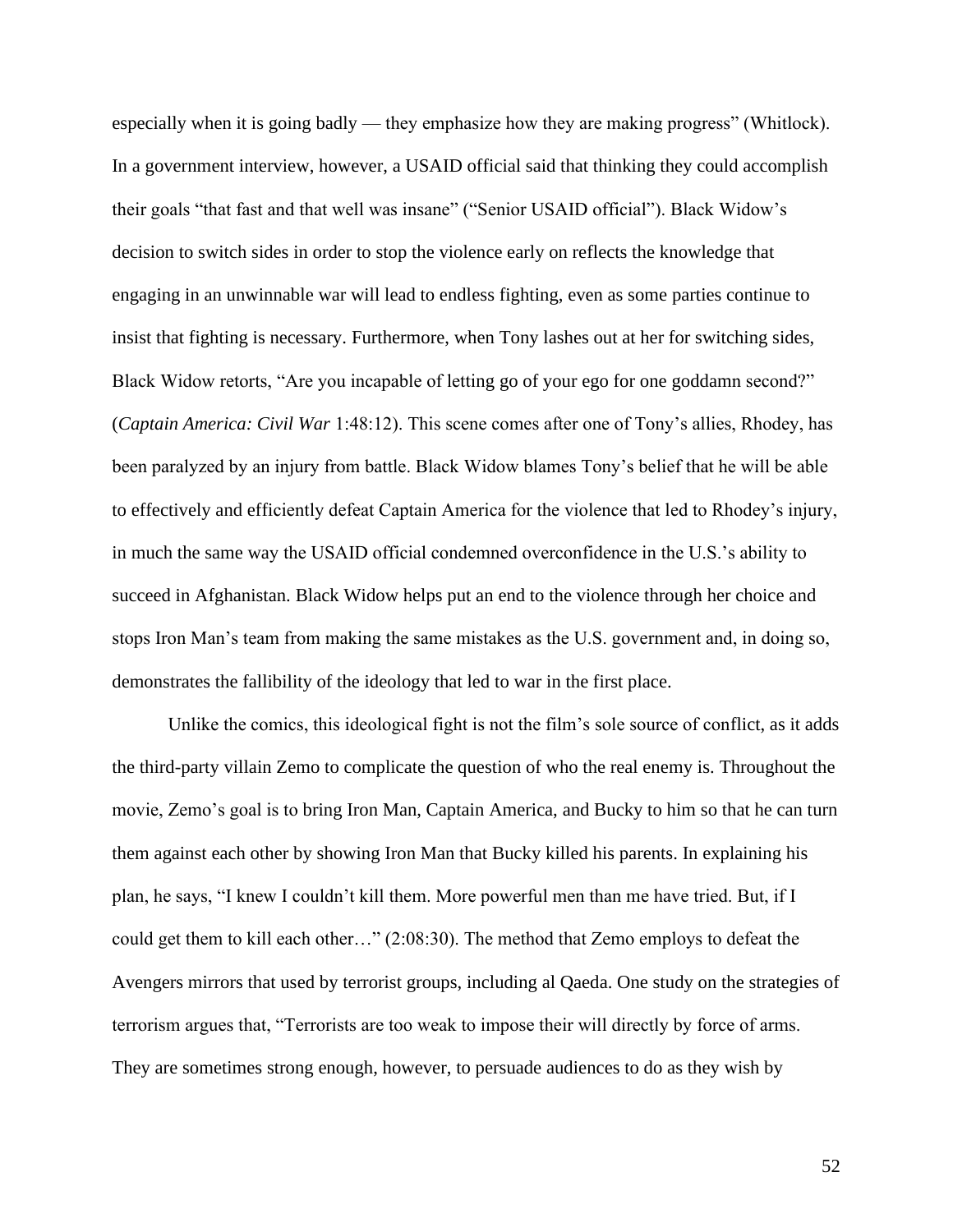especially when it is going badly — they emphasize how they are making progress" (Whitlock). In a government interview, however, a USAID official said that thinking they could accomplish their goals "that fast and that well was insane" ("Senior USAID official"). Black Widow's decision to switch sides in order to stop the violence early on reflects the knowledge that engaging in an unwinnable war will lead to endless fighting, even as some parties continue to insist that fighting is necessary. Furthermore, when Tony lashes out at her for switching sides, Black Widow retorts, "Are you incapable of letting go of your ego for one goddamn second?" (*Captain America: Civil War* 1:48:12). This scene comes after one of Tony's allies, Rhodey, has been paralyzed by an injury from battle. Black Widow blames Tony's belief that he will be able to effectively and efficiently defeat Captain America for the violence that led to Rhodey's injury, in much the same way the USAID official condemned overconfidence in the U.S.'s ability to succeed in Afghanistan. Black Widow helps put an end to the violence through her choice and stops Iron Man's team from making the same mistakes as the U.S. government and, in doing so, demonstrates the fallibility of the ideology that led to war in the first place.

Unlike the comics, this ideological fight is not the film's sole source of conflict, as it adds the third-party villain Zemo to complicate the question of who the real enemy is. Throughout the movie, Zemo's goal is to bring Iron Man, Captain America, and Bucky to him so that he can turn them against each other by showing Iron Man that Bucky killed his parents. In explaining his plan, he says, "I knew I couldn't kill them. More powerful men than me have tried. But, if I could get them to kill each other…" (2:08:30). The method that Zemo employs to defeat the Avengers mirrors that used by terrorist groups, including al Qaeda. One study on the strategies of terrorism argues that, "Terrorists are too weak to impose their will directly by force of arms. They are sometimes strong enough, however, to persuade audiences to do as they wish by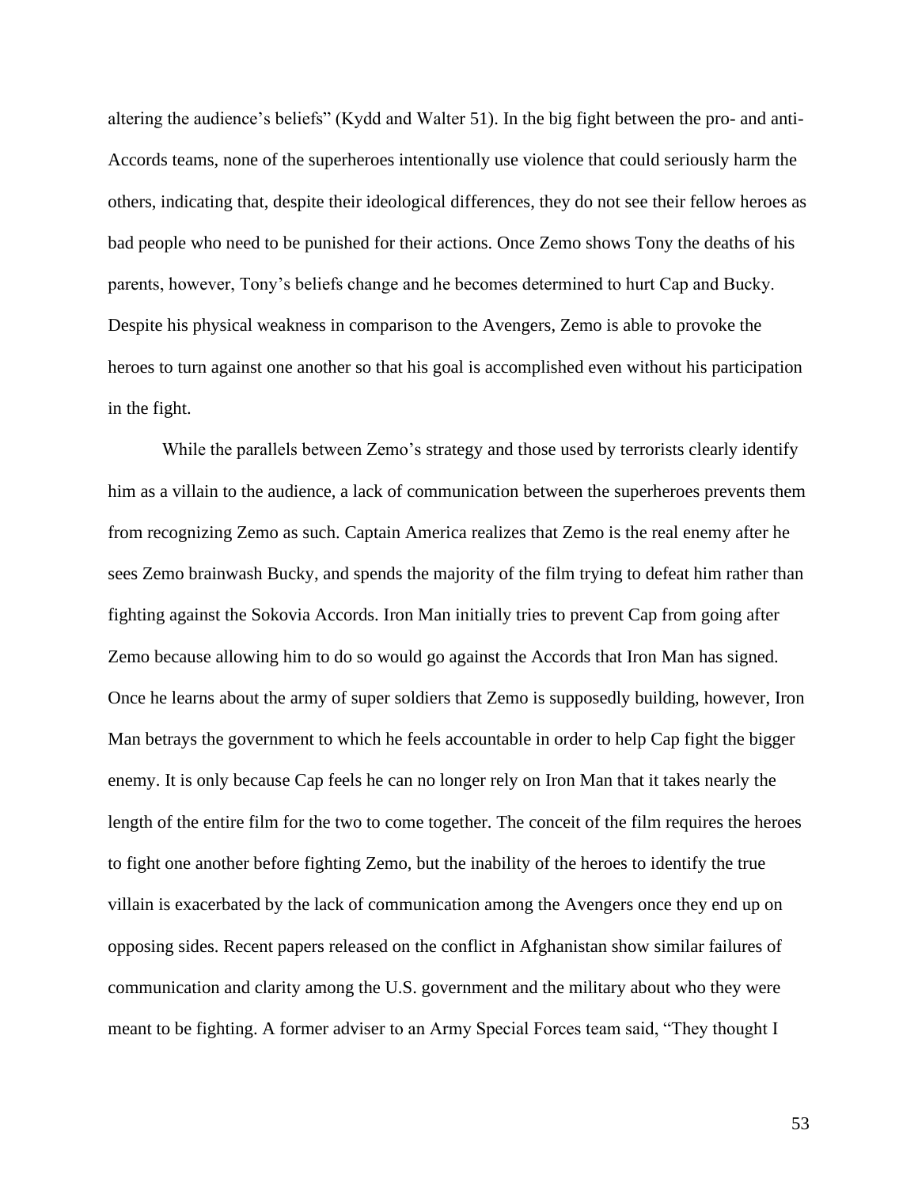altering the audience's beliefs" (Kydd and Walter 51). In the big fight between the pro- and anti-Accords teams, none of the superheroes intentionally use violence that could seriously harm the others, indicating that, despite their ideological differences, they do not see their fellow heroes as bad people who need to be punished for their actions. Once Zemo shows Tony the deaths of his parents, however, Tony's beliefs change and he becomes determined to hurt Cap and Bucky. Despite his physical weakness in comparison to the Avengers, Zemo is able to provoke the heroes to turn against one another so that his goal is accomplished even without his participation in the fight.

While the parallels between Zemo's strategy and those used by terrorists clearly identify him as a villain to the audience, a lack of communication between the superheroes prevents them from recognizing Zemo as such. Captain America realizes that Zemo is the real enemy after he sees Zemo brainwash Bucky, and spends the majority of the film trying to defeat him rather than fighting against the Sokovia Accords. Iron Man initially tries to prevent Cap from going after Zemo because allowing him to do so would go against the Accords that Iron Man has signed. Once he learns about the army of super soldiers that Zemo is supposedly building, however, Iron Man betrays the government to which he feels accountable in order to help Cap fight the bigger enemy. It is only because Cap feels he can no longer rely on Iron Man that it takes nearly the length of the entire film for the two to come together. The conceit of the film requires the heroes to fight one another before fighting Zemo, but the inability of the heroes to identify the true villain is exacerbated by the lack of communication among the Avengers once they end up on opposing sides. Recent papers released on the conflict in Afghanistan show similar failures of communication and clarity among the U.S. government and the military about who they were meant to be fighting. A former adviser to an Army Special Forces team said, "They thought I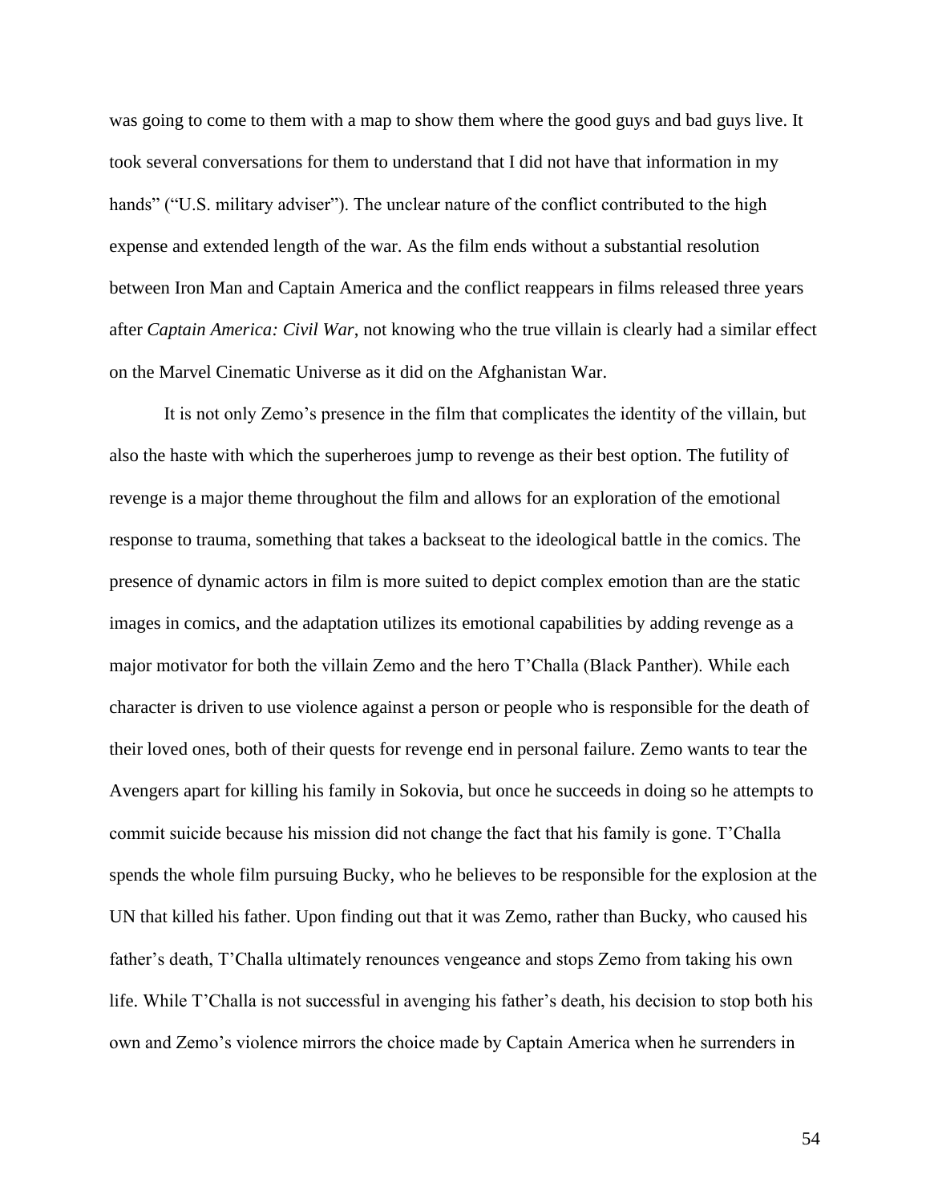was going to come to them with a map to show them where the good guys and bad guys live. It took several conversations for them to understand that I did not have that information in my hands" ("U.S. military adviser"). The unclear nature of the conflict contributed to the high expense and extended length of the war. As the film ends without a substantial resolution between Iron Man and Captain America and the conflict reappears in films released three years after *Captain America: Civil War*, not knowing who the true villain is clearly had a similar effect on the Marvel Cinematic Universe as it did on the Afghanistan War.

It is not only Zemo's presence in the film that complicates the identity of the villain, but also the haste with which the superheroes jump to revenge as their best option. The futility of revenge is a major theme throughout the film and allows for an exploration of the emotional response to trauma, something that takes a backseat to the ideological battle in the comics. The presence of dynamic actors in film is more suited to depict complex emotion than are the static images in comics, and the adaptation utilizes its emotional capabilities by adding revenge as a major motivator for both the villain Zemo and the hero T'Challa (Black Panther). While each character is driven to use violence against a person or people who is responsible for the death of their loved ones, both of their quests for revenge end in personal failure. Zemo wants to tear the Avengers apart for killing his family in Sokovia, but once he succeeds in doing so he attempts to commit suicide because his mission did not change the fact that his family is gone. T'Challa spends the whole film pursuing Bucky, who he believes to be responsible for the explosion at the UN that killed his father. Upon finding out that it was Zemo, rather than Bucky, who caused his father's death, T'Challa ultimately renounces vengeance and stops Zemo from taking his own life. While T'Challa is not successful in avenging his father's death, his decision to stop both his own and Zemo's violence mirrors the choice made by Captain America when he surrenders in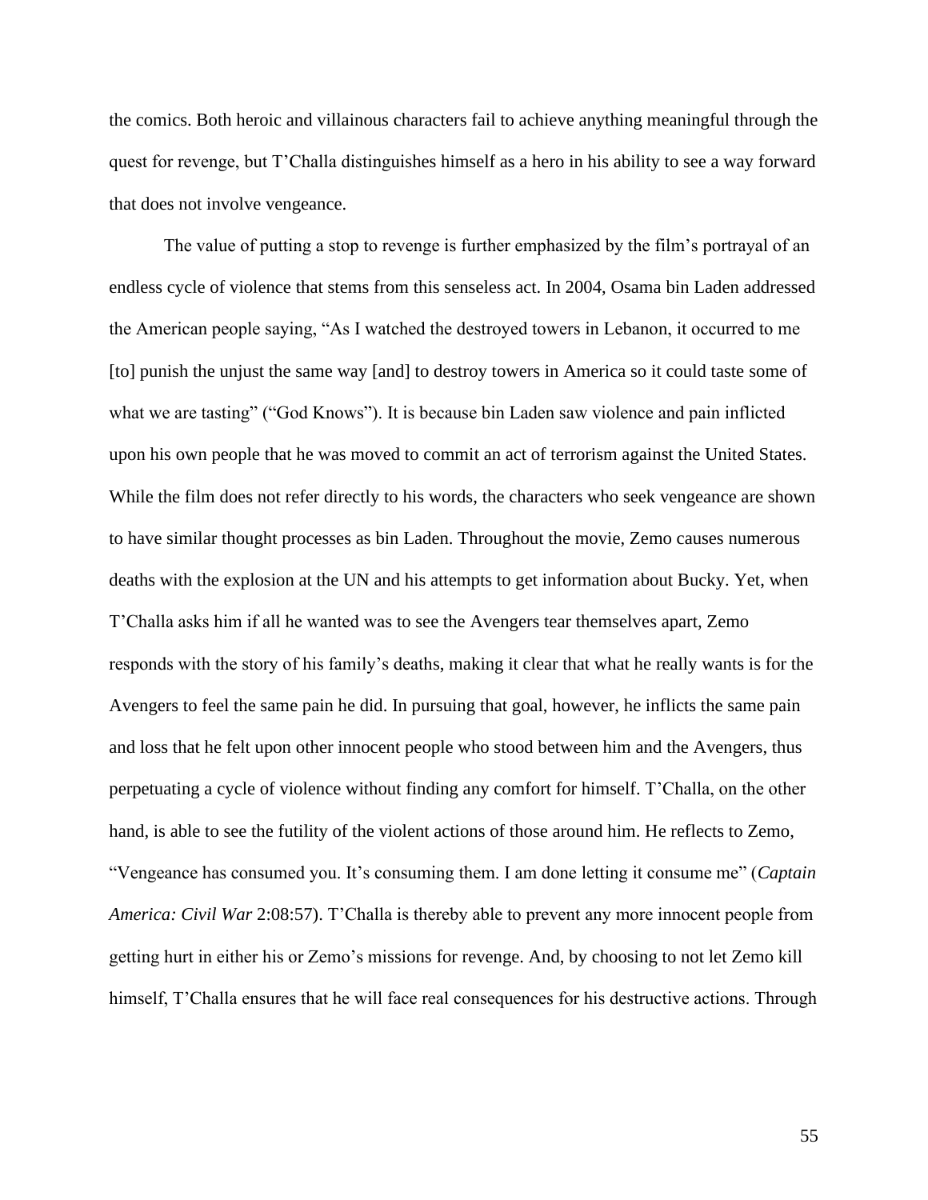the comics. Both heroic and villainous characters fail to achieve anything meaningful through the quest for revenge, but T'Challa distinguishes himself as a hero in his ability to see a way forward that does not involve vengeance.

The value of putting a stop to revenge is further emphasized by the film's portrayal of an endless cycle of violence that stems from this senseless act. In 2004, Osama bin Laden addressed the American people saying, "As I watched the destroyed towers in Lebanon, it occurred to me [to] punish the unjust the same way [and] to destroy towers in America so it could taste some of what we are tasting" ("God Knows"). It is because bin Laden saw violence and pain inflicted upon his own people that he was moved to commit an act of terrorism against the United States. While the film does not refer directly to his words, the characters who seek vengeance are shown to have similar thought processes as bin Laden. Throughout the movie, Zemo causes numerous deaths with the explosion at the UN and his attempts to get information about Bucky. Yet, when T'Challa asks him if all he wanted was to see the Avengers tear themselves apart, Zemo responds with the story of his family's deaths, making it clear that what he really wants is for the Avengers to feel the same pain he did. In pursuing that goal, however, he inflicts the same pain and loss that he felt upon other innocent people who stood between him and the Avengers, thus perpetuating a cycle of violence without finding any comfort for himself. T'Challa, on the other hand, is able to see the futility of the violent actions of those around him. He reflects to Zemo, "Vengeance has consumed you. It's consuming them. I am done letting it consume me" (*Captain America: Civil War* 2:08:57). T'Challa is thereby able to prevent any more innocent people from getting hurt in either his or Zemo's missions for revenge. And, by choosing to not let Zemo kill himself, T'Challa ensures that he will face real consequences for his destructive actions. Through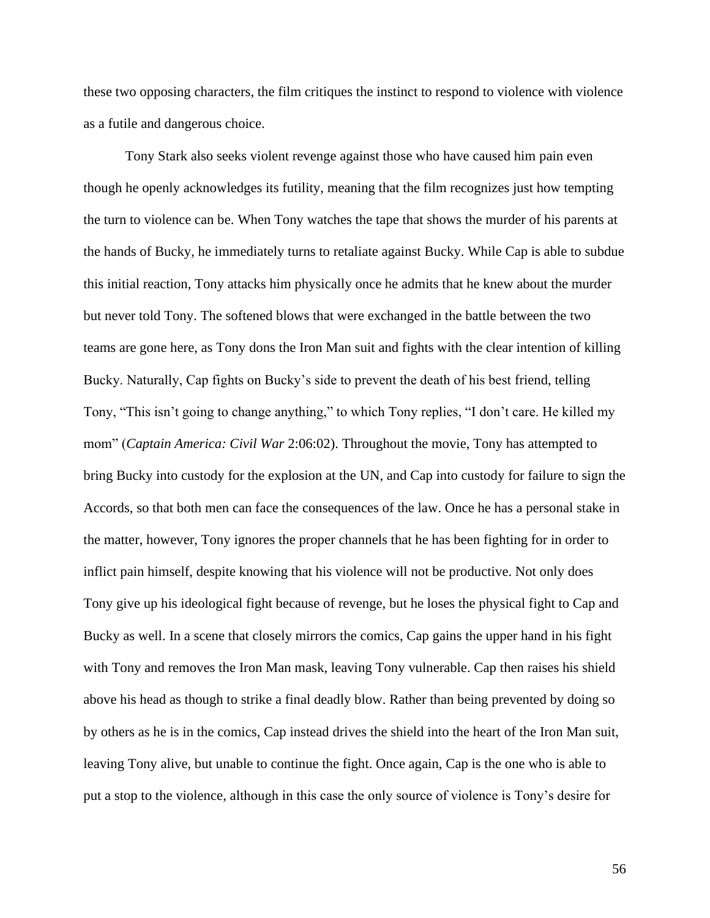these two opposing characters, the film critiques the instinct to respond to violence with violence as a futile and dangerous choice.

Tony Stark also seeks violent revenge against those who have caused him pain even though he openly acknowledges its futility, meaning that the film recognizes just how tempting the turn to violence can be. When Tony watches the tape that shows the murder of his parents at the hands of Bucky, he immediately turns to retaliate against Bucky. While Cap is able to subdue this initial reaction, Tony attacks him physically once he admits that he knew about the murder but never told Tony. The softened blows that were exchanged in the battle between the two teams are gone here, as Tony dons the Iron Man suit and fights with the clear intention of killing Bucky. Naturally, Cap fights on Bucky's side to prevent the death of his best friend, telling Tony, "This isn't going to change anything," to which Tony replies, "I don't care. He killed my mom" (*Captain America: Civil War* 2:06:02). Throughout the movie, Tony has attempted to bring Bucky into custody for the explosion at the UN, and Cap into custody for failure to sign the Accords, so that both men can face the consequences of the law. Once he has a personal stake in the matter, however, Tony ignores the proper channels that he has been fighting for in order to inflict pain himself, despite knowing that his violence will not be productive. Not only does Tony give up his ideological fight because of revenge, but he loses the physical fight to Cap and Bucky as well. In a scene that closely mirrors the comics, Cap gains the upper hand in his fight with Tony and removes the Iron Man mask, leaving Tony vulnerable. Cap then raises his shield above his head as though to strike a final deadly blow. Rather than being prevented by doing so by others as he is in the comics, Cap instead drives the shield into the heart of the Iron Man suit, leaving Tony alive, but unable to continue the fight. Once again, Cap is the one who is able to put a stop to the violence, although in this case the only source of violence is Tony's desire for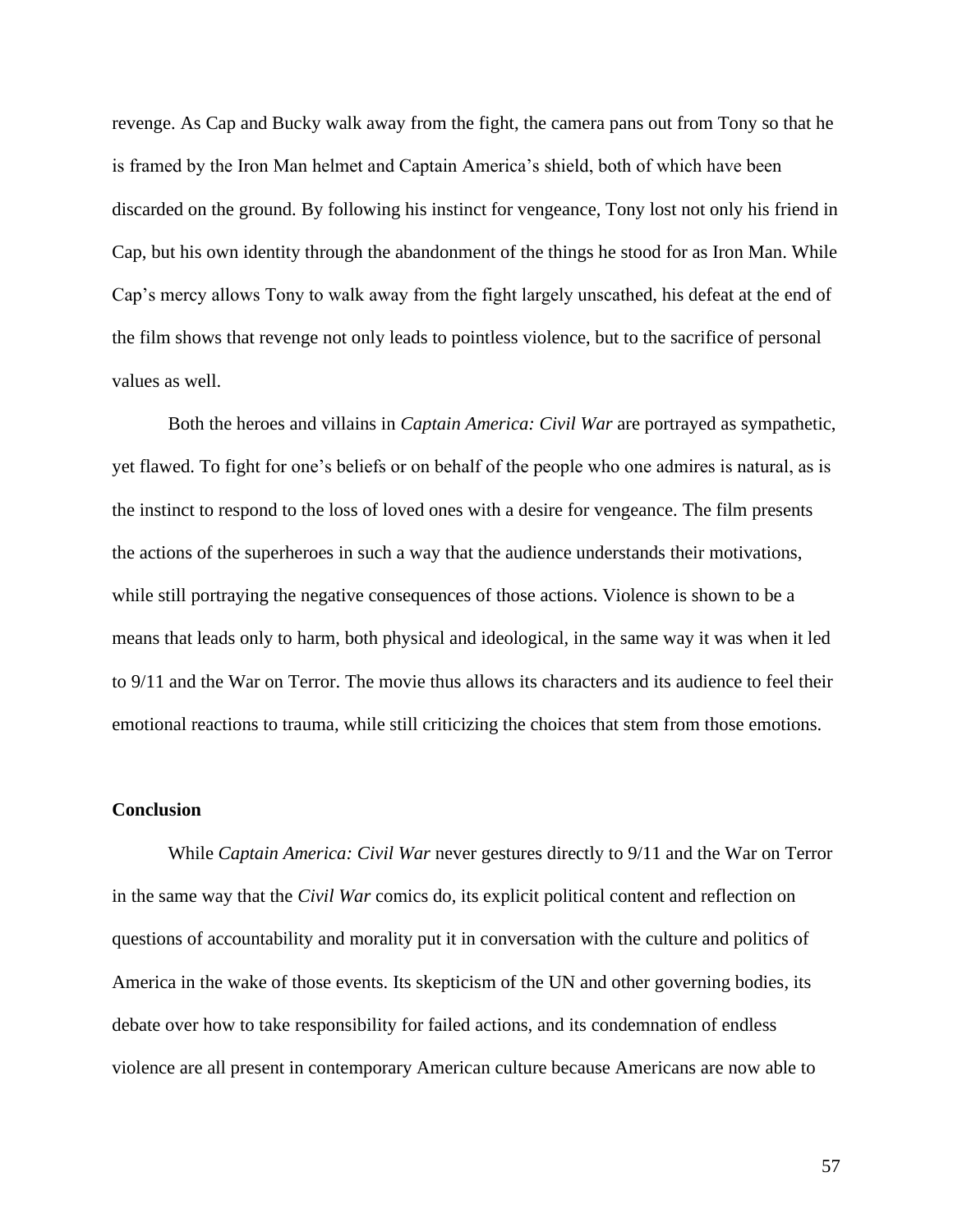revenge. As Cap and Bucky walk away from the fight, the camera pans out from Tony so that he is framed by the Iron Man helmet and Captain America's shield, both of which have been discarded on the ground. By following his instinct for vengeance, Tony lost not only his friend in Cap, but his own identity through the abandonment of the things he stood for as Iron Man. While Cap's mercy allows Tony to walk away from the fight largely unscathed, his defeat at the end of the film shows that revenge not only leads to pointless violence, but to the sacrifice of personal values as well.

Both the heroes and villains in *Captain America: Civil War* are portrayed as sympathetic, yet flawed. To fight for one's beliefs or on behalf of the people who one admires is natural, as is the instinct to respond to the loss of loved ones with a desire for vengeance. The film presents the actions of the superheroes in such a way that the audience understands their motivations, while still portraying the negative consequences of those actions. Violence is shown to be a means that leads only to harm, both physical and ideological, in the same way it was when it led to 9/11 and the War on Terror. The movie thus allows its characters and its audience to feel their emotional reactions to trauma, while still criticizing the choices that stem from those emotions.

**Conclusion**

While *Captain America: Civil War* never gestures directly to 9/11 and the War on Terror in the same way that the *Civil War* comics do, its explicit political content and reflection on questions of accountability and morality put it in conversation with the culture and politics of America in the wake of those events. Its skepticism of the UN and other governing bodies, its debate over how to take responsibility for failed actions, and its condemnation of endless violence are all present in contemporary American culture because Americans are now able to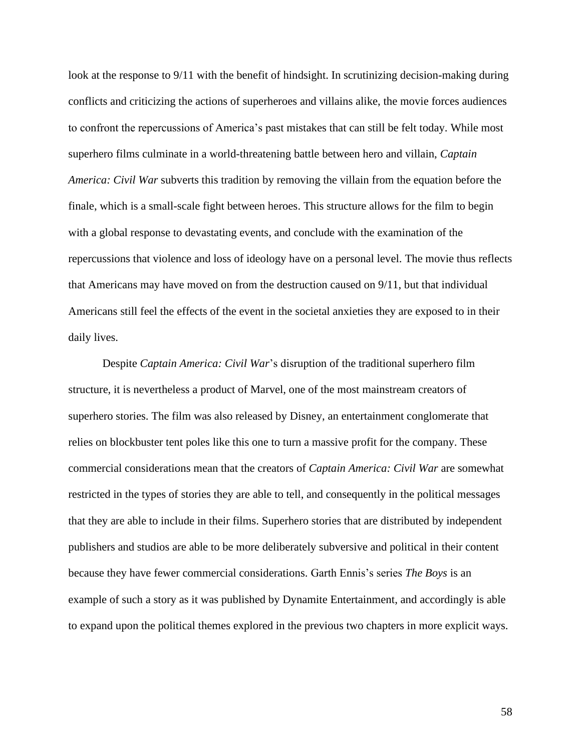look at the response to 9/11 with the benefit of hindsight. In scrutinizing decision-making during conflicts and criticizing the actions of superheroes and villains alike, the movie forces audiences to confront the repercussions of America's past mistakes that can still be felt today. While most superhero films culminate in a world-threatening battle between hero and villain, *Captain America: Civil War* subverts this tradition by removing the villain from the equation before the finale, which is a small-scale fight between heroes. This structure allows for the film to begin with a global response to devastating events, and conclude with the examination of the repercussions that violence and loss of ideology have on a personal level. The movie thus reflects that Americans may have moved on from the destruction caused on 9/11, but that individual Americans still feel the effects of the event in the societal anxieties they are exposed to in their daily lives.

Despite *Captain America: Civil War*'s disruption of the traditional superhero film structure, it is nevertheless a product of Marvel, one of the most mainstream creators of superhero stories. The film was also released by Disney, an entertainment conglomerate that relies on blockbuster tent poles like this one to turn a massive profit for the company. These commercial considerations mean that the creators of *Captain America: Civil War* are somewhat restricted in the types of stories they are able to tell, and consequently in the political messages that they are able to include in their films. Superhero stories that are distributed by independent publishers and studios are able to be more deliberately subversive and political in their content because they have fewer commercial considerations. Garth Ennis's series *The Boys* is an example of such a story as it was published by Dynamite Entertainment, and accordingly is able to expand upon the political themes explored in the previous two chapters in more explicit ways.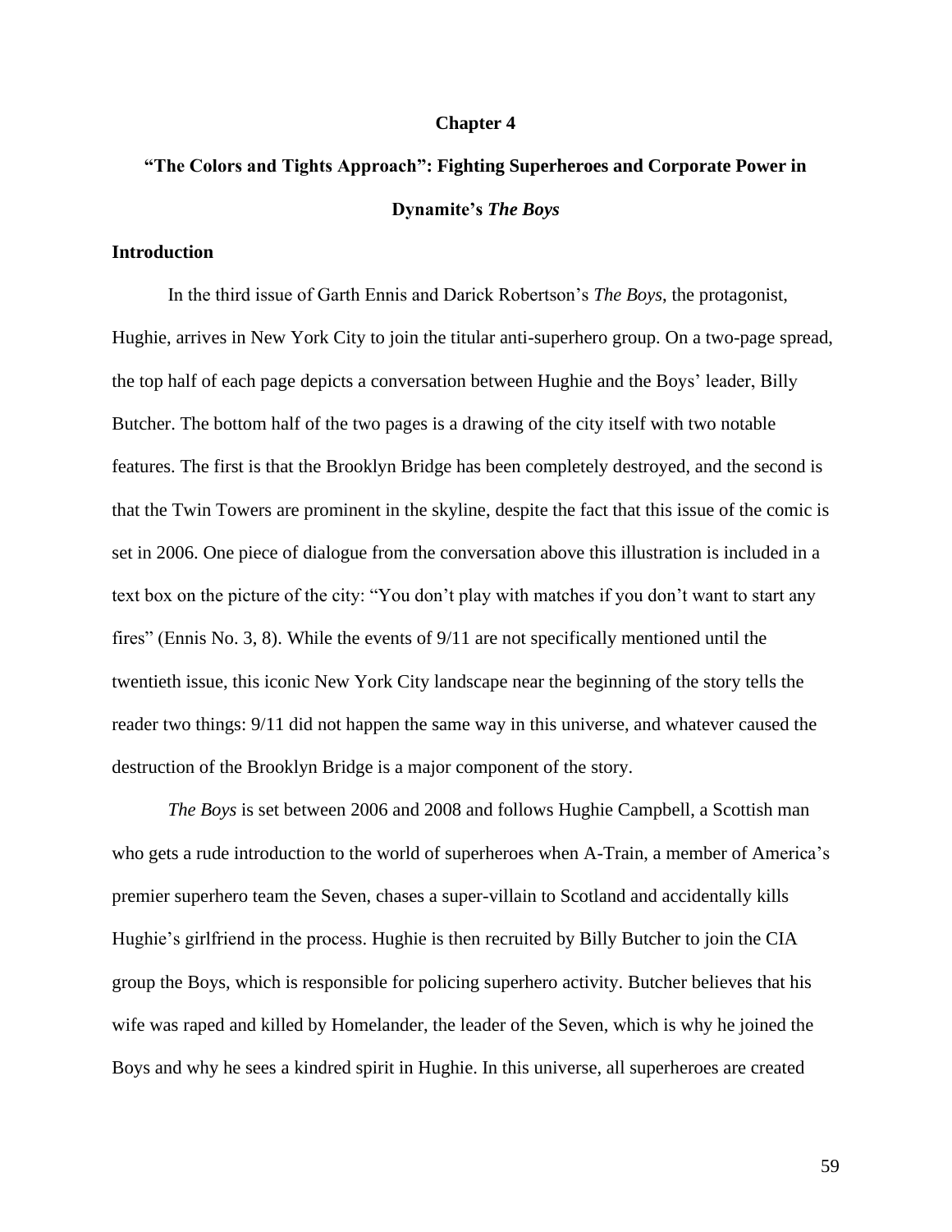# Chapter 4

# "The Colors and Tights Approach": Fighting Superheroes and Corporate Power in Dynamite's *The Boys*

## Introduction

In the third issue of Garth Ennis and Darick Robertson's *The Boys*, the protagonist, Hughie, arrives in New York City to join the titular anti-superhero group. On a two-page spread, the top half of each page depicts a conversation between Hughie and the Boys' leader, Billy Butcher. The bottom half of the two pages is a drawing of the city itself with two notable features. The first is that the Brooklyn Bridge has been completely destroyed, and the second is that the Twin Towers are prominent in the skyline, despite the fact that this issue of the comic is set in 2006. One piece of dialogue from the conversation above this illustration is included in a text box on the picture of the city: "You don't play with matches if you don't want to start any fires" (Ennis No. 3, 8). While the events of 9/11 are not specifically mentioned until the twentieth issue, this iconic New York City landscape near the beginning of the story tells the reader two things: 9/11 did not happen the same way in this universe, and whatever caused the destruction of the Brooklyn Bridge is a major component of the story.

*The Boys* is set between 2006 and 2008 and follows Hughie Campbell, a Scottish man who gets a rude introduction to the world of superheroes when A-Train, a member of America's premier superhero team the Seven, chases a super-villain to Scotland and accidentally kills Hughie's girlfriend in the process. Hughie is then recruited by Billy Butcher to join the CIA group the Boys, which is responsible for policing superhero activity. Butcher believes that his wife was raped and killed by Homelander, the leader of the Seven, which is why he joined the Boys and why he sees a kindred spirit in Hughie. In this universe, all superheroes are created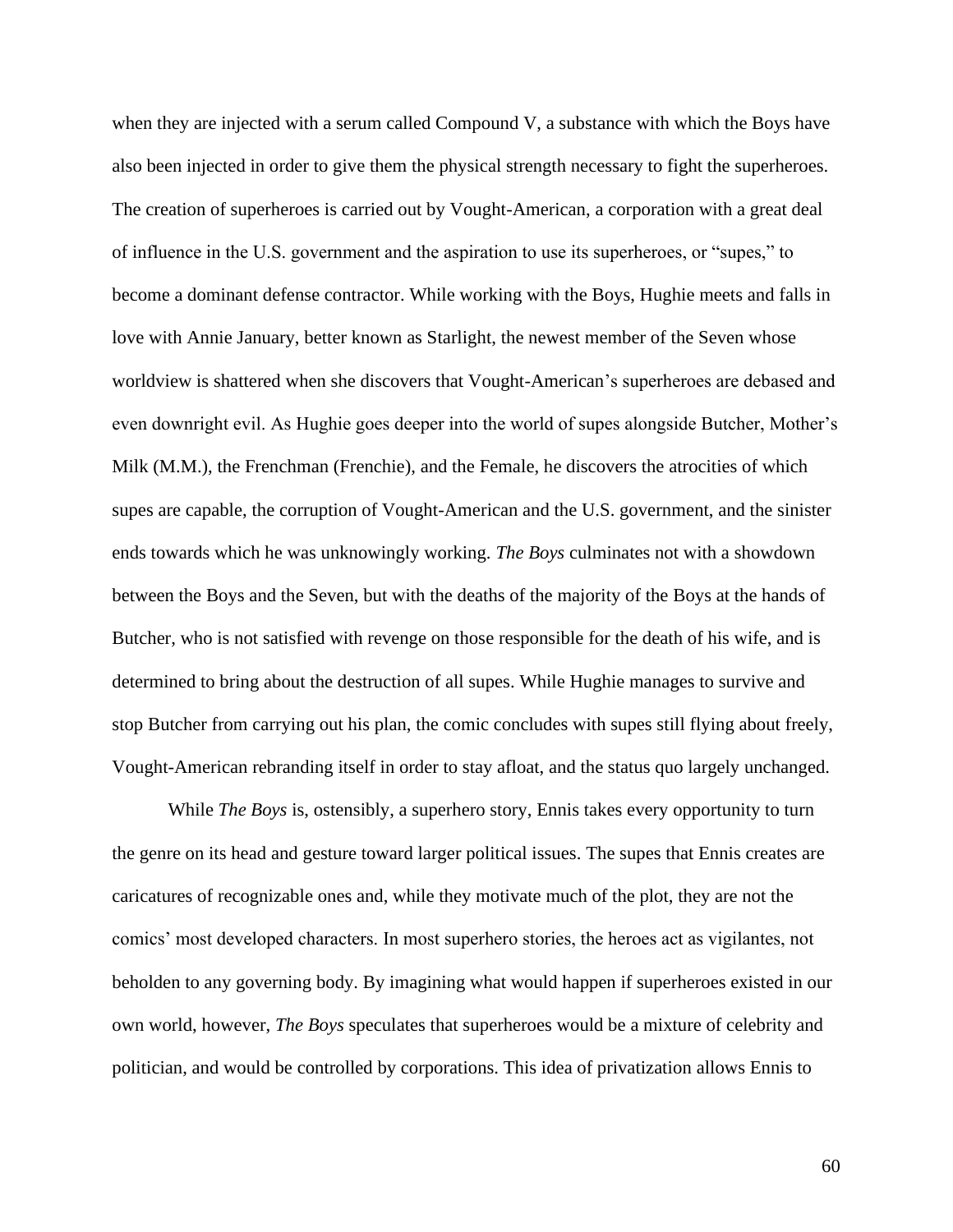when they are injected with a serum called Compound V, a substance with which the Boys have also been injected in order to give them the physical strength necessary to fight the superheroes. The creation of superheroes is carried out by Vought-American, a corporation with a great deal of influence in the U.S. government and the aspiration to use its superheroes, or "supes," to become a dominant defense contractor. While working with the Boys, Hughie meets and falls in love with Annie January, better known as Starlight, the newest member of the Seven whose worldview is shattered when she discovers that Vought-American's superheroes are debased and even downright evil. As Hughie goes deeper into the world of supes alongside Butcher, Mother's Milk (M.M.), the Frenchman (Frenchie), and the Female, he discovers the atrocities of which supes are capable, the corruption of Vought-American and the U.S. government, and the sinister ends towards which he was unknowingly working. *The Boys* culminates not with a showdown between the Boys and the Seven, but with the deaths of the majority of the Boys at the hands of Butcher, who is not satisfied with revenge on those responsible for the death of his wife, and is determined to bring about the destruction of all supes. While Hughie manages to survive and stop Butcher from carrying out his plan, the comic concludes with supes still flying about freely, Vought-American rebranding itself in order to stay afloat, and the status quo largely unchanged.

While *The Boys* is, ostensibly, a superhero story, Ennis takes every opportunity to turn the genre on its head and gesture toward larger political issues. The supes that Ennis creates are caricatures of recognizable ones and, while they motivate much of the plot, they are not the comics' most developed characters. In most superhero stories, the heroes act as vigilantes, not beholden to any governing body. By imagining what would happen if superheroes existed in our own world, however, *The Boys* speculates that superheroes would be a mixture of celebrity and politician, and would be controlled by corporations. This idea of privatization allows Ennis to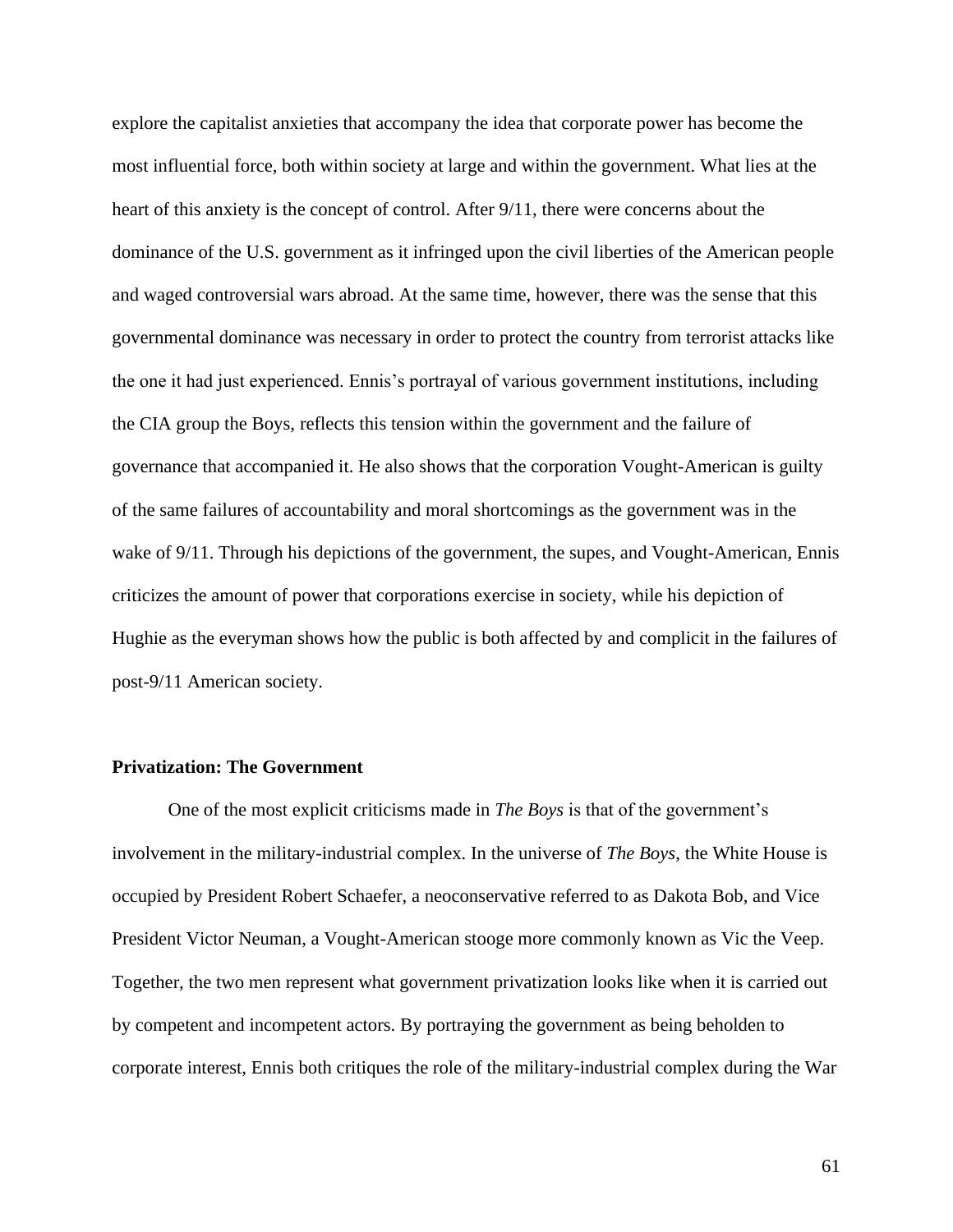explore the capitalist anxieties that accompany the idea that corporate power has become the most influential force, both within society at large and within the government. What lies at the heart of this anxiety is the concept of control. After 9/11, there were concerns about the dominance of the U.S. government as it infringed upon the civil liberties of the American people and waged controversial wars abroad. At the same time, however, there was the sense that this governmental dominance was necessary in order to protect the country from terrorist attacks like the one it had just experienced. Ennis's portrayal of various government institutions, including the CIA group the Boys, reflects this tension within the government and the failure of governance that accompanied it. He also shows that the corporation Vought-American is guilty of the same failures of accountability and moral shortcomings as the government was in the wake of 9/11. Through his depictions of the government, the supes, and Vought-American, Ennis criticizes the amount of power that corporations exercise in society, while his depiction of Hughie as the everyman shows how the public is both affected by and complicit in the failures of post-9/11 American society.

### Privatization: The Government

One of the most explicit criticisms made in *The Boys* is that of the government's involvement in the military-industrial complex. In the universe of *The Boys*, the White House is occupied by President Robert Schaefer, a neoconservative referred to as Dakota Bob, and Vice President Victor Neuman, a Vought-American stooge more commonly known as Vic the Veep. Together, the two men represent what government privatization looks like when it is carried out by competent and incompetent actors. By portraying the government as being beholden to corporate interest, Ennis both critiques the role of the military-industrial complex during the War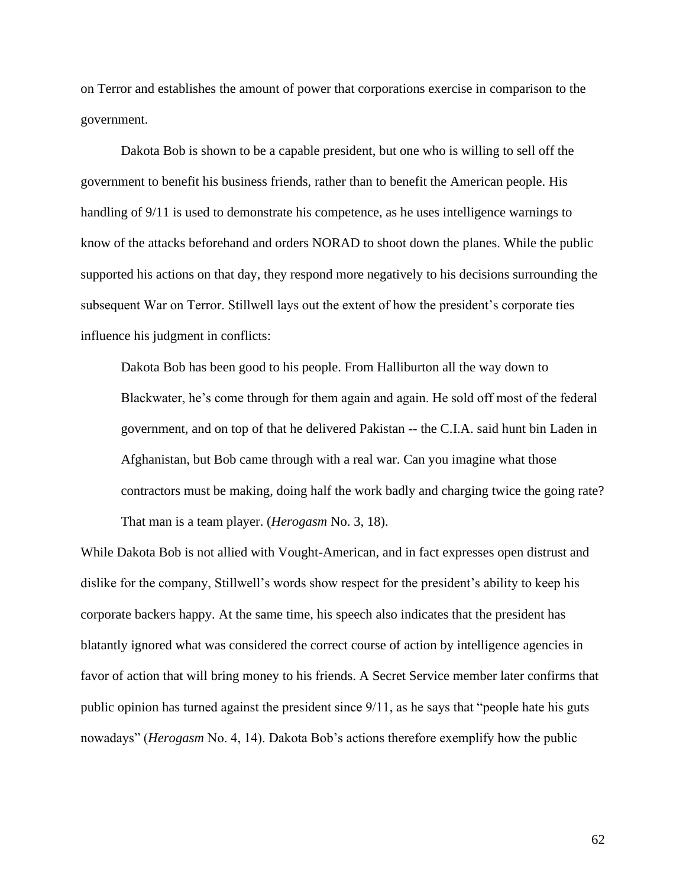on Terror and establishes the amount of power that corporations exercise in comparison to the government.

Dakota Bob is shown to be a capable president, but one who is willing to sell off the government to benefit his business friends, rather than to benefit the American people. His handling of 9/11 is used to demonstrate his competence, as he uses intelligence warnings to know of the attacks beforehand and orders NORAD to shoot down the planes. While the public supported his actions on that day, they respond more negatively to his decisions surrounding the subsequent War on Terror. Stillwell lays out the extent of how the president's corporate ties influence his judgment in conflicts:

> Dakota Bob has been good to his people. From Halliburton all the way down to Blackwater, he's come through for them again and again. He sold off most of the federal government, and on top of that he delivered Pakistan -- the C.I.A. said hunt bin Laden in Afghanistan, but Bob came through with a real war. Can you imagine what those contractors must be making, doing half the work badly and charging twice the going rate? That man is a team player. (*Herogasm* No. 3, 18).

While Dakota Bob is not allied with Vought-American, and in fact expresses open distrust and dislike for the company, Stillwell's words show respect for the president's ability to keep his corporate backers happy. At the same time, his speech also indicates that the president has blatantly ignored what was considered the correct course of action by intelligence agencies in favor of action that will bring money to his friends. A Secret Service member later confirms that public opinion has turned against the president since 9/11, as he says that "people hate his guts nowadays" (*Herogasm* No. 4, 14). Dakota Bob's actions therefore exemplify how the public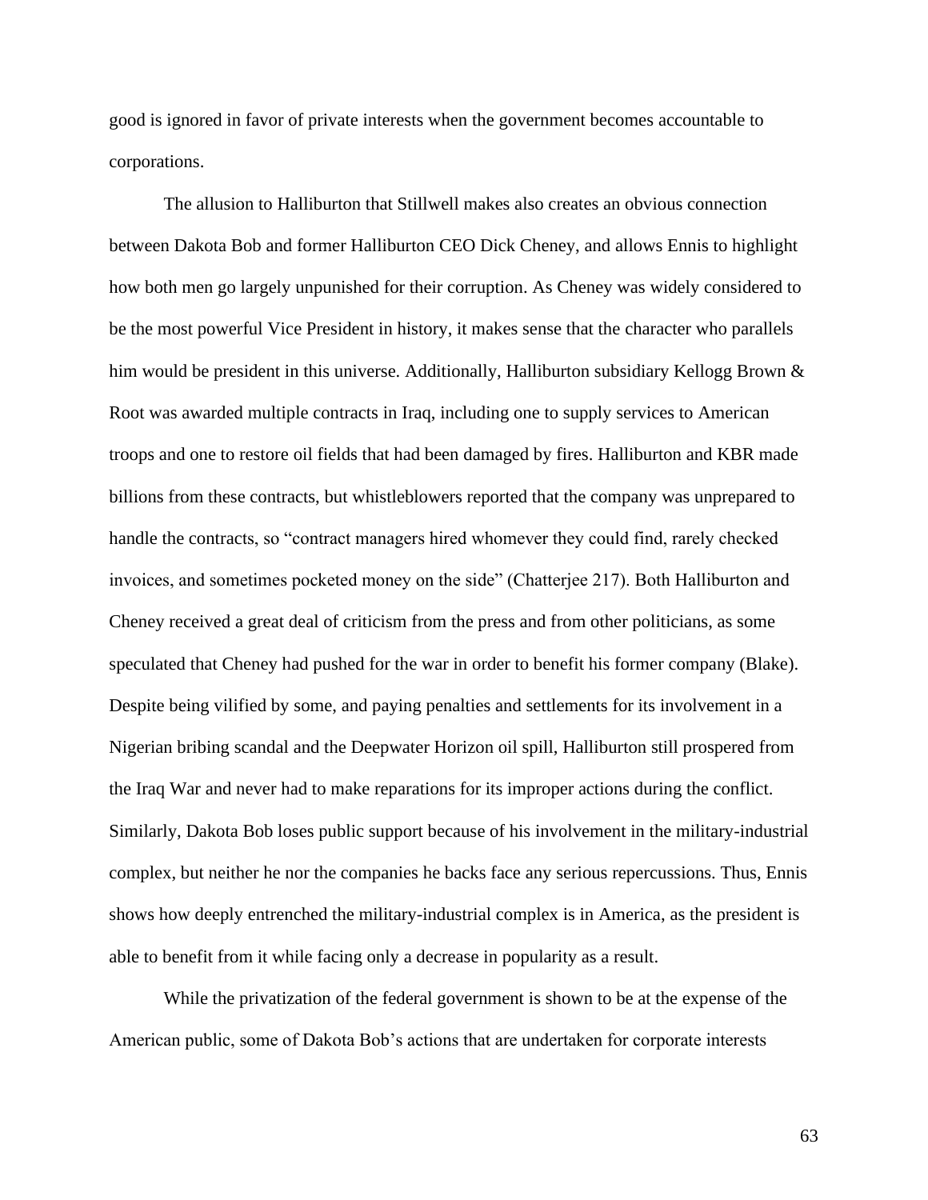good is ignored in favor of private interests when the government becomes accountable to corporations.

The allusion to Halliburton that Stillwell makes also creates an obvious connection between Dakota Bob and former Halliburton CEO Dick Cheney, and allows Ennis to highlight how both men go largely unpunished for their corruption. As Cheney was widely considered to be the most powerful Vice President in history, it makes sense that the character who parallels him would be president in this universe. Additionally, Halliburton subsidiary Kellogg Brown & Root was awarded multiple contracts in Iraq, including one to supply services to American troops and one to restore oil fields that had been damaged by fires. Halliburton and KBR made billions from these contracts, but whistleblowers reported that the company was unprepared to handle the contracts, so "contract managers hired whomever they could find, rarely checked invoices, and sometimes pocketed money on the side" (Chatterjee 217). Both Halliburton and Cheney received a great deal of criticism from the press and from other politicians, as some speculated that Cheney had pushed for the war in order to benefit his former company (Blake). Despite being vilified by some, and paying penalties and settlements for its involvement in a Nigerian bribing scandal and the Deepwater Horizon oil spill, Halliburton still prospered from the Iraq War and never had to make reparations for its improper actions during the conflict. Similarly, Dakota Bob loses public support because of his involvement in the military-industrial complex, but neither he nor the companies he backs face any serious repercussions. Thus, Ennis shows how deeply entrenched the military-industrial complex is in America, as the president is able to benefit from it while facing only a decrease in popularity as a result.

While the privatization of the federal government is shown to be at the expense of the American public, some of Dakota Bob's actions that are undertaken for corporate interests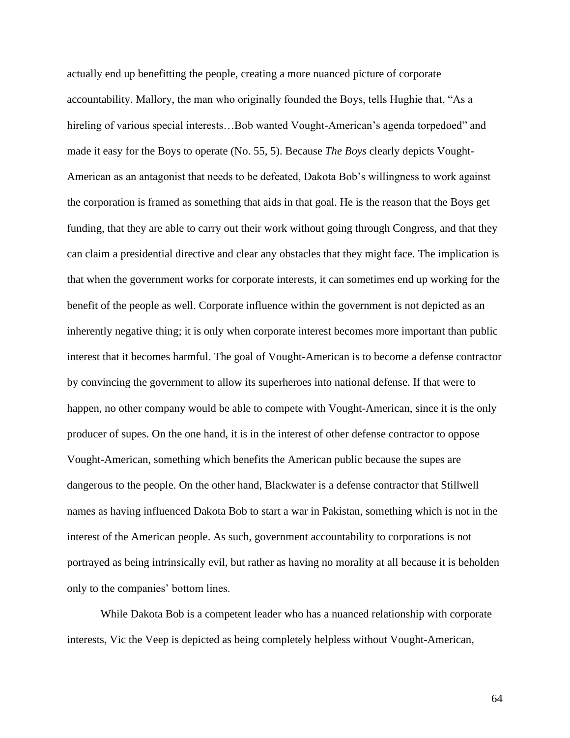actually end up benefitting the people, creating a more nuanced picture of corporate accountability. Mallory, the man who originally founded the Boys, tells Hughie that, "As a hireling of various special interests…Bob wanted Vought-American's agenda torpedoed" and made it easy for the Boys to operate (No. 55, 5). Because *The Boys* clearly depicts Vought-American as an antagonist that needs to be defeated, Dakota Bob's willingness to work against the corporation is framed as something that aids in that goal. He is the reason that the Boys get funding, that they are able to carry out their work without going through Congress, and that they can claim a presidential directive and clear any obstacles that they might face. The implication is that when the government works for corporate interests, it can sometimes end up working for the benefit of the people as well. Corporate influence within the government is not depicted as an inherently negative thing; it is only when corporate interest becomes more important than public interest that it becomes harmful. The goal of Vought-American is to become a defense contractor by convincing the government to allow its superheroes into national defense. If that were to happen, no other company would be able to compete with Vought-American, since it is the only producer of supes. On the one hand, it is in the interest of other defense contractor to oppose Vought-American, something which benefits the American public because the supes are dangerous to the people. On the other hand, Blackwater is a defense contractor that Stillwell names as having influenced Dakota Bob to start a war in Pakistan, something which is not in the interest of the American people. As such, government accountability to corporations is not portrayed as being intrinsically evil, but rather as having no morality at all because it is beholden only to the companies' bottom lines.

While Dakota Bob is a competent leader who has a nuanced relationship with corporate interests, Vic the Veep is depicted as being completely helpless without Vought-American,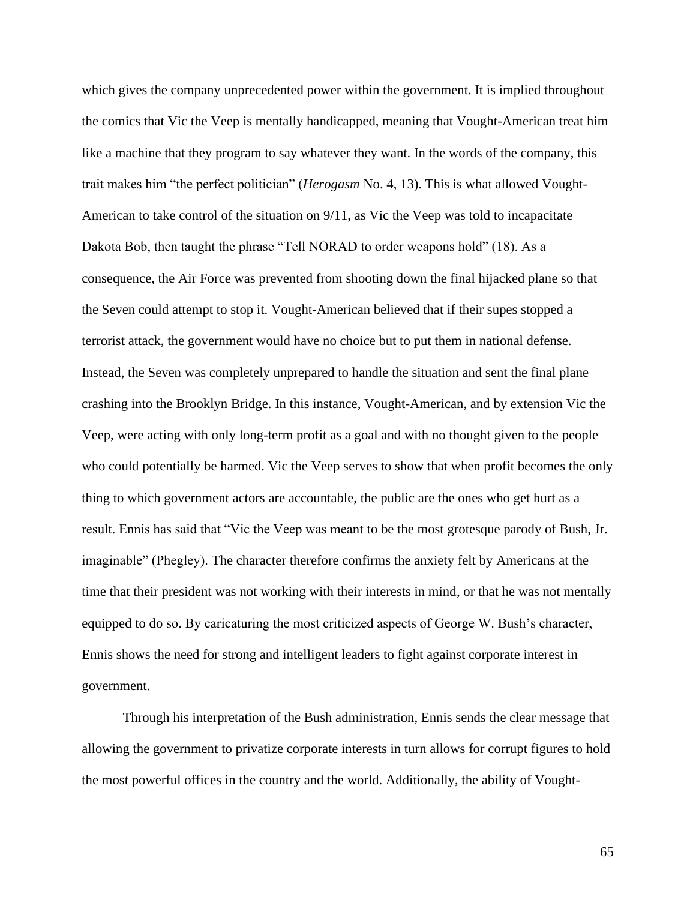which gives the company unprecedented power within the government. It is implied throughout the comics that Vic the Veep is mentally handicapped, meaning that Vought-American treat him like a machine that they program to say whatever they want. In the words of the company, this trait makes him "the perfect politician" (*Herogasm* No. 4, 13). This is what allowed Vought-American to take control of the situation on 9/11, as Vic the Veep was told to incapacitate Dakota Bob, then taught the phrase "Tell NORAD to order weapons hold" (18). As a consequence, the Air Force was prevented from shooting down the final hijacked plane so that the Seven could attempt to stop it. Vought-American believed that if their supes stopped a terrorist attack, the government would have no choice but to put them in national defense. Instead, the Seven was completely unprepared to handle the situation and sent the final plane crashing into the Brooklyn Bridge. In this instance, Vought-American, and by extension Vic the Veep, were acting with only long-term profit as a goal and with no thought given to the people who could potentially be harmed. Vic the Veep serves to show that when profit becomes the only thing to which government actors are accountable, the public are the ones who get hurt as a result. Ennis has said that "Vic the Veep was meant to be the most grotesque parody of Bush, Jr. imaginable" (Phegley). The character therefore confirms the anxiety felt by Americans at the time that their president was not working with their interests in mind, or that he was not mentally equipped to do so. By caricaturing the most criticized aspects of George W. Bush's character, Ennis shows the need for strong and intelligent leaders to fight against corporate interest in government.

Through his interpretation of the Bush administration, Ennis sends the clear message that allowing the government to privatize corporate interests in turn allows for corrupt figures to hold the most powerful offices in the country and the world. Additionally, the ability of Vought-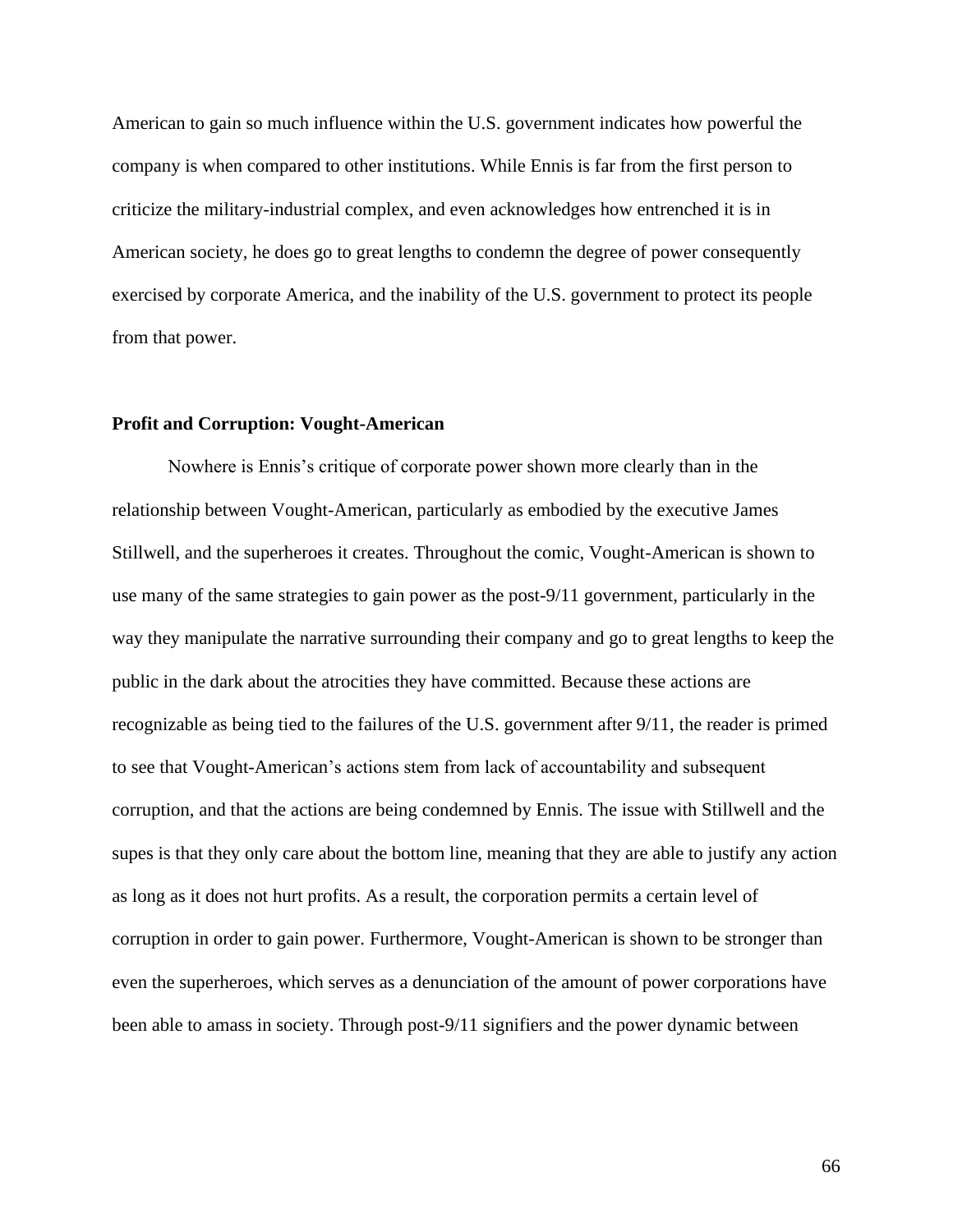American to gain so much influence within the U.S. government indicates how powerful the company is when compared to other institutions. While Ennis is far from the first person to criticize the military-industrial complex, and even acknowledges how entrenched it is in American society, he does go to great lengths to condemn the degree of power consequently exercised by corporate America, and the inability of the U.S. government to protect its people from that power.

### Profit and Corruption: Vought-American

Nowhere is Ennis's critique of corporate power shown more clearly than in the relationship between Vought-American, particularly as embodied by the executive James Stillwell, and the superheroes it creates. Throughout the comic, Vought-American is shown to use many of the same strategies to gain power as the post-9/11 government, particularly in the way they manipulate the narrative surrounding their company and go to great lengths to keep the public in the dark about the atrocities they have committed. Because these actions are recognizable as being tied to the failures of the U.S. government after 9/11, the reader is primed to see that Vought-American's actions stem from lack of accountability and subsequent corruption, and that the actions are being condemned by Ennis. The issue with Stillwell and the supes is that they only care about the bottom line, meaning that they are able to justify any action as long as it does not hurt profits. As a result, the corporation permits a certain level of corruption in order to gain power. Furthermore, Vought-American is shown to be stronger than even the superheroes, which serves as a denunciation of the amount of power corporations have been able to amass in society. Through post-9/11 signifiers and the power dynamic between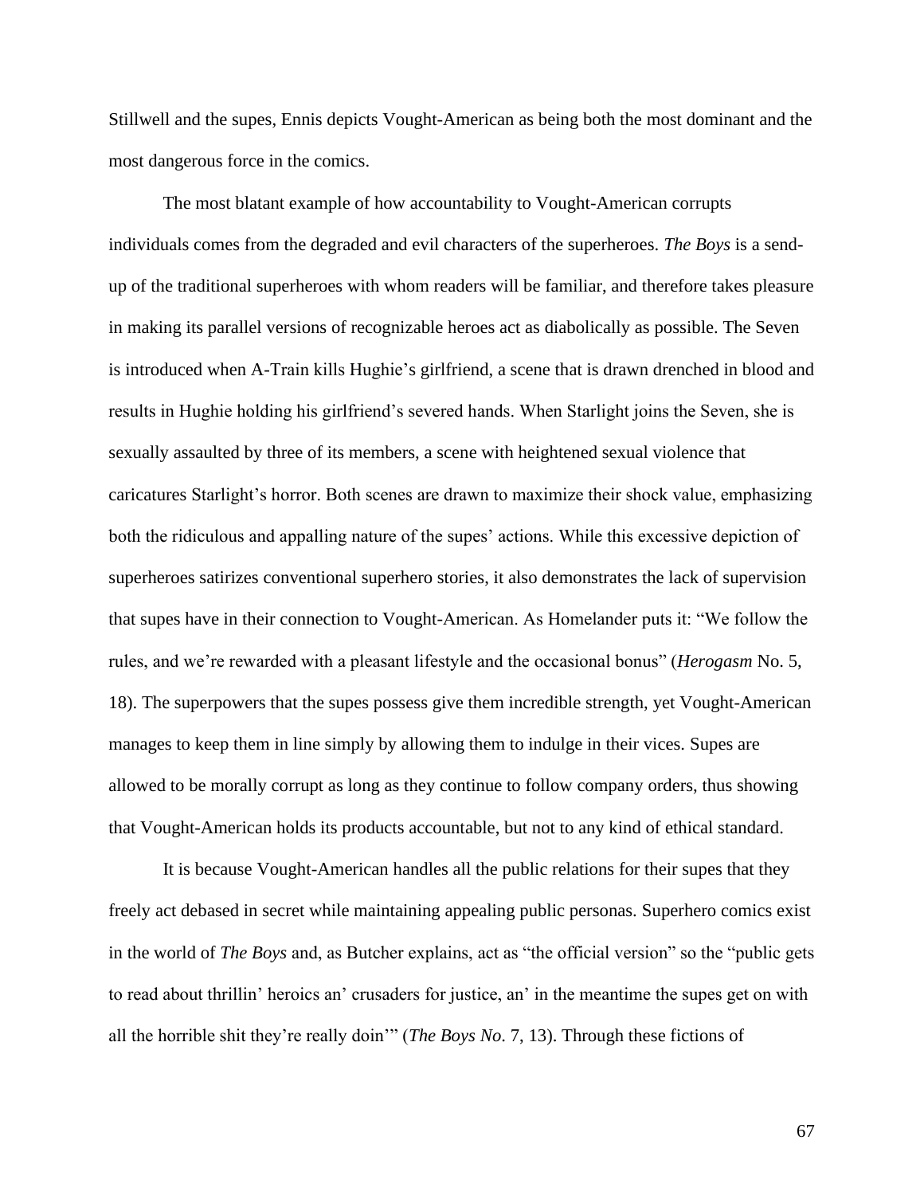Stillwell and the supes, Ennis depicts Vought-American as being both the most dominant and the most dangerous force in the comics.

The most blatant example of how accountability to Vought-American corrupts individuals comes from the degraded and evil characters of the superheroes. *The Boys* is a send-up of the traditional superheroes with whom readers will be familiar, and therefore takes pleasure in making its parallel versions of recognizable heroes act as diabolically as possible. The Seven is introduced when A-Train kills Hughie's girlfriend, a scene that is drawn drenched in blood and results in Hughie holding his girlfriend's severed hands. When Starlight joins the Seven, she is sexually assaulted by three of its members, a scene with heightened sexual violence that caricatures Starlight's horror. Both scenes are drawn to maximize their shock value, emphasizing both the ridiculous and appalling nature of the supes' actions. While this excessive depiction of superheroes satirizes conventional superhero stories, it also demonstrates the lack of supervision that supes have in their connection to Vought-American. As Homelander puts it: "We follow the rules, and we're rewarded with a pleasant lifestyle and the occasional bonus" (*Herogasm* No. 5, 18). The superpowers that the supes possess give them incredible strength, yet Vought-American manages to keep them in line simply by allowing them to indulge in their vices. Supes are allowed to be morally corrupt as long as they continue to follow company orders, thus showing that Vought-American holds its products accountable, but not to any kind of ethical standard.

It is because Vought-American handles all the public relations for their supes that they freely act debased in secret while maintaining appealing public personas. Superhero comics exist in the world of *The Boys* and, as Butcher explains, act as "the official version" so the "public gets to read about thrillin' heroics an' crusaders for justice, an' in the meantime the supes get on with all the horrible shit they're really doin'" (*The Boys No*. 7, 13). Through these fictions of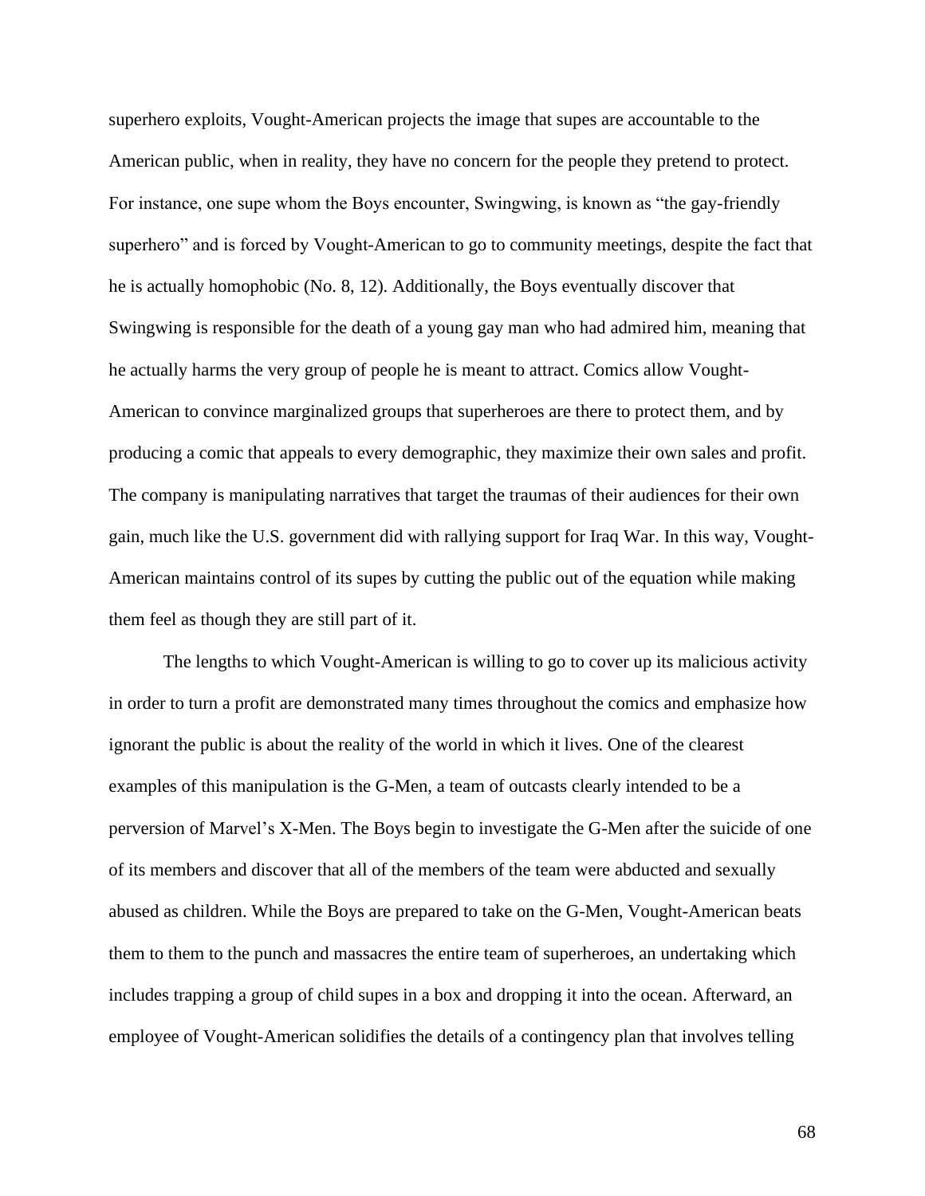superhero exploits, Vought-American projects the image that supes are accountable to the American public, when in reality, they have no concern for the people they pretend to protect. For instance, one supe whom the Boys encounter, Swingwing, is known as "the gay-friendly superhero" and is forced by Vought-American to go to community meetings, despite the fact that he is actually homophobic (No. 8, 12). Additionally, the Boys eventually discover that Swingwing is responsible for the death of a young gay man who had admired him, meaning that he actually harms the very group of people he is meant to attract. Comics allow Vought-American to convince marginalized groups that superheroes are there to protect them, and by producing a comic that appeals to every demographic, they maximize their own sales and profit. The company is manipulating narratives that target the traumas of their audiences for their own gain, much like the U.S. government did with rallying support for Iraq War. In this way, Vought-American maintains control of its supes by cutting the public out of the equation while making them feel as though they are still part of it.

The lengths to which Vought-American is willing to go to cover up its malicious activity in order to turn a profit are demonstrated many times throughout the comics and emphasize how ignorant the public is about the reality of the world in which it lives. One of the clearest examples of this manipulation is the G-Men, a team of outcasts clearly intended to be a perversion of Marvel's X-Men. The Boys begin to investigate the G-Men after the suicide of one of its members and discover that all of the members of the team were abducted and sexually abused as children. While the Boys are prepared to take on the G-Men, Vought-American beats them to them to the punch and massacres the entire team of superheroes, an undertaking which includes trapping a group of child supes in a box and dropping it into the ocean. Afterward, an employee of Vought-American solidifies the details of a contingency plan that involves telling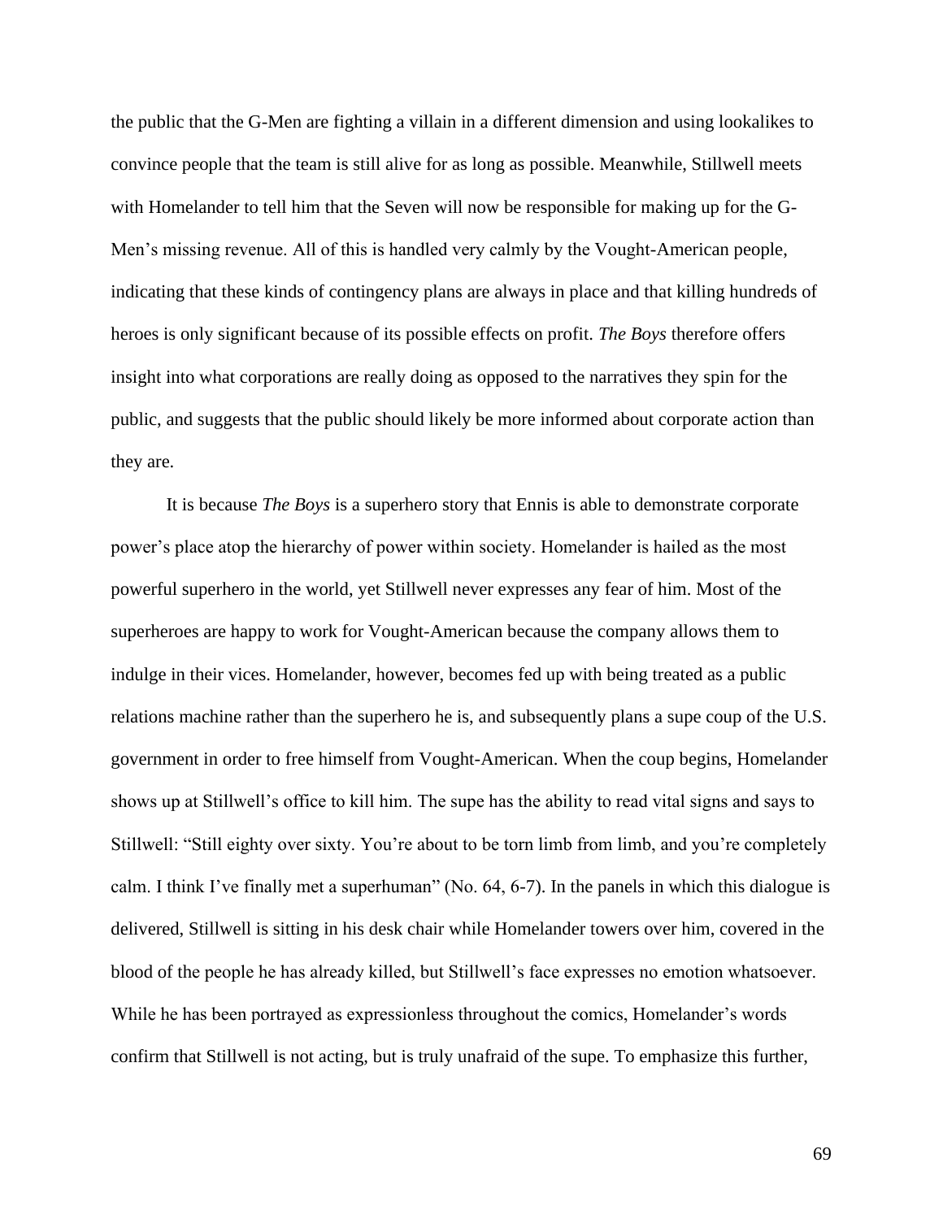the public that the G-Men are fighting a villain in a different dimension and using lookalikes to convince people that the team is still alive for as long as possible. Meanwhile, Stillwell meets with Homelander to tell him that the Seven will now be responsible for making up for the G-Men's missing revenue. All of this is handled very calmly by the Vought-American people, indicating that these kinds of contingency plans are always in place and that killing hundreds of heroes is only significant because of its possible effects on profit. *The Boys* therefore offers insight into what corporations are really doing as opposed to the narratives they spin for the public, and suggests that the public should likely be more informed about corporate action than they are.

It is because *The Boys* is a superhero story that Ennis is able to demonstrate corporate power's place atop the hierarchy of power within society. Homelander is hailed as the most powerful superhero in the world, yet Stillwell never expresses any fear of him. Most of the superheroes are happy to work for Vought-American because the company allows them to indulge in their vices. Homelander, however, becomes fed up with being treated as a public relations machine rather than the superhero he is, and subsequently plans a supe coup of the U.S. government in order to free himself from Vought-American. When the coup begins, Homelander shows up at Stillwell's office to kill him. The supe has the ability to read vital signs and says to Stillwell: "Still eighty over sixty. You're about to be torn limb from limb, and you're completely calm. I think I've finally met a superhuman" (No. 64, 6-7). In the panels in which this dialogue is delivered, Stillwell is sitting in his desk chair while Homelander towers over him, covered in the blood of the people he has already killed, but Stillwell's face expresses no emotion whatsoever. While he has been portrayed as expressionless throughout the comics, Homelander's words confirm that Stillwell is not acting, but is truly unafraid of the supe. To emphasize this further,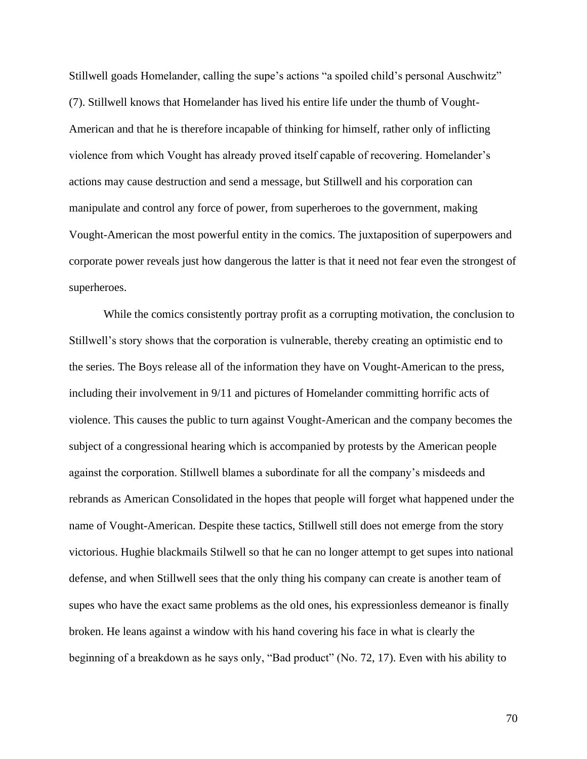Stillwell goads Homelander, calling the supe's actions "a spoiled child's personal Auschwitz" (7). Stillwell knows that Homelander has lived his entire life under the thumb of Vought-American and that he is therefore incapable of thinking for himself, rather only of inflicting violence from which Vought has already proved itself capable of recovering. Homelander's actions may cause destruction and send a message, but Stillwell and his corporation can manipulate and control any force of power, from superheroes to the government, making Vought-American the most powerful entity in the comics. The juxtaposition of superpowers and corporate power reveals just how dangerous the latter is that it need not fear even the strongest of superheroes.

While the comics consistently portray profit as a corrupting motivation, the conclusion to Stillwell's story shows that the corporation is vulnerable, thereby creating an optimistic end to the series. The Boys release all of the information they have on Vought-American to the press, including their involvement in 9/11 and pictures of Homelander committing horrific acts of violence. This causes the public to turn against Vought-American and the company becomes the subject of a congressional hearing which is accompanied by protests by the American people against the corporation. Stillwell blames a subordinate for all the company's misdeeds and rebrands as American Consolidated in the hopes that people will forget what happened under the name of Vought-American. Despite these tactics, Stillwell still does not emerge from the story victorious. Hughie blackmails Stilwell so that he can no longer attempt to get supes into national defense, and when Stillwell sees that the only thing his company can create is another team of supes who have the exact same problems as the old ones, his expressionless demeanor is finally broken. He leans against a window with his hand covering his face in what is clearly the beginning of a breakdown as he says only, "Bad product" (No. 72, 17). Even with his ability to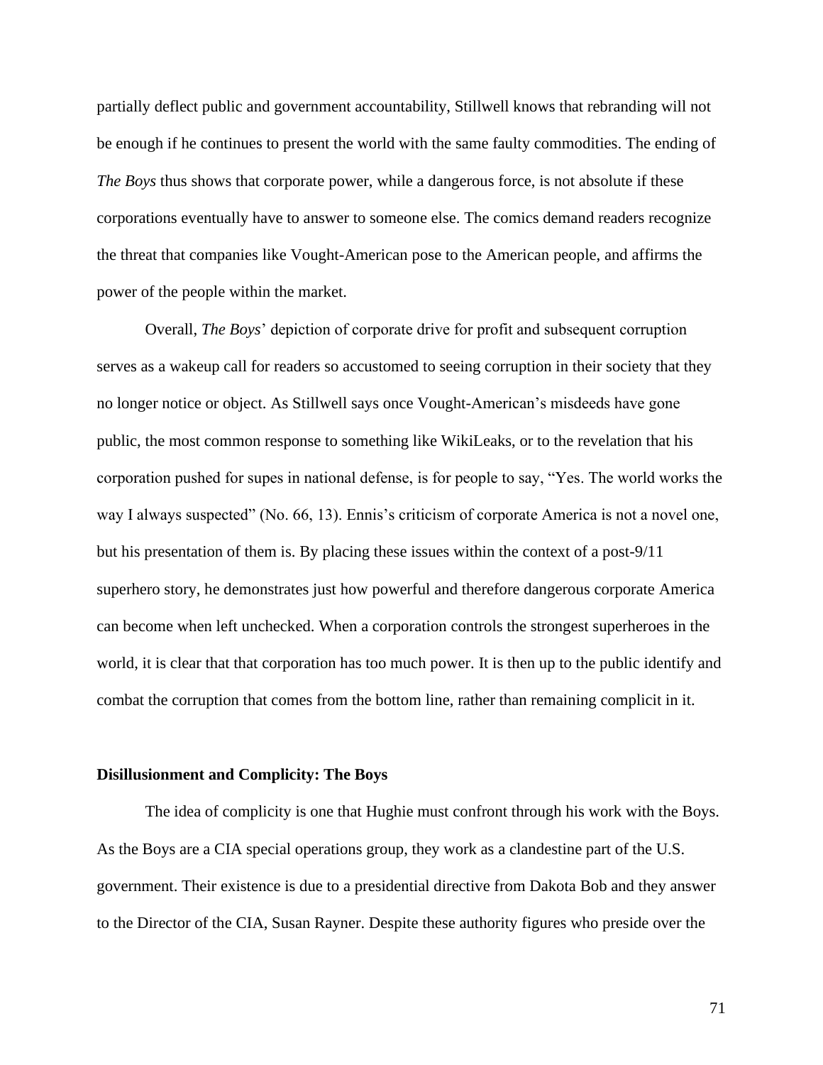partially deflect public and government accountability, Stillwell knows that rebranding will not be enough if he continues to present the world with the same faulty commodities. The ending of *The Boys* thus shows that corporate power, while a dangerous force, is not absolute if these corporations eventually have to answer to someone else. The comics demand readers recognize the threat that companies like Vought-American pose to the American people, and affirms the power of the people within the market.

Overall, *The Boys*' depiction of corporate drive for profit and subsequent corruption serves as a wakeup call for readers so accustomed to seeing corruption in their society that they no longer notice or object. As Stillwell says once Vought-American's misdeeds have gone public, the most common response to something like WikiLeaks, or to the revelation that his corporation pushed for supes in national defense, is for people to say, "Yes. The world works the way I always suspected" (No. 66, 13). Ennis's criticism of corporate America is not a novel one, but his presentation of them is. By placing these issues within the context of a post-9/11 superhero story, he demonstrates just how powerful and therefore dangerous corporate America can become when left unchecked. When a corporation controls the strongest superheroes in the world, it is clear that that corporation has too much power. It is then up to the public identify and combat the corruption that comes from the bottom line, rather than remaining complicit in it.

### Disillusionment and Complicity: The Boys

The idea of complicity is one that Hughie must confront through his work with the Boys. As the Boys are a CIA special operations group, they work as a clandestine part of the U.S. government. Their existence is due to a presidential directive from Dakota Bob and they answer to the Director of the CIA, Susan Rayner. Despite these authority figures who preside over the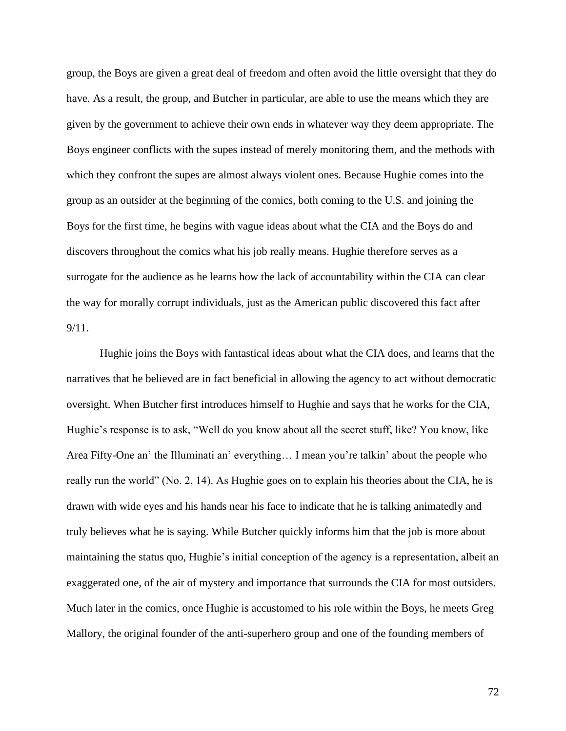group, the Boys are given a great deal of freedom and often avoid the little oversight that they do have. As a result, the group, and Butcher in particular, are able to use the means which they are given by the government to achieve their own ends in whatever way they deem appropriate. The Boys engineer conflicts with the supes instead of merely monitoring them, and the methods with which they confront the supes are almost always violent ones. Because Hughie comes into the group as an outsider at the beginning of the comics, both coming to the U.S. and joining the Boys for the first time, he begins with vague ideas about what the CIA and the Boys do and discovers throughout the comics what his job really means. Hughie therefore serves as a surrogate for the audience as he learns how the lack of accountability within the CIA can clear the way for morally corrupt individuals, just as the American public discovered this fact after 9/11.

Hughie joins the Boys with fantastical ideas about what the CIA does, and learns that the narratives that he believed are in fact beneficial in allowing the agency to act without democratic oversight. When Butcher first introduces himself to Hughie and says that he works for the CIA, Hughie's response is to ask, "Well do you know about all the secret stuff, like? You know, like Area Fifty-One an' the Illuminati an' everything… I mean you're talkin' about the people who really run the world" (No. 2, 14). As Hughie goes on to explain his theories about the CIA, he is drawn with wide eyes and his hands near his face to indicate that he is talking animatedly and truly believes what he is saying. While Butcher quickly informs him that the job is more about maintaining the status quo, Hughie's initial conception of the agency is a representation, albeit an exaggerated one, of the air of mystery and importance that surrounds the CIA for most outsiders. Much later in the comics, once Hughie is accustomed to his role within the Boys, he meets Greg Mallory, the original founder of the anti-superhero group and one of the founding members of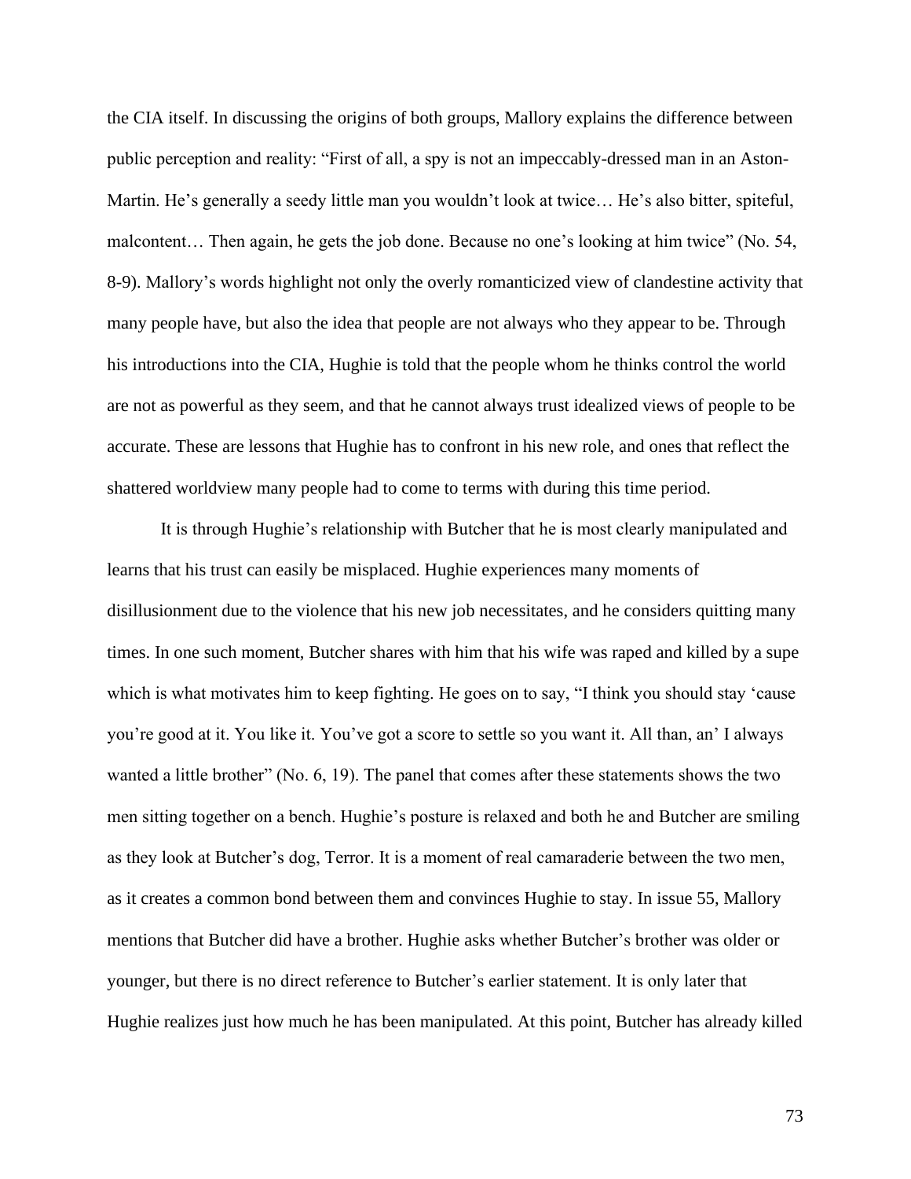the CIA itself. In discussing the origins of both groups, Mallory explains the difference between public perception and reality: "First of all, a spy is not an impeccably-dressed man in an Aston-Martin. He's generally a seedy little man you wouldn't look at twice… He's also bitter, spiteful, malcontent… Then again, he gets the job done. Because no one's looking at him twice" (No. 54, 8-9). Mallory's words highlight not only the overly romanticized view of clandestine activity that many people have, but also the idea that people are not always who they appear to be. Through his introductions into the CIA, Hughie is told that the people whom he thinks control the world are not as powerful as they seem, and that he cannot always trust idealized views of people to be accurate. These are lessons that Hughie has to confront in his new role, and ones that reflect the shattered worldview many people had to come to terms with during this time period.

It is through Hughie's relationship with Butcher that he is most clearly manipulated and learns that his trust can easily be misplaced. Hughie experiences many moments of disillusionment due to the violence that his new job necessitates, and he considers quitting many times. In one such moment, Butcher shares with him that his wife was raped and killed by a supe which is what motivates him to keep fighting. He goes on to say, "I think you should stay 'cause you're good at it. You like it. You've got a score to settle so you want it. All than, an' I always wanted a little brother" (No. 6, 19). The panel that comes after these statements shows the two men sitting together on a bench. Hughie's posture is relaxed and both he and Butcher are smiling as they look at Butcher's dog, Terror. It is a moment of real camaraderie between the two men, as it creates a common bond between them and convinces Hughie to stay. In issue 55, Mallory mentions that Butcher did have a brother. Hughie asks whether Butcher's brother was older or younger, but there is no direct reference to Butcher's earlier statement. It is only later that Hughie realizes just how much he has been manipulated. At this point, Butcher has already killed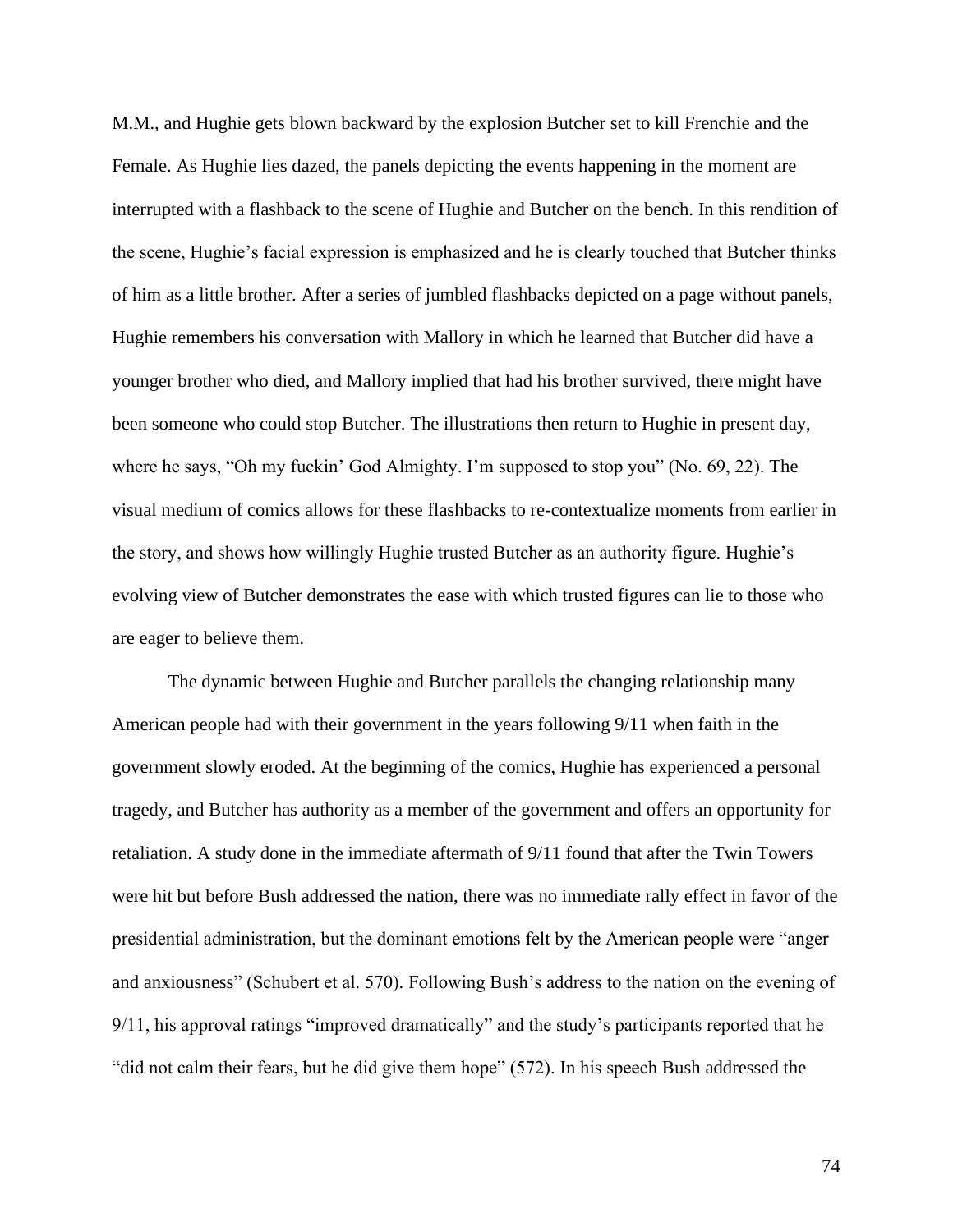M.M., and Hughie gets blown backward by the explosion Butcher set to kill Frenchie and the Female. As Hughie lies dazed, the panels depicting the events happening in the moment are interrupted with a flashback to the scene of Hughie and Butcher on the bench. In this rendition of the scene, Hughie's facial expression is emphasized and he is clearly touched that Butcher thinks of him as a little brother. After a series of jumbled flashbacks depicted on a page without panels, Hughie remembers his conversation with Mallory in which he learned that Butcher did have a younger brother who died, and Mallory implied that had his brother survived, there might have been someone who could stop Butcher. The illustrations then return to Hughie in present day, where he says, "Oh my fuckin' God Almighty. I'm supposed to stop you" (No. 69, 22). The visual medium of comics allows for these flashbacks to re-contextualize moments from earlier in the story, and shows how willingly Hughie trusted Butcher as an authority figure. Hughie's evolving view of Butcher demonstrates the ease with which trusted figures can lie to those who are eager to believe them.

The dynamic between Hughie and Butcher parallels the changing relationship many American people had with their government in the years following 9/11 when faith in the government slowly eroded. At the beginning of the comics, Hughie has experienced a personal tragedy, and Butcher has authority as a member of the government and offers an opportunity for retaliation. A study done in the immediate aftermath of 9/11 found that after the Twin Towers were hit but before Bush addressed the nation, there was no immediate rally effect in favor of the presidential administration, but the dominant emotions felt by the American people were "anger and anxiousness" (Schubert et al. 570). Following Bush's address to the nation on the evening of 9/11, his approval ratings "improved dramatically" and the study's participants reported that he "did not calm their fears, but he did give them hope" (572). In his speech Bush addressed the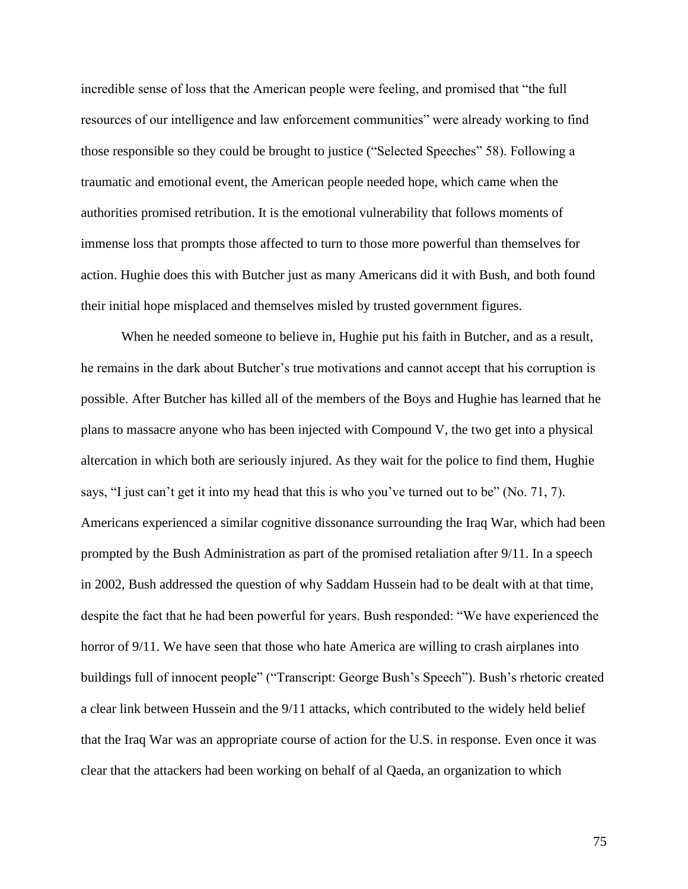incredible sense of loss that the American people were feeling, and promised that "the full resources of our intelligence and law enforcement communities" were already working to find those responsible so they could be brought to justice ("Selected Speeches" 58). Following a traumatic and emotional event, the American people needed hope, which came when the authorities promised retribution. It is the emotional vulnerability that follows moments of immense loss that prompts those affected to turn to those more powerful than themselves for action. Hughie does this with Butcher just as many Americans did it with Bush, and both found their initial hope misplaced and themselves misled by trusted government figures.

When he needed someone to believe in, Hughie put his faith in Butcher, and as a result, he remains in the dark about Butcher's true motivations and cannot accept that his corruption is possible. After Butcher has killed all of the members of the Boys and Hughie has learned that he plans to massacre anyone who has been injected with Compound V, the two get into a physical altercation in which both are seriously injured. As they wait for the police to find them, Hughie says, "I just can't get it into my head that this is who you've turned out to be" (No. 71, 7). Americans experienced a similar cognitive dissonance surrounding the Iraq War, which had been prompted by the Bush Administration as part of the promised retaliation after 9/11. In a speech in 2002, Bush addressed the question of why Saddam Hussein had to be dealt with at that time, despite the fact that he had been powerful for years. Bush responded: "We have experienced the horror of 9/11. We have seen that those who hate America are willing to crash airplanes into buildings full of innocent people" ("Transcript: George Bush's Speech"). Bush's rhetoric created a clear link between Hussein and the 9/11 attacks, which contributed to the widely held belief that the Iraq War was an appropriate course of action for the U.S. in response. Even once it was clear that the attackers had been working on behalf of al Qaeda, an organization to which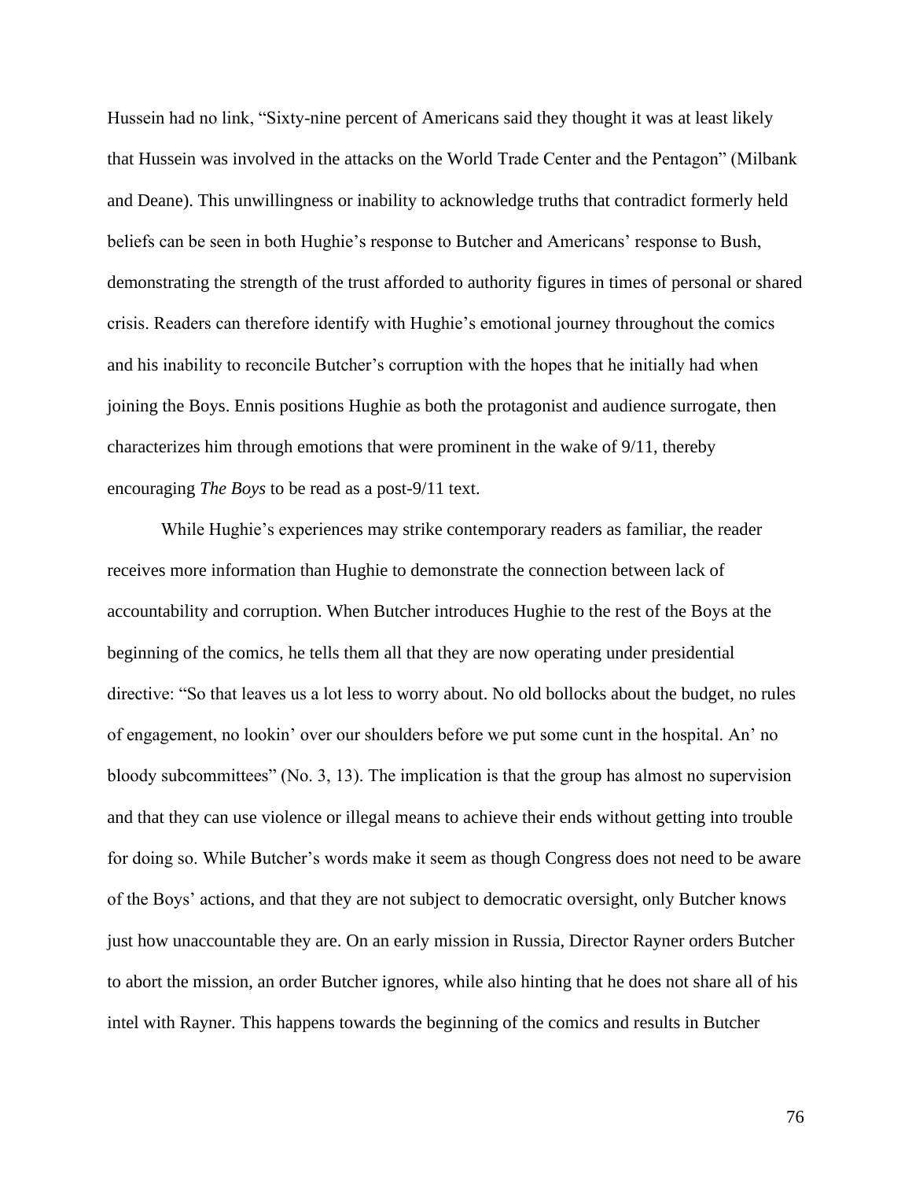Hussein had no link, "Sixty-nine percent of Americans said they thought it was at least likely that Hussein was involved in the attacks on the World Trade Center and the Pentagon" (Milbank and Deane). This unwillingness or inability to acknowledge truths that contradict formerly held beliefs can be seen in both Hughie's response to Butcher and Americans' response to Bush, demonstrating the strength of the trust afforded to authority figures in times of personal or shared crisis. Readers can therefore identify with Hughie's emotional journey throughout the comics and his inability to reconcile Butcher's corruption with the hopes that he initially had when joining the Boys. Ennis positions Hughie as both the protagonist and audience surrogate, then characterizes him through emotions that were prominent in the wake of 9/11, thereby encouraging *The Boys* to be read as a post-9/11 text.

While Hughie's experiences may strike contemporary readers as familiar, the reader receives more information than Hughie to demonstrate the connection between lack of accountability and corruption. When Butcher introduces Hughie to the rest of the Boys at the beginning of the comics, he tells them all that they are now operating under presidential directive: "So that leaves us a lot less to worry about. No old bollocks about the budget, no rules of engagement, no lookin' over our shoulders before we put some cunt in the hospital. An' no bloody subcommittees" (No. 3, 13). The implication is that the group has almost no supervision and that they can use violence or illegal means to achieve their ends without getting into trouble for doing so. While Butcher's words make it seem as though Congress does not need to be aware of the Boys' actions, and that they are not subject to democratic oversight, only Butcher knows just how unaccountable they are. On an early mission in Russia, Director Rayner orders Butcher to abort the mission, an order Butcher ignores, while also hinting that he does not share all of his intel with Rayner. This happens towards the beginning of the comics and results in Butcher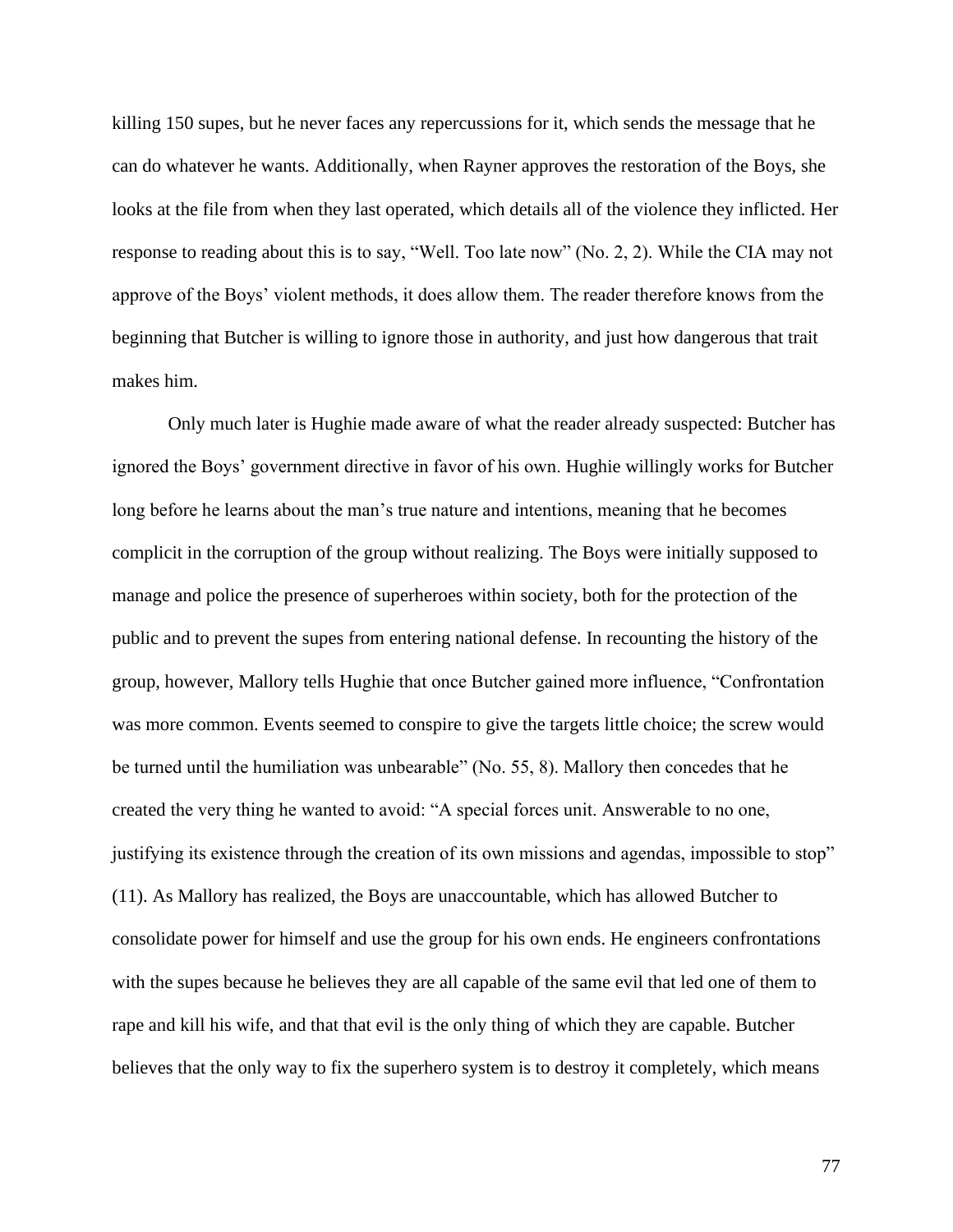killing 150 supes, but he never faces any repercussions for it, which sends the message that he can do whatever he wants. Additionally, when Rayner approves the restoration of the Boys, she looks at the file from when they last operated, which details all of the violence they inflicted. Her response to reading about this is to say, "Well. Too late now" (No. 2, 2). While the CIA may not approve of the Boys' violent methods, it does allow them. The reader therefore knows from the beginning that Butcher is willing to ignore those in authority, and just how dangerous that trait makes him.

Only much later is Hughie made aware of what the reader already suspected: Butcher has ignored the Boys' government directive in favor of his own. Hughie willingly works for Butcher long before he learns about the man's true nature and intentions, meaning that he becomes complicit in the corruption of the group without realizing. The Boys were initially supposed to manage and police the presence of superheroes within society, both for the protection of the public and to prevent the supes from entering national defense. In recounting the history of the group, however, Mallory tells Hughie that once Butcher gained more influence, "Confrontation was more common. Events seemed to conspire to give the targets little choice; the screw would be turned until the humiliation was unbearable" (No. 55, 8). Mallory then concedes that he created the very thing he wanted to avoid: "A special forces unit. Answerable to no one, justifying its existence through the creation of its own missions and agendas, impossible to stop" (11). As Mallory has realized, the Boys are unaccountable, which has allowed Butcher to consolidate power for himself and use the group for his own ends. He engineers confrontations with the supes because he believes they are all capable of the same evil that led one of them to rape and kill his wife, and that that evil is the only thing of which they are capable. Butcher believes that the only way to fix the superhero system is to destroy it completely, which means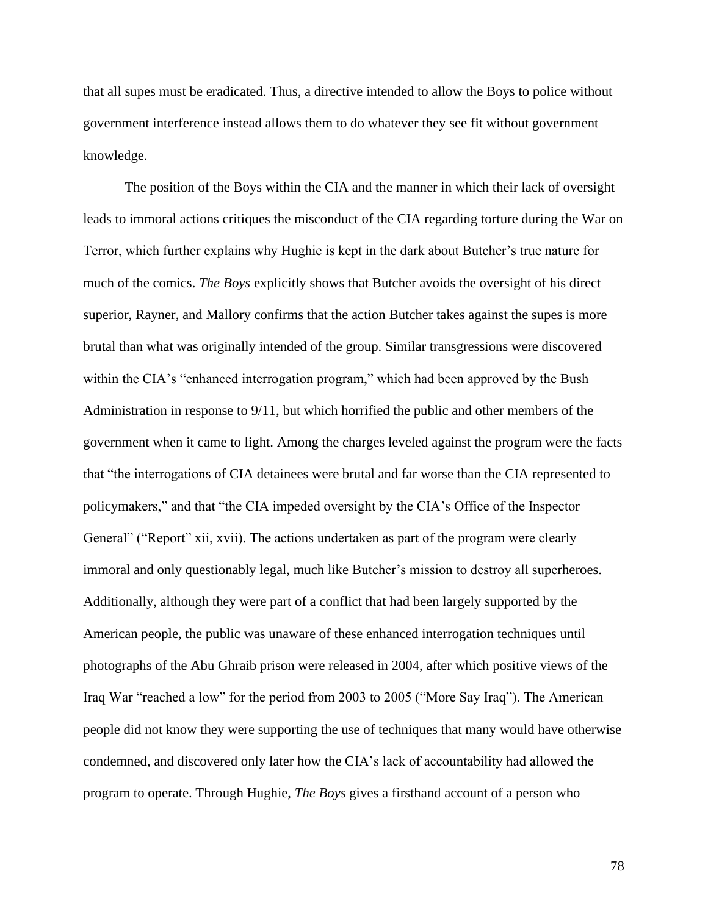that all supes must be eradicated. Thus, a directive intended to allow the Boys to police without government interference instead allows them to do whatever they see fit without government knowledge.

The position of the Boys within the CIA and the manner in which their lack of oversight leads to immoral actions critiques the misconduct of the CIA regarding torture during the War on Terror, which further explains why Hughie is kept in the dark about Butcher's true nature for much of the comics. *The Boys* explicitly shows that Butcher avoids the oversight of his direct superior, Rayner, and Mallory confirms that the action Butcher takes against the supes is more brutal than what was originally intended of the group. Similar transgressions were discovered within the CIA's "enhanced interrogation program," which had been approved by the Bush Administration in response to 9/11, but which horrified the public and other members of the government when it came to light. Among the charges leveled against the program were the facts that "the interrogations of CIA detainees were brutal and far worse than the CIA represented to policymakers," and that "the CIA impeded oversight by the CIA's Office of the Inspector General" ("Report" xii, xvii). The actions undertaken as part of the program were clearly immoral and only questionably legal, much like Butcher's mission to destroy all superheroes. Additionally, although they were part of a conflict that had been largely supported by the American people, the public was unaware of these enhanced interrogation techniques until photographs of the Abu Ghraib prison were released in 2004, after which positive views of the Iraq War "reached a low" for the period from 2003 to 2005 ("More Say Iraq"). The American people did not know they were supporting the use of techniques that many would have otherwise condemned, and discovered only later how the CIA's lack of accountability had allowed the program to operate. Through Hughie, *The Boys* gives a firsthand account of a person who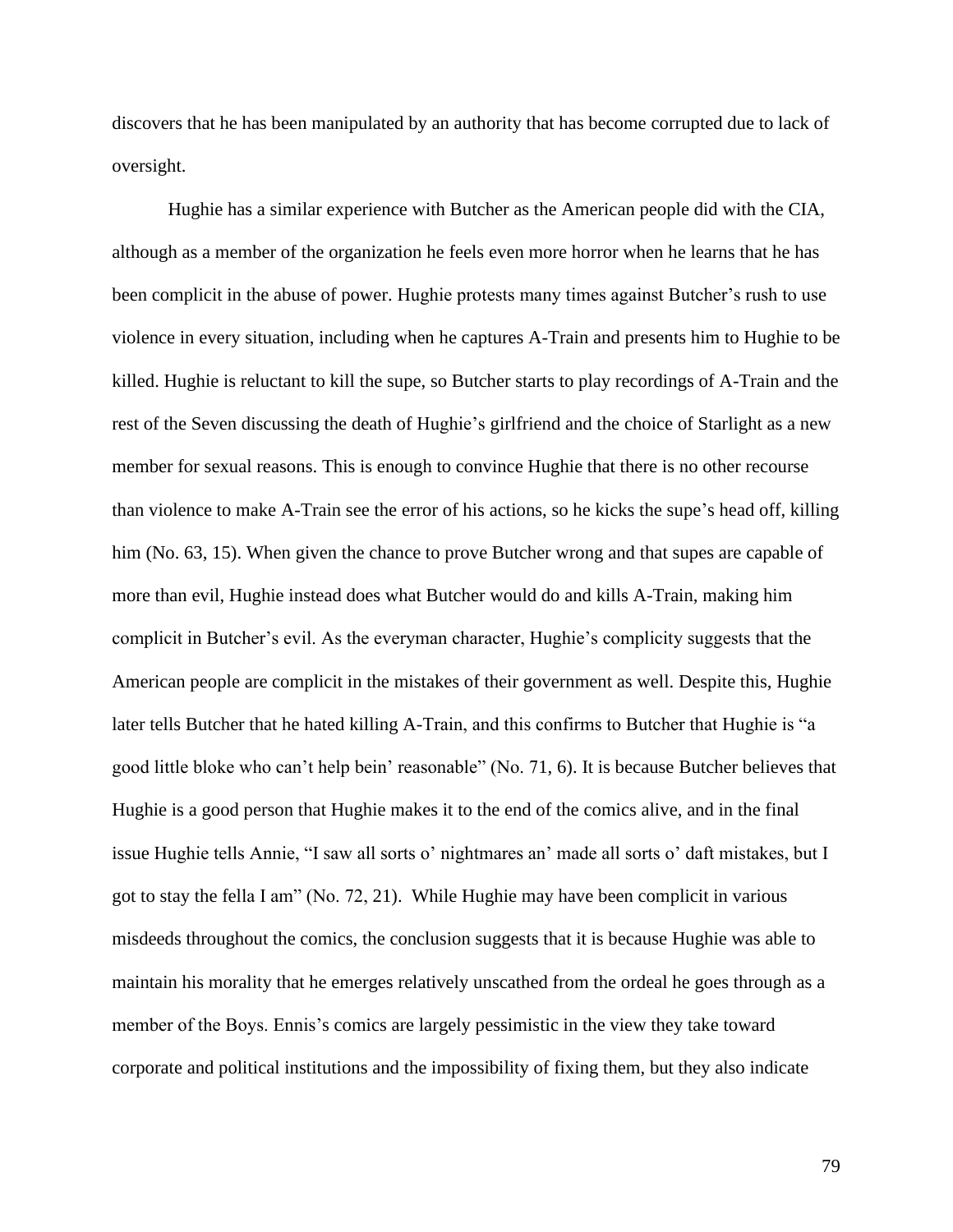discovers that he has been manipulated by an authority that has become corrupted due to lack of oversight.

Hughie has a similar experience with Butcher as the American people did with the CIA, although as a member of the organization he feels even more horror when he learns that he has been complicit in the abuse of power. Hughie protests many times against Butcher's rush to use violence in every situation, including when he captures A-Train and presents him to Hughie to be killed. Hughie is reluctant to kill the supe, so Butcher starts to play recordings of A-Train and the rest of the Seven discussing the death of Hughie's girlfriend and the choice of Starlight as a new member for sexual reasons. This is enough to convince Hughie that there is no other recourse than violence to make A-Train see the error of his actions, so he kicks the supe's head off, killing him (No. 63, 15). When given the chance to prove Butcher wrong and that supes are capable of more than evil, Hughie instead does what Butcher would do and kills A-Train, making him complicit in Butcher's evil. As the everyman character, Hughie's complicity suggests that the American people are complicit in the mistakes of their government as well. Despite this, Hughie later tells Butcher that he hated killing A-Train, and this confirms to Butcher that Hughie is "a good little bloke who can't help bein' reasonable" (No. 71, 6). It is because Butcher believes that Hughie is a good person that Hughie makes it to the end of the comics alive, and in the final issue Hughie tells Annie, "I saw all sorts o' nightmares an' made all sorts o' daft mistakes, but I got to stay the fella I am" (No. 72, 21). While Hughie may have been complicit in various misdeeds throughout the comics, the conclusion suggests that it is because Hughie was able to maintain his morality that he emerges relatively unscathed from the ordeal he goes through as a member of the Boys. Ennis's comics are largely pessimistic in the view they take toward corporate and political institutions and the impossibility of fixing them, but they also indicate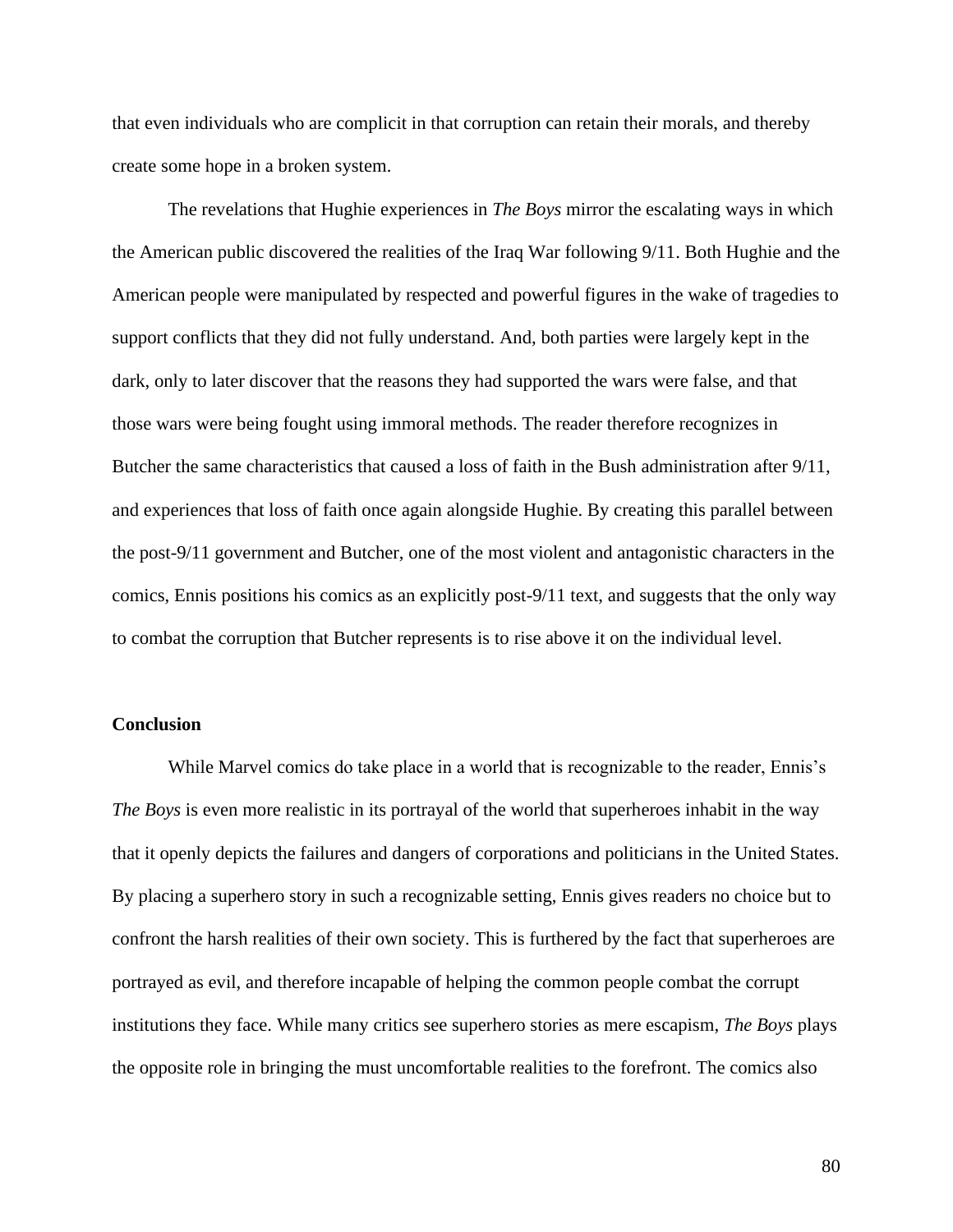that even individuals who are complicit in that corruption can retain their morals, and thereby create some hope in a broken system.

The revelations that Hughie experiences in *The Boys* mirror the escalating ways in which the American public discovered the realities of the Iraq War following 9/11. Both Hughie and the American people were manipulated by respected and powerful figures in the wake of tragedies to support conflicts that they did not fully understand. And, both parties were largely kept in the dark, only to later discover that the reasons they had supported the wars were false, and that those wars were being fought using immoral methods. The reader therefore recognizes in Butcher the same characteristics that caused a loss of faith in the Bush administration after 9/11, and experiences that loss of faith once again alongside Hughie. By creating this parallel between the post-9/11 government and Butcher, one of the most violent and antagonistic characters in the comics, Ennis positions his comics as an explicitly post-9/11 text, and suggests that the only way to combat the corruption that Butcher represents is to rise above it on the individual level.

### Conclusion

While Marvel comics do take place in a world that is recognizable to the reader, Ennis's *The Boys* is even more realistic in its portrayal of the world that superheroes inhabit in the way that it openly depicts the failures and dangers of corporations and politicians in the United States. By placing a superhero story in such a recognizable setting, Ennis gives readers no choice but to confront the harsh realities of their own society. This is furthered by the fact that superheroes are portrayed as evil, and therefore incapable of helping the common people combat the corrupt institutions they face. While many critics see superhero stories as mere escapism, *The Boys* plays the opposite role in bringing the must uncomfortable realities to the forefront. The comics also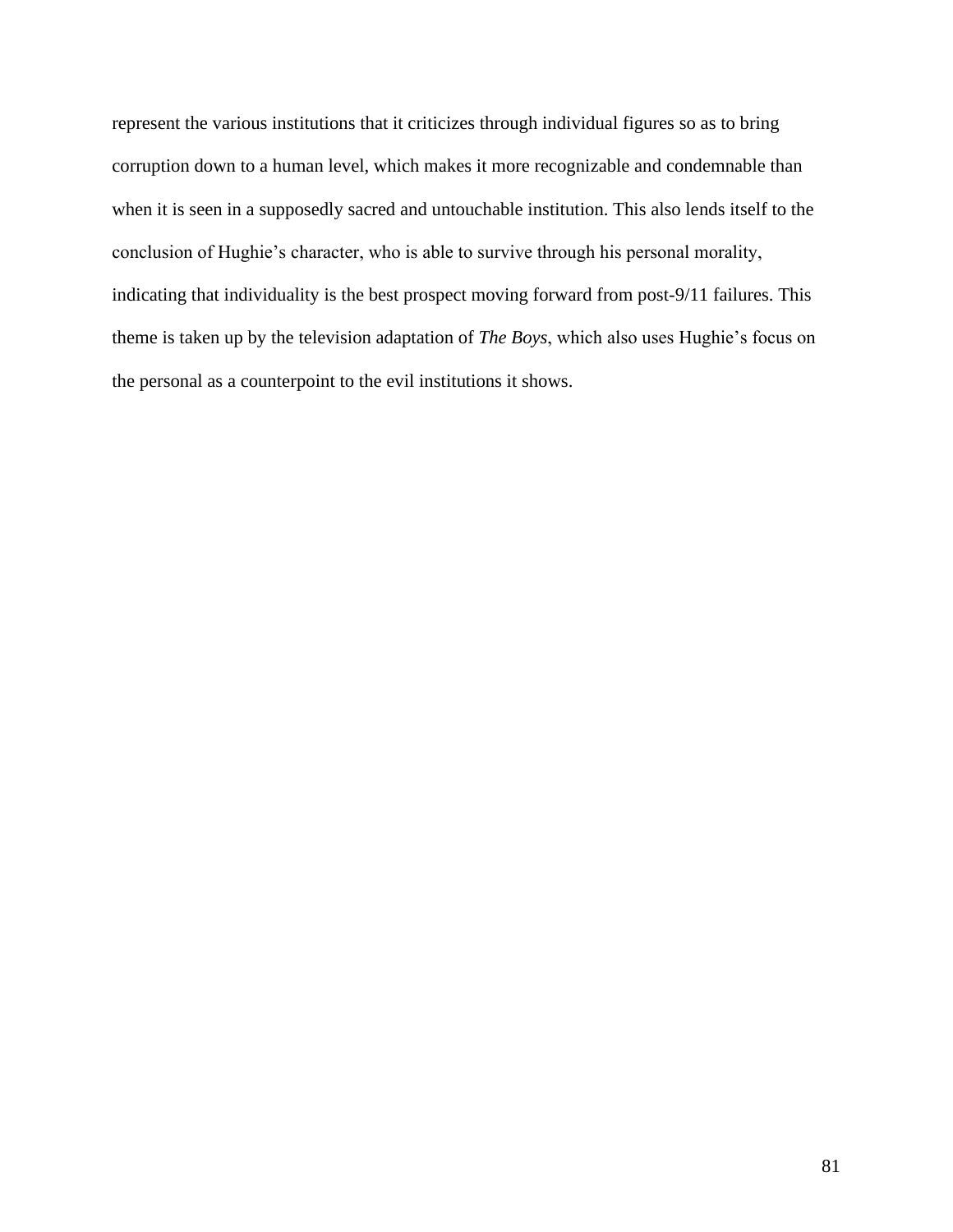represent the various institutions that it criticizes through individual figures so as to bring corruption down to a human level, which makes it more recognizable and condemnable than when it is seen in a supposedly sacred and untouchable institution. This also lends itself to the conclusion of Hughie's character, who is able to survive through his personal morality, indicating that individuality is the best prospect moving forward from post-9/11 failures. This theme is taken up by the television adaptation of *The Boys*, which also uses Hughie's focus on the personal as a counterpoint to the evil institutions it shows.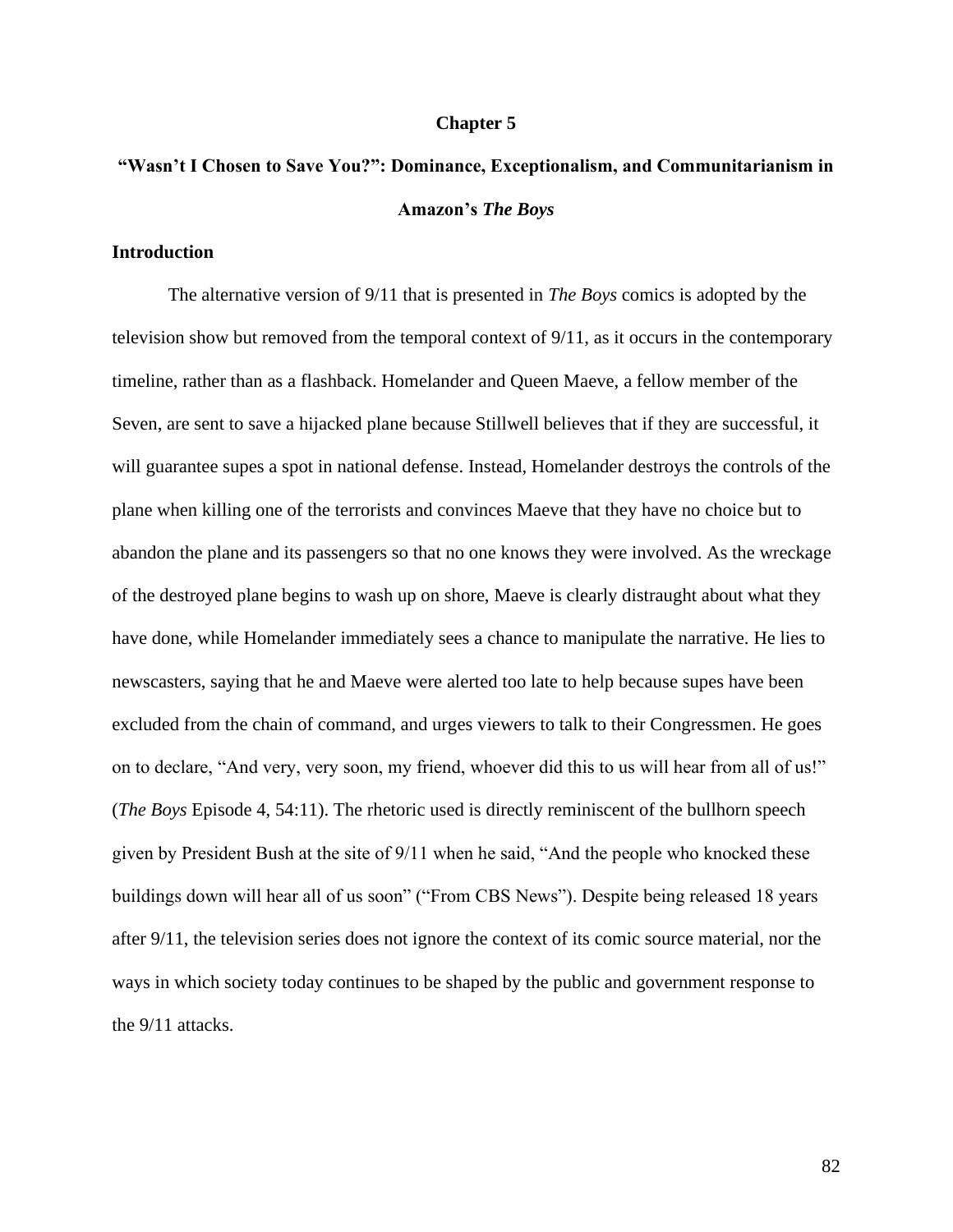# Chapter 5

# "Wasn't I Chosen to Save You?": Dominance, Exceptionalism, and Communitarianism in Amazon's *The Boys*

## Introduction

The alternative version of 9/11 that is presented in *The Boys* comics is adopted by the television show but removed from the temporal context of 9/11, as it occurs in the contemporary timeline, rather than as a flashback. Homelander and Queen Maeve, a fellow member of the Seven, are sent to save a hijacked plane because Stillwell believes that if they are successful, it will guarantee supes a spot in national defense. Instead, Homelander destroys the controls of the plane when killing one of the terrorists and convinces Maeve that they have no choice but to abandon the plane and its passengers so that no one knows they were involved. As the wreckage of the destroyed plane begins to wash up on shore, Maeve is clearly distraught about what they have done, while Homelander immediately sees a chance to manipulate the narrative. He lies to newscasters, saying that he and Maeve were alerted too late to help because supes have been excluded from the chain of command, and urges viewers to talk to their Congressmen. He goes on to declare, "And very, very soon, my friend, whoever did this to us will hear from all of us!" (*The Boys* Episode 4, 54:11). The rhetoric used is directly reminiscent of the bullhorn speech given by President Bush at the site of 9/11 when he said, "And the people who knocked these buildings down will hear all of us soon" ("From CBS News"). Despite being released 18 years after 9/11, the television series does not ignore the context of its comic source material, nor the ways in which society today continues to be shaped by the public and government response to the 9/11 attacks.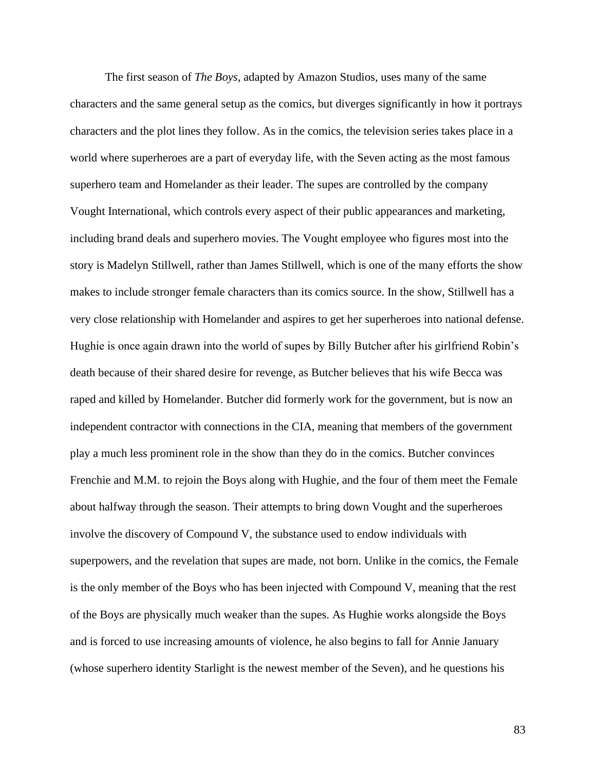The first season of *The Boys*, adapted by Amazon Studios, uses many of the same characters and the same general setup as the comics, but diverges significantly in how it portrays characters and the plot lines they follow. As in the comics, the television series takes place in a world where superheroes are a part of everyday life, with the Seven acting as the most famous superhero team and Homelander as their leader. The supes are controlled by the company Vought International, which controls every aspect of their public appearances and marketing, including brand deals and superhero movies. The Vought employee who figures most into the story is Madelyn Stillwell, rather than James Stillwell, which is one of the many efforts the show makes to include stronger female characters than its comics source. In the show, Stillwell has a very close relationship with Homelander and aspires to get her superheroes into national defense. Hughie is once again drawn into the world of supes by Billy Butcher after his girlfriend Robin's death because of their shared desire for revenge, as Butcher believes that his wife Becca was raped and killed by Homelander. Butcher did formerly work for the government, but is now an independent contractor with connections in the CIA, meaning that members of the government play a much less prominent role in the show than they do in the comics. Butcher convinces Frenchie and M.M. to rejoin the Boys along with Hughie, and the four of them meet the Female about halfway through the season. Their attempts to bring down Vought and the superheroes involve the discovery of Compound V, the substance used to endow individuals with superpowers, and the revelation that supes are made, not born. Unlike in the comics, the Female is the only member of the Boys who has been injected with Compound V, meaning that the rest of the Boys are physically much weaker than the supes. As Hughie works alongside the Boys and is forced to use increasing amounts of violence, he also begins to fall for Annie January (whose superhero identity Starlight is the newest member of the Seven), and he questions his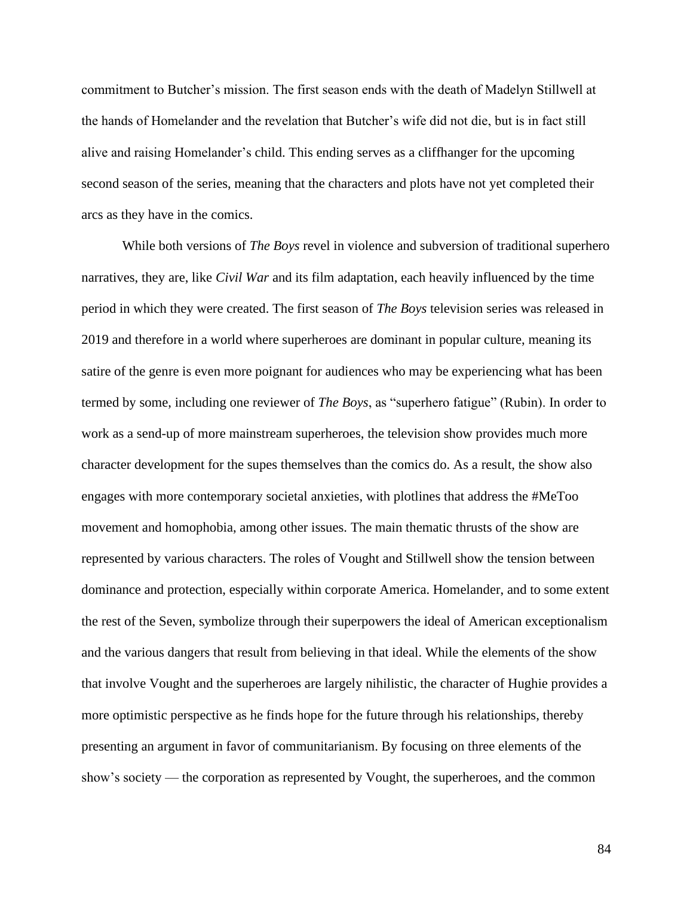commitment to Butcher's mission. The first season ends with the death of Madelyn Stillwell at the hands of Homelander and the revelation that Butcher's wife did not die, but is in fact still alive and raising Homelander's child. This ending serves as a cliffhanger for the upcoming second season of the series, meaning that the characters and plots have not yet completed their arcs as they have in the comics.

While both versions of *The Boys* revel in violence and subversion of traditional superhero narratives, they are, like *Civil War* and its film adaptation, each heavily influenced by the time period in which they were created. The first season of *The Boys* television series was released in 2019 and therefore in a world where superheroes are dominant in popular culture, meaning its satire of the genre is even more poignant for audiences who may be experiencing what has been termed by some, including one reviewer of *The Boys*, as "superhero fatigue" (Rubin). In order to work as a send-up of more mainstream superheroes, the television show provides much more character development for the supes themselves than the comics do. As a result, the show also engages with more contemporary societal anxieties, with plotlines that address the #MeToo movement and homophobia, among other issues. The main thematic thrusts of the show are represented by various characters. The roles of Vought and Stillwell show the tension between dominance and protection, especially within corporate America. Homelander, and to some extent the rest of the Seven, symbolize through their superpowers the ideal of American exceptionalism and the various dangers that result from believing in that ideal. While the elements of the show that involve Vought and the superheroes are largely nihilistic, the character of Hughie provides a more optimistic perspective as he finds hope for the future through his relationships, thereby presenting an argument in favor of communitarianism. By focusing on three elements of the show's society — the corporation as represented by Vought, the superheroes, and the common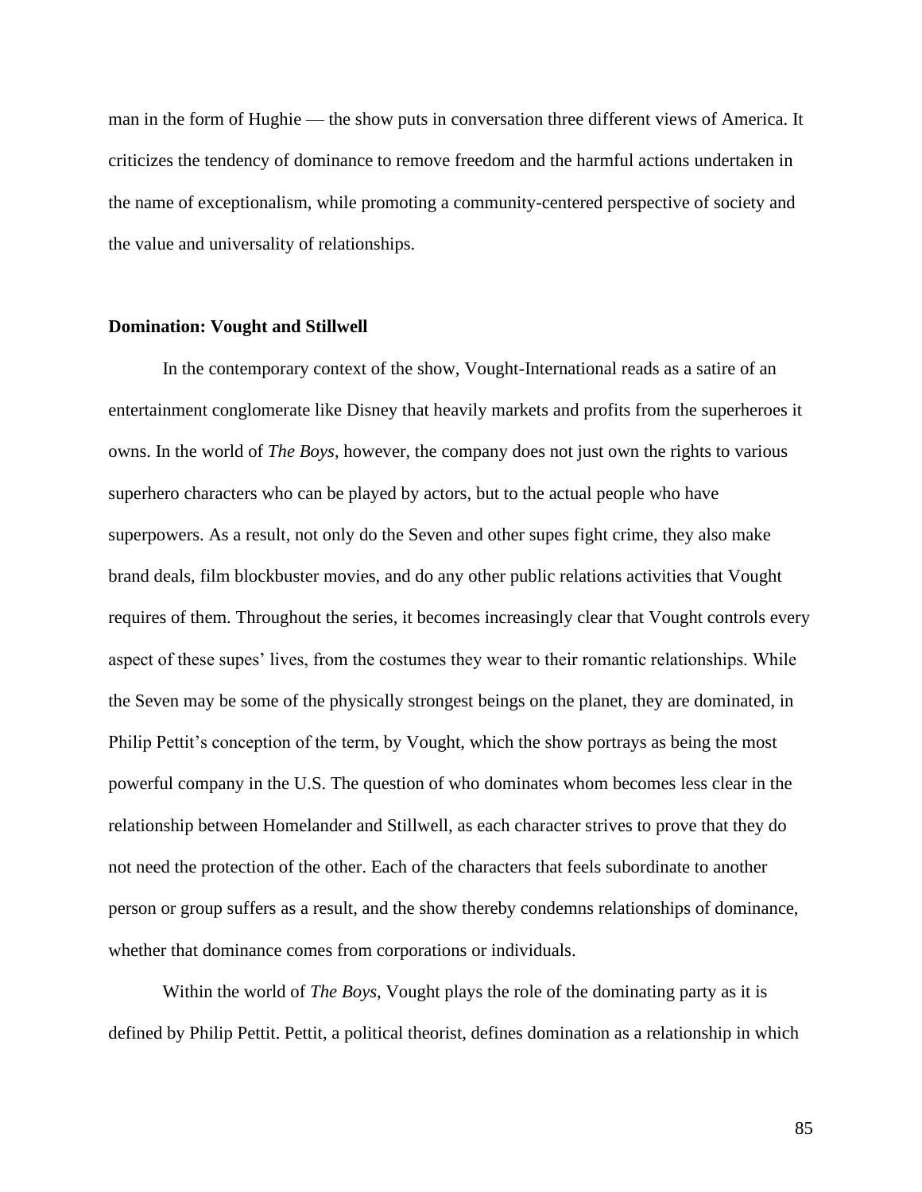man in the form of Hughie — the show puts in conversation three different views of America. It criticizes the tendency of dominance to remove freedom and the harmful actions undertaken in the name of exceptionalism, while promoting a community-centered perspective of society and the value and universality of relationships.

### Domination: Vought and Stillwell

In the contemporary context of the show, Vought-International reads as a satire of an entertainment conglomerate like Disney that heavily markets and profits from the superheroes it owns. In the world of *The Boys*, however, the company does not just own the rights to various superhero characters who can be played by actors, but to the actual people who have superpowers. As a result, not only do the Seven and other supes fight crime, they also make brand deals, film blockbuster movies, and do any other public relations activities that Vought requires of them. Throughout the series, it becomes increasingly clear that Vought controls every aspect of these supes' lives, from the costumes they wear to their romantic relationships. While the Seven may be some of the physically strongest beings on the planet, they are dominated, in Philip Pettit's conception of the term, by Vought, which the show portrays as being the most powerful company in the U.S. The question of who dominates whom becomes less clear in the relationship between Homelander and Stillwell, as each character strives to prove that they do not need the protection of the other. Each of the characters that feels subordinate to another person or group suffers as a result, and the show thereby condemns relationships of dominance, whether that dominance comes from corporations or individuals.

Within the world of *The Boys*, Vought plays the role of the dominating party as it is defined by Philip Pettit. Pettit, a political theorist, defines domination as a relationship in which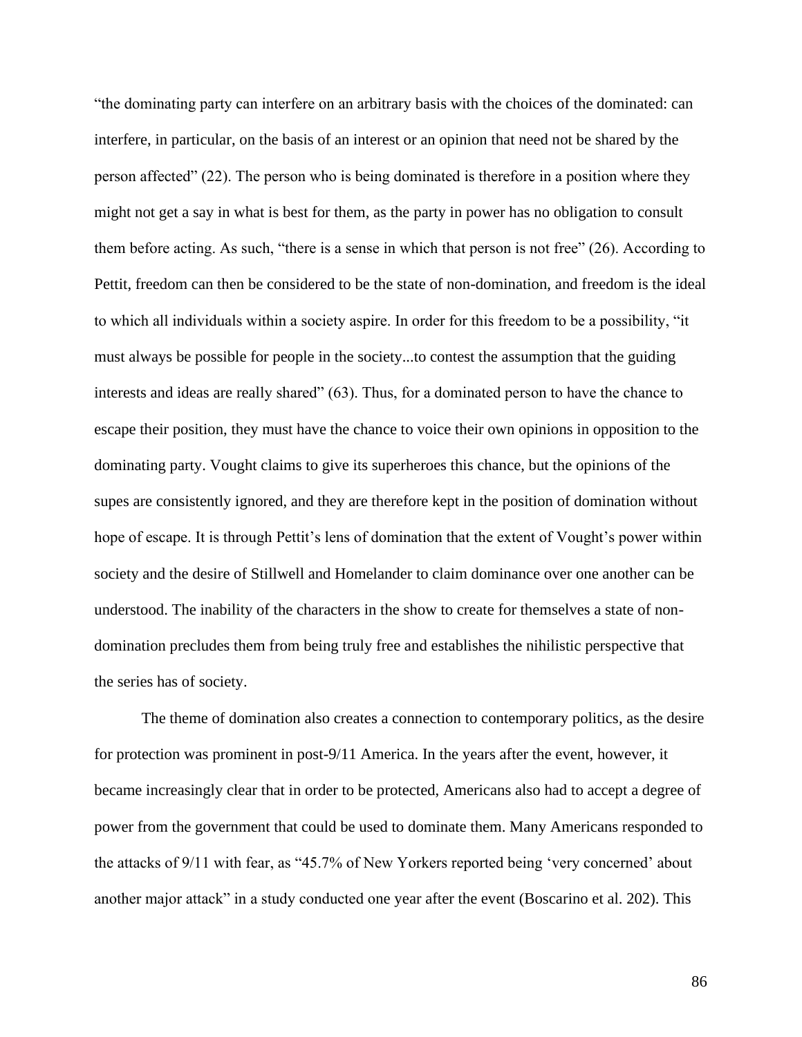"the dominating party can interfere on an arbitrary basis with the choices of the dominated: can interfere, in particular, on the basis of an interest or an opinion that need not be shared by the person affected" (22). The person who is being dominated is therefore in a position where they might not get a say in what is best for them, as the party in power has no obligation to consult them before acting. As such, "there is a sense in which that person is not free" (26). According to Pettit, freedom can then be considered to be the state of non-domination, and freedom is the ideal to which all individuals within a society aspire. In order for this freedom to be a possibility, "it must always be possible for people in the society...to contest the assumption that the guiding interests and ideas are really shared" (63). Thus, for a dominated person to have the chance to escape their position, they must have the chance to voice their own opinions in opposition to the dominating party. Vought claims to give its superheroes this chance, but the opinions of the supes are consistently ignored, and they are therefore kept in the position of domination without hope of escape. It is through Pettit's lens of domination that the extent of Vought's power within society and the desire of Stillwell and Homelander to claim dominance over one another can be understood. The inability of the characters in the show to create for themselves a state of non-domination precludes them from being truly free and establishes the nihilistic perspective that the series has of society.

The theme of domination also creates a connection to contemporary politics, as the desire for protection was prominent in post-9/11 America. In the years after the event, however, it became increasingly clear that in order to be protected, Americans also had to accept a degree of power from the government that could be used to dominate them. Many Americans responded to the attacks of 9/11 with fear, as "45.7% of New Yorkers reported being 'very concerned' about another major attack" in a study conducted one year after the event (Boscarino et al. 202). This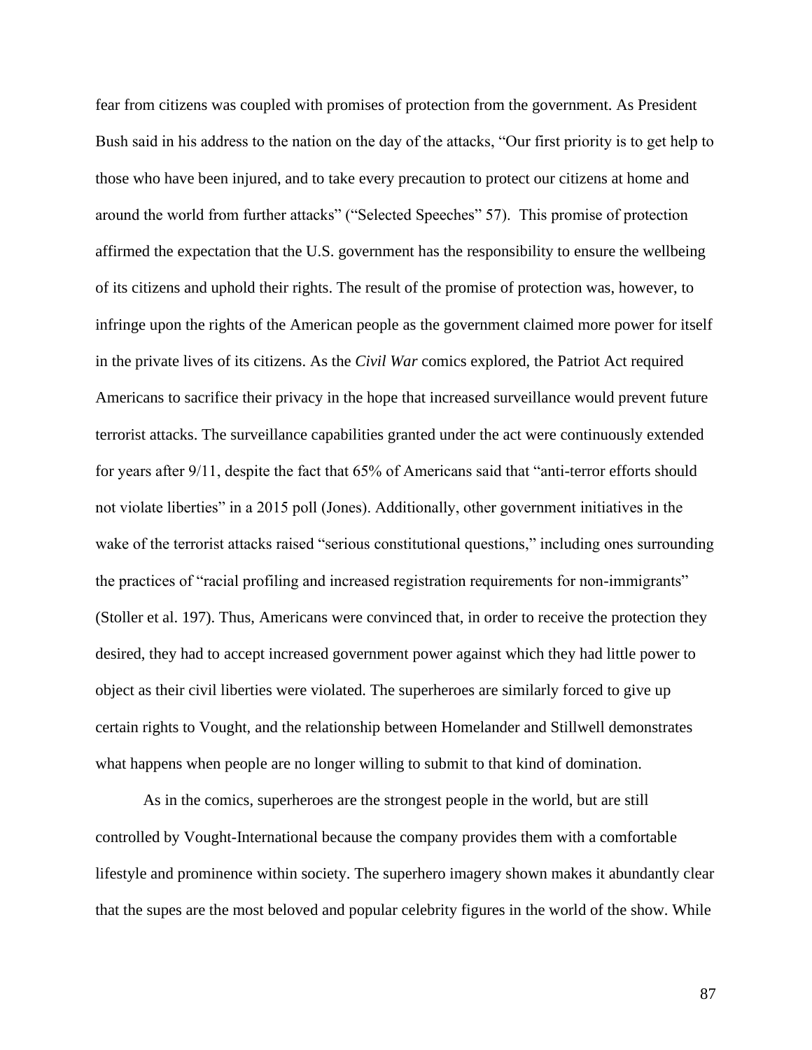fear from citizens was coupled with promises of protection from the government. As President Bush said in his address to the nation on the day of the attacks, "Our first priority is to get help to those who have been injured, and to take every precaution to protect our citizens at home and around the world from further attacks" ("Selected Speeches" 57). This promise of protection affirmed the expectation that the U.S. government has the responsibility to ensure the wellbeing of its citizens and uphold their rights. The result of the promise of protection was, however, to infringe upon the rights of the American people as the government claimed more power for itself in the private lives of its citizens. As the *Civil War* comics explored, the Patriot Act required Americans to sacrifice their privacy in the hope that increased surveillance would prevent future terrorist attacks. The surveillance capabilities granted under the act were continuously extended for years after 9/11, despite the fact that 65% of Americans said that "anti-terror efforts should not violate liberties" in a 2015 poll (Jones). Additionally, other government initiatives in the wake of the terrorist attacks raised "serious constitutional questions," including ones surrounding the practices of "racial profiling and increased registration requirements for non-immigrants" (Stoller et al. 197). Thus, Americans were convinced that, in order to receive the protection they desired, they had to accept increased government power against which they had little power to object as their civil liberties were violated. The superheroes are similarly forced to give up certain rights to Vought, and the relationship between Homelander and Stillwell demonstrates what happens when people are no longer willing to submit to that kind of domination.

As in the comics, superheroes are the strongest people in the world, but are still controlled by Vought-International because the company provides them with a comfortable lifestyle and prominence within society. The superhero imagery shown makes it abundantly clear that the supes are the most beloved and popular celebrity figures in the world of the show. While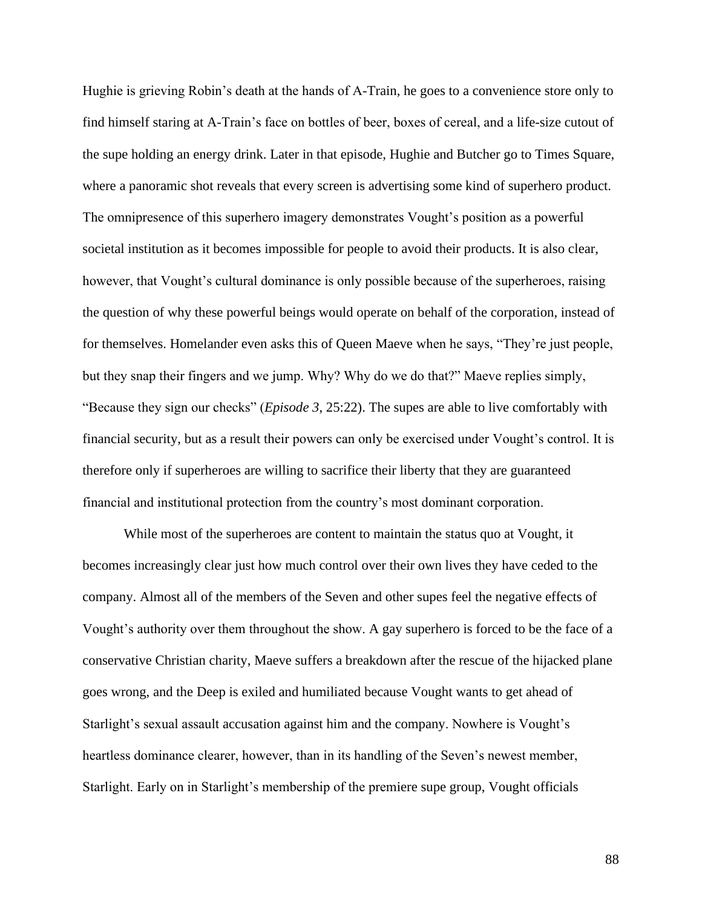Hughie is grieving Robin's death at the hands of A-Train, he goes to a convenience store only to find himself staring at A-Train's face on bottles of beer, boxes of cereal, and a life-size cutout of the supe holding an energy drink. Later in that episode, Hughie and Butcher go to Times Square, where a panoramic shot reveals that every screen is advertising some kind of superhero product. The omnipresence of this superhero imagery demonstrates Vought's position as a powerful societal institution as it becomes impossible for people to avoid their products. It is also clear, however, that Vought's cultural dominance is only possible because of the superheroes, raising the question of why these powerful beings would operate on behalf of the corporation, instead of for themselves. Homelander even asks this of Queen Maeve when he says, "They're just people, but they snap their fingers and we jump. Why? Why do we do that?" Maeve replies simply, "Because they sign our checks" (*Episode 3*, 25:22). The supes are able to live comfortably with financial security, but as a result their powers can only be exercised under Vought's control. It is therefore only if superheroes are willing to sacrifice their liberty that they are guaranteed financial and institutional protection from the country's most dominant corporation.

While most of the superheroes are content to maintain the status quo at Vought, it becomes increasingly clear just how much control over their own lives they have ceded to the company. Almost all of the members of the Seven and other supes feel the negative effects of Vought's authority over them throughout the show. A gay superhero is forced to be the face of a conservative Christian charity, Maeve suffers a breakdown after the rescue of the hijacked plane goes wrong, and the Deep is exiled and humiliated because Vought wants to get ahead of Starlight's sexual assault accusation against him and the company. Nowhere is Vought's heartless dominance clearer, however, than in its handling of the Seven's newest member, Starlight. Early on in Starlight's membership of the premiere supe group, Vought officials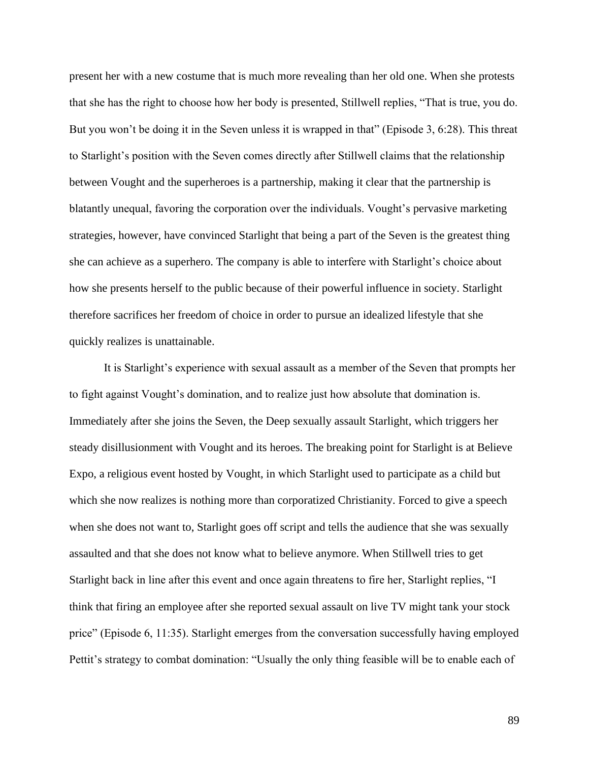present her with a new costume that is much more revealing than her old one. When she protests that she has the right to choose how her body is presented, Stillwell replies, "That is true, you do. But you won't be doing it in the Seven unless it is wrapped in that" (Episode 3, 6:28). This threat to Starlight's position with the Seven comes directly after Stillwell claims that the relationship between Vought and the superheroes is a partnership, making it clear that the partnership is blatantly unequal, favoring the corporation over the individuals. Vought's pervasive marketing strategies, however, have convinced Starlight that being a part of the Seven is the greatest thing she can achieve as a superhero. The company is able to interfere with Starlight's choice about how she presents herself to the public because of their powerful influence in society. Starlight therefore sacrifices her freedom of choice in order to pursue an idealized lifestyle that she quickly realizes is unattainable.

It is Starlight's experience with sexual assault as a member of the Seven that prompts her to fight against Vought's domination, and to realize just how absolute that domination is. Immediately after she joins the Seven, the Deep sexually assault Starlight, which triggers her steady disillusionment with Vought and its heroes. The breaking point for Starlight is at Believe Expo, a religious event hosted by Vought, in which Starlight used to participate as a child but which she now realizes is nothing more than corporatized Christianity. Forced to give a speech when she does not want to, Starlight goes off script and tells the audience that she was sexually assaulted and that she does not know what to believe anymore. When Stillwell tries to get Starlight back in line after this event and once again threatens to fire her, Starlight replies, "I think that firing an employee after she reported sexual assault on live TV might tank your stock price" (Episode 6, 11:35). Starlight emerges from the conversation successfully having employed Pettit's strategy to combat domination: "Usually the only thing feasible will be to enable each of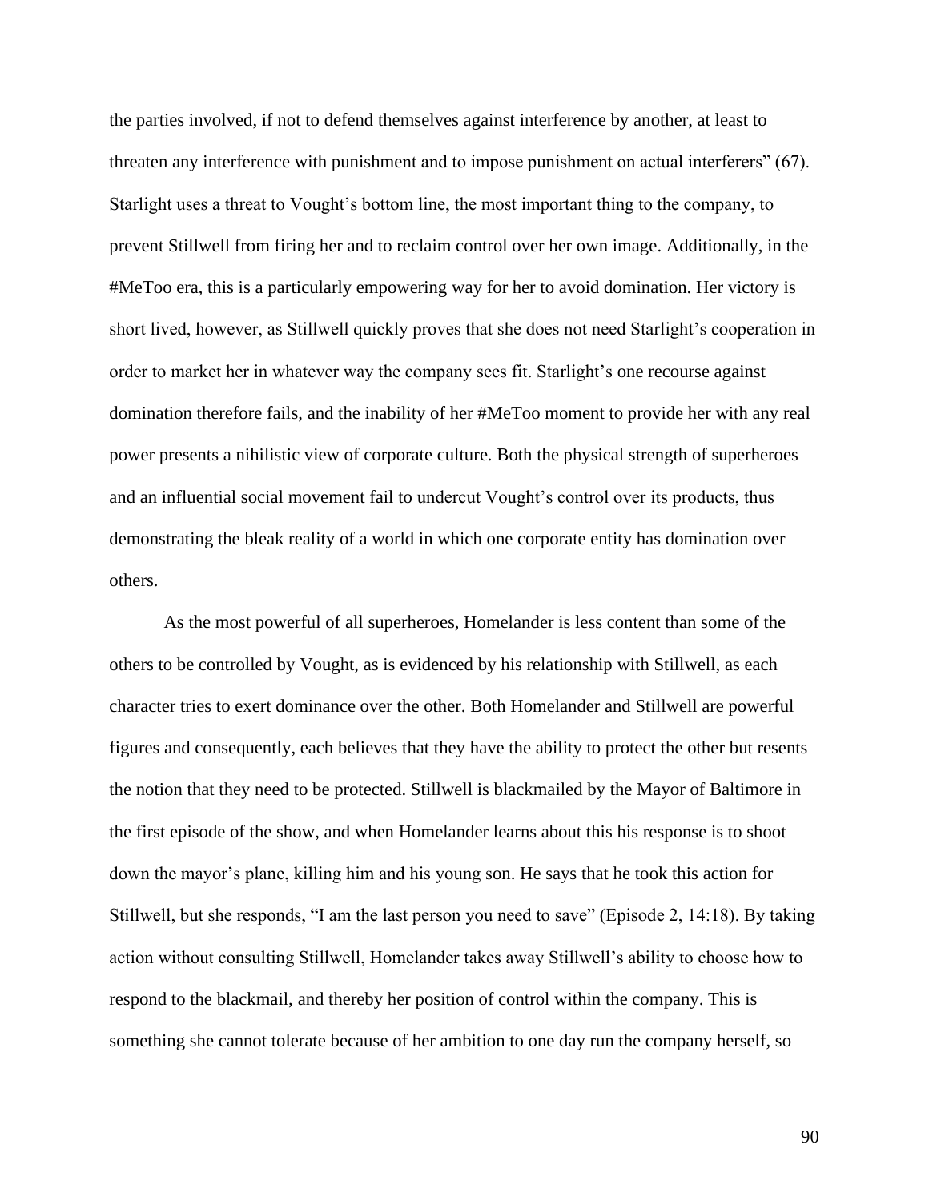the parties involved, if not to defend themselves against interference by another, at least to threaten any interference with punishment and to impose punishment on actual interferers" (67). Starlight uses a threat to Vought's bottom line, the most important thing to the company, to prevent Stillwell from firing her and to reclaim control over her own image. Additionally, in the #MeToo era, this is a particularly empowering way for her to avoid domination. Her victory is short lived, however, as Stillwell quickly proves that she does not need Starlight's cooperation in order to market her in whatever way the company sees fit. Starlight's one recourse against domination therefore fails, and the inability of her #MeToo moment to provide her with any real power presents a nihilistic view of corporate culture. Both the physical strength of superheroes and an influential social movement fail to undercut Vought's control over its products, thus demonstrating the bleak reality of a world in which one corporate entity has domination over others.

As the most powerful of all superheroes, Homelander is less content than some of the others to be controlled by Vought, as is evidenced by his relationship with Stillwell, as each character tries to exert dominance over the other. Both Homelander and Stillwell are powerful figures and consequently, each believes that they have the ability to protect the other but resents the notion that they need to be protected. Stillwell is blackmailed by the Mayor of Baltimore in the first episode of the show, and when Homelander learns about this his response is to shoot down the mayor's plane, killing him and his young son. He says that he took this action for Stillwell, but she responds, "I am the last person you need to save" (Episode 2, 14:18). By taking action without consulting Stillwell, Homelander takes away Stillwell's ability to choose how to respond to the blackmail, and thereby her position of control within the company. This is something she cannot tolerate because of her ambition to one day run the company herself, so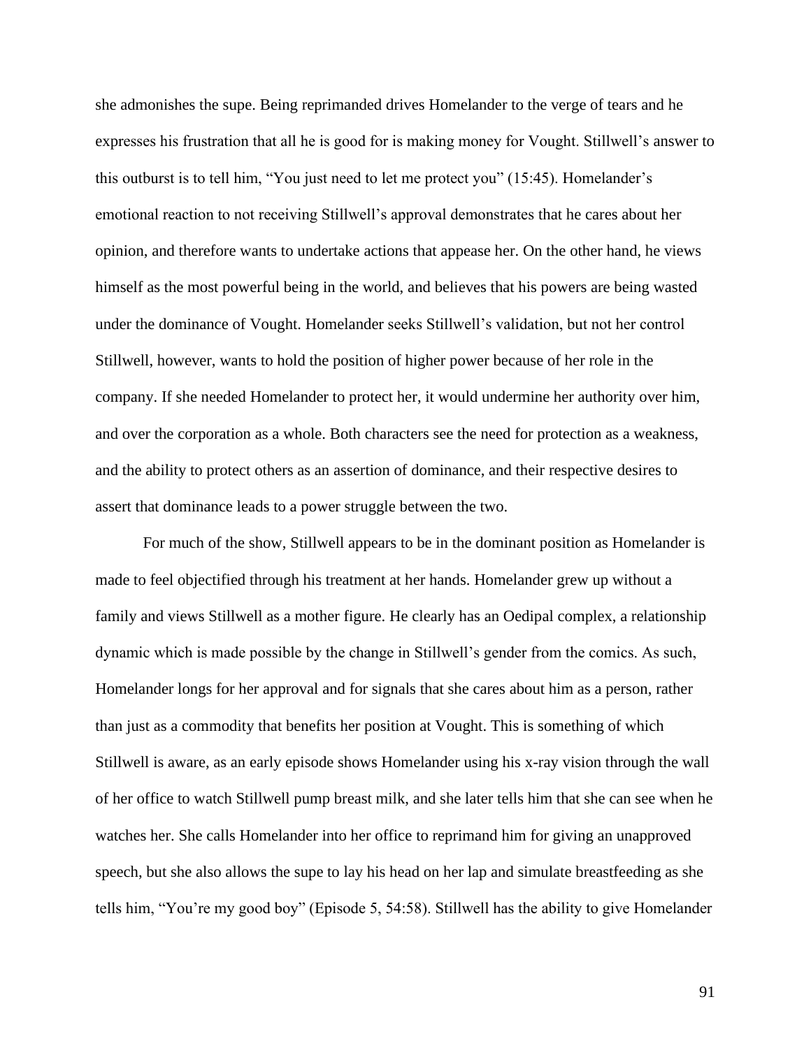she admonishes the supe. Being reprimanded drives Homelander to the verge of tears and he expresses his frustration that all he is good for is making money for Vought. Stillwell's answer to this outburst is to tell him, "You just need to let me protect you" (15:45). Homelander's emotional reaction to not receiving Stillwell's approval demonstrates that he cares about her opinion, and therefore wants to undertake actions that appease her. On the other hand, he views himself as the most powerful being in the world, and believes that his powers are being wasted under the dominance of Vought. Homelander seeks Stillwell's validation, but not her control Stillwell, however, wants to hold the position of higher power because of her role in the company. If she needed Homelander to protect her, it would undermine her authority over him, and over the corporation as a whole. Both characters see the need for protection as a weakness, and the ability to protect others as an assertion of dominance, and their respective desires to assert that dominance leads to a power struggle between the two.

For much of the show, Stillwell appears to be in the dominant position as Homelander is made to feel objectified through his treatment at her hands. Homelander grew up without a family and views Stillwell as a mother figure. He clearly has an Oedipal complex, a relationship dynamic which is made possible by the change in Stillwell's gender from the comics. As such, Homelander longs for her approval and for signals that she cares about him as a person, rather than just as a commodity that benefits her position at Vought. This is something of which Stillwell is aware, as an early episode shows Homelander using his x-ray vision through the wall of her office to watch Stillwell pump breast milk, and she later tells him that she can see when he watches her. She calls Homelander into her office to reprimand him for giving an unapproved speech, but she also allows the supe to lay his head on her lap and simulate breastfeeding as she tells him, "You're my good boy" (Episode 5, 54:58). Stillwell has the ability to give Homelander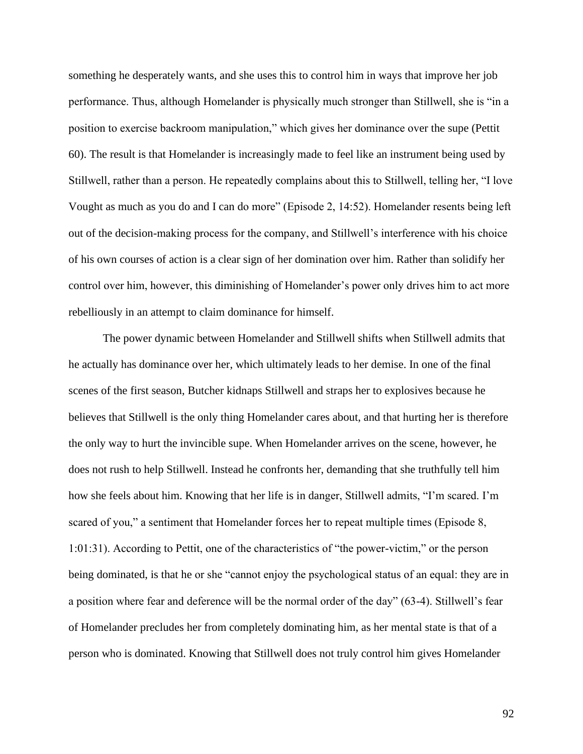something he desperately wants, and she uses this to control him in ways that improve her job performance. Thus, although Homelander is physically much stronger than Stillwell, she is "in a position to exercise backroom manipulation," which gives her dominance over the supe (Pettit 60). The result is that Homelander is increasingly made to feel like an instrument being used by Stillwell, rather than a person. He repeatedly complains about this to Stillwell, telling her, "I love Vought as much as you do and I can do more" (Episode 2, 14:52). Homelander resents being left out of the decision-making process for the company, and Stillwell's interference with his choice of his own courses of action is a clear sign of her domination over him. Rather than solidify her control over him, however, this diminishing of Homelander's power only drives him to act more rebelliously in an attempt to claim dominance for himself.

The power dynamic between Homelander and Stillwell shifts when Stillwell admits that he actually has dominance over her, which ultimately leads to her demise. In one of the final scenes of the first season, Butcher kidnaps Stillwell and straps her to explosives because he believes that Stillwell is the only thing Homelander cares about, and that hurting her is therefore the only way to hurt the invincible supe. When Homelander arrives on the scene, however, he does not rush to help Stillwell. Instead he confronts her, demanding that she truthfully tell him how she feels about him. Knowing that her life is in danger, Stillwell admits, "I'm scared. I'm scared of you," a sentiment that Homelander forces her to repeat multiple times (Episode 8, 1:01:31). According to Pettit, one of the characteristics of "the power-victim," or the person being dominated, is that he or she "cannot enjoy the psychological status of an equal: they are in a position where fear and deference will be the normal order of the day" (63-4). Stillwell's fear of Homelander precludes her from completely dominating him, as her mental state is that of a person who is dominated. Knowing that Stillwell does not truly control him gives Homelander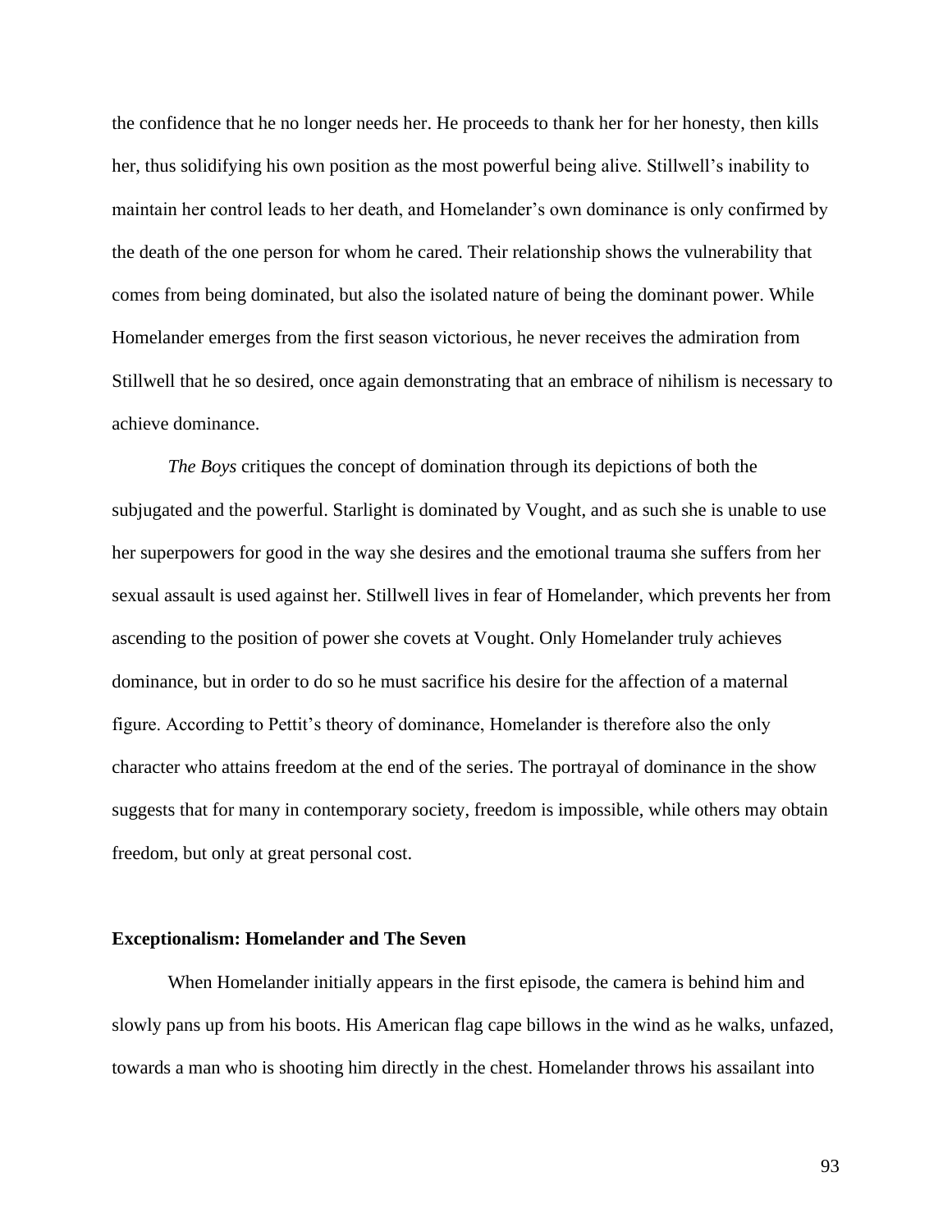the confidence that he no longer needs her. He proceeds to thank her for her honesty, then kills her, thus solidifying his own position as the most powerful being alive. Stillwell's inability to maintain her control leads to her death, and Homelander's own dominance is only confirmed by the death of the one person for whom he cared. Their relationship shows the vulnerability that comes from being dominated, but also the isolated nature of being the dominant power. While Homelander emerges from the first season victorious, he never receives the admiration from Stillwell that he so desired, once again demonstrating that an embrace of nihilism is necessary to achieve dominance.

*The Boys* critiques the concept of domination through its depictions of both the subjugated and the powerful. Starlight is dominated by Vought, and as such she is unable to use her superpowers for good in the way she desires and the emotional trauma she suffers from her sexual assault is used against her. Stillwell lives in fear of Homelander, which prevents her from ascending to the position of power she covets at Vought. Only Homelander truly achieves dominance, but in order to do so he must sacrifice his desire for the affection of a maternal figure. According to Pettit's theory of dominance, Homelander is therefore also the only character who attains freedom at the end of the series. The portrayal of dominance in the show suggests that for many in contemporary society, freedom is impossible, while others may obtain freedom, but only at great personal cost.

## Exceptionalism: Homelander and The Seven

When Homelander initially appears in the first episode, the camera is behind him and slowly pans up from his boots. His American flag cape billows in the wind as he walks, unfazed, towards a man who is shooting him directly in the chest. Homelander throws his assailant into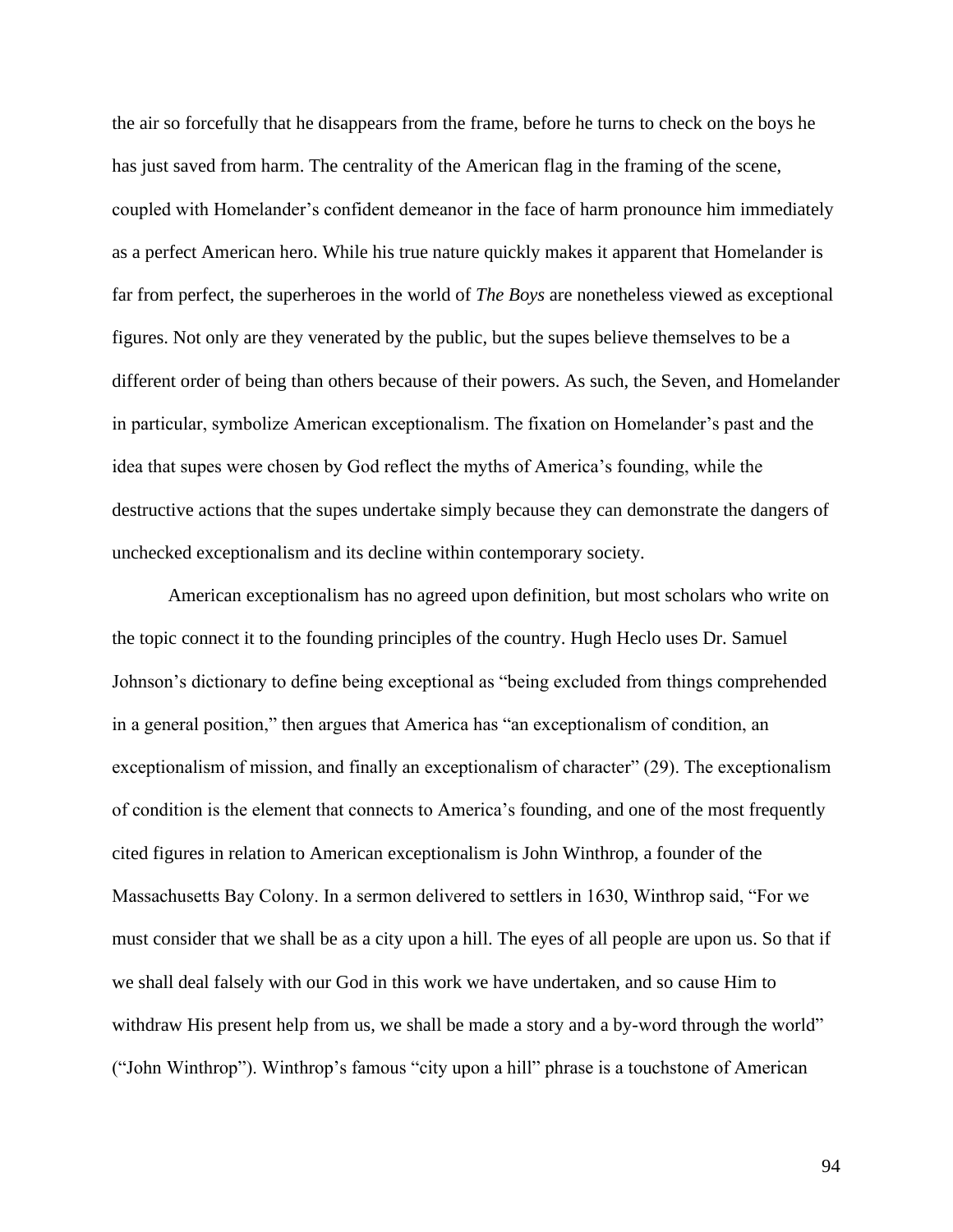the air so forcefully that he disappears from the frame, before he turns to check on the boys he has just saved from harm. The centrality of the American flag in the framing of the scene, coupled with Homelander's confident demeanor in the face of harm pronounce him immediately as a perfect American hero. While his true nature quickly makes it apparent that Homelander is far from perfect, the superheroes in the world of *The Boys* are nonetheless viewed as exceptional figures. Not only are they venerated by the public, but the supes believe themselves to be a different order of being than others because of their powers. As such, the Seven, and Homelander in particular, symbolize American exceptionalism. The fixation on Homelander's past and the idea that supes were chosen by God reflect the myths of America's founding, while the destructive actions that the supes undertake simply because they can demonstrate the dangers of unchecked exceptionalism and its decline within contemporary society.

American exceptionalism has no agreed upon definition, but most scholars who write on the topic connect it to the founding principles of the country. Hugh Heclo uses Dr. Samuel Johnson's dictionary to define being exceptional as "being excluded from things comprehended in a general position," then argues that America has "an exceptionalism of condition, an exceptionalism of mission, and finally an exceptionalism of character" (29). The exceptionalism of condition is the element that connects to America's founding, and one of the most frequently cited figures in relation to American exceptionalism is John Winthrop, a founder of the Massachusetts Bay Colony. In a sermon delivered to settlers in 1630, Winthrop said, "For we must consider that we shall be as a city upon a hill. The eyes of all people are upon us. So that if we shall deal falsely with our God in this work we have undertaken, and so cause Him to withdraw His present help from us, we shall be made a story and a by-word through the world" ("John Winthrop"). Winthrop's famous "city upon a hill" phrase is a touchstone of American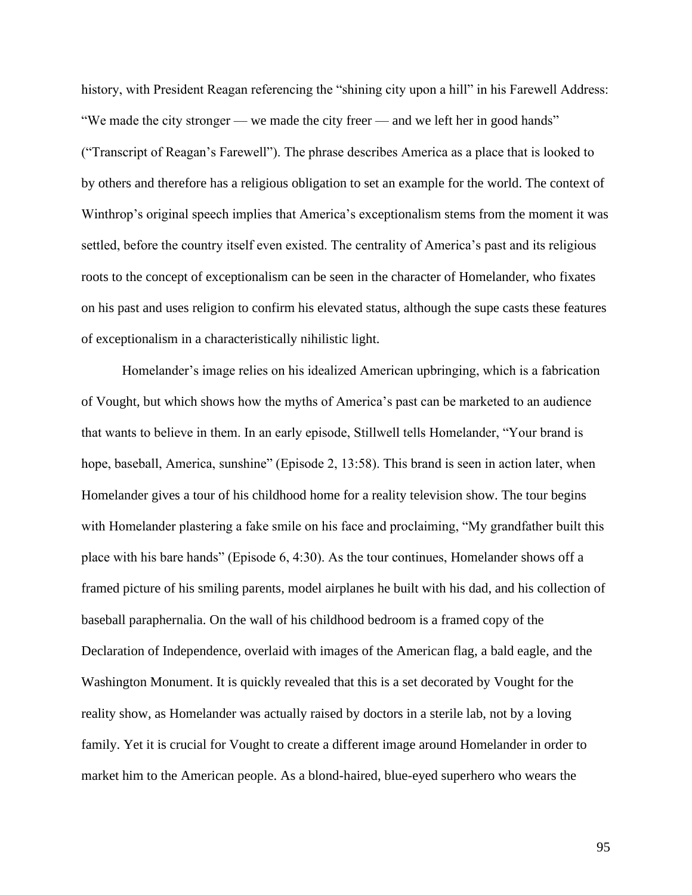history, with President Reagan referencing the "shining city upon a hill" in his Farewell Address: "We made the city stronger — we made the city freer — and we left her in good hands" ("Transcript of Reagan's Farewell"). The phrase describes America as a place that is looked to by others and therefore has a religious obligation to set an example for the world. The context of Winthrop's original speech implies that America's exceptionalism stems from the moment it was settled, before the country itself even existed. The centrality of America's past and its religious roots to the concept of exceptionalism can be seen in the character of Homelander, who fixates on his past and uses religion to confirm his elevated status, although the supe casts these features of exceptionalism in a characteristically nihilistic light.

Homelander's image relies on his idealized American upbringing, which is a fabrication of Vought, but which shows how the myths of America's past can be marketed to an audience that wants to believe in them. In an early episode, Stillwell tells Homelander, "Your brand is hope, baseball, America, sunshine" (Episode 2, 13:58). This brand is seen in action later, when Homelander gives a tour of his childhood home for a reality television show. The tour begins with Homelander plastering a fake smile on his face and proclaiming, "My grandfather built this place with his bare hands" (Episode 6, 4:30). As the tour continues, Homelander shows off a framed picture of his smiling parents, model airplanes he built with his dad, and his collection of baseball paraphernalia. On the wall of his childhood bedroom is a framed copy of the Declaration of Independence, overlaid with images of the American flag, a bald eagle, and the Washington Monument. It is quickly revealed that this is a set decorated by Vought for the reality show, as Homelander was actually raised by doctors in a sterile lab, not by a loving family. Yet it is crucial for Vought to create a different image around Homelander in order to market him to the American people. As a blond-haired, blue-eyed superhero who wears the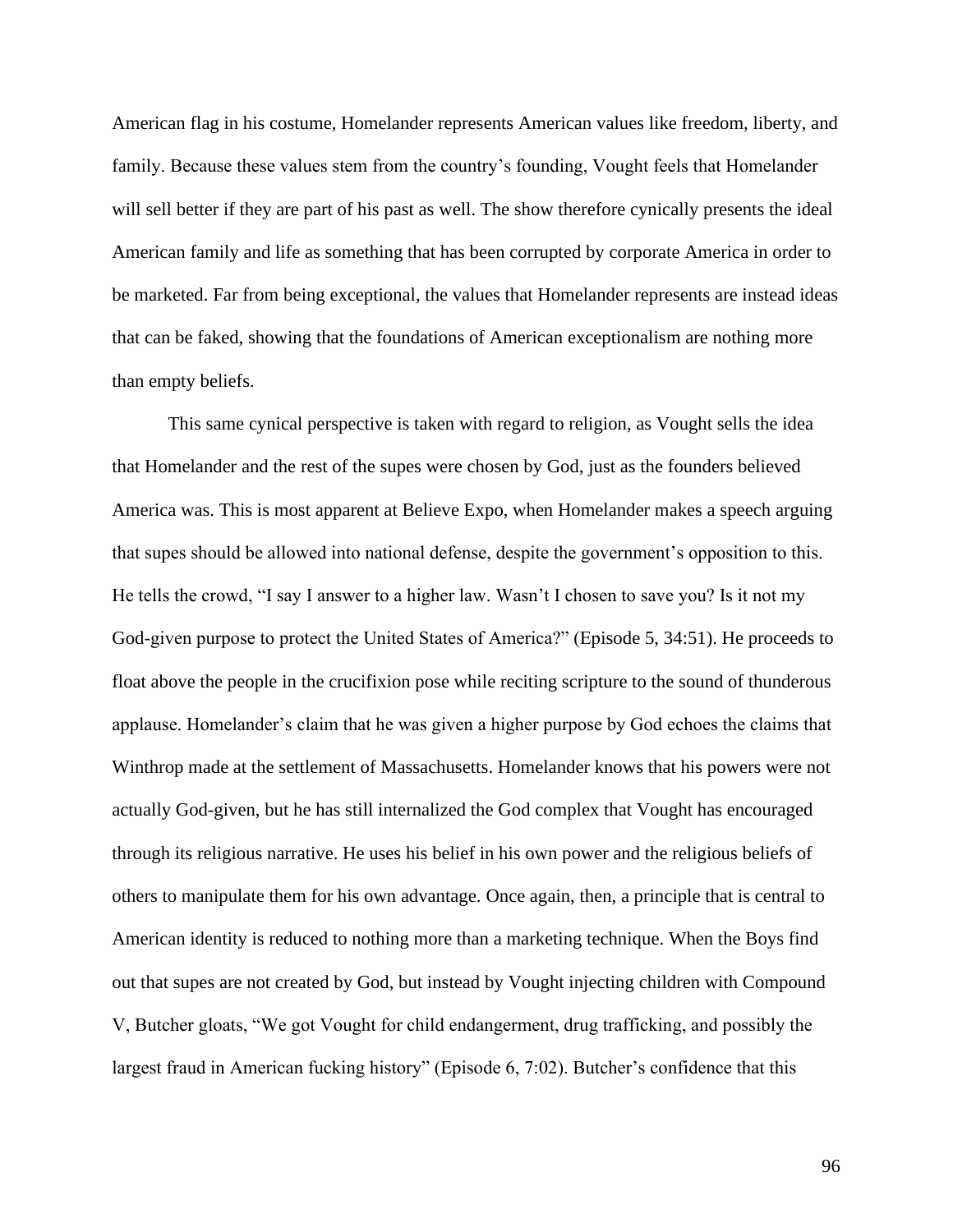American flag in his costume, Homelander represents American values like freedom, liberty, and family. Because these values stem from the country's founding, Vought feels that Homelander will sell better if they are part of his past as well. The show therefore cynically presents the ideal American family and life as something that has been corrupted by corporate America in order to be marketed. Far from being exceptional, the values that Homelander represents are instead ideas that can be faked, showing that the foundations of American exceptionalism are nothing more than empty beliefs.

This same cynical perspective is taken with regard to religion, as Vought sells the idea that Homelander and the rest of the supes were chosen by God, just as the founders believed America was. This is most apparent at Believe Expo, when Homelander makes a speech arguing that supes should be allowed into national defense, despite the government's opposition to this. He tells the crowd, "I say I answer to a higher law. Wasn't I chosen to save you? Is it not my God-given purpose to protect the United States of America?" (Episode 5, 34:51). He proceeds to float above the people in the crucifixion pose while reciting scripture to the sound of thunderous applause. Homelander's claim that he was given a higher purpose by God echoes the claims that Winthrop made at the settlement of Massachusetts. Homelander knows that his powers were not actually God-given, but he has still internalized the God complex that Vought has encouraged through its religious narrative. He uses his belief in his own power and the religious beliefs of others to manipulate them for his own advantage. Once again, then, a principle that is central to American identity is reduced to nothing more than a marketing technique. When the Boys find out that supes are not created by God, but instead by Vought injecting children with Compound V, Butcher gloats, "We got Vought for child endangerment, drug trafficking, and possibly the largest fraud in American fucking history" (Episode 6, 7:02). Butcher's confidence that this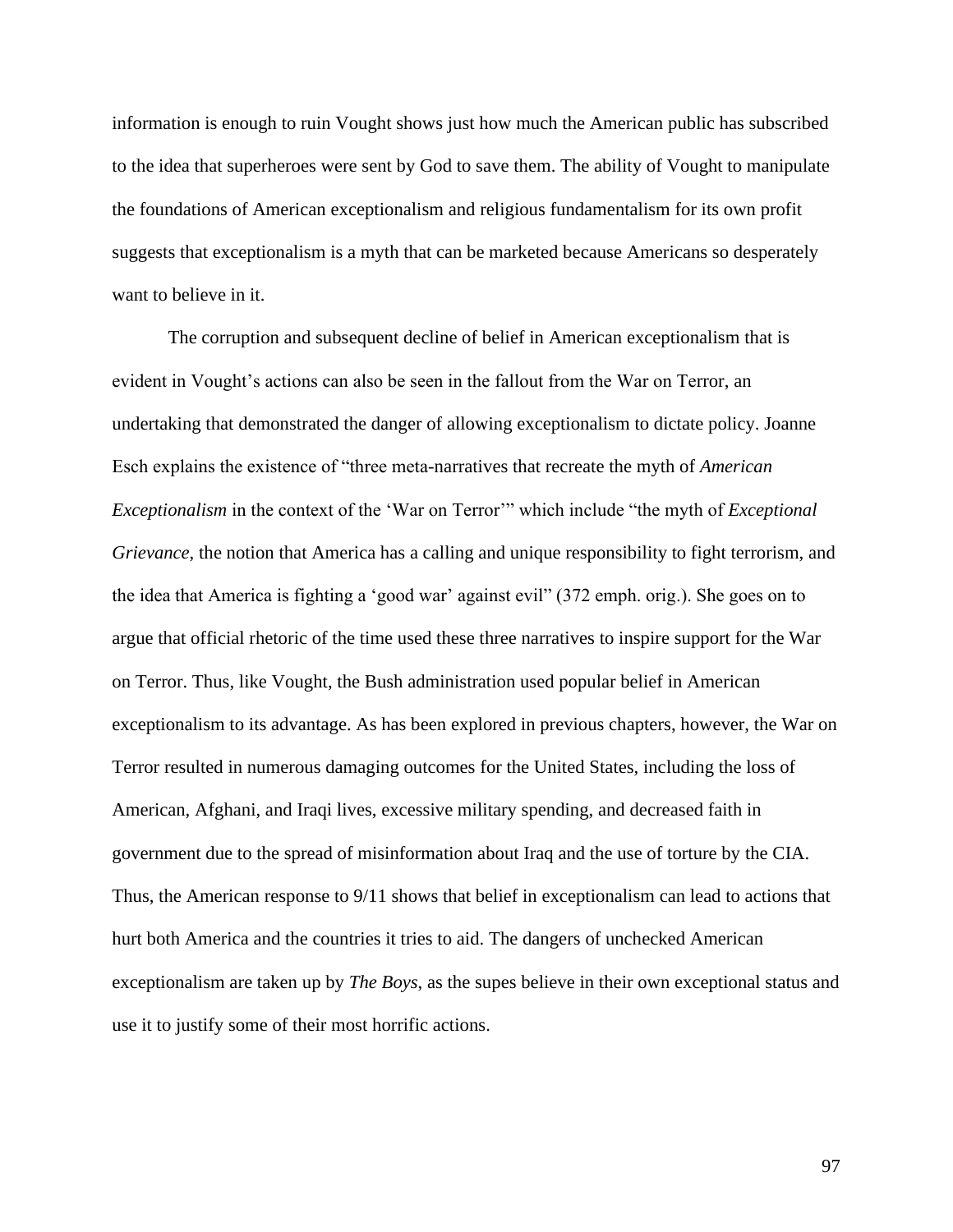information is enough to ruin Vought shows just how much the American public has subscribed to the idea that superheroes were sent by God to save them. The ability of Vought to manipulate the foundations of American exceptionalism and religious fundamentalism for its own profit suggests that exceptionalism is a myth that can be marketed because Americans so desperately want to believe in it.

The corruption and subsequent decline of belief in American exceptionalism that is evident in Vought's actions can also be seen in the fallout from the War on Terror, an undertaking that demonstrated the danger of allowing exceptionalism to dictate policy. Joanne Esch explains the existence of "three meta-narratives that recreate the myth of *American Exceptionalism* in the context of the 'War on Terror'" which include "the myth of *Exceptional Grievance*, the notion that America has a calling and unique responsibility to fight terrorism, and the idea that America is fighting a 'good war' against evil" (372 emph. orig.). She goes on to argue that official rhetoric of the time used these three narratives to inspire support for the War on Terror. Thus, like Vought, the Bush administration used popular belief in American exceptionalism to its advantage. As has been explored in previous chapters, however, the War on Terror resulted in numerous damaging outcomes for the United States, including the loss of American, Afghani, and Iraqi lives, excessive military spending, and decreased faith in government due to the spread of misinformation about Iraq and the use of torture by the CIA. Thus, the American response to 9/11 shows that belief in exceptionalism can lead to actions that hurt both America and the countries it tries to aid. The dangers of unchecked American exceptionalism are taken up by *The Boys*, as the supes believe in their own exceptional status and use it to justify some of their most horrific actions.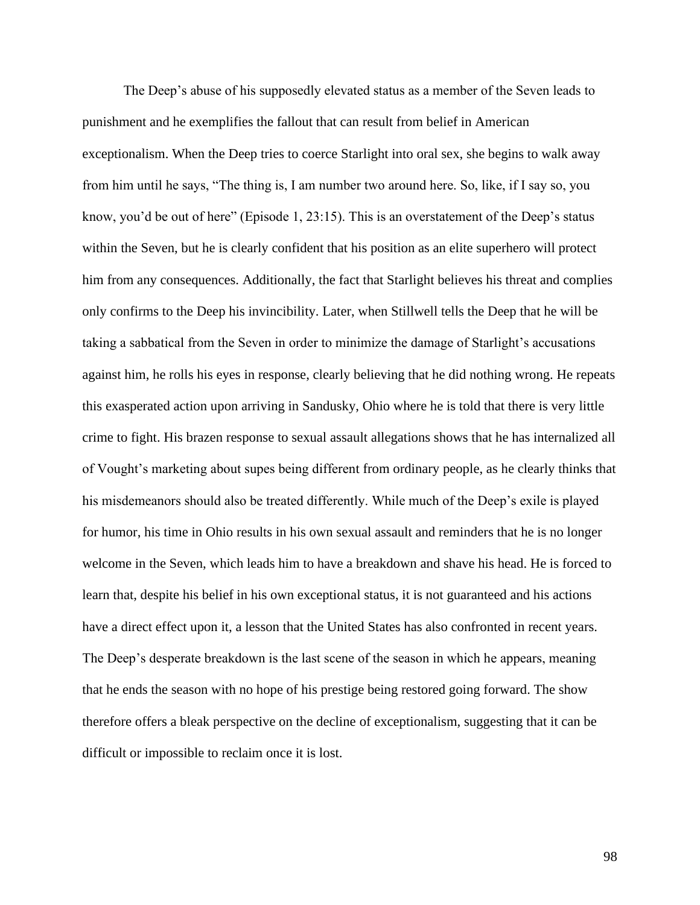The Deep's abuse of his supposedly elevated status as a member of the Seven leads to punishment and he exemplifies the fallout that can result from belief in American exceptionalism. When the Deep tries to coerce Starlight into oral sex, she begins to walk away from him until he says, "The thing is, I am number two around here. So, like, if I say so, you know, you'd be out of here" (Episode 1, 23:15). This is an overstatement of the Deep's status within the Seven, but he is clearly confident that his position as an elite superhero will protect him from any consequences. Additionally, the fact that Starlight believes his threat and complies only confirms to the Deep his invincibility. Later, when Stillwell tells the Deep that he will be taking a sabbatical from the Seven in order to minimize the damage of Starlight's accusations against him, he rolls his eyes in response, clearly believing that he did nothing wrong. He repeats this exasperated action upon arriving in Sandusky, Ohio where he is told that there is very little crime to fight. His brazen response to sexual assault allegations shows that he has internalized all of Vought's marketing about supes being different from ordinary people, as he clearly thinks that his misdemeanors should also be treated differently. While much of the Deep's exile is played for humor, his time in Ohio results in his own sexual assault and reminders that he is no longer welcome in the Seven, which leads him to have a breakdown and shave his head. He is forced to learn that, despite his belief in his own exceptional status, it is not guaranteed and his actions have a direct effect upon it, a lesson that the United States has also confronted in recent years. The Deep's desperate breakdown is the last scene of the season in which he appears, meaning that he ends the season with no hope of his prestige being restored going forward. The show therefore offers a bleak perspective on the decline of exceptionalism, suggesting that it can be difficult or impossible to reclaim once it is lost.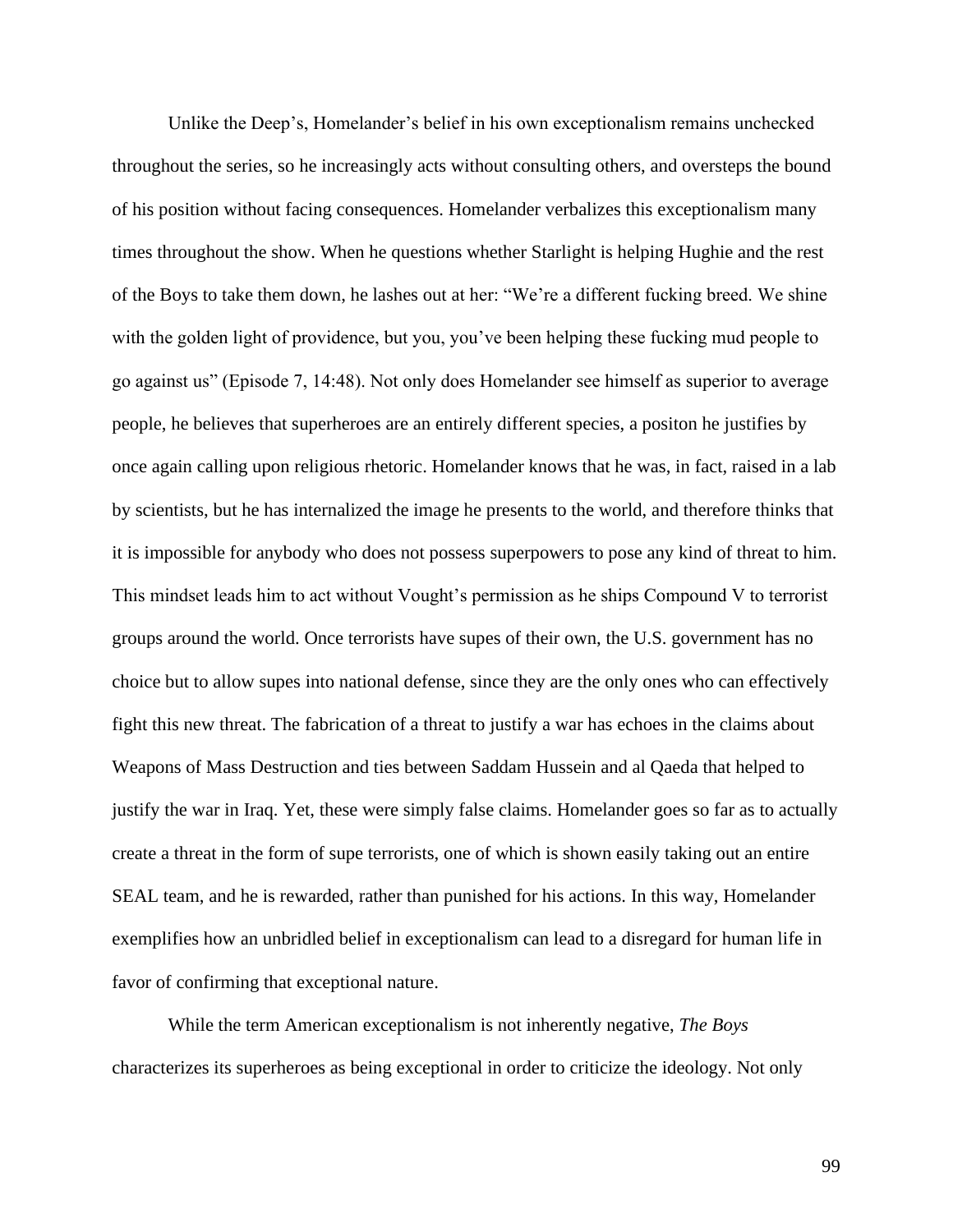Unlike the Deep's, Homelander's belief in his own exceptionalism remains unchecked throughout the series, so he increasingly acts without consulting others, and oversteps the bound of his position without facing consequences. Homelander verbalizes this exceptionalism many times throughout the show. When he questions whether Starlight is helping Hughie and the rest of the Boys to take them down, he lashes out at her: "We're a different fucking breed. We shine with the golden light of providence, but you, you've been helping these fucking mud people to go against us" (Episode 7, 14:48). Not only does Homelander see himself as superior to average people, he believes that superheroes are an entirely different species, a positon he justifies by once again calling upon religious rhetoric. Homelander knows that he was, in fact, raised in a lab by scientists, but he has internalized the image he presents to the world, and therefore thinks that it is impossible for anybody who does not possess superpowers to pose any kind of threat to him. This mindset leads him to act without Vought's permission as he ships Compound V to terrorist groups around the world. Once terrorists have supes of their own, the U.S. government has no choice but to allow supes into national defense, since they are the only ones who can effectively fight this new threat. The fabrication of a threat to justify a war has echoes in the claims about Weapons of Mass Destruction and ties between Saddam Hussein and al Qaeda that helped to justify the war in Iraq. Yet, these were simply false claims. Homelander goes so far as to actually create a threat in the form of supe terrorists, one of which is shown easily taking out an entire SEAL team, and he is rewarded, rather than punished for his actions. In this way, Homelander exemplifies how an unbridled belief in exceptionalism can lead to a disregard for human life in favor of confirming that exceptional nature.

While the term American exceptionalism is not inherently negative, *The Boys* characterizes its superheroes as being exceptional in order to criticize the ideology. Not only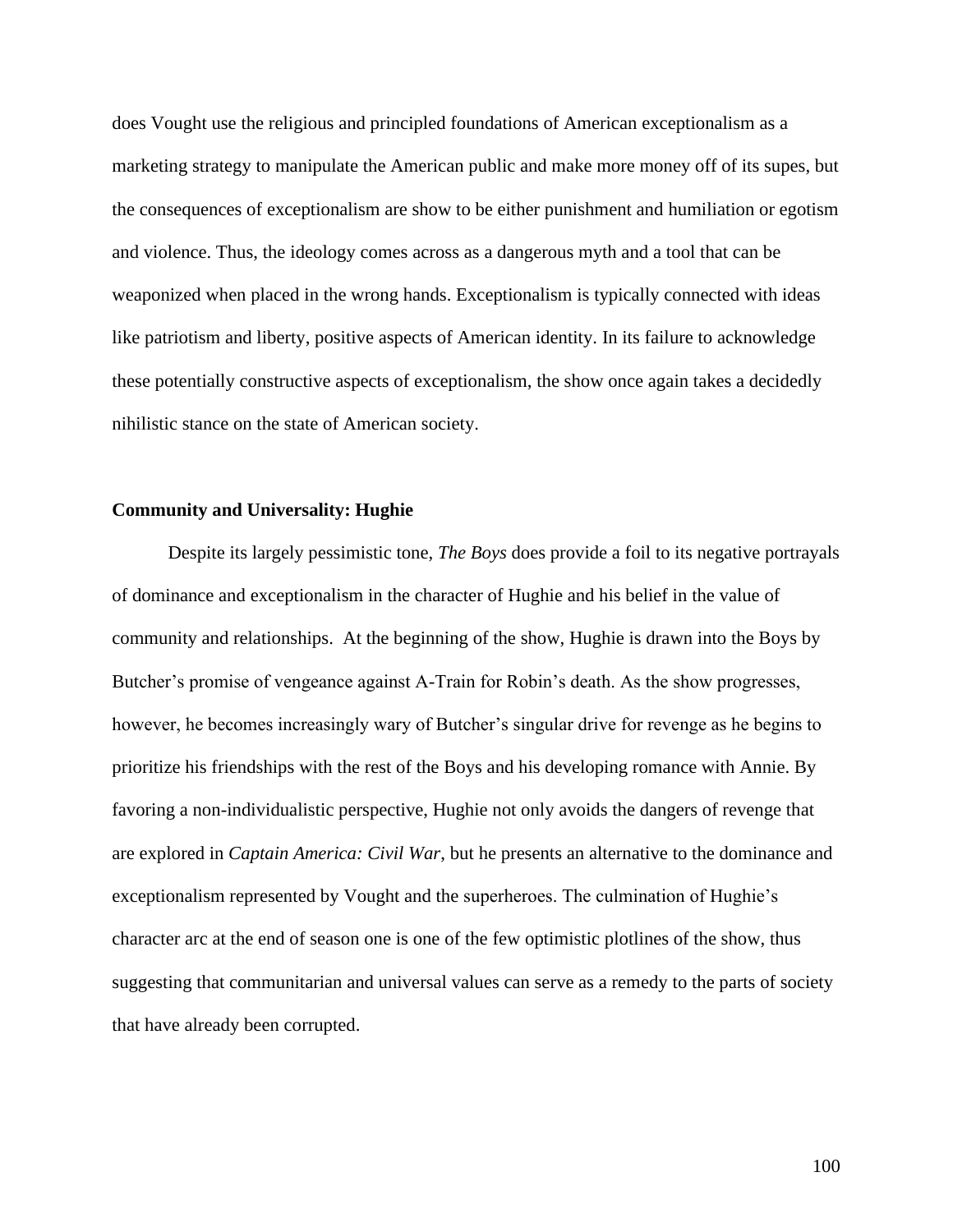does Vought use the religious and principled foundations of American exceptionalism as a marketing strategy to manipulate the American public and make more money off of its supes, but the consequences of exceptionalism are show to be either punishment and humiliation or egotism and violence. Thus, the ideology comes across as a dangerous myth and a tool that can be weaponized when placed in the wrong hands. Exceptionalism is typically connected with ideas like patriotism and liberty, positive aspects of American identity. In its failure to acknowledge these potentially constructive aspects of exceptionalism, the show once again takes a decidedly nihilistic stance on the state of American society.

**Community and Universality: Hughie**

Despite its largely pessimistic tone, *The Boys* does provide a foil to its negative portrayals of dominance and exceptionalism in the character of Hughie and his belief in the value of community and relationships. At the beginning of the show, Hughie is drawn into the Boys by Butcher's promise of vengeance against A-Train for Robin's death. As the show progresses, however, he becomes increasingly wary of Butcher's singular drive for revenge as he begins to prioritize his friendships with the rest of the Boys and his developing romance with Annie. By favoring a non-individualistic perspective, Hughie not only avoids the dangers of revenge that are explored in *Captain America: Civil War*, but he presents an alternative to the dominance and exceptionalism represented by Vought and the superheroes. The culmination of Hughie's character arc at the end of season one is one of the few optimistic plotlines of the show, thus suggesting that communitarian and universal values can serve as a remedy to the parts of society that have already been corrupted.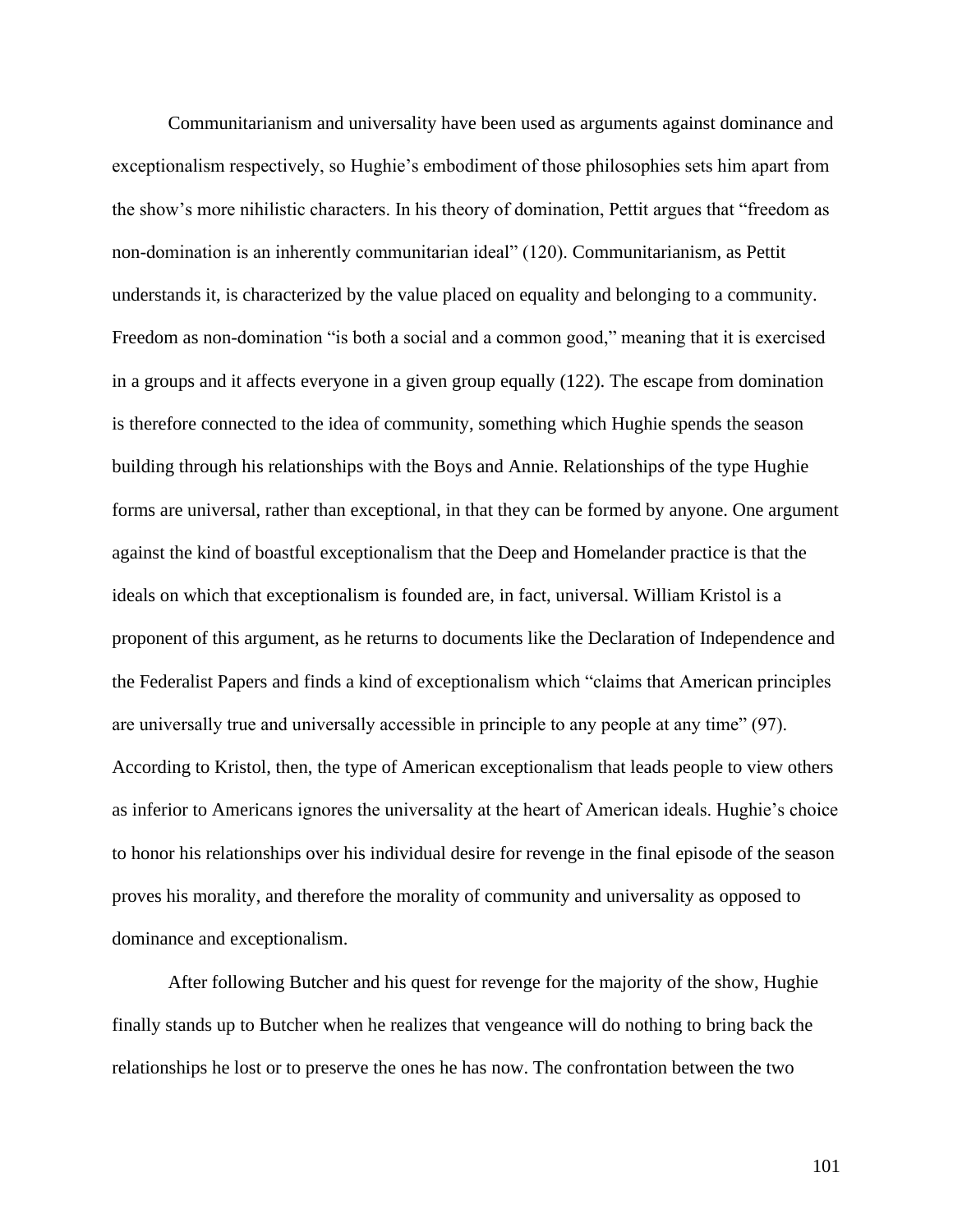Communitarianism and universality have been used as arguments against dominance and exceptionalism respectively, so Hughie's embodiment of those philosophies sets him apart from the show's more nihilistic characters. In his theory of domination, Pettit argues that "freedom as non-domination is an inherently communitarian ideal" (120). Communitarianism, as Pettit understands it, is characterized by the value placed on equality and belonging to a community. Freedom as non-domination "is both a social and a common good," meaning that it is exercised in a groups and it affects everyone in a given group equally (122). The escape from domination is therefore connected to the idea of community, something which Hughie spends the season building through his relationships with the Boys and Annie. Relationships of the type Hughie forms are universal, rather than exceptional, in that they can be formed by anyone. One argument against the kind of boastful exceptionalism that the Deep and Homelander practice is that the ideals on which that exceptionalism is founded are, in fact, universal. William Kristol is a proponent of this argument, as he returns to documents like the Declaration of Independence and the Federalist Papers and finds a kind of exceptionalism which "claims that American principles are universally true and universally accessible in principle to any people at any time" (97). According to Kristol, then, the type of American exceptionalism that leads people to view others as inferior to Americans ignores the universality at the heart of American ideals. Hughie's choice to honor his relationships over his individual desire for revenge in the final episode of the season proves his morality, and therefore the morality of community and universality as opposed to dominance and exceptionalism.

After following Butcher and his quest for revenge for the majority of the show, Hughie finally stands up to Butcher when he realizes that vengeance will do nothing to bring back the relationships he lost or to preserve the ones he has now. The confrontation between the two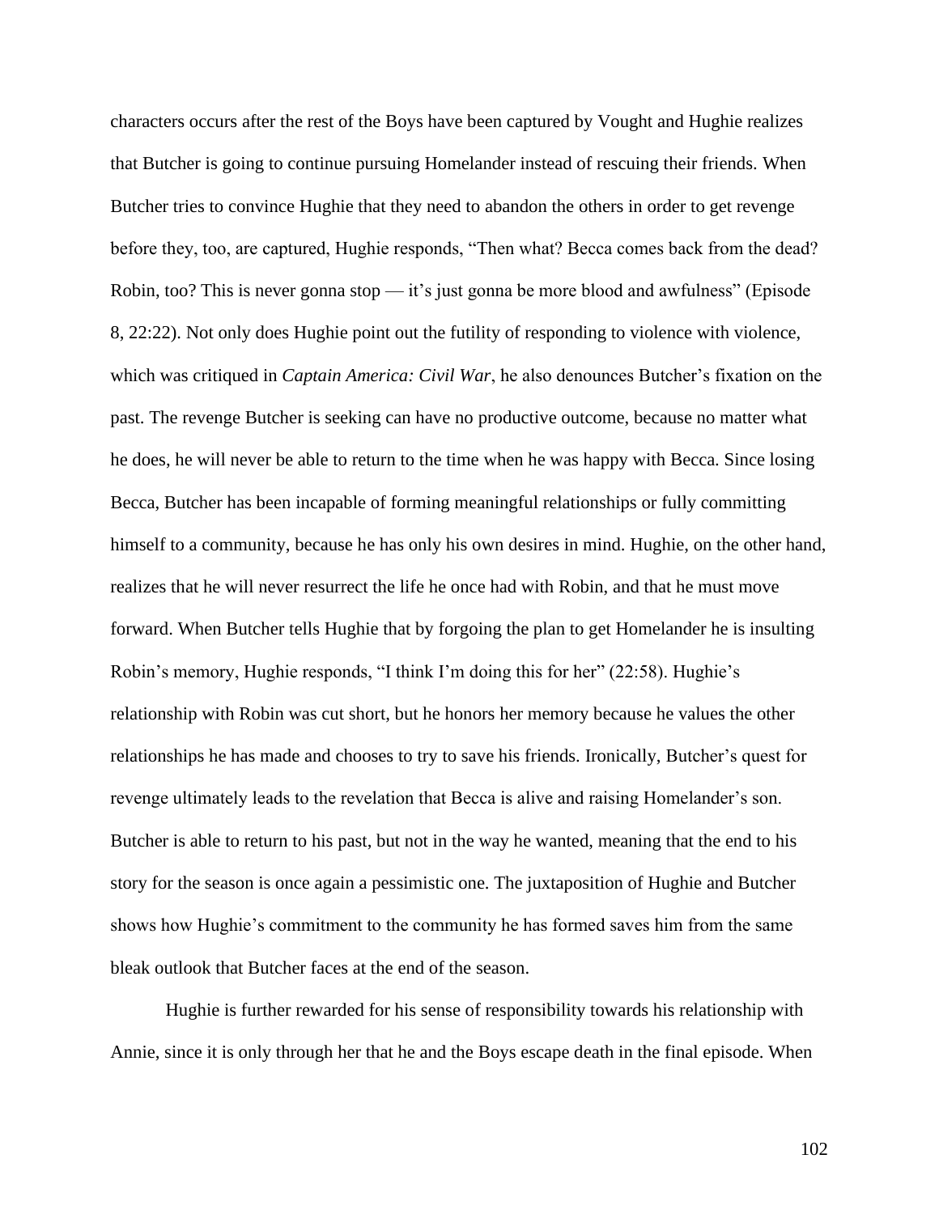characters occurs after the rest of the Boys have been captured by Vought and Hughie realizes that Butcher is going to continue pursuing Homelander instead of rescuing their friends. When Butcher tries to convince Hughie that they need to abandon the others in order to get revenge before they, too, are captured, Hughie responds, "Then what? Becca comes back from the dead? Robin, too? This is never gonna stop — it's just gonna be more blood and awfulness" (Episode 8, 22:22). Not only does Hughie point out the futility of responding to violence with violence, which was critiqued in *Captain America: Civil War*, he also denounces Butcher's fixation on the past. The revenge Butcher is seeking can have no productive outcome, because no matter what he does, he will never be able to return to the time when he was happy with Becca. Since losing Becca, Butcher has been incapable of forming meaningful relationships or fully committing himself to a community, because he has only his own desires in mind. Hughie, on the other hand, realizes that he will never resurrect the life he once had with Robin, and that he must move forward. When Butcher tells Hughie that by forgoing the plan to get Homelander he is insulting Robin's memory, Hughie responds, "I think I'm doing this for her" (22:58). Hughie's relationship with Robin was cut short, but he honors her memory because he values the other relationships he has made and chooses to try to save his friends. Ironically, Butcher's quest for revenge ultimately leads to the revelation that Becca is alive and raising Homelander's son. Butcher is able to return to his past, but not in the way he wanted, meaning that the end to his story for the season is once again a pessimistic one. The juxtaposition of Hughie and Butcher shows how Hughie's commitment to the community he has formed saves him from the same bleak outlook that Butcher faces at the end of the season.

Hughie is further rewarded for his sense of responsibility towards his relationship with Annie, since it is only through her that he and the Boys escape death in the final episode. When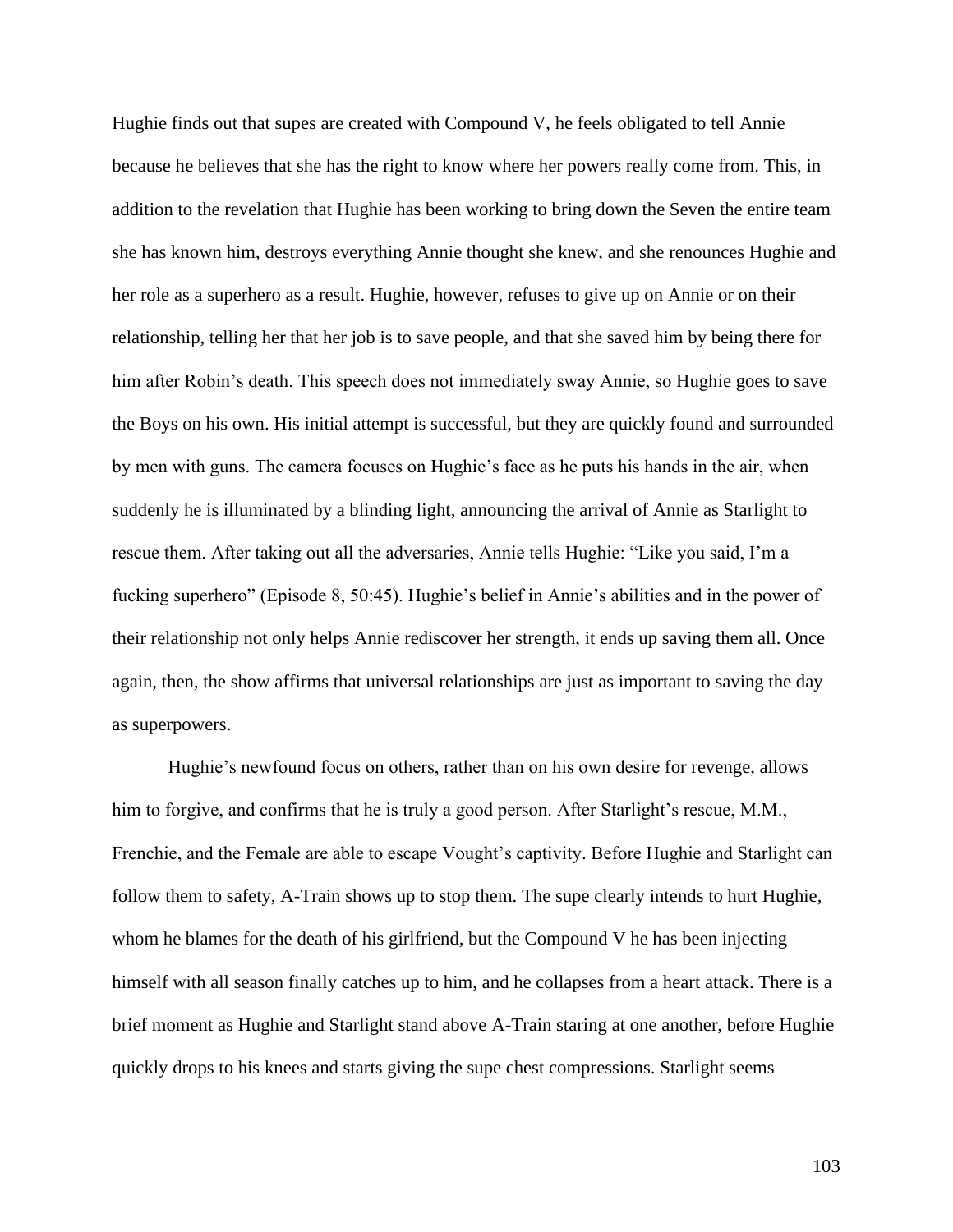Hughie finds out that supes are created with Compound V, he feels obligated to tell Annie because he believes that she has the right to know where her powers really come from. This, in addition to the revelation that Hughie has been working to bring down the Seven the entire team she has known him, destroys everything Annie thought she knew, and she renounces Hughie and her role as a superhero as a result. Hughie, however, refuses to give up on Annie or on their relationship, telling her that her job is to save people, and that she saved him by being there for him after Robin's death. This speech does not immediately sway Annie, so Hughie goes to save the Boys on his own. His initial attempt is successful, but they are quickly found and surrounded by men with guns. The camera focuses on Hughie's face as he puts his hands in the air, when suddenly he is illuminated by a blinding light, announcing the arrival of Annie as Starlight to rescue them. After taking out all the adversaries, Annie tells Hughie: "Like you said, I'm a fucking superhero" (Episode 8, 50:45). Hughie's belief in Annie's abilities and in the power of their relationship not only helps Annie rediscover her strength, it ends up saving them all. Once again, then, the show affirms that universal relationships are just as important to saving the day as superpowers.

Hughie's newfound focus on others, rather than on his own desire for revenge, allows him to forgive, and confirms that he is truly a good person. After Starlight's rescue, M.M., Frenchie, and the Female are able to escape Vought's captivity. Before Hughie and Starlight can follow them to safety, A-Train shows up to stop them. The supe clearly intends to hurt Hughie, whom he blames for the death of his girlfriend, but the Compound V he has been injecting himself with all season finally catches up to him, and he collapses from a heart attack. There is a brief moment as Hughie and Starlight stand above A-Train staring at one another, before Hughie quickly drops to his knees and starts giving the supe chest compressions. Starlight seems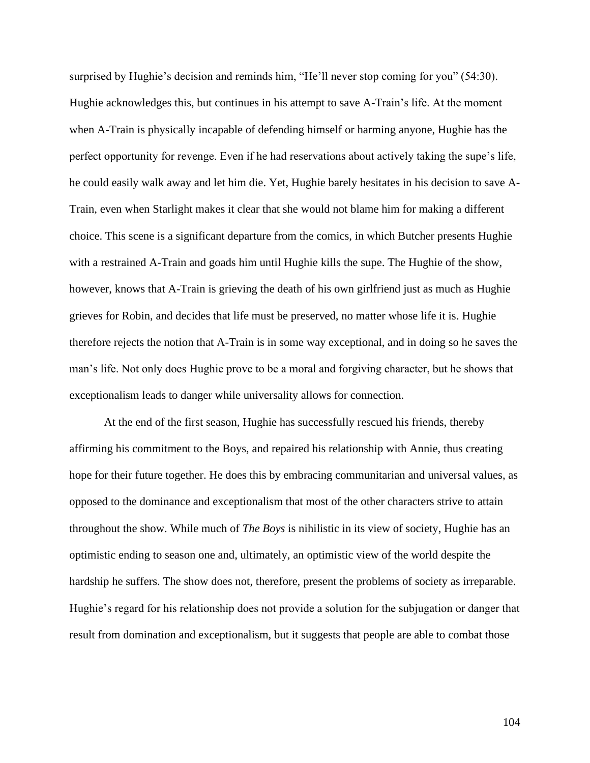surprised by Hughie's decision and reminds him, "He'll never stop coming for you" (54:30). Hughie acknowledges this, but continues in his attempt to save A-Train's life. At the moment when A-Train is physically incapable of defending himself or harming anyone, Hughie has the perfect opportunity for revenge. Even if he had reservations about actively taking the supe's life, he could easily walk away and let him die. Yet, Hughie barely hesitates in his decision to save A-Train, even when Starlight makes it clear that she would not blame him for making a different choice. This scene is a significant departure from the comics, in which Butcher presents Hughie with a restrained A-Train and goads him until Hughie kills the supe. The Hughie of the show, however, knows that A-Train is grieving the death of his own girlfriend just as much as Hughie grieves for Robin, and decides that life must be preserved, no matter whose life it is. Hughie therefore rejects the notion that A-Train is in some way exceptional, and in doing so he saves the man's life. Not only does Hughie prove to be a moral and forgiving character, but he shows that exceptionalism leads to danger while universality allows for connection.

At the end of the first season, Hughie has successfully rescued his friends, thereby affirming his commitment to the Boys, and repaired his relationship with Annie, thus creating hope for their future together. He does this by embracing communitarian and universal values, as opposed to the dominance and exceptionalism that most of the other characters strive to attain throughout the show. While much of *The Boys* is nihilistic in its view of society, Hughie has an optimistic ending to season one and, ultimately, an optimistic view of the world despite the hardship he suffers. The show does not, therefore, present the problems of society as irreparable. Hughie's regard for his relationship does not provide a solution for the subjugation or danger that result from domination and exceptionalism, but it suggests that people are able to combat those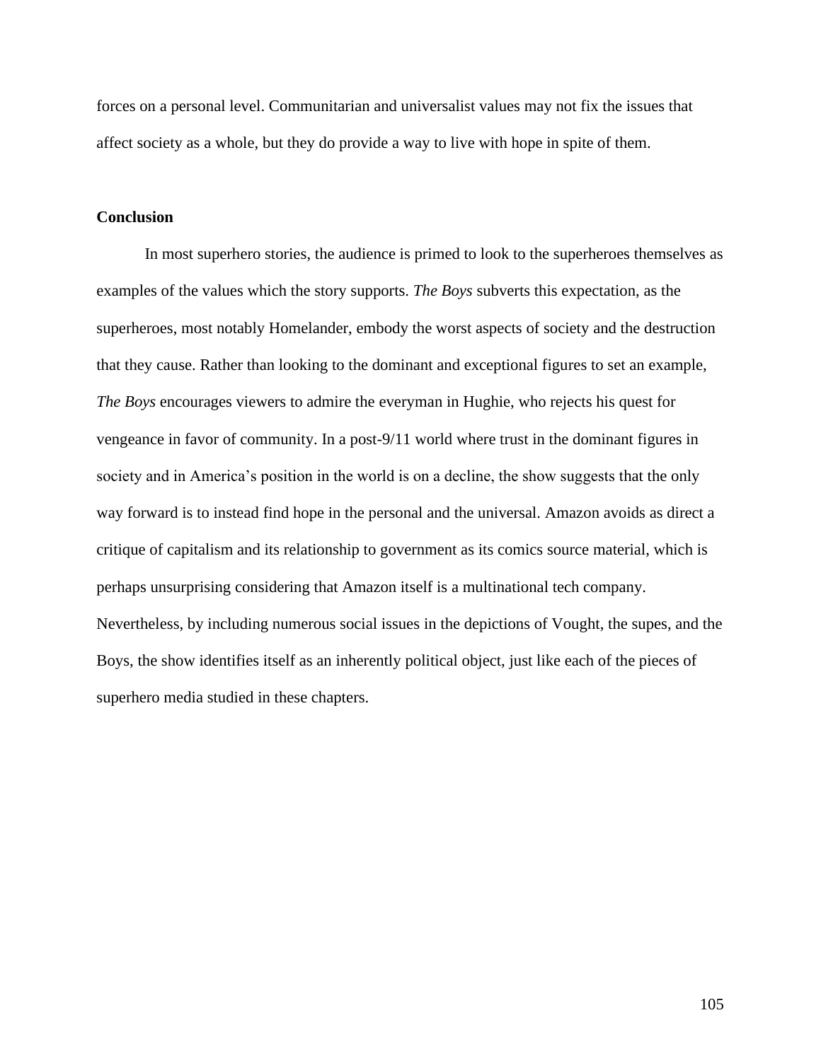forces on a personal level. Communitarian and universalist values may not fix the issues that affect society as a whole, but they do provide a way to live with hope in spite of them.

## Conclusion

In most superhero stories, the audience is primed to look to the superheroes themselves as examples of the values which the story supports. *The Boys* subverts this expectation, as the superheroes, most notably Homelander, embody the worst aspects of society and the destruction that they cause. Rather than looking to the dominant and exceptional figures to set an example, *The Boys* encourages viewers to admire the everyman in Hughie, who rejects his quest for vengeance in favor of community. In a post-9/11 world where trust in the dominant figures in society and in America's position in the world is on a decline, the show suggests that the only way forward is to instead find hope in the personal and the universal. Amazon avoids as direct a critique of capitalism and its relationship to government as its comics source material, which is perhaps unsurprising considering that Amazon itself is a multinational tech company. Nevertheless, by including numerous social issues in the depictions of Vought, the supes, and the Boys, the show identifies itself as an inherently political object, just like each of the pieces of superhero media studied in these chapters.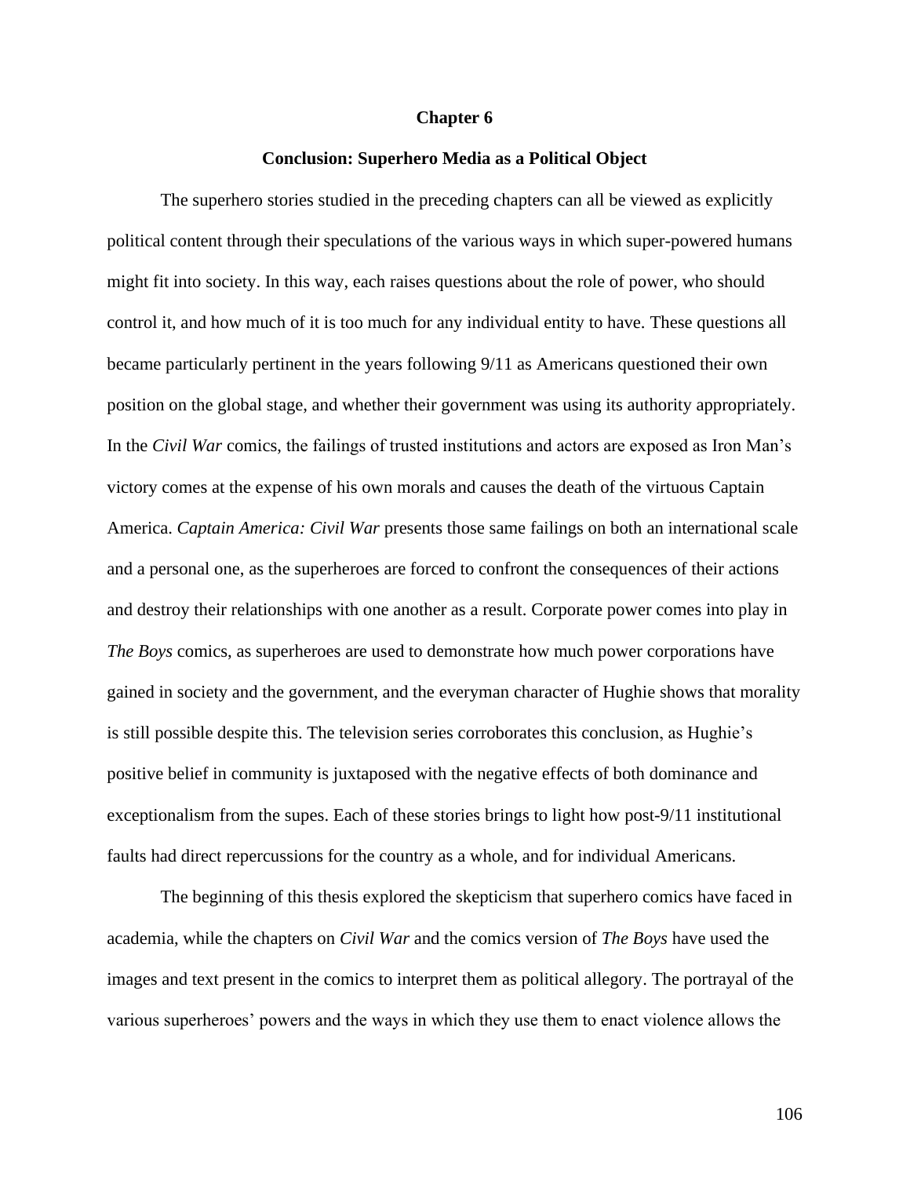# Chapter 6

## Conclusion: Superhero Media as a Political Object

The superhero stories studied in the preceding chapters can all be viewed as explicitly political content through their speculations of the various ways in which super-powered humans might fit into society. In this way, each raises questions about the role of power, who should control it, and how much of it is too much for any individual entity to have. These questions all became particularly pertinent in the years following 9/11 as Americans questioned their own position on the global stage, and whether their government was using its authority appropriately. In the *Civil War* comics, the failings of trusted institutions and actors are exposed as Iron Man's victory comes at the expense of his own morals and causes the death of the virtuous Captain America. *Captain America: Civil War* presents those same failings on both an international scale and a personal one, as the superheroes are forced to confront the consequences of their actions and destroy their relationships with one another as a result. Corporate power comes into play in *The Boys* comics, as superheroes are used to demonstrate how much power corporations have gained in society and the government, and the everyman character of Hughie shows that morality is still possible despite this. The television series corroborates this conclusion, as Hughie's positive belief in community is juxtaposed with the negative effects of both dominance and exceptionalism from the supes. Each of these stories brings to light how post-9/11 institutional faults had direct repercussions for the country as a whole, and for individual Americans.

The beginning of this thesis explored the skepticism that superhero comics have faced in academia, while the chapters on *Civil War* and the comics version of *The Boys* have used the images and text present in the comics to interpret them as political allegory. The portrayal of the various superheroes' powers and the ways in which they use them to enact violence allows the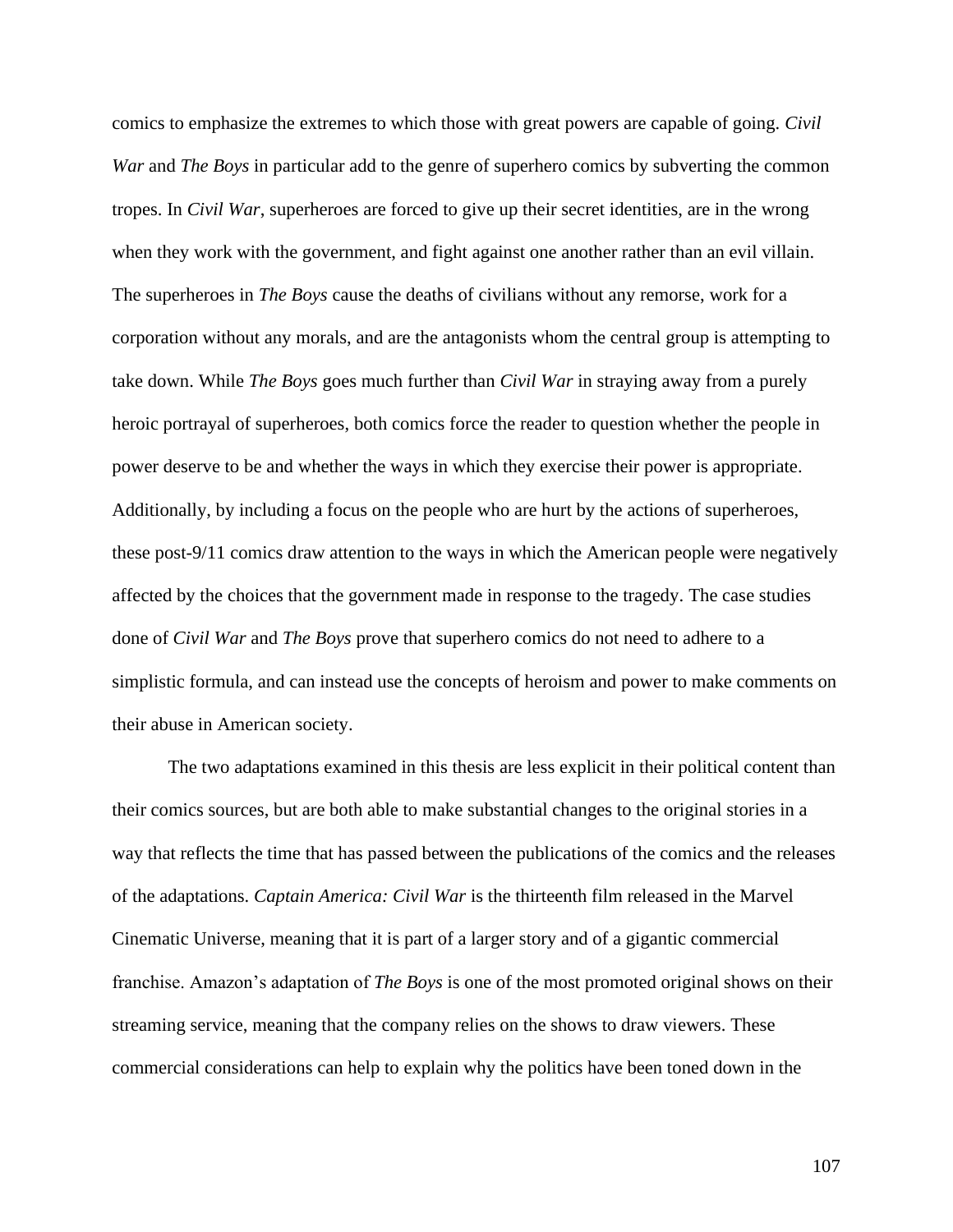comics to emphasize the extremes to which those with great powers are capable of going. *Civil War* and *The Boys* in particular add to the genre of superhero comics by subverting the common tropes. In *Civil War*, superheroes are forced to give up their secret identities, are in the wrong when they work with the government, and fight against one another rather than an evil villain. The superheroes in *The Boys* cause the deaths of civilians without any remorse, work for a corporation without any morals, and are the antagonists whom the central group is attempting to take down. While *The Boys* goes much further than *Civil War* in straying away from a purely heroic portrayal of superheroes, both comics force the reader to question whether the people in power deserve to be and whether the ways in which they exercise their power is appropriate. Additionally, by including a focus on the people who are hurt by the actions of superheroes, these post-9/11 comics draw attention to the ways in which the American people were negatively affected by the choices that the government made in response to the tragedy. The case studies done of *Civil War* and *The Boys* prove that superhero comics do not need to adhere to a simplistic formula, and can instead use the concepts of heroism and power to make comments on their abuse in American society.

The two adaptations examined in this thesis are less explicit in their political content than their comics sources, but are both able to make substantial changes to the original stories in a way that reflects the time that has passed between the publications of the comics and the releases of the adaptations. *Captain America: Civil War* is the thirteenth film released in the Marvel Cinematic Universe, meaning that it is part of a larger story and of a gigantic commercial franchise. Amazon's adaptation of *The Boys* is one of the most promoted original shows on their streaming service, meaning that the company relies on the shows to draw viewers. These commercial considerations can help to explain why the politics have been toned down in the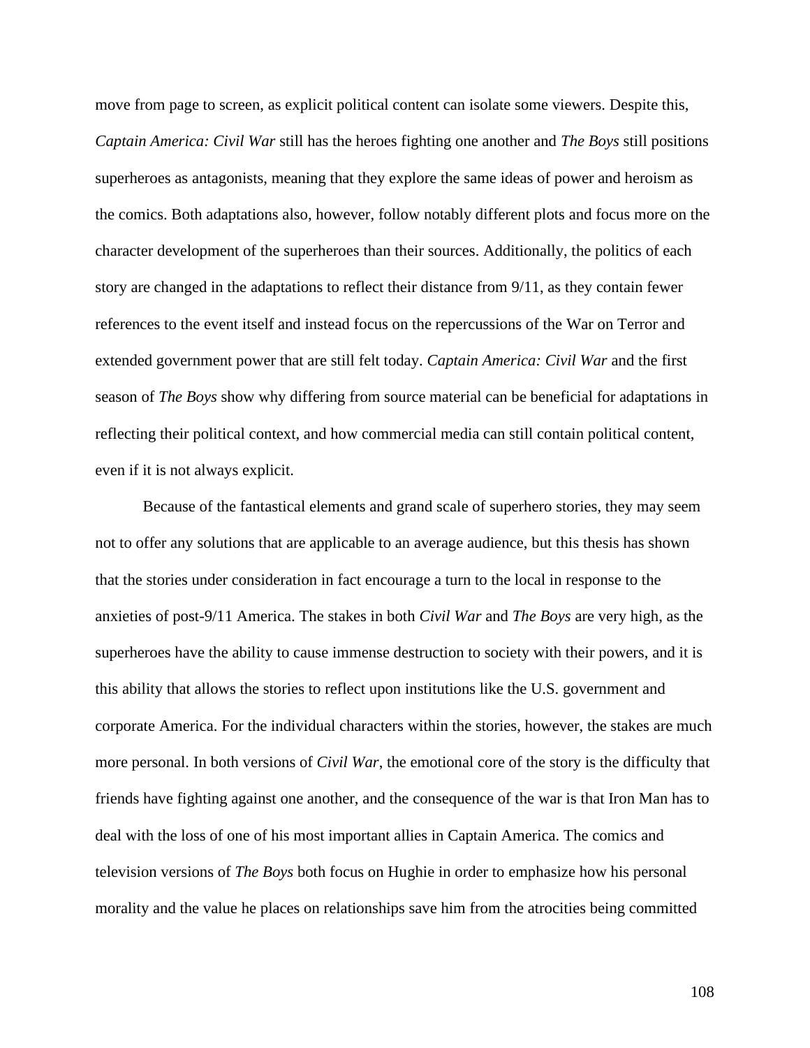move from page to screen, as explicit political content can isolate some viewers. Despite this, *Captain America: Civil War* still has the heroes fighting one another and *The Boys* still positions superheroes as antagonists, meaning that they explore the same ideas of power and heroism as the comics. Both adaptations also, however, follow notably different plots and focus more on the character development of the superheroes than their sources. Additionally, the politics of each story are changed in the adaptations to reflect their distance from 9/11, as they contain fewer references to the event itself and instead focus on the repercussions of the War on Terror and extended government power that are still felt today. *Captain America: Civil War* and the first season of *The Boys* show why differing from source material can be beneficial for adaptations in reflecting their political context, and how commercial media can still contain political content, even if it is not always explicit.

Because of the fantastical elements and grand scale of superhero stories, they may seem not to offer any solutions that are applicable to an average audience, but this thesis has shown that the stories under consideration in fact encourage a turn to the local in response to the anxieties of post-9/11 America. The stakes in both *Civil War* and *The Boys* are very high, as the superheroes have the ability to cause immense destruction to society with their powers, and it is this ability that allows the stories to reflect upon institutions like the U.S. government and corporate America. For the individual characters within the stories, however, the stakes are much more personal. In both versions of *Civil War*, the emotional core of the story is the difficulty that friends have fighting against one another, and the consequence of the war is that Iron Man has to deal with the loss of one of his most important allies in Captain America. The comics and television versions of *The Boys* both focus on Hughie in order to emphasize how his personal morality and the value he places on relationships save him from the atrocities being committed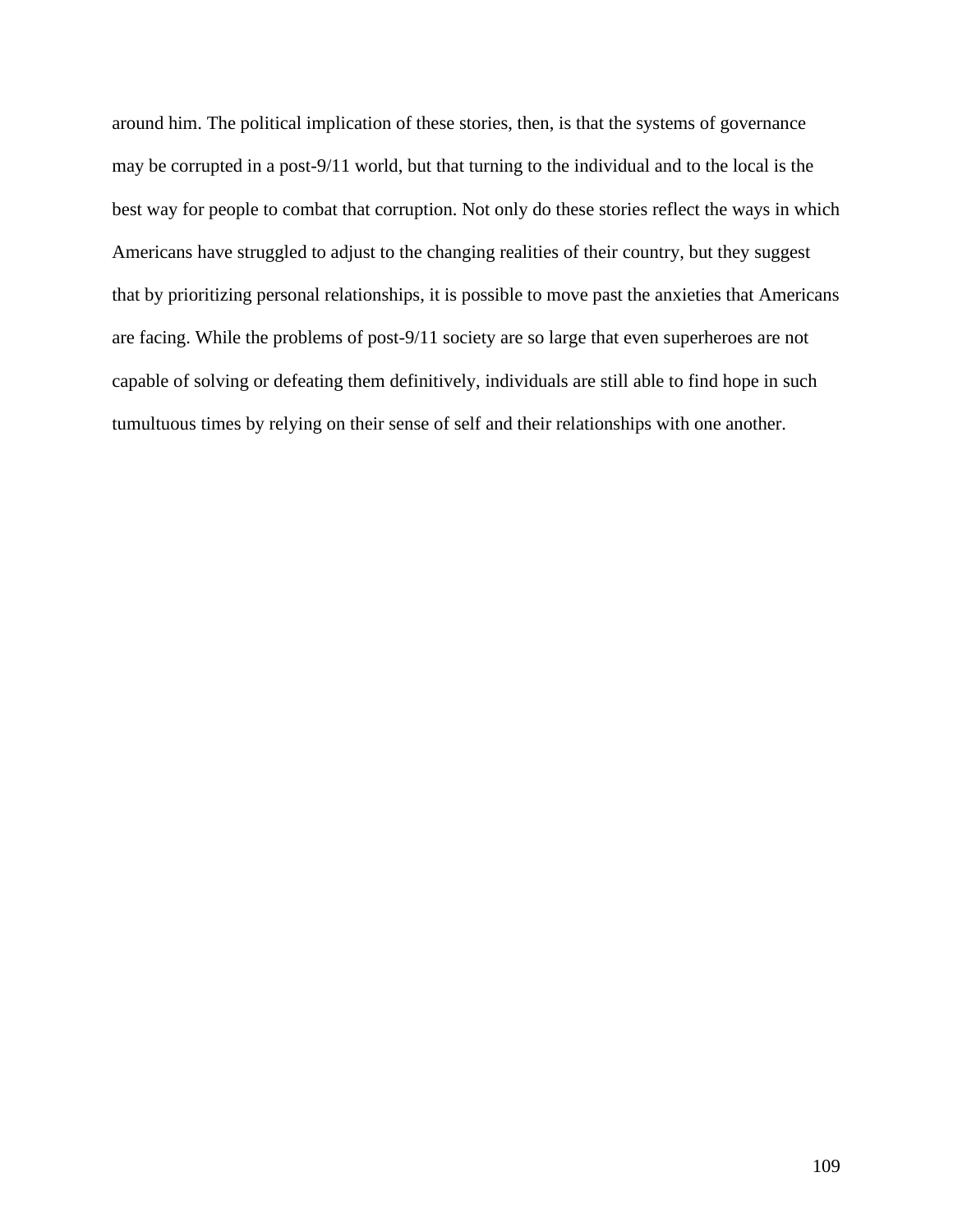around him. The political implication of these stories, then, is that the systems of governance may be corrupted in a post-9/11 world, but that turning to the individual and to the local is the best way for people to combat that corruption. Not only do these stories reflect the ways in which Americans have struggled to adjust to the changing realities of their country, but they suggest that by prioritizing personal relationships, it is possible to move past the anxieties that Americans are facing. While the problems of post-9/11 society are so large that even superheroes are not capable of solving or defeating them definitively, individuals are still able to find hope in such tumultuous times by relying on their sense of self and their relationships with one another.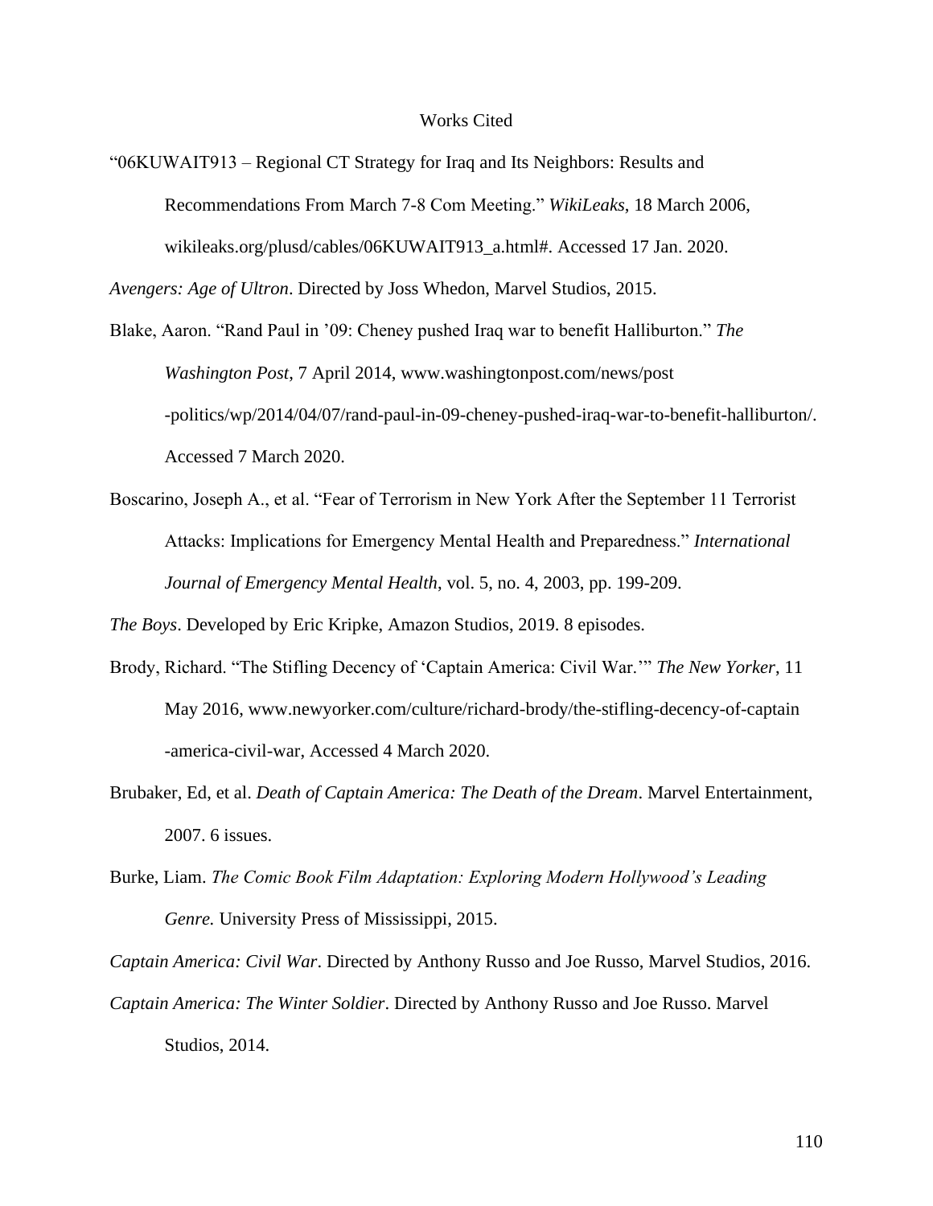# Works Cited

"06KUWAIT913 – Regional CT Strategy for Iraq and Its Neighbors: Results and Recommendations From March 7-8 Com Meeting." *WikiLeaks*, 18 March 2006, wikileaks.org/plusd/cables/06KUWAIT913_a.html#. Accessed 17 Jan. 2020.

*Avengers: Age of Ultron*. Directed by Joss Whedon, Marvel Studios, 2015.

Blake, Aaron. "Rand Paul in '09: Cheney pushed Iraq war to benefit Halliburton." *The Washington Post*, 7 April 2014, www.washingtonpost.com/news/post-politics/wp/2014/04/07/rand-paul-in-09-cheney-pushed-iraq-war-to-benefit-halliburton/. Accessed 7 March 2020.

Boscarino, Joseph A., et al. "Fear of Terrorism in New York After the September 11 Terrorist Attacks: Implications for Emergency Mental Health and Preparedness." *International Journal of Emergency Mental Health*, vol. 5, no. 4, 2003, pp. 199-209.

*The Boys*. Developed by Eric Kripke, Amazon Studios, 2019. 8 episodes.

Brody, Richard. "The Stifling Decency of 'Captain America: Civil War.'" *The New Yorker*, 11 May 2016, www.newyorker.com/culture/richard-brody/the-stifling-decency-of-captain-america-civil-war, Accessed 4 March 2020.

Brubaker, Ed, et al. *Death of Captain America: The Death of the Dream*. Marvel Entertainment, 2007. 6 issues.

Burke, Liam. *The Comic Book Film Adaptation: Exploring Modern Hollywood's Leading Genre.* University Press of Mississippi, 2015.

*Captain America: Civil War*. Directed by Anthony Russo and Joe Russo, Marvel Studios, 2016.

*Captain America: The Winter Soldier*. Directed by Anthony Russo and Joe Russo. Marvel Studios, 2014.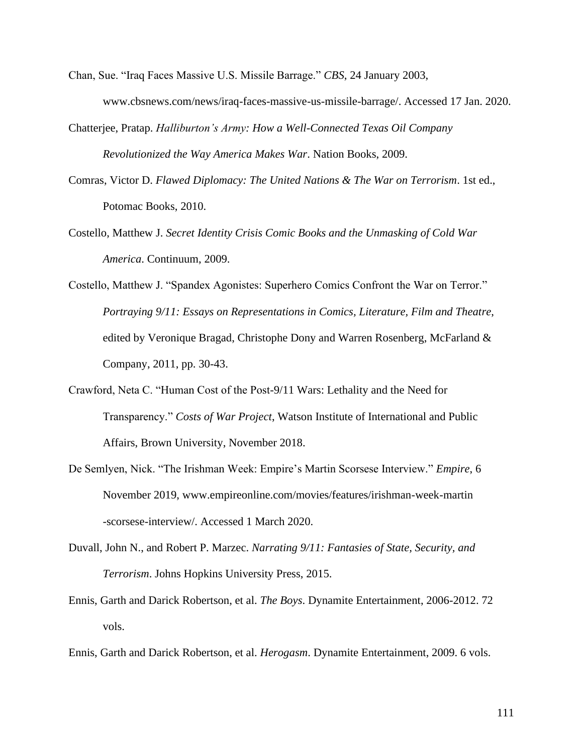Chan, Sue. "Iraq Faces Massive U.S. Missile Barrage." *CBS*, 24 January 2003, www.cbsnews.com/news/iraq-faces-massive-us-missile-barrage/. Accessed 17 Jan. 2020.

Chatterjee, Pratap. *Halliburton's Army: How a Well-Connected Texas Oil Company Revolutionized the Way America Makes War*. Nation Books, 2009.

Comras, Victor D. *Flawed Diplomacy: The United Nations & The War on Terrorism*. 1st ed., Potomac Books, 2010.

Costello, Matthew J. *Secret Identity Crisis Comic Books and the Unmasking of Cold War America*. Continuum, 2009.

Costello, Matthew J. "Spandex Agonistes: Superhero Comics Confront the War on Terror." *Portraying 9/11: Essays on Representations in Comics, Literature, Film and Theatre*, edited by Veronique Bragad, Christophe Dony and Warren Rosenberg, McFarland & Company, 2011, pp. 30-43.

Crawford, Neta C. "Human Cost of the Post-9/11 Wars: Lethality and the Need for Transparency." *Costs of War Project*, Watson Institute of International and Public Affairs, Brown University, November 2018.

De Semlyen, Nick. "The Irishman Week: Empire's Martin Scorsese Interview." *Empire*, 6 November 2019, www.empireonline.com/movies/features/irishman-week-martin-scorsese-interview/. Accessed 1 March 2020.

Duvall, John N., and Robert P. Marzec. *Narrating 9/11: Fantasies of State, Security, and Terrorism*. Johns Hopkins University Press, 2015.

Ennis, Garth and Darick Robertson, et al. *The Boys*. Dynamite Entertainment, 2006-2012. 72 vols.

Ennis, Garth and Darick Robertson, et al. *Herogasm*. Dynamite Entertainment, 2009. 6 vols.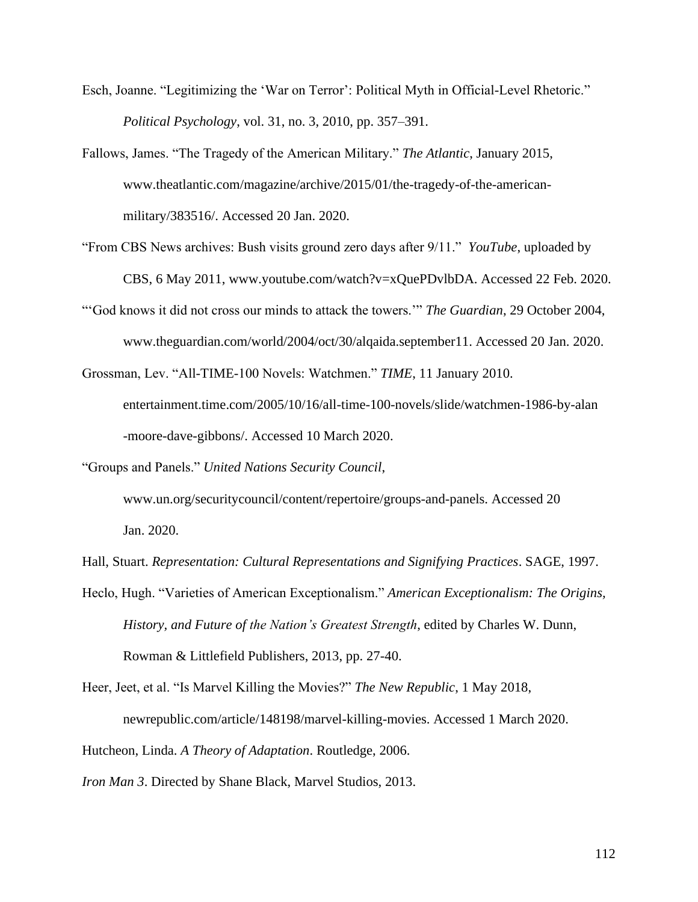Esch, Joanne. "Legitimizing the 'War on Terror': Political Myth in Official-Level Rhetoric." *Political Psychology*, vol. 31, no. 3, 2010, pp. 357–391.

Fallows, James. "The Tragedy of the American Military." *The Atlantic*, January 2015, www.theatlantic.com/magazine/archive/2015/01/the-tragedy-of-the-american-military/383516/. Accessed 20 Jan. 2020.

"From CBS News archives: Bush visits ground zero days after 9/11." *YouTube*, uploaded by CBS, 6 May 2011, www.youtube.com/watch?v=xQuePDvlbDA. Accessed 22 Feb. 2020.

"'God knows it did not cross our minds to attack the towers.'" *The Guardian*, 29 October 2004, www.theguardian.com/world/2004/oct/30/alqaida.september11. Accessed 20 Jan. 2020.

Grossman, Lev. "All-TIME-100 Novels: Watchmen." *TIME*, 11 January 2010. entertainment.time.com/2005/10/16/all-time-100-novels/slide/watchmen-1986-by-alan-moore-dave-gibbons/. Accessed 10 March 2020.

"Groups and Panels." *United Nations Security Council*, www.un.org/securitycouncil/content/repertoire/groups-and-panels. Accessed 20 Jan. 2020.

Hall, Stuart. *Representation: Cultural Representations and Signifying Practices*. SAGE, 1997.

Heclo, Hugh. "Varieties of American Exceptionalism." *American Exceptionalism: The Origins, History, and Future of the Nation's Greatest Strength*, edited by Charles W. Dunn, Rowman & Littlefield Publishers, 2013, pp. 27-40.

Heer, Jeet, et al. "Is Marvel Killing the Movies?" *The New Republic*, 1 May 2018, newrepublic.com/article/148198/marvel-killing-movies. Accessed 1 March 2020.

Hutcheon, Linda. *A Theory of Adaptation*. Routledge, 2006.

*Iron Man 3*. Directed by Shane Black, Marvel Studios, 2013.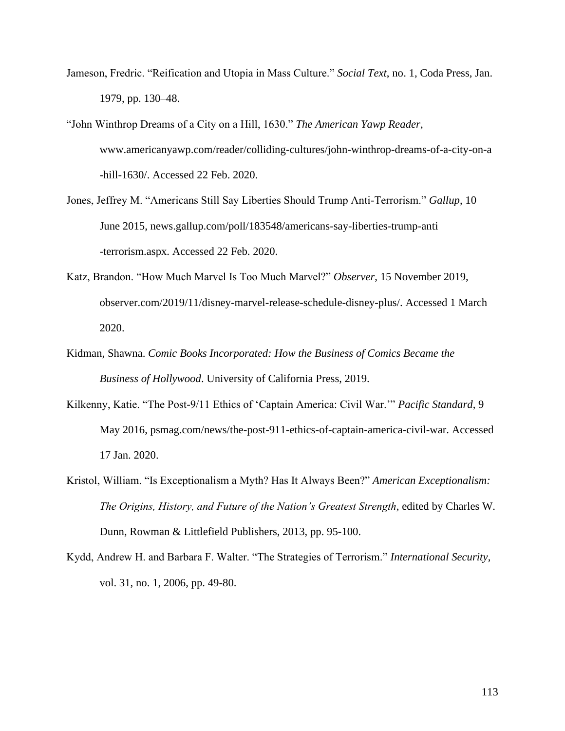Jameson, Fredric. "Reification and Utopia in Mass Culture." *Social Text*, no. 1, Coda Press, Jan. 1979, pp. 130–48.

"John Winthrop Dreams of a City on a Hill, 1630." *The American Yawp Reader*, www.americanyawp.com/reader/colliding-cultures/john-winthrop-dreams-of-a-city-on-a-hill-1630/. Accessed 22 Feb. 2020.

Jones, Jeffrey M. "Americans Still Say Liberties Should Trump Anti-Terrorism." *Gallup*, 10 June 2015, news.gallup.com/poll/183548/americans-say-liberties-trump-anti-terrorism.aspx. Accessed 22 Feb. 2020.

Katz, Brandon. "How Much Marvel Is Too Much Marvel?" *Observer*, 15 November 2019, observer.com/2019/11/disney-marvel-release-schedule-disney-plus/. Accessed 1 March 2020.

Kidman, Shawna. *Comic Books Incorporated: How the Business of Comics Became the Business of Hollywood*. University of California Press, 2019.

Kilkenny, Katie. "The Post-9/11 Ethics of 'Captain America: Civil War.'" *Pacific Standard*, 9 May 2016, psmag.com/news/the-post-911-ethics-of-captain-america-civil-war. Accessed 17 Jan. 2020.

Kristol, William. "Is Exceptionalism a Myth? Has It Always Been?" *American Exceptionalism: The Origins, History, and Future of the Nation's Greatest Strength*, edited by Charles W. Dunn, Rowman & Littlefield Publishers, 2013, pp. 95-100.

Kydd, Andrew H. and Barbara F. Walter. "The Strategies of Terrorism." *International Security*, vol. 31, no. 1, 2006, pp. 49-80.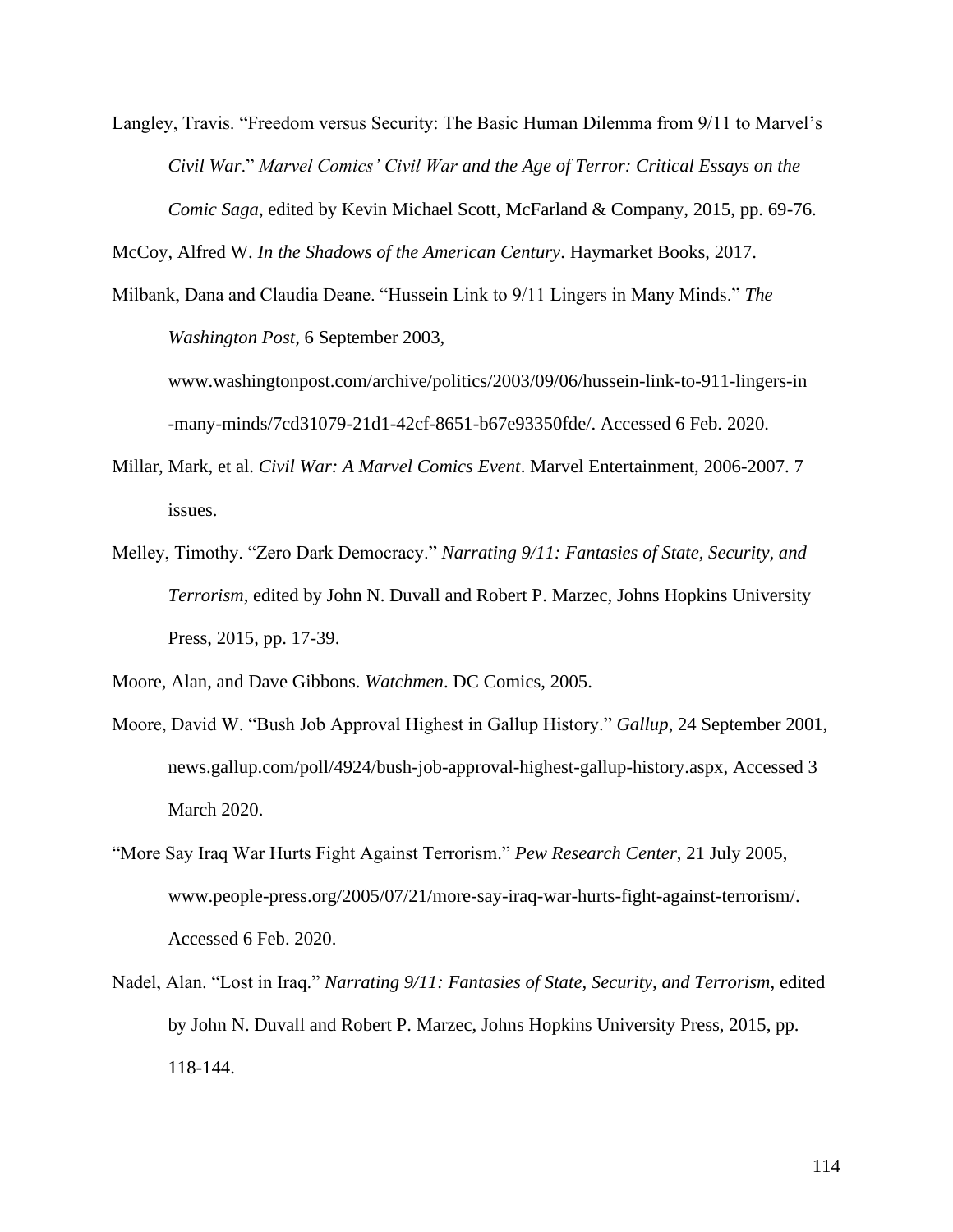Langley, Travis. "Freedom versus Security: The Basic Human Dilemma from 9/11 to Marvel's *Civil War*." *Marvel Comics' Civil War and the Age of Terror: Critical Essays on the Comic Saga*, edited by Kevin Michael Scott, McFarland & Company, 2015, pp. 69-76.

McCoy, Alfred W. *In the Shadows of the American Century*. Haymarket Books, 2017.

Milbank, Dana and Claudia Deane. "Hussein Link to 9/11 Lingers in Many Minds." *The Washington Post*, 6 September 2003, www.washingtonpost.com/archive/politics/2003/09/06/hussein-link-to-911-lingers-in-many-minds/7cd31079-21d1-42cf-8651-b67e93350fde/. Accessed 6 Feb. 2020.

Millar, Mark, et al. *Civil War: A Marvel Comics Event*. Marvel Entertainment, 2006-2007. 7 issues.

Melley, Timothy. "Zero Dark Democracy." *Narrating 9/11: Fantasies of State, Security, and Terrorism*, edited by John N. Duvall and Robert P. Marzec, Johns Hopkins University Press, 2015, pp. 17-39.

Moore, Alan, and Dave Gibbons. *Watchmen*. DC Comics, 2005.

Moore, David W. "Bush Job Approval Highest in Gallup History." *Gallup*, 24 September 2001, news.gallup.com/poll/4924/bush-job-approval-highest-gallup-history.aspx, Accessed 3 March 2020.

"More Say Iraq War Hurts Fight Against Terrorism." *Pew Research Center*, 21 July 2005, www.people-press.org/2005/07/21/more-say-iraq-war-hurts-fight-against-terrorism/. Accessed 6 Feb. 2020.

Nadel, Alan. "Lost in Iraq." *Narrating 9/11: Fantasies of State, Security, and Terrorism*, edited by John N. Duvall and Robert P. Marzec, Johns Hopkins University Press, 2015, pp. 118-144.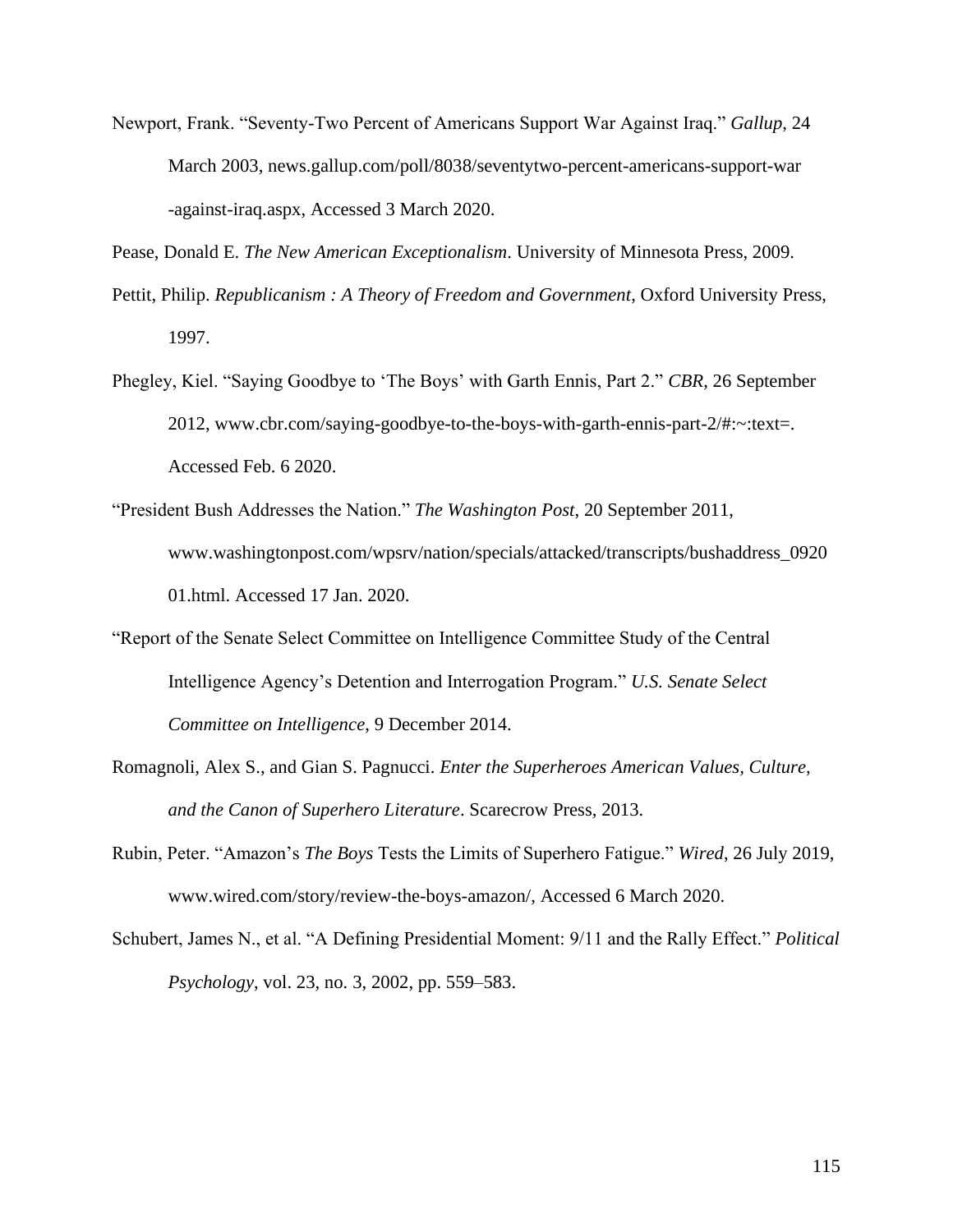Newport, Frank. “Seventy-Two Percent of Americans Support War Against Iraq.” *Gallup*, 24 March 2003, news.gallup.com/poll/8038/seventytwo-percent-americans-support-war-against-iraq.aspx, Accessed 3 March 2020.

Pease, Donald E. *The New American Exceptionalism*. University of Minnesota Press, 2009.

Pettit, Philip. *Republicanism : A Theory of Freedom and Government*, Oxford University Press, 1997.

Phegley, Kiel. “Saying Goodbye to ‘The Boys’ with Garth Ennis, Part 2.” *CBR*, 26 September 2012, www.cbr.com/saying-goodbye-to-the-boys-with-garth-ennis-part-2/#:~:text=. Accessed Feb. 6 2020.

“President Bush Addresses the Nation.” *The Washington Post*, 20 September 2011, www.washingtonpost.com/wpsrv/nation/specials/attacked/transcripts/bushaddress_092001.html. Accessed 17 Jan. 2020.

“Report of the Senate Select Committee on Intelligence Committee Study of the Central Intelligence Agency’s Detention and Interrogation Program.” *U.S. Senate Select Committee on Intelligence*, 9 December 2014.

Romagnoli, Alex S., and Gian S. Pagnucci. *Enter the Superheroes American Values, Culture, and the Canon of Superhero Literature*. Scarecrow Press, 2013.

Rubin, Peter. “Amazon’s *The Boys* Tests the Limits of Superhero Fatigue.” *Wired*, 26 July 2019, www.wired.com/story/review-the-boys-amazon/, Accessed 6 March 2020.

Schubert, James N., et al. “A Defining Presidential Moment: 9/11 and the Rally Effect.” *Political Psychology*, vol. 23, no. 3, 2002, pp. 559–583.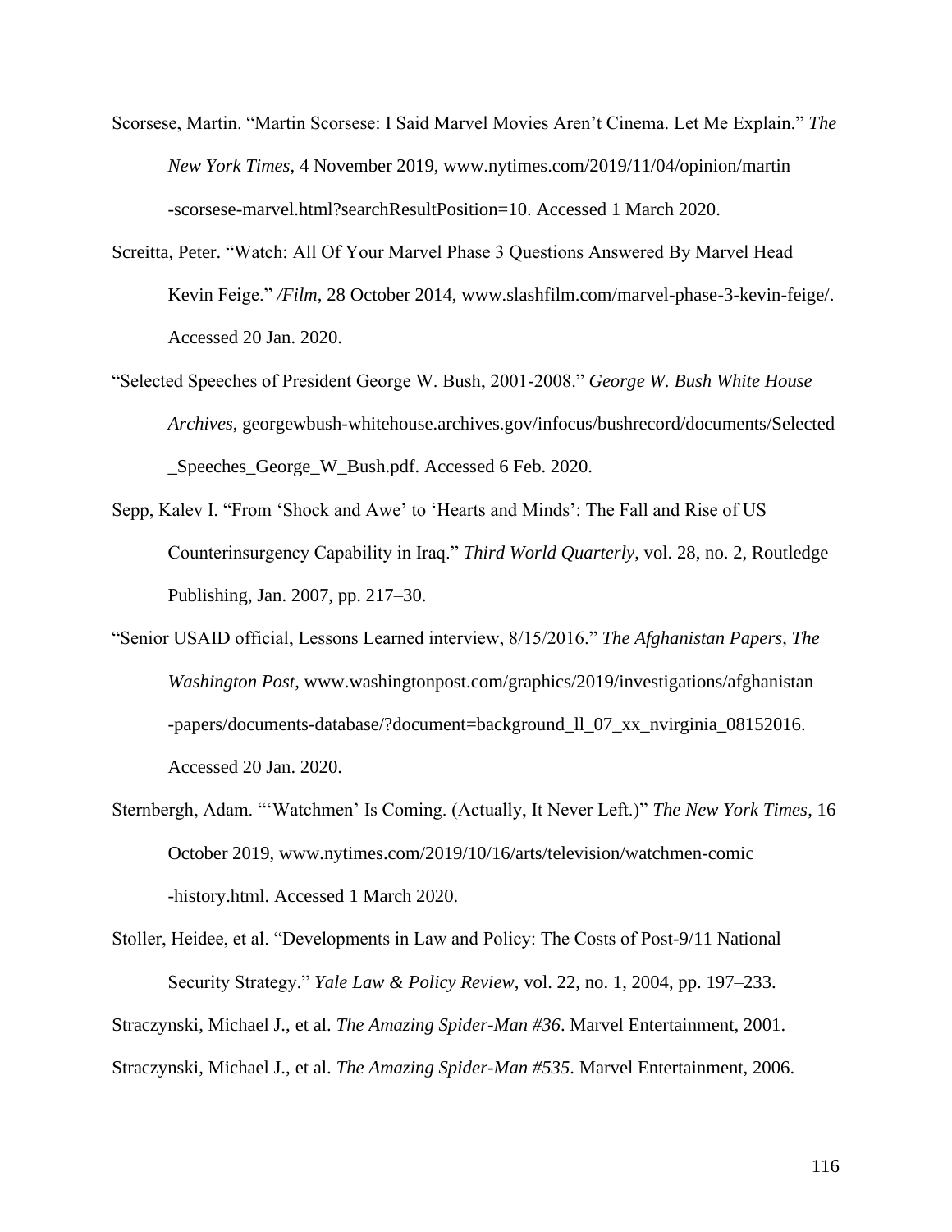Scorsese, Martin. "Martin Scorsese: I Said Marvel Movies Aren't Cinema. Let Me Explain." *The New York Times*, 4 November 2019, www.nytimes.com/2019/11/04/opinion/martin-scorsese-marvel.html?searchResultPosition=10. Accessed 1 March 2020.

Screitta, Peter. "Watch: All Of Your Marvel Phase 3 Questions Answered By Marvel Head Kevin Feige." */Film*, 28 October 2014, www.slashfilm.com/marvel-phase-3-kevin-feige/. Accessed 20 Jan. 2020.

"Selected Speeches of President George W. Bush, 2001-2008." *George W. Bush White House Archives*, georgewbush-whitehouse.archives.gov/infocus/bushrecord/documents/Selected_Speeches_George_W_Bush.pdf. Accessed 6 Feb. 2020.

Sepp, Kalev I. "From 'Shock and Awe' to 'Hearts and Minds': The Fall and Rise of US Counterinsurgency Capability in Iraq." *Third World Quarterly*, vol. 28, no. 2, Routledge Publishing, Jan. 2007, pp. 217–30.

"Senior USAID official, Lessons Learned interview, 8/15/2016." *The Afghanistan Papers*, *The Washington Post*, www.washingtonpost.com/graphics/2019/investigations/afghanistan-papers/documents-database/?document=background_ll_07_xx_nvirginia_08152016. Accessed 20 Jan. 2020.

Sternbergh, Adam. "'Watchmen' Is Coming. (Actually, It Never Left.)" *The New York Times*, 16 October 2019, www.nytimes.com/2019/10/16/arts/television/watchmen-comic-history.html. Accessed 1 March 2020.

Stoller, Heidee, et al. "Developments in Law and Policy: The Costs of Post-9/11 National Security Strategy." *Yale Law & Policy Review*, vol. 22, no. 1, 2004, pp. 197–233.

Straczynski, Michael J., et al. *The Amazing Spider-Man #36*. Marvel Entertainment, 2001.

Straczynski, Michael J., et al. *The Amazing Spider-Man #535*. Marvel Entertainment, 2006.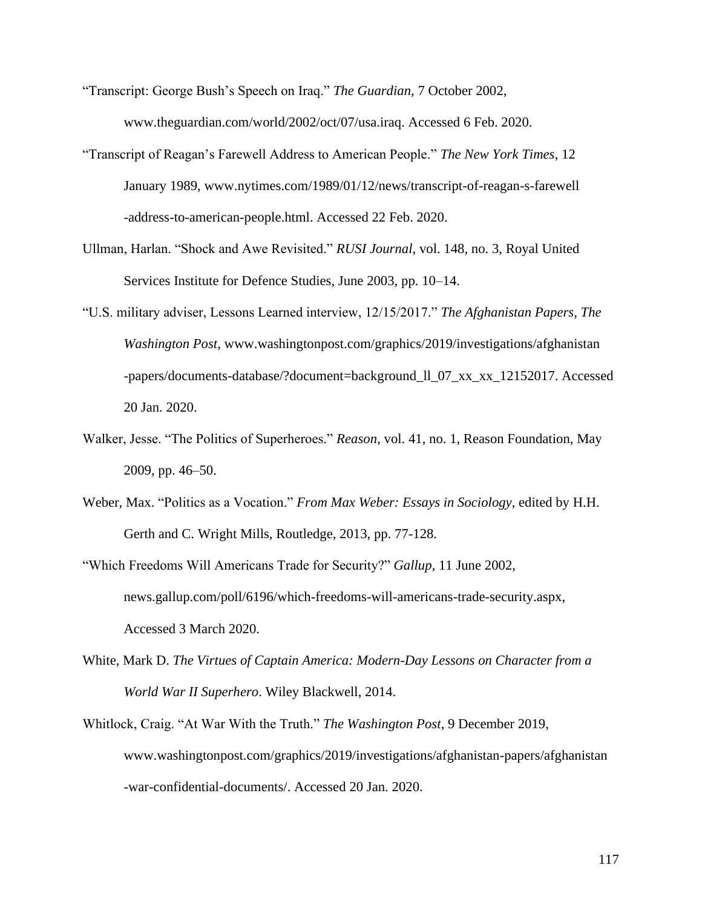"Transcript: George Bush's Speech on Iraq." *The Guardian*, 7 October 2002, www.theguardian.com/world/2002/oct/07/usa.iraq. Accessed 6 Feb. 2020.

"Transcript of Reagan's Farewell Address to American People." *The New York Times*, 12 January 1989, www.nytimes.com/1989/01/12/news/transcript-of-reagan-s-farewell-address-to-american-people.html. Accessed 22 Feb. 2020.

Ullman, Harlan. "Shock and Awe Revisited." *RUSI Journal*, vol. 148, no. 3, Royal United Services Institute for Defence Studies, June 2003, pp. 10–14.

"U.S. military adviser, Lessons Learned interview, 12/15/2017." *The Afghanistan Papers, The Washington Post*, www.washingtonpost.com/graphics/2019/investigations/afghanistan-papers/documents-database/?document=background_ll_07_xx_xx_12152017. Accessed 20 Jan. 2020.

Walker, Jesse. "The Politics of Superheroes." *Reason*, vol. 41, no. 1, Reason Foundation, May 2009, pp. 46–50.

Weber, Max. "Politics as a Vocation." *From Max Weber: Essays in Sociology*, edited by H.H. Gerth and C. Wright Mills, Routledge, 2013, pp. 77-128.

"Which Freedoms Will Americans Trade for Security?" *Gallup*, 11 June 2002, news.gallup.com/poll/6196/which-freedoms-will-americans-trade-security.aspx, Accessed 3 March 2020.

White, Mark D. *The Virtues of Captain America: Modern-Day Lessons on Character from a World War II Superhero*. Wiley Blackwell, 2014.

Whitlock, Craig. "At War With the Truth." *The Washington Post*, 9 December 2019, www.washingtonpost.com/graphics/2019/investigations/afghanistan-papers/afghanistan-war-confidential-documents/. Accessed 20 Jan. 2020.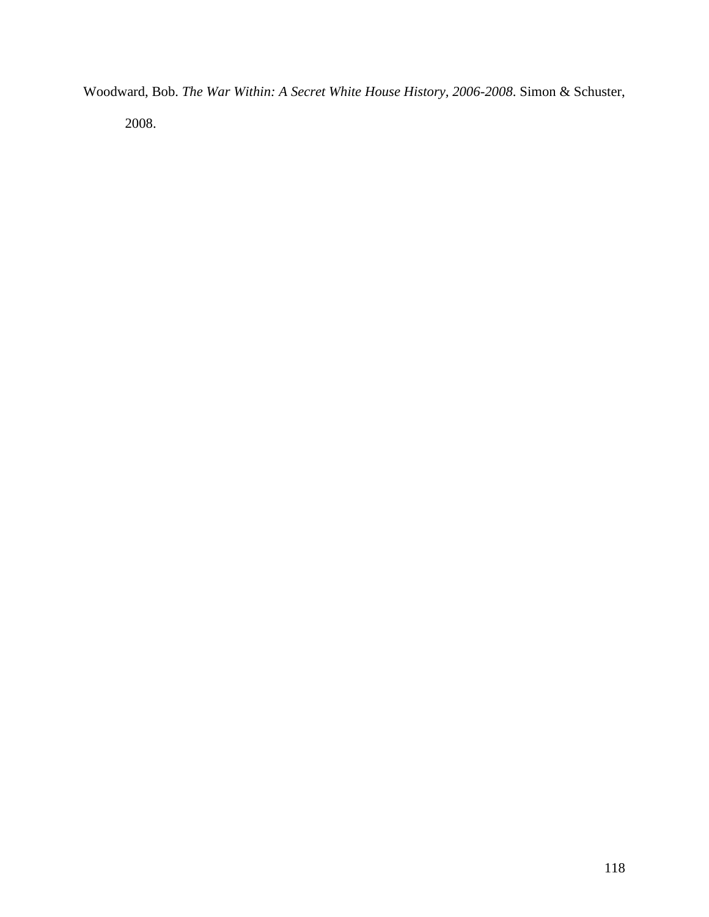Woodward, Bob. *The War Within: A Secret White House History, 2006-2008*. Simon & Schuster, 2008.